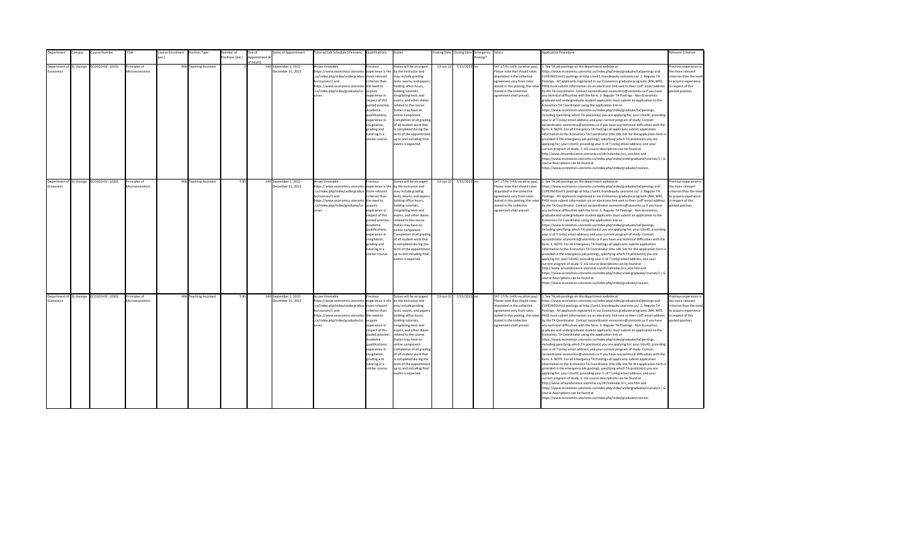| Department | Campus | Course Number | Title | Course Enrolment (est.) | Position Type | Number of Positions (est.) | Size of Appointment (# of hours) | Dates of Appointment | Tutorial/Lab Schedule (if known) | Qualifications | Duties | Posting Date | Closing Date | Emergency Posting? | Salary | Application Procedure | Relevant Criterion |
|---|---|---|---|---|---|---|---|---|---|---|---|---|---|---|---|---|---|
| Department of Economics | St. George | ECO101H1F, L0101 | Principles of Microeconomics | 468 | Teaching Assistant | 5 | 140 | September 1, 2022 - December 31, 2022 | As per timetable https://www.economics.utoronto.ca/index.php/index/undergraduate/courses/1 and https://www.economics.utoronto.ca/index.php/index/graduate/courses | Previous experience is the more relevant criterion than the need to acquire experience in respect of this posted position. Academic qualifications, experience in invigilation, grading and tutoring in a similar course. | Duties will be arranged by the instructor and may include grading tests, exams, and papers, holding office hours, holding tutorials, invigilating tests and exams, and other duties related to the course. Duties may have an online component. Completion of all grading of all student work that is completed during the term of the appointment, up to and including final exams is expected. | 23-Jun-22 | 7/15/2022 | no | $47.17/hr (+4% vacation pay). Please note that should rates stipulated in the collective agreement vary from rates stated in this posting, the rates stated in the collective agreement shall prevail. | 1. See TA job postings on the department website at https://www.economics.utoronto.ca/index.php/index/graduate/taOpenings and CUPE3902Unit1 postings at http://unit1.hrandequity.utoronto.ca/. 2. Regular TA Postings - All applicants registered in our Economics graduate programs (MA, MFE, PHD) must submit information via an electronic link sent to their UofT email address by the TA Coordinator. Contact tacoordinator.economics@utoronto.ca if you have any technical difficulties with the form. 3. Regular TA Postings - Non-Economics graduate and undergraduate student applicants must submit an application to the Economics TA Coordinator using the application link on https://www.economics.utoronto.ca/index.php/index/graduate/taOpenings, including specifying which TA position(s) you are applying for; your UtorID, providing your U of T (only) email address; and your current program of study. Contact tacoordinator.economics@utoronto.ca if you have any technical difficulties with the form. 4. NOTE: For all Emergency TA Postings all applicants submit application information to the Economics TA Coordinator (the URL link for the application form is provided in the emergency job posting), specifying which TA position(s) you are applying for; your UtorID, providing your U of T (only) email address; and your current program of study. 5. UG course descriptions can be found at http://www.artsandscience.utoronto.ca/ofr/calendar/crs_eco.htm and https://www.economics.utoronto.ca/index.php/index/undergraduate/courses/1 \| G course descriptions can be found at https://www.economics.utoronto.ca/index.php/index/graduate/courses. | Previous experience is the more relevant criterion than the need to acquire experience in respect of this posted position. |
| Department of Economics | St. George | ECO101H1F, L0201 | Principles of Microeconomics | 468 | Teaching Assistant | 5.85 | 140 | September 1, 2022 - December 31, 2022 | As per timetable https://www.economics.utoronto.ca/index.php/index/undergraduate/courses/1 and https://www.economics.utoronto.ca/index.php/index/graduate/courses | Previous experience is the more relevant criterion than the need to acquire experience in respect of this posted position. Academic qualifications, experience in invigilation, grading and tutoring in a similar course. | Duties will be arranged by the instructor and may include grading tests, exams, and papers, holding office hours, holding tutorials, invigilating tests and exams, and other duties related to the course. Duties may have an online component. Completion of all grading of all student work that is completed during the term of the appointment, up to and including final exams is expected. | 23-Jun-22 | 7/15/2022 | no | $47.17/hr (+4% vacation pay). Please note that should rates stipulated in the collective agreement vary from rates stated in this posting, the rates stated in the collective agreement shall prevail. | 1. See TA job postings on the department website at https://www.economics.utoronto.ca/index.php/index/graduate/taOpenings and CUPE3902Unit1 postings at http://unit1.hrandequity.utoronto.ca/. 2. Regular TA Postings - All applicants registered in our Economics graduate programs (MA, MFE, PHD) must submit information via an electronic link sent to their UofT email address by the TA Coordinator. Contact tacoordinator.economics@utoronto.ca if you have any technical difficulties with the form. 3. Regular TA Postings - Non-Economics graduate and undergraduate student applicants must submit an application to the Economics TA Coordinator using the application link on https://www.economics.utoronto.ca/index.php/index/graduate/taOpenings, including specifying which TA position(s) you are applying for; your UtorID, providing your U of T (only) email address; and your current program of study. Contact tacoordinator.economics@utoronto.ca if you have any technical difficulties with the form. 4. NOTE: For all Emergency TA Postings all applicants submit application information to the Economics TA Coordinator (the URL link for the application form is provided in the emergency job posting), specifying which TA position(s) you are applying for; your UtorID, providing your U of T (only) email address; and your current program of study. 5. UG course descriptions can be found at http://www.artsandscience.utoronto.ca/ofr/calendar/crs_eco.htm and https://www.economics.utoronto.ca/index.php/index/undergraduate/courses/1 \| G course descriptions can be found at https://www.economics.utoronto.ca/index.php/index/graduate/courses. | Previous experience is the more relevant criterion than the need to acquire experience in respect of this posted position. |
| Department of Economics | St. George | ECO101H1F, L0301 | Principles of Microeconomics | 468 | Teaching Assistant | 5.85 | 140 | September 1, 2022 - December 31, 2022 | As per timetable https://www.economics.utoronto.ca/index.php/index/undergraduate/courses/1 and https://www.economics.utoronto.ca/index.php/index/graduate/courses | Previous experience is the more relevant criterion than the need to acquire experience in respect of this posted position. Academic qualifications, experience in invigilation, grading and tutoring in a similar course. | Duties will be arranged by the instructor and may include grading tests, exams, and papers, holding office hours, holding tutorials, invigilating tests and exams, and other duties related to the course. Duties may have an online component. Completion of all grading of all student work that is completed during the term of the appointment, up to and including final exams is expected. | 23-Jun-22 | 7/15/2022 | no | $47.17/hr (+4% vacation pay). Please note that should rates stipulated in the collective agreement vary from rates stated in this posting, the rates stated in the collective agreement shall prevail. | 1. See TA job postings on the department website at https://www.economics.utoronto.ca/index.php/index/graduate/taOpenings and CUPE3902Unit1 postings at http://unit1.hrandequity.utoronto.ca/. 2. Regular TA Postings - All applicants registered in our Economics graduate programs (MA, MFE, PHD) must submit information via an electronic link sent to their UofT email address by the TA Coordinator. Contact tacoordinator.economics@utoronto.ca if you have any technical difficulties with the form. 3. Regular TA Postings - Non-Economics graduate and undergraduate student applicants must submit an application to the Economics TA Coordinator using the application link on https://www.economics.utoronto.ca/index.php/index/graduate/taOpenings, including specifying which TA position(s) you are applying for; your UtorID, providing your U of T (only) email address; and your current program of study. Contact tacoordinator.economics@utoronto.ca if you have any technical difficulties with the form. 4. NOTE: For all Emergency TA Postings all applicants submit application information to the Economics TA Coordinator (the URL link for the application form is provided in the emergency job posting), specifying which TA position(s) you are applying for; your UtorID, providing your U of T (only) email address; and your current program of study. 5. UG course descriptions can be found at http://www.artsandscience.utoronto.ca/ofr/calendar/crs_eco.htm and https://www.economics.utoronto.ca/index.php/index/undergraduate/courses/1 \| G course descriptions can be found at https://www.economics.utoronto.ca/index.php/index/graduate/courses. | Previous experience is the more relevant criterion than the need to acquire experience in respect of this posted position. |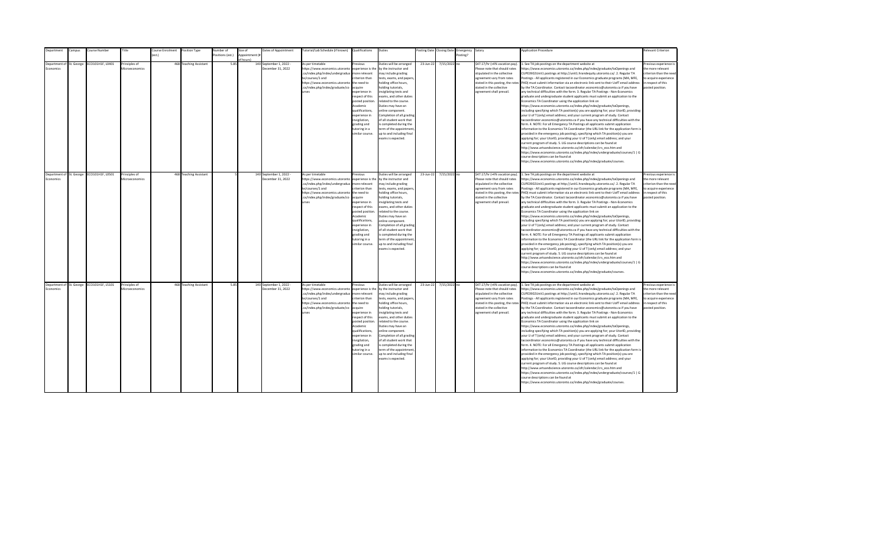| Department | Campus | Course Number | Title | Course Enrolment (est.) | Position Type | Number of Positions (est.) | Size of Appointment (# of hours) | Dates of Appointment | Tutorial/Lab Schedule (if known) | Qualifications | Duties | Posting Date | Closing Date | Emergency Posting? | Salary | Application Procedure | Relevant Criterion |
|---|---|---|---|---|---|---|---|---|---|---|---|---|---|---|---|---|---|
| Department of Economics | St. George | ECO101H1F, L0401 | Principles of Microeconomics | 468 | Teaching Assistant | 5.85 | 140 | September 1, 2022 - December 31, 2022 | As per timetable https://www.economics.utoronto.ca/index.php/index/undergraduate/courses/1 and https://www.economics.utoronto.ca/index.php/index/graduate/courses | Previous experience is the more relevant criterion than the need to acquire experience in respect of this posted position. Academic qualifications, experience in invigilation, grading and tutoring in a similar course. | Duties will be arranged by the instructor and may include grading tests, exams, and papers, holding office hours, holding tutorials, invigilating tests and exams, and other duties related to the course. Duties may have an online component. Completion of all grading of all student work that is completed during the term of the appointment, up to and including final exams is expected. | 23-Jun-22 | 7/15/2022 | no | $47.17/hr (+4% vacation pay). Please note that should rates stipulated in the collective agreement vary from rates stated in this posting, the rates stated in the collective agreement shall prevail. | 1. See TA job postings on the department website at https://www.economics.utoronto.ca/index.php/index/graduate/taOpenings and CUPE3902Unit1 postings at http://unit1.hrandequity.utoronto.ca/. 2. Regular TA Postings - All applicants registered in our Economics graduate programs (MA, MFE, PHD) must submit information via an electronic link sent to their UofT email address by the TA Coordinator. Contact tacoordinator.economics@utoronto.ca if you have any technical difficulties with the form. 3. Regular TA Postings - Non-Economics graduate and undergraduate student applicants must submit an application to the Economics TA Coordinator using the application link on https://www.economics.utoronto.ca/index.php/index/graduate/taOpenings, including specifying which TA position(s) you are applying for; your UtorID, providing your U of T (only) email address; and your current program of study. Contact tacoordinator.economics@utoronto.ca if you have any technical difficulties with the form. 4. NOTE: For all Emergency TA Postings all applicants submit application information to the Economics TA Coordinator (the URL link for the application form is provided in the emergency job posting), specifying which TA position(s) you are applying for; your UtorID, providing your U of T (only) email address; and your current program of study. 5. UG course descriptions can be found at http://www.artsandscience.utoronto.ca/ofr/calendar/crs_eco.htm and https://www.economics.utoronto.ca/index.php/index/undergraduate/courses/1 \| G course descriptions can be found at https://www.economics.utoronto.ca/index.php/index/graduate/courses. | Previous experience is the more relevant criterion than the need to acquire experience in respect of this posted position. |
| Department of Economics | St. George | ECO101H1F, L0501 | Principles of Microeconomics | 468 | Teaching Assistant | 5 | 140 | September 1, 2022 - December 31, 2022 | As per timetable https://www.economics.utoronto.ca/index.php/index/undergraduate/courses/1 and https://www.economics.utoronto.ca/index.php/index/graduate/courses | Previous experience is the more relevant criterion than the need to acquire experience in respect of this posted position. Academic qualifications, experience in invigilation, grading and tutoring in a similar course. | Duties will be arranged by the instructor and may include grading tests, exams, and papers, holding office hours, holding tutorials, invigilating tests and exams, and other duties related to the course. Duties may have an online component. Completion of all grading of all student work that is completed during the term of the appointment, up to and including final exams is expected. | 23-Jun-22 | 7/15/2022 | no | $47.17/hr (+4% vacation pay). Please note that should rates stipulated in the collective agreement vary from rates stated in this posting, the rates stated in the collective agreement shall prevail. | 1. See TA job postings on the department website at https://www.economics.utoronto.ca/index.php/index/graduate/taOpenings and CUPE3902Unit1 postings at http://unit1.hrandequity.utoronto.ca/. 2. Regular TA Postings - All applicants registered in our Economics graduate programs (MA, MFE, PHD) must submit information via an electronic link sent to their UofT email address by the TA Coordinator. Contact tacoordinator.economics@utoronto.ca if you have any technical difficulties with the form. 3. Regular TA Postings - Non-Economics graduate and undergraduate student applicants must submit an application to the Economics TA Coordinator using the application link on https://www.economics.utoronto.ca/index.php/index/graduate/taOpenings, including specifying which TA position(s) you are applying for; your UtorID, providing your U of T (only) email address; and your current program of study. Contact tacoordinator.economics@utoronto.ca if you have any technical difficulties with the form. 4. NOTE: For all Emergency TA Postings all applicants submit application information to the Economics TA Coordinator (the URL link for the application form is provided in the emergency job posting), specifying which TA position(s) you are applying for; your UtorID, providing your U of T (only) email address; and your current program of study. 5. UG course descriptions can be found at http://www.artsandscience.utoronto.ca/ofr/calendar/crs_eco.htm and https://www.economics.utoronto.ca/index.php/index/undergraduate/courses/1 \| G course descriptions can be found at https://www.economics.utoronto.ca/index.php/index/graduate/courses. | Previous experience is the more relevant criterion than the need to acquire experience in respect of this posted position. |
| Department of Economics | St. George | ECO101H1F, L5101 | Principles of Microeconomics | 468 | Teaching Assistant | 5.85 | 140 | September 1, 2022 - December 31, 2022 | As per timetable https://www.economics.utoronto.ca/index.php/index/undergraduate/courses/1 and https://www.economics.utoronto.ca/index.php/index/graduate/courses | Previous experience is the more relevant criterion than the need to acquire experience in respect of this posted position. Academic qualifications, experience in invigilation, grading and tutoring in a similar course. | Duties will be arranged by the instructor and may include grading tests, exams, and papers, holding office hours, holding tutorials, invigilating tests and exams, and other duties related to the course. Duties may have an online component. Completion of all grading of all student work that is completed during the term of the appointment, up to and including final exams is expected. | 23-Jun-22 | 7/15/2022 | no | $47.17/hr (+4% vacation pay). Please note that should rates stipulated in the collective agreement vary from rates stated in this posting, the rates stated in the collective agreement shall prevail. | 1. See TA job postings on the department website at https://www.economics.utoronto.ca/index.php/index/graduate/taOpenings and CUPE3902Unit1 postings at http://unit1.hrandequity.utoronto.ca/. 2. Regular TA Postings - All applicants registered in our Economics graduate programs (MA, MFE, PHD) must submit information via an electronic link sent to their UofT email address by the TA Coordinator. Contact tacoordinator.economics@utoronto.ca if you have any technical difficulties with the form. 3. Regular TA Postings - Non-Economics graduate and undergraduate student applicants must submit an application to the Economics TA Coordinator using the application link on https://www.economics.utoronto.ca/index.php/index/graduate/taOpenings, including specifying which TA position(s) you are applying for; your UtorID, providing your U of T (only) email address; and your current program of study. Contact tacoordinator.economics@utoronto.ca if you have any technical difficulties with the form. 4. NOTE: For all Emergency TA Postings all applicants submit application information to the Economics TA Coordinator (the URL link for the application form is provided in the emergency job posting), specifying which TA position(s) you are applying for; your UtorID, providing your U of T (only) email address; and your current program of study. 5. UG course descriptions can be found at http://www.artsandscience.utoronto.ca/ofr/calendar/crs_eco.htm and https://www.economics.utoronto.ca/index.php/index/undergraduate/courses/1 \| G course descriptions can be found at https://www.economics.utoronto.ca/index.php/index/graduate/courses. | Previous experience is the more relevant criterion than the need to acquire experience in respect of this posted position. |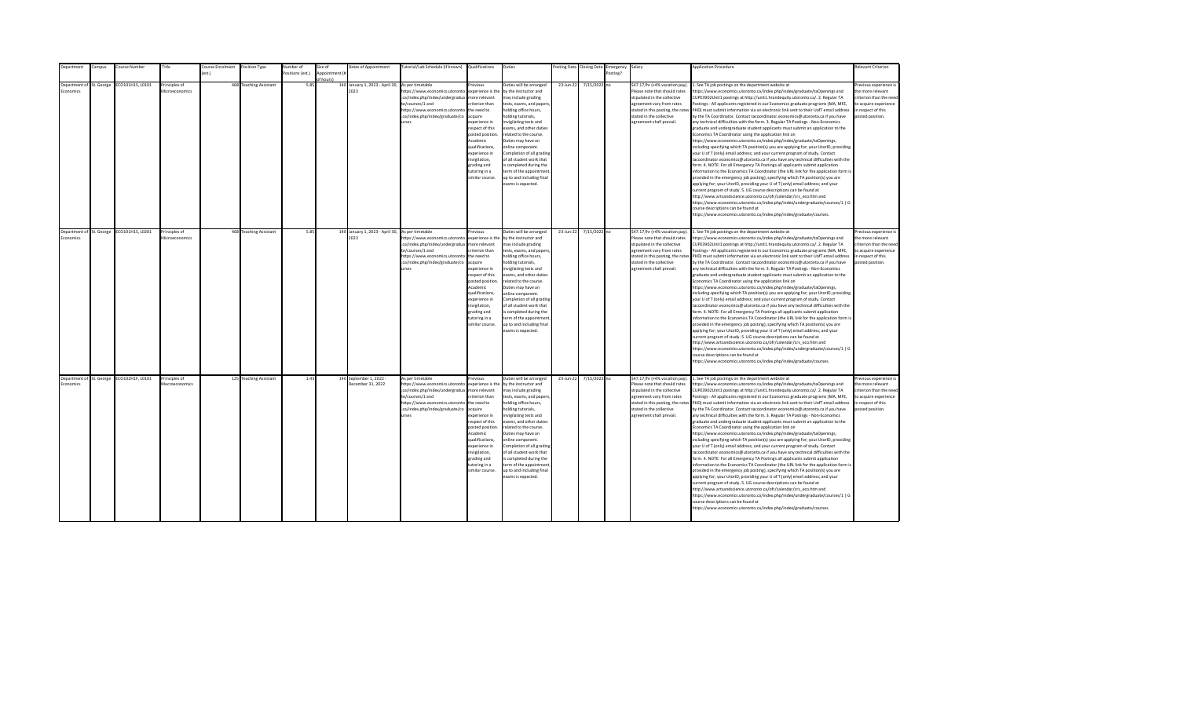| Department | Campus | Course Number | Title | Course Enrolment (est.) | Position Type | Number of Positions (est.) | Size of Appointment (# of hours) | Dates of Appointment | Tutorial/Lab Schedule (if known) | Qualifications | Duties | Posting Date | Closing Date | Emergency Posting? | Salary | Application Procedure | Relevant Criterion |
|---|---|---|---|---|---|---|---|---|---|---|---|---|---|---|---|---|---|
| Department of Economics | St. George | ECO101H1S, L0101 | Principles of Microeconomics | 468 | Teaching Assistant | 5.85 | 140 | January 1, 2023 - April 30, 2023 | As per timetable https://www.economics.utoronto.ca/index.php/index/undergraduate/courses/1 and https://www.economics.utoronto.ca/index.php/index/graduate/courses | Previous experience is the more relevant criterion than the need to acquire experience in respect of this posted position. Academic qualifications, experience in invigilation, grading and tutoring in a similar course. | Duties will be arranged by the instructor and may include grading tests, exams, and papers, holding office hours, holding tutorials, invigilating tests and exams, and other duties related to the course. Duties may have an online component. Completion of all grading of all student work that is completed during the term of the appointment, up to and including final exams is expected. | 23-Jun-22 | 7/15/2022 | no | $47.17/hr (+4% vacation pay). Please note that should rates stipulated in the collective agreement vary from rates stated in this posting, the rates stated in the collective agreement shall prevail. | 1. See TA job postings on the department website at https://www.economics.utoronto.ca/index.php/index/graduate/taOpenings and CUPE3902Unit1 postings at http://unit1.hrandequity.utoronto.ca/. 2. Regular TA Postings - All applicants registered in our Economics graduate programs (MA, MFE, PHD) must submit information via an electronic link sent to their UofT email address by the TA Coordinator. Contact tacoordinator.economics@utoronto.ca if you have any technical difficulties with the form. 3. Regular TA Postings - Non-Economics graduate and undergraduate student applicants must submit an application to the Economics TA Coordinator using the application link on https://www.economics.utoronto.ca/index.php/index/graduate/taOpenings, including specifying which TA position(s) you are applying for; your UtorID, providing your U of T (only) email address; and your current program of study. Contact tacoordinator.economics@utoronto.ca if you have any technical difficulties with the form. 4. NOTE: For all Emergency TA Postings all applicants submit application information to the Economics TA Coordinator (the URL link for the application form is provided in the emergency job posting), specifying which TA position(s) you are applying for; your UtorID, providing your U of T (only) email address; and your current program of study. 5. UG course descriptions can be found at http://www.artsandscience.utoronto.ca/ofr/calendar/crs_eco.htm and https://www.economics.utoronto.ca/index.php/index/undergraduate/courses/1 \| G course descriptions can be found at https://www.economics.utoronto.ca/index.php/index/graduate/courses. | Previous experience is the more relevant criterion than the need to acquire experience in respect of this posted position. |
| Department of Economics | St. George | ECO101H1S, L0201 | Principles of Microeconomics | 468 | Teaching Assistant | 5.85 | 140 | January 1, 2023 - April 30, 2023 | As per timetable https://www.economics.utoronto.ca/index.php/index/undergraduate/courses/1 and https://www.economics.utoronto.ca/index.php/index/graduate/courses | Previous experience is the more relevant criterion than the need to acquire experience in respect of this posted position. Academic qualifications, experience in invigilation, grading and tutoring in a similar course. | Duties will be arranged by the instructor and may include grading tests, exams, and papers, holding office hours, holding tutorials, invigilating tests and exams, and other duties related to the course. Duties may have an online component. Completion of all grading of all student work that is completed during the term of the appointment, up to and including final exams is expected. | 23-Jun-22 | 7/15/2022 | no | $47.17/hr (+4% vacation pay). Please note that should rates stipulated in the collective agreement vary from rates stated in this posting, the rates stated in the collective agreement shall prevail. | 1. See TA job postings on the department website at https://www.economics.utoronto.ca/index.php/index/graduate/taOpenings and CUPE3902Unit1 postings at http://unit1.hrandequity.utoronto.ca/. 2. Regular TA Postings - All applicants registered in our Economics graduate programs (MA, MFE, PHD) must submit information via an electronic link sent to their UofT email address by the TA Coordinator. Contact tacoordinator.economics@utoronto.ca if you have any technical difficulties with the form. 3. Regular TA Postings - Non-Economics graduate and undergraduate student applicants must submit an application to the Economics TA Coordinator using the application link on https://www.economics.utoronto.ca/index.php/index/graduate/taOpenings, including specifying which TA position(s) you are applying for; your UtorID, providing your U of T (only) email address; and your current program of study. Contact tacoordinator.economics@utoronto.ca if you have any technical difficulties with the form. 4. NOTE: For all Emergency TA Postings all applicants submit application information to the Economics TA Coordinator (the URL link for the application form is provided in the emergency job posting), specifying which TA position(s) you are applying for; your UtorID, providing your U of T (only) email address; and your current program of study. 5. UG course descriptions can be found at http://www.artsandscience.utoronto.ca/ofr/calendar/crs_eco.htm and https://www.economics.utoronto.ca/index.php/index/undergraduate/courses/1 \| G course descriptions can be found at https://www.economics.utoronto.ca/index.php/index/graduate/courses. | Previous experience is the more relevant criterion than the need to acquire experience in respect of this posted position. |
| Department of Economics | St. George | ECO102H1F, L0101 | Principles of Macroeconomics | 125 | Teaching Assistant | 1.43 | 140 | September 1, 2022 - December 31, 2022 | As per timetable https://www.economics.utoronto.ca/index.php/index/undergraduate/courses/1 and https://www.economics.utoronto.ca/index.php/index/graduate/courses | Previous experience is the more relevant criterion than the need to acquire experience in respect of this posted position. Academic qualifications, experience in invigilation, grading and tutoring in a similar course. | Duties will be arranged by the instructor and may include grading tests, exams, and papers, holding office hours, holding tutorials, invigilating tests and exams, and other duties related to the course. Duties may have an online component. Completion of all grading of all student work that is completed during the term of the appointment, up to and including final exams is expected. | 23-Jun-22 | 7/15/2022 | no | $47.17/hr (+4% vacation pay). Please note that should rates stipulated in the collective agreement vary from rates stated in this posting, the rates stated in the collective agreement shall prevail. | 1. See TA job postings on the department website at https://www.economics.utoronto.ca/index.php/index/graduate/taOpenings and CUPE3902Unit1 postings at http://unit1.hrandequity.utoronto.ca/. 2. Regular TA Postings - All applicants registered in our Economics graduate programs (MA, MFE, PHD) must submit information via an electronic link sent to their UofT email address by the TA Coordinator. Contact tacoordinator.economics@utoronto.ca if you have any technical difficulties with the form. 3. Regular TA Postings - Non-Economics graduate and undergraduate student applicants must submit an application to the Economics TA Coordinator using the application link on https://www.economics.utoronto.ca/index.php/index/graduate/taOpenings, including specifying which TA position(s) you are applying for; your UtorID, providing your U of T (only) email address; and your current program of study. Contact tacoordinator.economics@utoronto.ca if you have any technical difficulties with the form. 4. NOTE: For all Emergency TA Postings all applicants submit application information to the Economics TA Coordinator (the URL link for the application form is provided in the emergency job posting), specifying which TA position(s) you are applying for; your UtorID, providing your U of T (only) email address; and your current program of study. 5. UG course descriptions can be found at http://www.artsandscience.utoronto.ca/ofr/calendar/crs_eco.htm and https://www.economics.utoronto.ca/index.php/index/undergraduate/courses/1 \| G course descriptions can be found at https://www.economics.utoronto.ca/index.php/index/graduate/courses. | Previous experience is the more relevant criterion than the need to acquire experience in respect of this posted position. |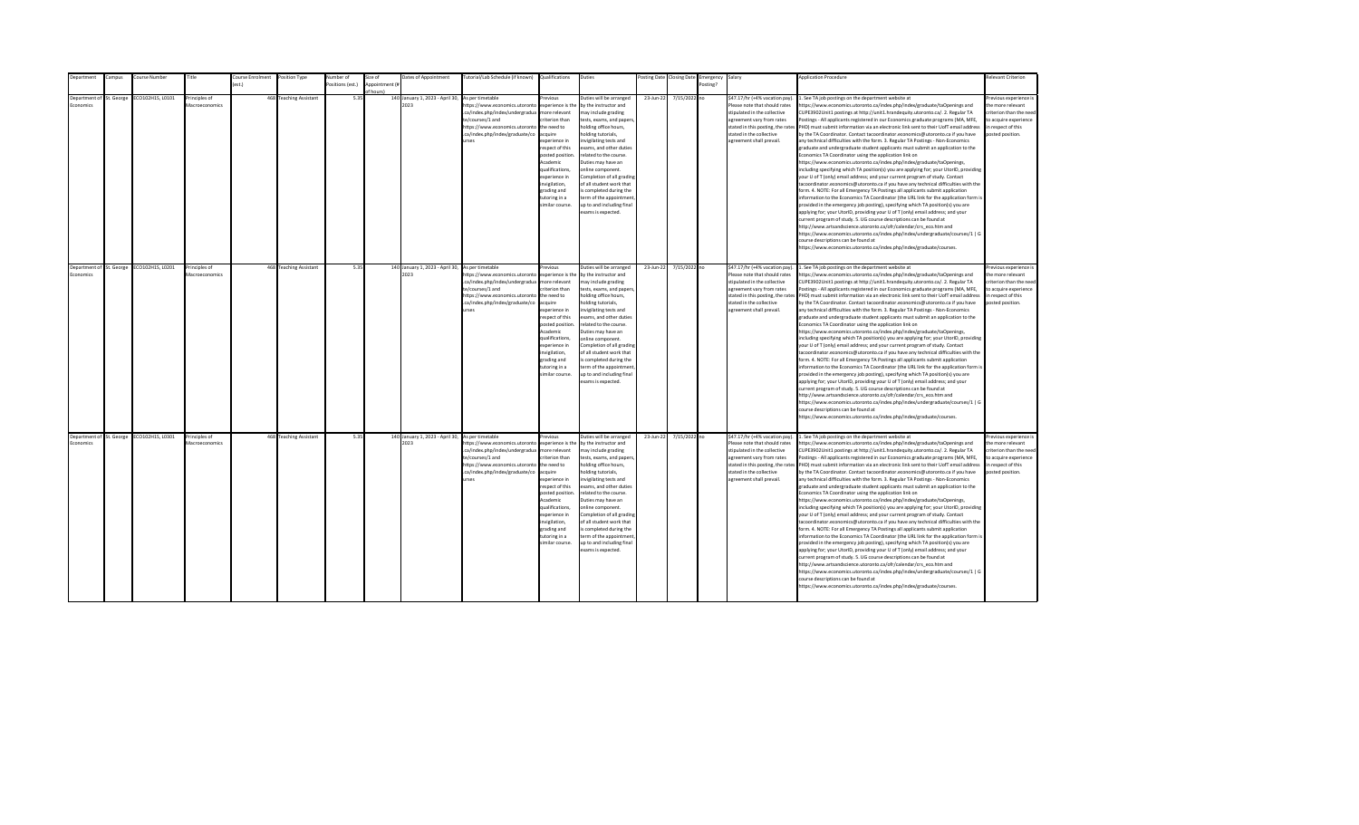| Department | Campus | Course Number | Title | Course Enrolment (est.) | Position Type | Number of Positions (est.) | Size of Appointment (# of hours) | Dates of Appointment | Tutorial/Lab Schedule (if known) | Qualifications | Duties | Posting Date | Closing Date | Emergency Posting? | Salary | Application Procedure | Relevant Criterion |
|---|---|---|---|---|---|---|---|---|---|---|---|---|---|---|---|---|---|
| Department of Economics | St. George | ECO102H1S, L0101 | Principles of Macroeconomics | 468 | Teaching Assistant | 5.35 | 140 | January 1, 2023 - April 30, 2023 | As per timetable https://www.economics.utoronto.ca/index.php/index/undergraduate/courses/1 and https://www.economics.utoronto.ca/index.php/index/graduate/courses | Previous experience is the more relevant criterion than the need to acquire experience in respect of this posted position. Academic qualifications, experience in invigilation, grading and tutoring in a similar course. | Duties will be arranged by the instructor and may include grading tests, exams, and papers, holding office hours, holding tutorials, invigilating tests and exams, and other duties related to the course. Duties may have an online component. Completion of all grading of all student work that is completed during the term of the appointment, up to and including final exams is expected. | 23-Jun-22 | 7/15/2022 | no | $47.17/hr (+4% vacation pay). Please note that should rates stipulated in the collective agreement vary from rates stated in this posting, the rates stated in the collective agreement shall prevail. | 1. See TA job postings on the department website at https://www.economics.utoronto.ca/index.php/index/graduate/taOpenings and CUPE3902Unit1 postings at http://unit1.hrandequity.utoronto.ca/. 2. Regular TA Postings - All applicants registered in our Economics graduate programs (MA, MFE, PHD) must submit information via an electronic link sent to their UofT email address by the TA Coordinator. Contact tacoordinator.economics@utoronto.ca if you have any technical difficulties with the form. 3. Regular TA Postings - Non-Economics graduate and undergraduate student applicants must submit an application to the Economics TA Coordinator using the application link on https://www.economics.utoronto.ca/index.php/index/graduate/taOpenings, including specifying which TA position(s) you are applying for; your UtorID, providing your U of T (only) email address; and your current program of study. Contact tacoordinator.economics@utoronto.ca if you have any technical difficulties with the form. 4. NOTE: For all Emergency TA Postings all applicants submit application information to the Economics TA Coordinator (the URL link for the application form is provided in the emergency job posting), specifying which TA position(s) you are applying for; your UtorID, providing your U of T (only) email address; and your current program of study. 5. UG course descriptions can be found at http://www.artsandscience.utoronto.ca/ofr/calendar/crs_eco.htm and https://www.economics.utoronto.ca/index.php/index/undergraduate/courses/1 \| G course descriptions can be found at https://www.economics.utoronto.ca/index.php/index/graduate/courses. | Previous experience is the more relevant criterion than the need to acquire experience in respect of this posted position. |
| Department of Economics | St. George | ECO102H1S, L0201 | Principles of Macroeconomics | 468 | Teaching Assistant | 5.35 | 140 | January 1, 2023 - April 30, 2023 | As per timetable https://www.economics.utoronto.ca/index.php/index/undergraduate/courses/1 and https://www.economics.utoronto.ca/index.php/index/graduate/courses | Previous experience is the more relevant criterion than the need to acquire experience in respect of this posted position. Academic qualifications, experience in invigilation, grading and tutoring in a similar course. | Duties will be arranged by the instructor and may include grading tests, exams, and papers, holding office hours, holding tutorials, invigilating tests and exams, and other duties related to the course. Duties may have an online component. Completion of all grading of all student work that is completed during the term of the appointment, up to and including final exams is expected. | 23-Jun-22 | 7/15/2022 | no | $47.17/hr (+4% vacation pay). Please note that should rates stipulated in the collective agreement vary from rates stated in this posting, the rates stated in the collective agreement shall prevail. | 1. See TA job postings on the department website at https://www.economics.utoronto.ca/index.php/index/graduate/taOpenings and CUPE3902Unit1 postings at http://unit1.hrandequity.utoronto.ca/. 2. Regular TA Postings - All applicants registered in our Economics graduate programs (MA, MFE, PHD) must submit information via an electronic link sent to their UofT email address by the TA Coordinator. Contact tacoordinator.economics@utoronto.ca if you have any technical difficulties with the form. 3. Regular TA Postings - Non-Economics graduate and undergraduate student applicants must submit an application to the Economics TA Coordinator using the application link on https://www.economics.utoronto.ca/index.php/index/graduate/taOpenings, including specifying which TA position(s) you are applying for; your UtorID, providing your U of T (only) email address; and your current program of study. Contact tacoordinator.economics@utoronto.ca if you have any technical difficulties with the form. 4. NOTE: For all Emergency TA Postings all applicants submit application information to the Economics TA Coordinator (the URL link for the application form is provided in the emergency job posting), specifying which TA position(s) you are applying for; your UtorID, providing your U of T (only) email address; and your current program of study. 5. UG course descriptions can be found at http://www.artsandscience.utoronto.ca/ofr/calendar/crs_eco.htm and https://www.economics.utoronto.ca/index.php/index/undergraduate/courses/1 \| G course descriptions can be found at https://www.economics.utoronto.ca/index.php/index/graduate/courses. | Previous experience is the more relevant criterion than the need to acquire experience in respect of this posted position. |
| Department of Economics | St. George | ECO102H1S, L0301 | Principles of Macroeconomics | 468 | Teaching Assistant | 5.35 | 140 | January 1, 2023 - April 30, 2023 | As per timetable https://www.economics.utoronto.ca/index.php/index/undergraduate/courses/1 and https://www.economics.utoronto.ca/index.php/index/graduate/courses | Previous experience is the more relevant criterion than the need to acquire experience in respect of this posted position. Academic qualifications, experience in invigilation, grading and tutoring in a similar course. | Duties will be arranged by the instructor and may include grading tests, exams, and papers, holding office hours, holding tutorials, invigilating tests and exams, and other duties related to the course. Duties may have an online component. Completion of all grading of all student work that is completed during the term of the appointment, up to and including final exams is expected. | 23-Jun-22 | 7/15/2022 | no | $47.17/hr (+4% vacation pay). Please note that should rates stipulated in the collective agreement vary from rates stated in this posting, the rates stated in the collective agreement shall prevail. | 1. See TA job postings on the department website at https://www.economics.utoronto.ca/index.php/index/graduate/taOpenings and CUPE3902Unit1 postings at http://unit1.hrandequity.utoronto.ca/. 2. Regular TA Postings - All applicants registered in our Economics graduate programs (MA, MFE, PHD) must submit information via an electronic link sent to their UofT email address by the TA Coordinator. Contact tacoordinator.economics@utoronto.ca if you have any technical difficulties with the form. 3. Regular TA Postings - Non-Economics graduate and undergraduate student applicants must submit an application to the Economics TA Coordinator using the application link on https://www.economics.utoronto.ca/index.php/index/graduate/taOpenings, including specifying which TA position(s) you are applying for; your UtorID, providing your U of T (only) email address; and your current program of study. Contact tacoordinator.economics@utoronto.ca if you have any technical difficulties with the form. 4. NOTE: For all Emergency TA Postings all applicants submit application information to the Economics TA Coordinator (the URL link for the application form is provided in the emergency job posting), specifying which TA position(s) you are applying for; your UtorID, providing your U of T (only) email address; and your current program of study. 5. UG course descriptions can be found at http://www.artsandscience.utoronto.ca/ofr/calendar/crs_eco.htm and https://www.economics.utoronto.ca/index.php/index/undergraduate/courses/1 \| G course descriptions can be found at https://www.economics.utoronto.ca/index.php/index/graduate/courses. | Previous experience is the more relevant criterion than the need to acquire experience in respect of this posted position. |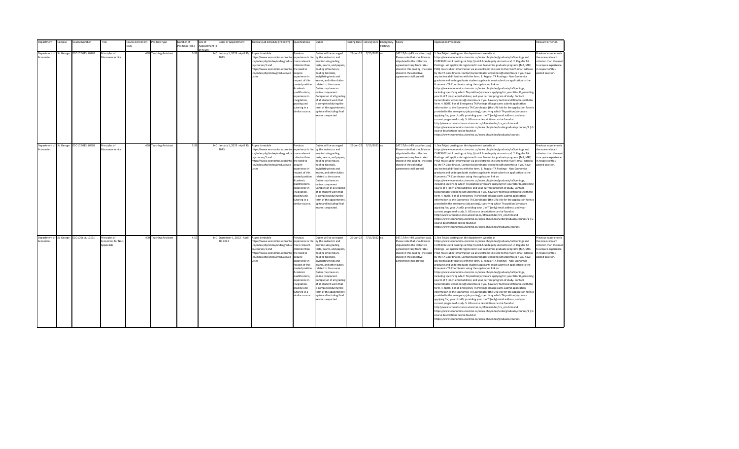| Department | Campus | Course Number | Title | Course Enrolment (est.) | Position Type | Number of Positions (est.) | Size of Appointment (# of hours) | Dates of Appointment | Tutorial/Lab Schedule (if known) | Qualifications | Duties | Posting Date | Closing Date | Emergency Posting? | Salary | Application Procedure | Relevant Criterion |
|---|---|---|---|---|---|---|---|---|---|---|---|---|---|---|---|---|---|
| Department of Economics | St. George | ECO102H1S, L0401 | Principles of Macroeconomics | 468 | Teaching Assistant | 5.35 | 140 | January 1, 2023 - April 30, 2023 | As per timetable https://www.economics.utoronto.ca/index.php/index/undergraduate/courses/1 and https://www.economics.utoronto.ca/index.php/index/graduate/courses | Previous experience is the more relevant criterion than the need to acquire experience in respect of this posted position. Academic qualifications, experience in invigilation, grading and tutoring in a similar course. | Duties will be arranged by the instructor and may include grading tests, exams, and papers, holding office hours, holding tutorials, invigilating tests and exams, and other duties related to the course. Duties may have an online component. Completion of all grading of all student work that is completed during the term of the appointment, up to and including final exams is expected. | 23-Jun-22 | 7/15/2022 | no | $47.17/hr (+4% vacation pay). Please note that should rates stipulated in the collective agreement vary from rates stated in this posting, the rates stated in the collective agreement shall prevail. | 1. See TA job postings on the department website at https://www.economics.utoronto.ca/index.php/index/graduate/taOpenings and CUPE3902Unit1 postings at http://unit1.hrandequity.utoronto.ca/. 2. Regular TA Postings - All applicants registered in our Economics graduate programs (MA, MFE, PHD) must submit information via an electronic link sent to their UofT email address by the TA Coordinator. Contact tacoordinator.economics@utoronto.ca if you have any technical difficulties with the form. 3. Regular TA Postings - Non-Economics graduate and undergraduate student applicants must submit an application to the Economics TA Coordinator using the application link on https://www.economics.utoronto.ca/index.php/index/graduate/taOpenings, including specifying which TA position(s) you are applying for; your UtorID, providing your U of T (only) email address; and your current program of study. Contact tacoordinator.economics@utoronto.ca if you have any technical difficulties with the form. 4. NOTE: For all Emergency TA Postings all applicants submit application information to the Economics TA Coordinator (the URL link for the application form is provided in the emergency job posting), specifying which TA position(s) you are applying for; your UtorID, providing your U of T (only) email address; and your current program of study. 5. UG course descriptions can be found at http://www.artsandscience.utoronto.ca/ofr/calendar/crs_eco.htm and https://www.economics.utoronto.ca/index.php/index/undergraduate/courses/1 \| G course descriptions can be found at https://www.economics.utoronto.ca/index.php/index/graduate/courses. | Previous experience is the more relevant criterion than the need to acquire experience in respect of this posted position. |
| Department of Economics | St. George | ECO102H1S, L0501 | Principles of Macroeconomics | 468 | Teaching Assistant | 5.35 | 140 | January 1, 2023 - April 30, 2023 | As per timetable https://www.economics.utoronto.ca/index.php/index/undergraduate/courses/1 and https://www.economics.utoronto.ca/index.php/index/graduate/courses | Previous experience is the more relevant criterion than the need to acquire experience in respect of this posted position. Academic qualifications, experience in invigilation, grading and tutoring in a similar course. | Duties will be arranged by the instructor and may include grading tests, exams, and papers, holding office hours, holding tutorials, invigilating tests and exams, and other duties related to the course. Duties may have an online component. Completion of all grading of all student work that is completed during the term of the appointment, up to and including final exams is expected. | 23-Jun-22 | 7/15/2022 | no | $47.17/hr (+4% vacation pay). Please note that should rates stipulated in the collective agreement vary from rates stated in this posting, the rates stated in the collective agreement shall prevail. | 1. See TA job postings on the department website at https://www.economics.utoronto.ca/index.php/index/graduate/taOpenings and CUPE3902Unit1 postings at http://unit1.hrandequity.utoronto.ca/. 2. Regular TA Postings - All applicants registered in our Economics graduate programs (MA, MFE, PHD) must submit information via an electronic link sent to their UofT email address by the TA Coordinator. Contact tacoordinator.economics@utoronto.ca if you have any technical difficulties with the form. 3. Regular TA Postings - Non-Economics graduate and undergraduate student applicants must submit an application to the Economics TA Coordinator using the application link on https://www.economics.utoronto.ca/index.php/index/graduate/taOpenings, including specifying which TA position(s) you are applying for; your UtorID, providing your U of T (only) email address; and your current program of study. Contact tacoordinator.economics@utoronto.ca if you have any technical difficulties with the form. 4. NOTE: For all Emergency TA Postings all applicants submit application information to the Economics TA Coordinator (the URL link for the application form is provided in the emergency job posting), specifying which TA position(s) you are applying for; your UtorID, providing your U of T (only) email address; and your current program of study. 5. UG course descriptions can be found at http://www.artsandscience.utoronto.ca/ofr/calendar/crs_eco.htm and https://www.economics.utoronto.ca/index.php/index/undergraduate/courses/1 \| G course descriptions can be found at https://www.economics.utoronto.ca/index.php/index/graduate/courses. | Previous experience is the more relevant criterion than the need to acquire experience in respect of this posted position. |
| Department of Economics | St. George | ECO105Y1Y, L0101 | Principles of Economics for Non-Specialists | 400 | Teaching Assistant | 4.57 | 140 | September 1, 2022 - April 30, 2023 | As per timetable https://www.economics.utoronto.ca/index.php/index/undergraduate/courses/1 and https://www.economics.utoronto.ca/index.php/index/graduate/courses | Previous experience is the more relevant criterion than the need to acquire experience in respect of this posted position. Academic qualifications, experience in invigilation, grading and tutoring in a similar course. | Duties will be arranged by the instructor and may include grading tests, exams, and papers, holding office hours, holding tutorials, invigilating tests and exams, and other duties related to the course. Duties may have an online component. Completion of all grading of all student work that is completed during the term of the appointment, up to and including final exams is expected. | 23-Jun-22 | 7/15/2022 | no | $47.17/hr (+4% vacation pay). Please note that should rates stipulated in the collective agreement vary from rates stated in this posting, the rates stated in the collective agreement shall prevail. | 1. See TA job postings on the department website at https://www.economics.utoronto.ca/index.php/index/graduate/taOpenings and CUPE3902Unit1 postings at http://unit1.hrandequity.utoronto.ca/. 2. Regular TA Postings - All applicants registered in our Economics graduate programs (MA, MFE, PHD) must submit information via an electronic link sent to their UofT email address by the TA Coordinator. Contact tacoordinator.economics@utoronto.ca if you have any technical difficulties with the form. 3. Regular TA Postings - Non-Economics graduate and undergraduate student applicants must submit an application to the Economics TA Coordinator using the application link on https://www.economics.utoronto.ca/index.php/index/graduate/taOpenings, including specifying which TA position(s) you are applying for; your UtorID, providing your U of T (only) email address; and your current program of study. Contact tacoordinator.economics@utoronto.ca if you have any technical difficulties with the form. 4. NOTE: For all Emergency TA Postings all applicants submit application information to the Economics TA Coordinator (the URL link for the application form is provided in the emergency job posting), specifying which TA position(s) you are applying for; your UtorID, providing your U of T (only) email address; and your current program of study. 5. UG course descriptions can be found at http://www.artsandscience.utoronto.ca/ofr/calendar/crs_eco.htm and https://www.economics.utoronto.ca/index.php/index/undergraduate/courses/1 \| G course descriptions can be found at https://www.economics.utoronto.ca/index.php/index/graduate/courses. | Previous experience is the more relevant criterion than the need to acquire experience in respect of this posted position. |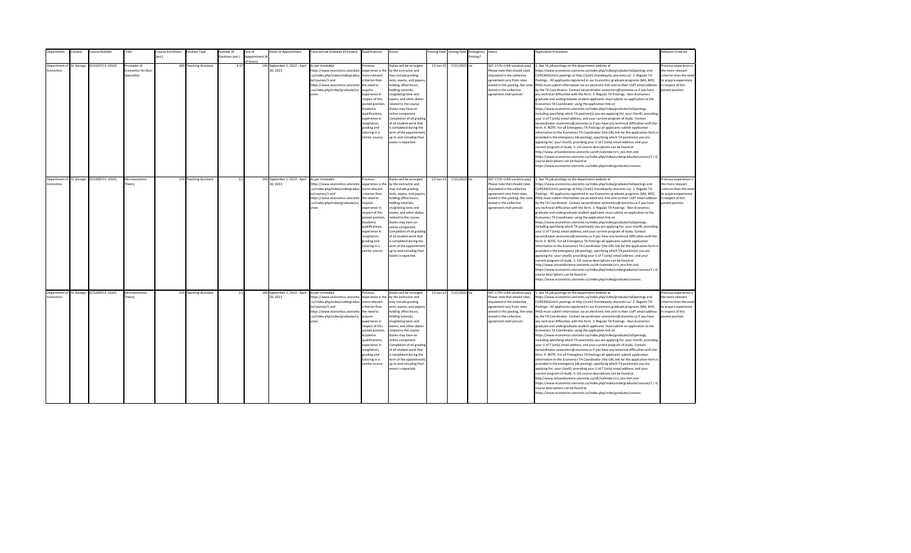| Department | Campus | Course Number | Title | Course Enrolment (est.) | Position Type | Number of Positions (est.) | Size of Appointment (# of hours) | Dates of Appointment | Tutorial/Lab Schedule (if known) | Qualifications | Duties | Posting Date | Closing Date | Emergency Posting? | Salary | Application Procedure | Relevant Criterion |
|---|---|---|---|---|---|---|---|---|---|---|---|---|---|---|---|---|---|
| Department of Economics | St. George | ECO105Y1Y, L0102 | Principles of Economics for Non-Specialists | 400 | Teaching Assistant | 4.57 | 140 | September 1, 2022 - April 30, 2023 | As per timetable https://www.economics.utoronto.ca/index.php/index/undergraduate/courses/1 and https://www.economics.utoronto.ca/index.php/index/graduate/courses | Previous experience is the more relevant criterion than the need to acquire experience in respect of this posted position. Academic qualifications, experience in invigilation, grading and tutoring in a similar course. | Duties will be arranged by the instructor and may include grading tests, exams, and papers, holding office hours, holding tutorials, invigilating tests and exams, and other duties related to the course. Duties may have an online component. Completion of all grading of all student work that is completed during the term of the appointment, up to and including final exams is expected. | 23-Jun-22 | 7/15/2022 | no | $47.17/hr (+4% vacation pay). Please note that should rates stipulated in the collective agreement vary from rates stated in this posting, the rates stated in the collective agreement shall prevail. | 1. See TA job postings on the department website at https://www.economics.utoronto.ca/index.php/index/graduate/taOpenings and CUPE3902Unit1 postings at http://unit1.hrandequity.utoronto.ca/. 2. Regular TA Postings - All applicants registered in our Economics graduate programs (MA, MFE, PHD) must submit information via an electronic link sent to their UofT email address by the TA Coordinator. Contact tacoordinator.economics@utoronto.ca if you have any technical difficulties with the form. 3. Regular TA Postings - Non-Economics graduate and undergraduate student applicants must submit an application to the Economics TA Coordinator using the application link on https://www.economics.utoronto.ca/index.php/index/graduate/taOpenings, including specifying which TA position(s) you are applying for; your UtorID, providing your U of T (only) email address; and your current program of study. Contact tacoordinator.economics@utoronto.ca if you have any technical difficulties with the form. 4. NOTE: For all Emergency TA Postings all applicants submit application information to the Economics TA Coordinator (the URL link for the application form is provided in the emergency job posting), specifying which TA position(s) you are applying for; your UtorID, providing your U of T (only) email address; and your current program of study. 5. UG course descriptions can be found at http://www.artsandscience.utoronto.ca/ofr/calendar/crs_eco.htm and https://www.economics.utoronto.ca/index.php/index/undergraduate/courses/1 \| G course descriptions can be found at https://www.economics.utoronto.ca/index.php/index/graduate/courses. | Previous experience is the more relevant criterion than the need to acquire experience in respect of this posted position. |
| Department of Economics | St. George | ECO200Y1Y, L0101 | Microeconomic Theory | 155 | Teaching Assistant | 3.1 | 140 | September 1, 2022 - April 30, 2023 | As per timetable https://www.economics.utoronto.ca/index.php/index/undergraduate/courses/1 and https://www.economics.utoronto.ca/index.php/index/graduate/courses | Previous experience is the more relevant criterion than the need to acquire experience in respect of this posted position. Academic qualifications, experience in invigilation, grading and tutoring in a similar course. | Duties will be arranged by the instructor and may include grading tests, exams, and papers, holding office hours, holding tutorials, invigilating tests and exams, and other duties related to the course. Duties may have an online component. Completion of all grading of all student work that is completed during the term of the appointment, up to and including final exams is expected. | 23-Jun-22 | 7/15/2022 | no | $47.17/hr (+4% vacation pay). Please note that should rates stipulated in the collective agreement vary from rates stated in this posting, the rates stated in the collective agreement shall prevail. | 1. See TA job postings on the department website at https://www.economics.utoronto.ca/index.php/index/graduate/taOpenings and CUPE3902Unit1 postings at http://unit1.hrandequity.utoronto.ca/. 2. Regular TA Postings - All applicants registered in our Economics graduate programs (MA, MFE, PHD) must submit information via an electronic link sent to their UofT email address by the TA Coordinator. Contact tacoordinator.economics@utoronto.ca if you have any technical difficulties with the form. 3. Regular TA Postings - Non-Economics graduate and undergraduate student applicants must submit an application to the Economics TA Coordinator using the application link on https://www.economics.utoronto.ca/index.php/index/graduate/taOpenings, including specifying which TA position(s) you are applying for; your UtorID, providing your U of T (only) email address; and your current program of study. Contact tacoordinator.economics@utoronto.ca if you have any technical difficulties with the form. 4. NOTE: For all Emergency TA Postings all applicants submit application information to the Economics TA Coordinator (the URL link for the application form is provided in the emergency job posting), specifying which TA position(s) you are applying for; your UtorID, providing your U of T (only) email address; and your current program of study. 5. UG course descriptions can be found at http://www.artsandscience.utoronto.ca/ofr/calendar/crs_eco.htm and https://www.economics.utoronto.ca/index.php/index/undergraduate/courses/1 \| G course descriptions can be found at https://www.economics.utoronto.ca/index.php/index/graduate/courses. | Previous experience is the more relevant criterion than the need to acquire experience in respect of this posted position. |
| Department of Economics | St. George | ECO200Y1Y, L0201 | Microeconomic Theory | 155 | Teaching Assistant | 3.1 | 140 | September 1, 2022 - April 30, 2023 | As per timetable https://www.economics.utoronto.ca/index.php/index/undergraduate/courses/1 and https://www.economics.utoronto.ca/index.php/index/graduate/courses | Previous experience is the more relevant criterion than the need to acquire experience in respect of this posted position. Academic qualifications, experience in invigilation, grading and tutoring in a similar course. | Duties will be arranged by the instructor and may include grading tests, exams, and papers, holding office hours, holding tutorials, invigilating tests and exams, and other duties related to the course. Duties may have an online component. Completion of all grading of all student work that is completed during the term of the appointment, up to and including final exams is expected. | 23-Jun-22 | 7/15/2022 | no | $47.17/hr (+4% vacation pay). Please note that should rates stipulated in the collective agreement vary from rates stated in this posting, the rates stated in the collective agreement shall prevail. | 1. See TA job postings on the department website at https://www.economics.utoronto.ca/index.php/index/graduate/taOpenings and CUPE3902Unit1 postings at http://unit1.hrandequity.utoronto.ca/. 2. Regular TA Postings - All applicants registered in our Economics graduate programs (MA, MFE, PHD) must submit information via an electronic link sent to their UofT email address by the TA Coordinator. Contact tacoordinator.economics@utoronto.ca if you have any technical difficulties with the form. 3. Regular TA Postings - Non-Economics graduate and undergraduate student applicants must submit an application to the Economics TA Coordinator using the application link on https://www.economics.utoronto.ca/index.php/index/graduate/taOpenings, including specifying which TA position(s) you are applying for; your UtorID, providing your U of T (only) email address; and your current program of study. Contact tacoordinator.economics@utoronto.ca if you have any technical difficulties with the form. 4. NOTE: For all Emergency TA Postings all applicants submit application information to the Economics TA Coordinator (the URL link for the application form is provided in the emergency job posting), specifying which TA position(s) you are applying for; your UtorID, providing your U of T (only) email address; and your current program of study. 5. UG course descriptions can be found at http://www.artsandscience.utoronto.ca/ofr/calendar/crs_eco.htm and https://www.economics.utoronto.ca/index.php/index/undergraduate/courses/1 \| G course descriptions can be found at https://www.economics.utoronto.ca/index.php/index/graduate/courses. | Previous experience is the more relevant criterion than the need to acquire experience in respect of this posted position. |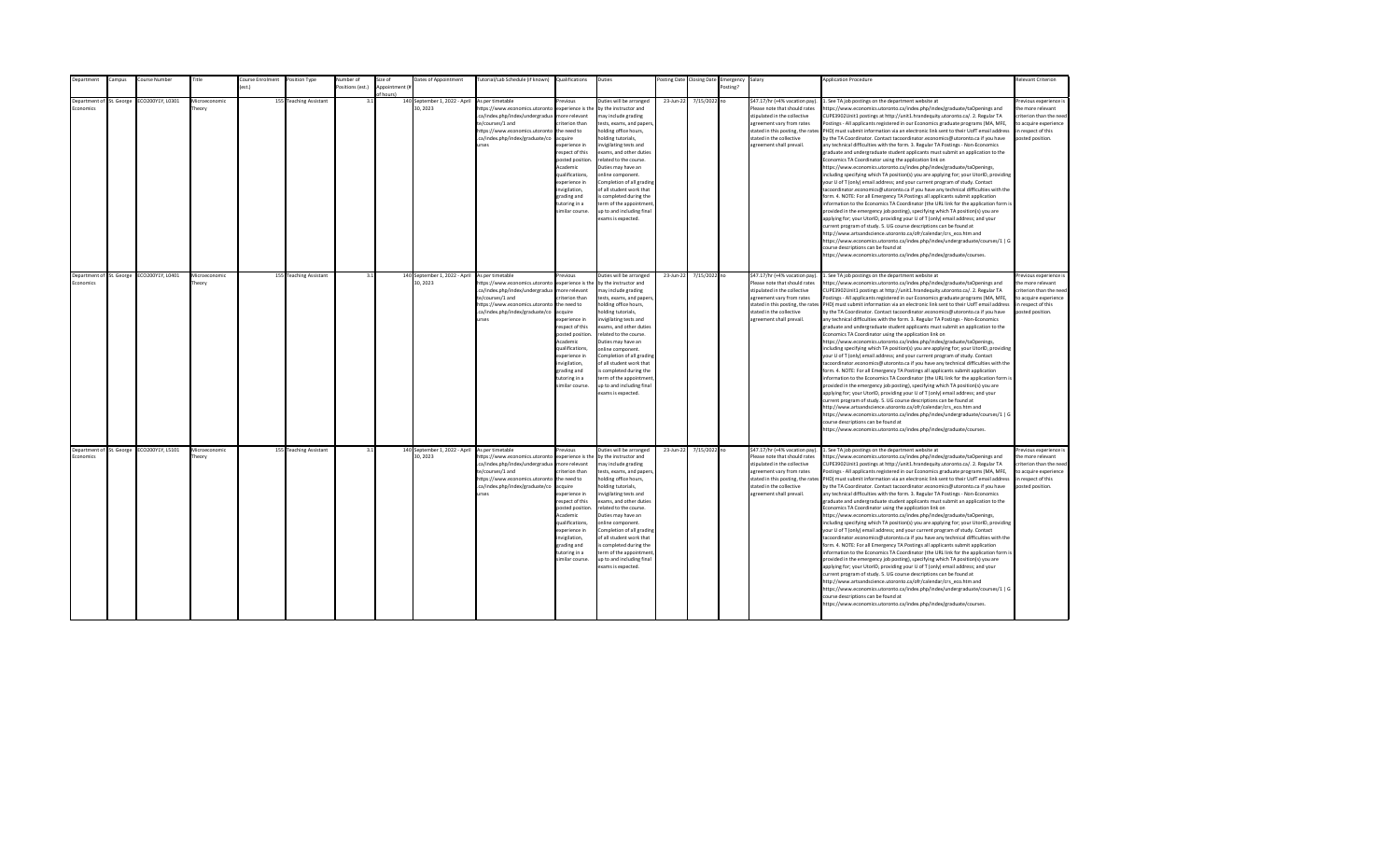| Department | Campus | Course Number | Title | Course Enrolment (est.) | Position Type | Number of Positions (est.) | Size of Appointment (# of hours) | Dates of Appointment | Tutorial/Lab Schedule (if known) | Qualifications | Duties | Posting Date | Closing Date | Emergency Posting? | Salary | Application Procedure | Relevant Criterion |
|---|---|---|---|---|---|---|---|---|---|---|---|---|---|---|---|---|---|
| Department of Economics | St. George | ECO200Y1Y, L0301 | Microeconomic Theory | 155 | Teaching Assistant | 3.1 | 140 | September 1, 2022 - April 30, 2023 | As per timetable https://www.economics.utoronto.ca/index.php/index/undergraduate/courses/1 and https://www.economics.utoronto.ca/index.php/index/graduate/courses | Previous experience is the more relevant criterion than the need to acquire experience in respect of this posted position. Academic qualifications, experience in invigilation, grading and tutoring in a similar course. | Duties will be arranged by the instructor and may include grading tests, exams, and papers, holding office hours, holding tutorials, invigilating tests and exams, and other duties related to the course. Duties may have an online component. Completion of all grading of all student work that is completed during the term of the appointment, up to and including final exams is expected. | 23-Jun-22 | 7/15/2022 | no | $47.17/hr (+4% vacation pay). Please note that should rates stipulated in the collective agreement vary from rates stated in this posting, the rates stated in the collective agreement shall prevail. | 1. See TA job postings on the department website at https://www.economics.utoronto.ca/index.php/index/graduate/taOpenings and CUPE3902Unit1 postings at http://unit1.hrandequity.utoronto.ca/. 2. Regular TA Postings - All applicants registered in our Economics graduate programs (MA, MFE, PHD) must submit information via an electronic link sent to their UofT email address by the TA Coordinator. Contact tacoordinator.economics@utoronto.ca if you have any technical difficulties with the form. 3. Regular TA Postings - Non-Economics graduate and undergraduate student applicants must submit an application to the Economics TA Coordinator using the application link on https://www.economics.utoronto.ca/index.php/index/graduate/taOpenings, including specifying which TA position(s) you are applying for; your UtorID, providing your U of T (only) email address; and your current program of study. Contact tacoordinator.economics@utoronto.ca if you have any technical difficulties with the form. 4. NOTE: For all Emergency TA Postings all applicants submit application information to the Economics TA Coordinator (the URL link for the application form is provided in the emergency job posting), specifying which TA position(s) you are applying for; your UtorID, providing your U of T (only) email address; and your current program of study. 5. UG course descriptions can be found at http://www.artsandscience.utoronto.ca/ofr/calendar/crs_eco.htm and https://www.economics.utoronto.ca/index.php/index/undergraduate/courses/1 \| G course descriptions can be found at https://www.economics.utoronto.ca/index.php/index/graduate/courses. | Previous experience is the more relevant criterion than the need to acquire experience in respect of this posted position. |
| Department of Economics | St. George | ECO200Y1Y, L0401 | Microeconomic Theory | 155 | Teaching Assistant | 3.1 | 140 | September 1, 2022 - April 30, 2023 | As per timetable https://www.economics.utoronto.ca/index.php/index/undergraduate/courses/1 and https://www.economics.utoronto.ca/index.php/index/graduate/courses | Previous experience is the more relevant criterion than the need to acquire experience in respect of this posted position. Academic qualifications, experience in invigilation, grading and tutoring in a similar course. | Duties will be arranged by the instructor and may include grading tests, exams, and papers, holding office hours, holding tutorials, invigilating tests and exams, and other duties related to the course. Duties may have an online component. Completion of all grading of all student work that is completed during the term of the appointment, up to and including final exams is expected. | 23-Jun-22 | 7/15/2022 | no | $47.17/hr (+4% vacation pay). Please note that should rates stipulated in the collective agreement vary from rates stated in this posting, the rates stated in the collective agreement shall prevail. | 1. See TA job postings on the department website at https://www.economics.utoronto.ca/index.php/index/graduate/taOpenings and CUPE3902Unit1 postings at http://unit1.hrandequity.utoronto.ca/. 2. Regular TA Postings - All applicants registered in our Economics graduate programs (MA, MFE, PHD) must submit information via an electronic link sent to their UofT email address by the TA Coordinator. Contact tacoordinator.economics@utoronto.ca if you have any technical difficulties with the form. 3. Regular TA Postings - Non-Economics graduate and undergraduate student applicants must submit an application to the Economics TA Coordinator using the application link on https://www.economics.utoronto.ca/index.php/index/graduate/taOpenings, including specifying which TA position(s) you are applying for; your UtorID, providing your U of T (only) email address; and your current program of study. Contact tacoordinator.economics@utoronto.ca if you have any technical difficulties with the form. 4. NOTE: For all Emergency TA Postings all applicants submit application information to the Economics TA Coordinator (the URL link for the application form is provided in the emergency job posting), specifying which TA position(s) you are applying for; your UtorID, providing your U of T (only) email address; and your current program of study. 5. UG course descriptions can be found at http://www.artsandscience.utoronto.ca/ofr/calendar/crs_eco.htm and https://www.economics.utoronto.ca/index.php/index/undergraduate/courses/1 \| G course descriptions can be found at https://www.economics.utoronto.ca/index.php/index/graduate/courses. | Previous experience is the more relevant criterion than the need to acquire experience in respect of this posted position. |
| Department of Economics | St. George | ECO200Y1Y, L5101 | Microeconomic Theory | 155 | Teaching Assistant | 3.1 | 140 | September 1, 2022 - April 30, 2023 | As per timetable https://www.economics.utoronto.ca/index.php/index/undergraduate/courses/1 and https://www.economics.utoronto.ca/index.php/index/graduate/courses | Previous experience is the more relevant criterion than the need to acquire experience in respect of this posted position. Academic qualifications, experience in invigilation, grading and tutoring in a similar course. | Duties will be arranged by the instructor and may include grading tests, exams, and papers, holding office hours, holding tutorials, invigilating tests and exams, and other duties related to the course. Duties may have an online component. Completion of all grading of all student work that is completed during the term of the appointment, up to and including final exams is expected. | 23-Jun-22 | 7/15/2022 | no | $47.17/hr (+4% vacation pay). Please note that should rates stipulated in the collective agreement vary from rates stated in this posting, the rates stated in the collective agreement shall prevail. | 1. See TA job postings on the department website at https://www.economics.utoronto.ca/index.php/index/graduate/taOpenings and CUPE3902Unit1 postings at http://unit1.hrandequity.utoronto.ca/. 2. Regular TA Postings - All applicants registered in our Economics graduate programs (MA, MFE, PHD) must submit information via an electronic link sent to their UofT email address by the TA Coordinator. Contact tacoordinator.economics@utoronto.ca if you have any technical difficulties with the form. 3. Regular TA Postings - Non-Economics graduate and undergraduate student applicants must submit an application to the Economics TA Coordinator using the application link on https://www.economics.utoronto.ca/index.php/index/graduate/taOpenings, including specifying which TA position(s) you are applying for; your UtorID, providing your U of T (only) email address; and your current program of study. Contact tacoordinator.economics@utoronto.ca if you have any technical difficulties with the form. 4. NOTE: For all Emergency TA Postings all applicants submit application information to the Economics TA Coordinator (the URL link for the application form is provided in the emergency job posting), specifying which TA position(s) you are applying for; your UtorID, providing your U of T (only) email address; and your current program of study. 5. UG course descriptions can be found at http://www.artsandscience.utoronto.ca/ofr/calendar/crs_eco.htm and https://www.economics.utoronto.ca/index.php/index/undergraduate/courses/1 \| G course descriptions can be found at https://www.economics.utoronto.ca/index.php/index/graduate/courses. | Previous experience is the more relevant criterion than the need to acquire experience in respect of this posted position. |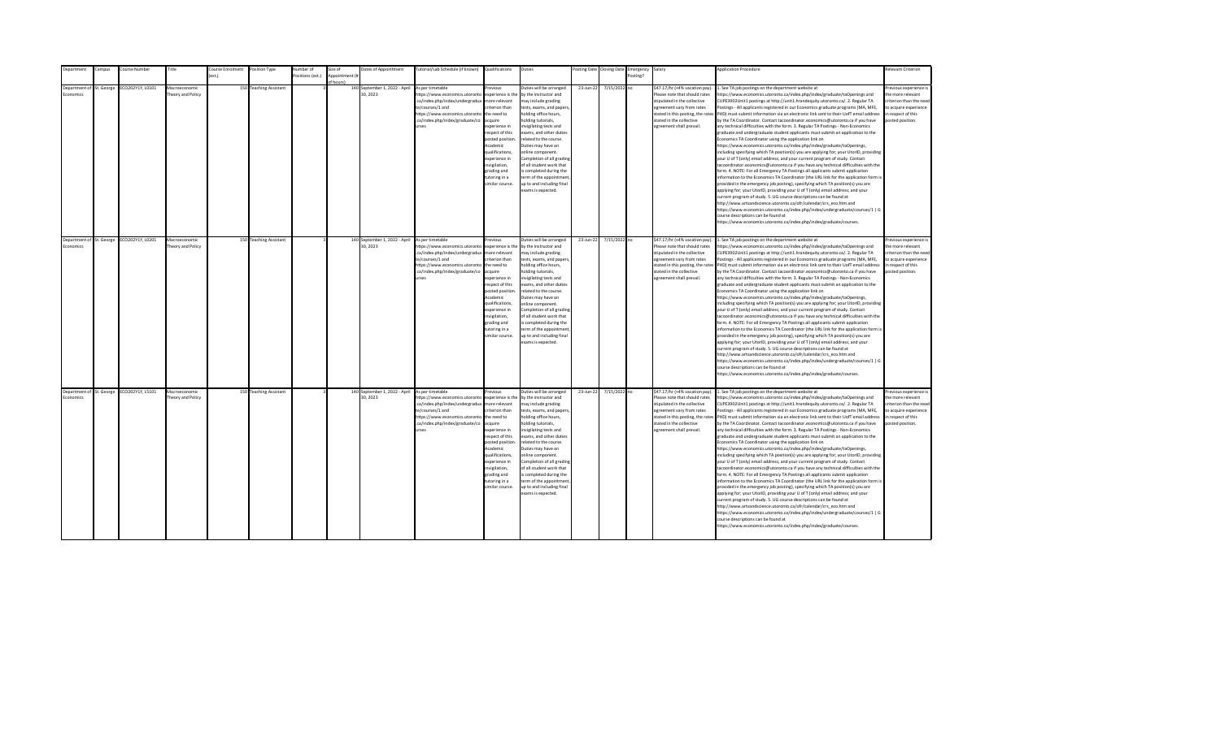| Department | Campus | Course Number | Title | Course Enrolment (est.) | Position Type | Number of Positions (est.) | Size of Appointment (# of hours) | Dates of Appointment | Tutorial/Lab Schedule (if known) | Qualifications | Duties | Posting Date | Closing Date | Emergency Posting? | Salary | Application Procedure | Relevant Criterion |
|---|---|---|---|---|---|---|---|---|---|---|---|---|---|---|---|---|---|
| Department of Economics | St. George | ECO202Y1Y, L0101 | Macroeconomic Theory and Policy | 150 | Teaching Assistant | 3 | 140 | September 1, 2022 - April 30, 2023 | As per timetable https://www.economics.utoronto.ca/index.php/index/undergraduate/courses/1 and https://www.economics.utoronto.ca/index.php/index/graduate/courses | Previous experience is the more relevant criterion than the need to acquire experience in respect of this posted position. Academic qualifications, experience in invigilation, grading and tutoring in a similar course. | Duties will be arranged by the instructor and may include grading tests, exams, and papers, holding office hours, holding tutorials, invigilating tests and exams, and other duties related to the course. Duties may have an online component. Completion of all grading of all student work that is completed during the term of the appointment, up to and including final exams is expected. | 23-Jun-22 | 7/15/2022 | no | $47.17/hr (+4% vacation pay). Please note that should rates stipulated in the collective agreement vary from rates stated in this posting, the rates stated in the collective agreement shall prevail. | 1. See TA job postings on the department website at https://www.economics.utoronto.ca/index.php/index/graduate/taOpenings and CUPE3902Unit1 postings at http://unit1.hrandequity.utoronto.ca/. 2. Regular TA Postings - All applicants registered in our Economics graduate programs (MA, MFE, PHD) must submit information via an electronic link sent to their UofT email address by the TA Coordinator. Contact tacoordinator.economics@utoronto.ca if you have any technical difficulties with the form. 3. Regular TA Postings - Non-Economics graduate and undergraduate student applicants must submit an application to the Economics TA Coordinator using the application link on https://www.economics.utoronto.ca/index.php/index/graduate/taOpenings, including specifying which TA position(s) you are applying for; your UtorID, providing your U of T (only) email address; and your current program of study. Contact tacoordinator.economics@utoronto.ca if you have any technical difficulties with the form. 4. NOTE: For all Emergency TA Postings all applicants submit application information to the Economics TA Coordinator (the URL link for the application form is provided in the emergency job posting), specifying which TA position(s) you are applying for; your UtorID, providing your U of T (only) email address; and your current program of study. 5. UG course descriptions can be found at http://www.artsandscience.utoronto.ca/ofr/calendar/crs_eco.htm and https://www.economics.utoronto.ca/index.php/index/undergraduate/courses/1 \| G course descriptions can be found at https://www.economics.utoronto.ca/index.php/index/graduate/courses. | Previous experience is the more relevant criterion than the need to acquire experience in respect of this posted position. |
| Department of Economics | St. George | ECO202Y1Y, L0201 | Macroeconomic Theory and Policy | 150 | Teaching Assistant | 3 | 140 | September 1, 2022 - April 30, 2023 | As per timetable https://www.economics.utoronto.ca/index.php/index/undergraduate/courses/1 and https://www.economics.utoronto.ca/index.php/index/graduate/courses | Previous experience is the more relevant criterion than the need to acquire experience in respect of this posted position. Academic qualifications, experience in invigilation, grading and tutoring in a similar course. | Duties will be arranged by the instructor and may include grading tests, exams, and papers, holding office hours, holding tutorials, invigilating tests and exams, and other duties related to the course. Duties may have an online component. Completion of all grading of all student work that is completed during the term of the appointment, up to and including final exams is expected. | 23-Jun-22 | 7/15/2022 | no | $47.17/hr (+4% vacation pay). Please note that should rates stipulated in the collective agreement vary from rates stated in this posting, the rates stated in the collective agreement shall prevail. | 1. See TA job postings on the department website at https://www.economics.utoronto.ca/index.php/index/graduate/taOpenings and CUPE3902Unit1 postings at http://unit1.hrandequity.utoronto.ca/. 2. Regular TA Postings - All applicants registered in our Economics graduate programs (MA, MFE, PHD) must submit information via an electronic link sent to their UofT email address by the TA Coordinator. Contact tacoordinator.economics@utoronto.ca if you have any technical difficulties with the form. 3. Regular TA Postings - Non-Economics graduate and undergraduate student applicants must submit an application to the Economics TA Coordinator using the application link on https://www.economics.utoronto.ca/index.php/index/graduate/taOpenings, including specifying which TA position(s) you are applying for; your UtorID, providing your U of T (only) email address; and your current program of study. Contact tacoordinator.economics@utoronto.ca if you have any technical difficulties with the form. 4. NOTE: For all Emergency TA Postings all applicants submit application information to the Economics TA Coordinator (the URL link for the application form is provided in the emergency job posting), specifying which TA position(s) you are applying for; your UtorID, providing your U of T (only) email address; and your current program of study. 5. UG course descriptions can be found at http://www.artsandscience.utoronto.ca/ofr/calendar/crs_eco.htm and https://www.economics.utoronto.ca/index.php/index/undergraduate/courses/1 \| G course descriptions can be found at https://www.economics.utoronto.ca/index.php/index/graduate/courses. | Previous experience is the more relevant criterion than the need to acquire experience in respect of this posted position. |
| Department of Economics | St. George | ECO202Y1Y, L5101 | Macroeconomic Theory and Policy | 150 | Teaching Assistant | 3 | 140 | September 1, 2022 - April 30, 2023 | As per timetable https://www.economics.utoronto.ca/index.php/index/undergraduate/courses/1 and https://www.economics.utoronto.ca/index.php/index/graduate/courses | Previous experience is the more relevant criterion than the need to acquire experience in respect of this posted position. Academic qualifications, experience in invigilation, grading and tutoring in a similar course. | Duties will be arranged by the instructor and may include grading tests, exams, and papers, holding office hours, holding tutorials, invigilating tests and exams, and other duties related to the course. Duties may have an online component. Completion of all grading of all student work that is completed during the term of the appointment, up to and including final exams is expected. | 23-Jun-22 | 7/15/2022 | no | $47.17/hr (+4% vacation pay). Please note that should rates stipulated in the collective agreement vary from rates stated in this posting, the rates stated in the collective agreement shall prevail. | 1. See TA job postings on the department website at https://www.economics.utoronto.ca/index.php/index/graduate/taOpenings and CUPE3902Unit1 postings at http://unit1.hrandequity.utoronto.ca/. 2. Regular TA Postings - All applicants registered in our Economics graduate programs (MA, MFE, PHD) must submit information via an electronic link sent to their UofT email address by the TA Coordinator. Contact tacoordinator.economics@utoronto.ca if you have any technical difficulties with the form. 3. Regular TA Postings - Non-Economics graduate and undergraduate student applicants must submit an application to the Economics TA Coordinator using the application link on https://www.economics.utoronto.ca/index.php/index/graduate/taOpenings, including specifying which TA position(s) you are applying for; your UtorID, providing your U of T (only) email address; and your current program of study. Contact tacoordinator.economics@utoronto.ca if you have any technical difficulties with the form. 4. NOTE: For all Emergency TA Postings all applicants submit application information to the Economics TA Coordinator (the URL link for the application form is provided in the emergency job posting), specifying which TA position(s) you are applying for; your UtorID, providing your U of T (only) email address; and your current program of study. 5. UG course descriptions can be found at http://www.artsandscience.utoronto.ca/ofr/calendar/crs_eco.htm and https://www.economics.utoronto.ca/index.php/index/undergraduate/courses/1 \| G course descriptions can be found at https://www.economics.utoronto.ca/index.php/index/graduate/courses. | Previous experience is the more relevant criterion than the need to acquire experience in respect of this posted position. |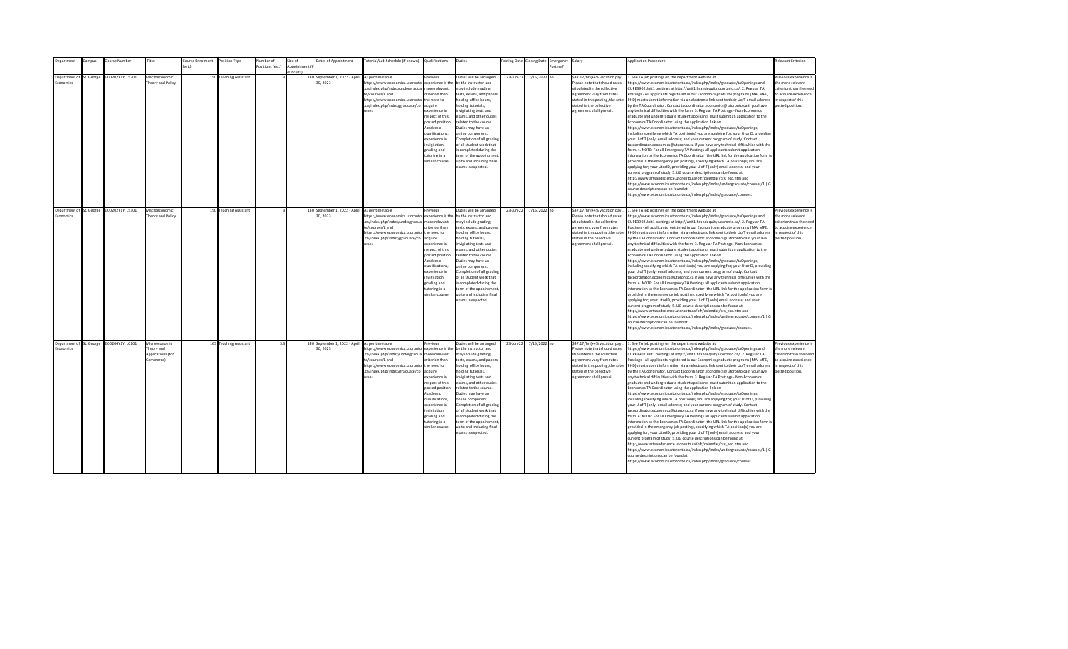| Department | Campus | Course Number | Title | Course Enrolment (est.) | Position Type | Number of Positions (est.) | Size of Appointment (# of hours) | Dates of Appointment | Tutorial/Lab Schedule (if known) | Qualifications | Duties | Posting Date | Closing Date | Emergency Posting? | Salary | Application Procedure | Relevant Criterion |
|---|---|---|---|---|---|---|---|---|---|---|---|---|---|---|---|---|---|
| Department of Economics | St. George | ECO202Y1Y, L5201 | Macroeconomic Theory and Policy | 150 | Teaching Assistant | 3 | 140 | September 1, 2022 - April 30, 2023 | As per timetable https://www.economics.utoronto.ca/index.php/index/undergraduate/courses/1 and https://www.economics.utoronto.ca/index.php/index/graduate/courses | Previous experience is the more relevant criterion than the need to acquire experience in respect of this posted position. Academic qualifications, experience in invigilation, grading and tutoring in a similar course. | Duties will be arranged by the instructor and may include grading tests, exams, and papers, holding office hours, holding tutorials, invigilating tests and exams, and other duties related to the course. Duties may have an online component. Completion of all grading of all student work that is completed during the term of the appointment, up to and including final exams is expected. | 23-Jun-22 | 7/15/2022 | no | $47.17/hr (+4% vacation pay). Please note that should rates stipulated in the collective agreement vary from rates stated in this posting, the rates stated in the collective agreement shall prevail. | 1. See TA job postings on the department website at https://www.economics.utoronto.ca/index.php/index/graduate/taOpenings and CUPE3902Unit1 postings at http://unit1.hrandequity.utoronto.ca/. 2. Regular TA Postings - All applicants registered in our Economics graduate programs (MA, MFE, PHD) must submit information via an electronic link sent to their UofT email address by the TA Coordinator. Contact tacoordinator.economics@utoronto.ca if you have any technical difficulties with the form. 3. Regular TA Postings - Non-Economics graduate and undergraduate student applicants must submit an application to the Economics TA Coordinator using the application link on https://www.economics.utoronto.ca/index.php/index/graduate/taOpenings, including specifying which TA position(s) you are applying for; your UtorID, providing your U of T (only) email address; and your current program of study. Contact tacoordinator.economics@utoronto.ca if you have any technical difficulties with the form. 4. NOTE: For all Emergency TA Postings all applicants submit application information to the Economics TA Coordinator (the URL link for the application form is provided in the emergency job posting), specifying which TA position(s) you are applying for; your UtorID, providing your U of T (only) email address; and your current program of study. 5. UG course descriptions can be found at http://www.artsandscience.utoronto.ca/ofr/calendar/crs_eco.htm and https://www.economics.utoronto.ca/index.php/index/undergraduate/courses/1 \| G course descriptions can be found at https://www.economics.utoronto.ca/index.php/index/graduate/courses. | Previous experience is the more relevant criterion than the need to acquire experience in respect of this posted position. |
| Department of Economics | St. George | ECO202Y1Y, L5301 | Macroeconomic Theory and Policy | 150 | Teaching Assistant | 3 | 140 | September 1, 2022 - April 30, 2023 | As per timetable https://www.economics.utoronto.ca/index.php/index/undergraduate/courses/1 and https://www.economics.utoronto.ca/index.php/index/graduate/courses | Previous experience is the more relevant criterion than the need to acquire experience in respect of this posted position. Academic qualifications, experience in invigilation, grading and tutoring in a similar course. | Duties will be arranged by the instructor and may include grading tests, exams, and papers, holding office hours, holding tutorials, invigilating tests and exams, and other duties related to the course. Duties may have an online component. Completion of all grading of all student work that is completed during the term of the appointment, up to and including final exams is expected. | 23-Jun-22 | 7/15/2022 | no | $47.17/hr (+4% vacation pay). Please note that should rates stipulated in the collective agreement vary from rates stated in this posting, the rates stated in the collective agreement shall prevail. | 1. See TA job postings on the department website at https://www.economics.utoronto.ca/index.php/index/graduate/taOpenings and CUPE3902Unit1 postings at http://unit1.hrandequity.utoronto.ca/. 2. Regular TA Postings - All applicants registered in our Economics graduate programs (MA, MFE, PHD) must submit information via an electronic link sent to their UofT email address by the TA Coordinator. Contact tacoordinator.economics@utoronto.ca if you have any technical difficulties with the form. 3. Regular TA Postings - Non-Economics graduate and undergraduate student applicants must submit an application to the Economics TA Coordinator using the application link on https://www.economics.utoronto.ca/index.php/index/graduate/taOpenings, including specifying which TA position(s) you are applying for; your UtorID, providing your U of T (only) email address; and your current program of study. Contact tacoordinator.economics@utoronto.ca if you have any technical difficulties with the form. 4. NOTE: For all Emergency TA Postings all applicants submit application information to the Economics TA Coordinator (the URL link for the application form is provided in the emergency job posting), specifying which TA position(s) you are applying for; your UtorID, providing your U of T (only) email address; and your current program of study. 5. UG course descriptions can be found at http://www.artsandscience.utoronto.ca/ofr/calendar/crs_eco.htm and https://www.economics.utoronto.ca/index.php/index/undergraduate/courses/1 \| G course descriptions can be found at https://www.economics.utoronto.ca/index.php/index/graduate/courses. | Previous experience is the more relevant criterion than the need to acquire experience in respect of this posted position. |
| Department of Economics | St. George | ECO204Y1Y, L0101 | Microeconomic Theory and Applications (for Commerce) | 165 | Teaching Assistant | 3.3 | 140 | September 1, 2022 - April 30, 2023 | As per timetable https://www.economics.utoronto.ca/index.php/index/undergraduate/courses/1 and https://www.economics.utoronto.ca/index.php/index/graduate/courses | Previous experience is the more relevant criterion than the need to acquire experience in respect of this posted position. Academic qualifications, experience in invigilation, grading and tutoring in a similar course. | Duties will be arranged by the instructor and may include grading tests, exams, and papers, holding office hours, holding tutorials, invigilating tests and exams, and other duties related to the course. Duties may have an online component. Completion of all grading of all student work that is completed during the term of the appointment, up to and including final exams is expected. | 23-Jun-22 | 7/15/2022 | no | $47.17/hr (+4% vacation pay). Please note that should rates stipulated in the collective agreement vary from rates stated in this posting, the rates stated in the collective agreement shall prevail. | 1. See TA job postings on the department website at https://www.economics.utoronto.ca/index.php/index/graduate/taOpenings and CUPE3902Unit1 postings at http://unit1.hrandequity.utoronto.ca/. 2. Regular TA Postings - All applicants registered in our Economics graduate programs (MA, MFE, PHD) must submit information via an electronic link sent to their UofT email address by the TA Coordinator. Contact tacoordinator.economics@utoronto.ca if you have any technical difficulties with the form. 3. Regular TA Postings - Non-Economics graduate and undergraduate student applicants must submit an application to the Economics TA Coordinator using the application link on https://www.economics.utoronto.ca/index.php/index/graduate/taOpenings, including specifying which TA position(s) you are applying for; your UtorID, providing your U of T (only) email address; and your current program of study. Contact tacoordinator.economics@utoronto.ca if you have any technical difficulties with the form. 4. NOTE: For all Emergency TA Postings all applicants submit application information to the Economics TA Coordinator (the URL link for the application form is provided in the emergency job posting), specifying which TA position(s) you are applying for; your UtorID, providing your U of T (only) email address; and your current program of study. 5. UG course descriptions can be found at http://www.artsandscience.utoronto.ca/ofr/calendar/crs_eco.htm and https://www.economics.utoronto.ca/index.php/index/undergraduate/courses/1 \| G course descriptions can be found at https://www.economics.utoronto.ca/index.php/index/graduate/courses. | Previous experience is the more relevant criterion than the need to acquire experience in respect of this posted position. |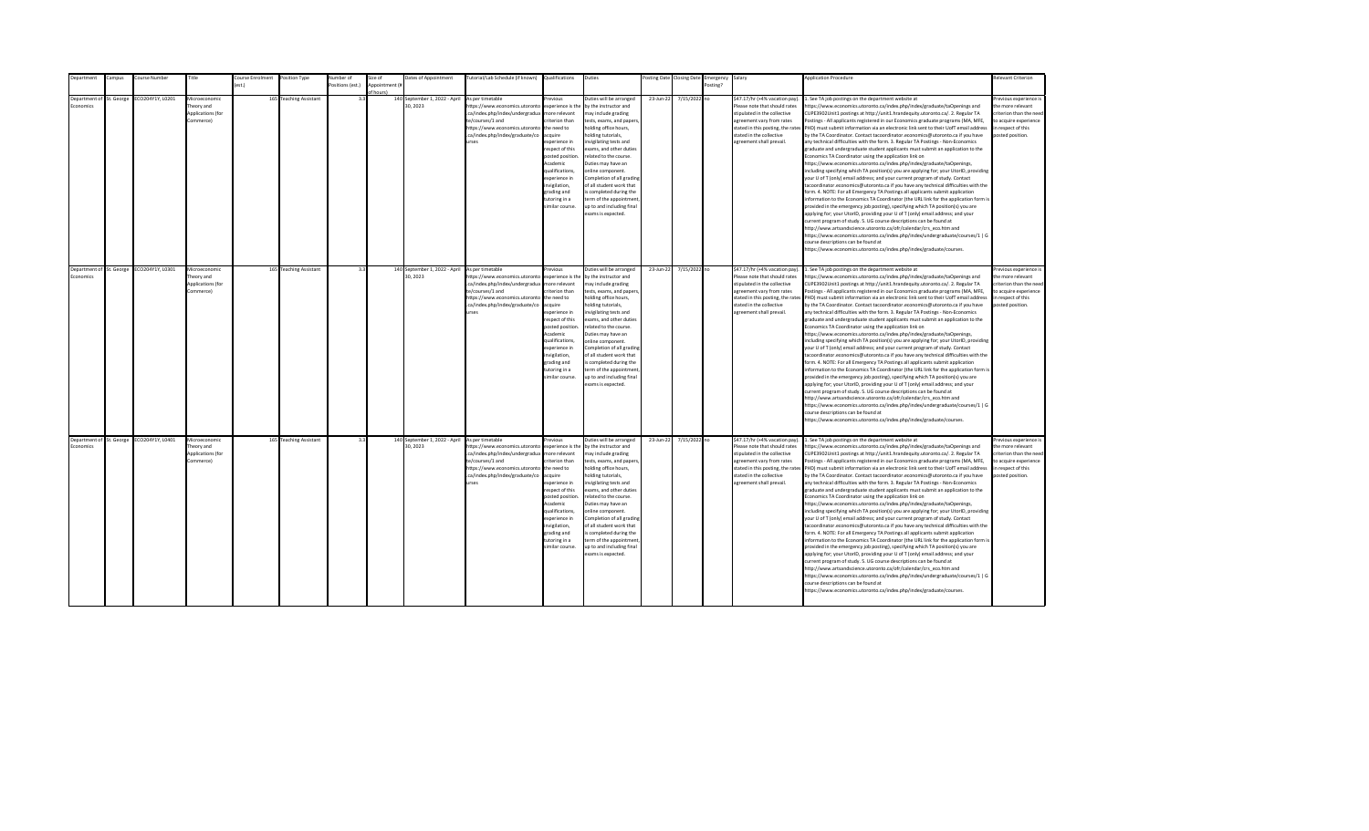| Department | Campus | Course Number | Title | Course Enrolment (est.) | Position Type | Number of Positions (est.) | Size of Appointment (# of hours) | Dates of Appointment | Tutorial/Lab Schedule (if known) | Qualifications | Duties | Posting Date | Closing Date | Emergency Posting? | Salary | Application Procedure | Relevant Criterion |
|---|---|---|---|---|---|---|---|---|---|---|---|---|---|---|---|---|---|
| Department of Economics | St. George | ECO204Y1Y, L0201 | Microeconomic Theory and Applications (for Commerce) | 165 | Teaching Assistant | 3.3 | 140 | September 1, 2022 - April 30, 2023 | As per timetable https://www.economics.utoronto.ca/index.php/index/undergraduate/courses/1 and https://www.economics.utoronto.ca/index.php/index/graduate/courses | Previous experience is the more relevant criterion than the need to acquire experience in respect of this posted position. Academic qualifications, experience in invigilation, grading and tutoring in a similar course. | Duties will be arranged by the instructor and may include grading tests, exams, and papers, holding office hours, holding tutorials, invigilating tests and exams, and other duties related to the course. Duties may have an online component. Completion of all grading of all student work that is completed during the term of the appointment, up to and including final exams is expected. | 23-Jun-22 | 7/15/2022 | no | $47.17/hr (+4% vacation pay). Please note that should rates stipulated in the collective agreement vary from rates stated in this posting, the rates stated in the collective agreement shall prevail. | 1. See TA job postings on the department website at https://www.economics.utoronto.ca/index.php/index/graduate/taOpenings and CUPE3902Unit1 postings at http://unit1.hrandequity.utoronto.ca/. 2. Regular TA Postings - All applicants registered in our Economics graduate programs (MA, MFE, PHD) must submit information via an electronic link sent to their UofT email address by the TA Coordinator. Contact tacoordinator.economics@utoronto.ca if you have any technical difficulties with the form. 3. Regular TA Postings - Non-Economics graduate and undergraduate student applicants must submit an application to the Economics TA Coordinator using the application link on https://www.economics.utoronto.ca/index.php/index/graduate/taOpenings, including specifying which TA position(s) you are applying for; your UtorID, providing your U of T (only) email address; and your current program of study. Contact tacoordinator.economics@utoronto.ca if you have any technical difficulties with the form. 4. NOTE: For all Emergency TA Postings all applicants submit application information to the Economics TA Coordinator (the URL link for the application form is provided in the emergency job posting), specifying which TA position(s) you are applying for; your UtorID, providing your U of T (only) email address; and your current program of study. 5. UG course descriptions can be found at http://www.artsandscience.utoronto.ca/ofr/calendar/crs_eco.htm and https://www.economics.utoronto.ca/index.php/index/undergraduate/courses/1 \| G course descriptions can be found at https://www.economics.utoronto.ca/index.php/index/graduate/courses. | Previous experience is the more relevant criterion than the need to acquire experience in respect of this posted position. |
| Department of Economics | St. George | ECO204Y1Y, L0301 | Microeconomic Theory and Applications (for Commerce) | 165 | Teaching Assistant | 3.3 | 140 | September 1, 2022 - April 30, 2023 | As per timetable https://www.economics.utoronto.ca/index.php/index/undergraduate/courses/1 and https://www.economics.utoronto.ca/index.php/index/graduate/courses | Previous experience is the more relevant criterion than the need to acquire experience in respect of this posted position. Academic qualifications, experience in invigilation, grading and tutoring in a similar course. | Duties will be arranged by the instructor and may include grading tests, exams, and papers, holding office hours, holding tutorials, invigilating tests and exams, and other duties related to the course. Duties may have an online component. Completion of all grading of all student work that is completed during the term of the appointment, up to and including final exams is expected. | 23-Jun-22 | 7/15/2022 | no | $47.17/hr (+4% vacation pay). Please note that should rates stipulated in the collective agreement vary from rates stated in this posting, the rates stated in the collective agreement shall prevail. | 1. See TA job postings on the department website at https://www.economics.utoronto.ca/index.php/index/graduate/taOpenings and CUPE3902Unit1 postings at http://unit1.hrandequity.utoronto.ca/. 2. Regular TA Postings - All applicants registered in our Economics graduate programs (MA, MFE, PHD) must submit information via an electronic link sent to their UofT email address by the TA Coordinator. Contact tacoordinator.economics@utoronto.ca if you have any technical difficulties with the form. 3. Regular TA Postings - Non-Economics graduate and undergraduate student applicants must submit an application to the Economics TA Coordinator using the application link on https://www.economics.utoronto.ca/index.php/index/graduate/taOpenings, including specifying which TA position(s) you are applying for; your UtorID, providing your U of T (only) email address; and your current program of study. Contact tacoordinator.economics@utoronto.ca if you have any technical difficulties with the form. 4. NOTE: For all Emergency TA Postings all applicants submit application information to the Economics TA Coordinator (the URL link for the application form is provided in the emergency job posting), specifying which TA position(s) you are applying for; your UtorID, providing your U of T (only) email address; and your current program of study. 5. UG course descriptions can be found at http://www.artsandscience.utoronto.ca/ofr/calendar/crs_eco.htm and https://www.economics.utoronto.ca/index.php/index/undergraduate/courses/1 \| G course descriptions can be found at https://www.economics.utoronto.ca/index.php/index/graduate/courses. | Previous experience is the more relevant criterion than the need to acquire experience in respect of this posted position. |
| Department of Economics | St. George | ECO204Y1Y, L0401 | Microeconomic Theory and Applications (for Commerce) | 165 | Teaching Assistant | 3.3 | 140 | September 1, 2022 - April 30, 2023 | As per timetable https://www.economics.utoronto.ca/index.php/index/undergraduate/courses/1 and https://www.economics.utoronto.ca/index.php/index/graduate/courses | Previous experience is the more relevant criterion than the need to acquire experience in respect of this posted position. Academic qualifications, experience in invigilation, grading and tutoring in a similar course. | Duties will be arranged by the instructor and may include grading tests, exams, and papers, holding office hours, holding tutorials, invigilating tests and exams, and other duties related to the course. Duties may have an online component. Completion of all grading of all student work that is completed during the term of the appointment, up to and including final exams is expected. | 23-Jun-22 | 7/15/2022 | no | $47.17/hr (+4% vacation pay). Please note that should rates stipulated in the collective agreement vary from rates stated in this posting, the rates stated in the collective agreement shall prevail. | 1. See TA job postings on the department website at https://www.economics.utoronto.ca/index.php/index/graduate/taOpenings and CUPE3902Unit1 postings at http://unit1.hrandequity.utoronto.ca/. 2. Regular TA Postings - All applicants registered in our Economics graduate programs (MA, MFE, PHD) must submit information via an electronic link sent to their UofT email address by the TA Coordinator. Contact tacoordinator.economics@utoronto.ca if you have any technical difficulties with the form. 3. Regular TA Postings - Non-Economics graduate and undergraduate student applicants must submit an application to the Economics TA Coordinator using the application link on https://www.economics.utoronto.ca/index.php/index/graduate/taOpenings, including specifying which TA position(s) you are applying for; your UtorID, providing your U of T (only) email address; and your current program of study. Contact tacoordinator.economics@utoronto.ca if you have any technical difficulties with the form. 4. NOTE: For all Emergency TA Postings all applicants submit application information to the Economics TA Coordinator (the URL link for the application form is provided in the emergency job posting), specifying which TA position(s) you are applying for; your UtorID, providing your U of T (only) email address; and your current program of study. 5. UG course descriptions can be found at http://www.artsandscience.utoronto.ca/ofr/calendar/crs_eco.htm and https://www.economics.utoronto.ca/index.php/index/undergraduate/courses/1 \| G course descriptions can be found at https://www.economics.utoronto.ca/index.php/index/graduate/courses. | Previous experience is the more relevant criterion than the need to acquire experience in respect of this posted position. |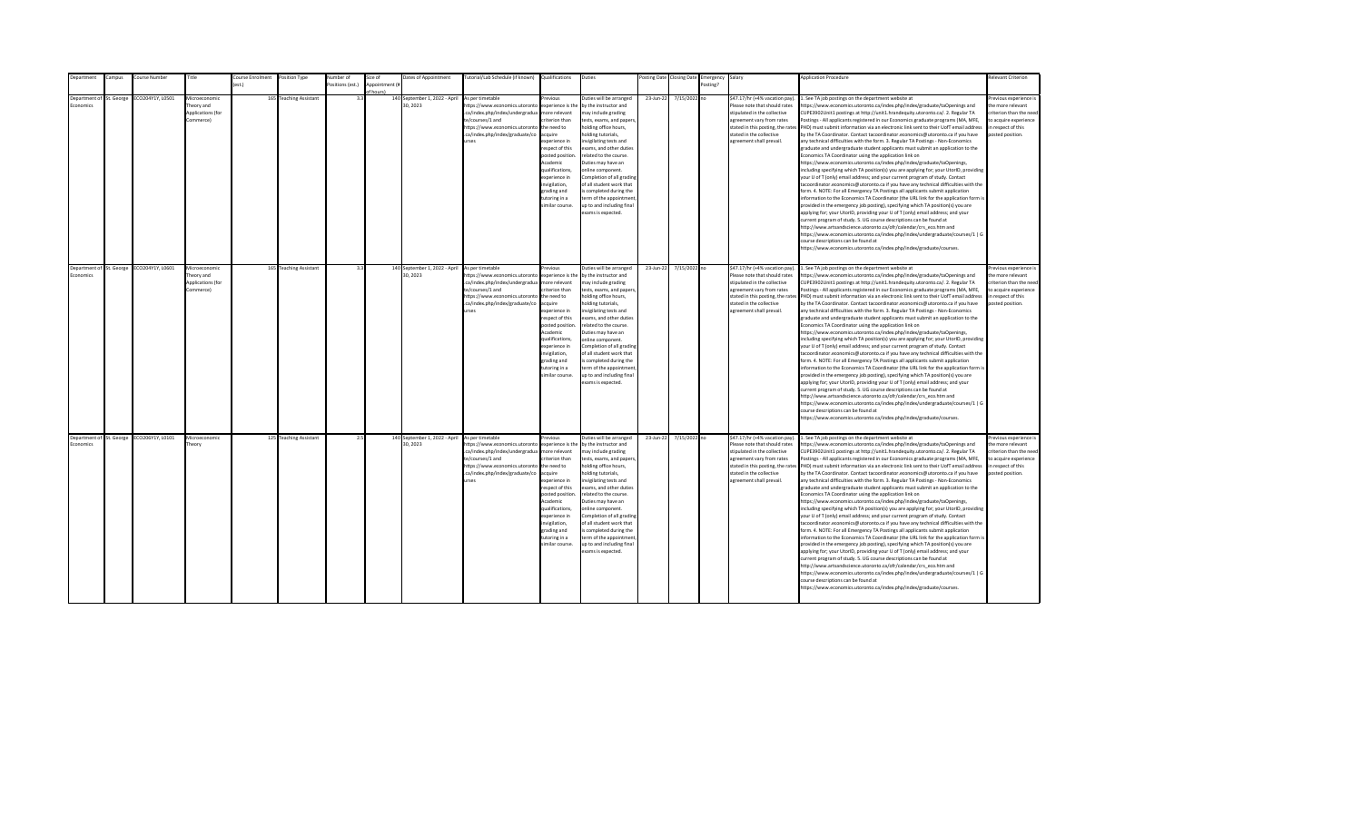| Department | Campus | Course Number | Title | Course Enrolment (est.) | Position Type | Number of Positions (est.) | Size of Appointment (# of hours) | Dates of Appointment | Tutorial/Lab Schedule (if known) | Qualifications | Duties | Posting Date | Closing Date | Emergency Posting? | Salary | Application Procedure | Relevant Criterion |
|---|---|---|---|---|---|---|---|---|---|---|---|---|---|---|---|---|---|
| Department of Economics | St. George | ECO204Y1Y, L0501 | Microeconomic Theory and Applications (for Commerce) | 165 | Teaching Assistant | 3.3 | 140 | September 1, 2022 - April 30, 2023 | As per timetable https://www.economics.utoronto.ca/index.php/index/undergraduate/courses/1 and https://www.economics.utoronto.ca/index.php/index/graduate/courses | Previous experience is the more relevant criterion than the need to acquire experience in respect of this posted position. Academic qualifications, experience in invigilation, grading and tutoring in a similar course. | Duties will be arranged by the instructor and may include grading tests, exams, and papers, holding office hours, holding tutorials, invigilating tests and exams, and other duties related to the course. Duties may have an online component. Completion of all grading of all student work that is completed during the term of the appointment, up to and including final exams is expected. | 23-Jun-22 | 7/15/2022 | no | $47.17/hr (+4% vacation pay). Please note that should rates stipulated in the collective agreement vary from rates stated in this posting, the rates stated in the collective agreement shall prevail. | 1. See TA job postings on the department website at https://www.economics.utoronto.ca/index.php/index/graduate/taOpenings and CUPE3902Unit1 postings at http://unit1.hrandequity.utoronto.ca/. 2. Regular TA Postings - All applicants registered in our Economics graduate programs (MA, MFE, PHD) must submit information via an electronic link sent to their UofT email address by the TA Coordinator. Contact tacoordinator.economics@utoronto.ca if you have any technical difficulties with the form. 3. Regular TA Postings - Non-Economics graduate and undergraduate student applicants must submit an application to the Economics TA Coordinator using the application link on https://www.economics.utoronto.ca/index.php/index/graduate/taOpenings, including specifying which TA position(s) you are applying for; your UtorID, providing your U of T (only) email address; and your current program of study. Contact tacoordinator.economics@utoronto.ca if you have any technical difficulties with the form. 4. NOTE: For all Emergency TA Postings all applicants submit application information to the Economics TA Coordinator (the URL link for the application form is provided in the emergency job posting), specifying which TA position(s) you are applying for; your UtorID, providing your U of T (only) email address; and your current program of study. 5. UG course descriptions can be found at http://www.artsandscience.utoronto.ca/ofr/calendar/crs_eco.htm and https://www.economics.utoronto.ca/index.php/index/undergraduate/courses/1 \| G course descriptions can be found at https://www.economics.utoronto.ca/index.php/index/graduate/courses. | Previous experience is the more relevant criterion than the need to acquire experience in respect of this posted position. |
| Department of Economics | St. George | ECO204Y1Y, L0601 | Microeconomic Theory and Applications (for Commerce) | 165 | Teaching Assistant | 3.3 | 140 | September 1, 2022 - April 30, 2023 | As per timetable https://www.economics.utoronto.ca/index.php/index/undergraduate/courses/1 and https://www.economics.utoronto.ca/index.php/index/graduate/courses | Previous experience is the more relevant criterion than the need to acquire experience in respect of this posted position. Academic qualifications, experience in invigilation, grading and tutoring in a similar course. | Duties will be arranged by the instructor and may include grading tests, exams, and papers, holding office hours, holding tutorials, invigilating tests and exams, and other duties related to the course. Duties may have an online component. Completion of all grading of all student work that is completed during the term of the appointment, up to and including final exams is expected. | 23-Jun-22 | 7/15/2022 | no | $47.17/hr (+4% vacation pay). Please note that should rates stipulated in the collective agreement vary from rates stated in this posting, the rates stated in the collective agreement shall prevail. | 1. See TA job postings on the department website at https://www.economics.utoronto.ca/index.php/index/graduate/taOpenings and CUPE3902Unit1 postings at http://unit1.hrandequity.utoronto.ca/. 2. Regular TA Postings - All applicants registered in our Economics graduate programs (MA, MFE, PHD) must submit information via an electronic link sent to their UofT email address by the TA Coordinator. Contact tacoordinator.economics@utoronto.ca if you have any technical difficulties with the form. 3. Regular TA Postings - Non-Economics graduate and undergraduate student applicants must submit an application to the Economics TA Coordinator using the application link on https://www.economics.utoronto.ca/index.php/index/graduate/taOpenings, including specifying which TA position(s) you are applying for; your UtorID, providing your U of T (only) email address; and your current program of study. Contact tacoordinator.economics@utoronto.ca if you have any technical difficulties with the form. 4. NOTE: For all Emergency TA Postings all applicants submit application information to the Economics TA Coordinator (the URL link for the application form is provided in the emergency job posting), specifying which TA position(s) you are applying for; your UtorID, providing your U of T (only) email address; and your current program of study. 5. UG course descriptions can be found at http://www.artsandscience.utoronto.ca/ofr/calendar/crs_eco.htm and https://www.economics.utoronto.ca/index.php/index/undergraduate/courses/1 \| G course descriptions can be found at https://www.economics.utoronto.ca/index.php/index/graduate/courses. | Previous experience is the more relevant criterion than the need to acquire experience in respect of this posted position. |
| Department of Economics | St. George | ECO206Y1Y, L0101 | Microeconomic Theory | 125 | Teaching Assistant | 2.5 | 140 | September 1, 2022 - April 30, 2023 | As per timetable https://www.economics.utoronto.ca/index.php/index/undergraduate/courses/1 and https://www.economics.utoronto.ca/index.php/index/graduate/courses | Previous experience is the more relevant criterion than the need to acquire experience in respect of this posted position. Academic qualifications, experience in invigilation, grading and tutoring in a similar course. | Duties will be arranged by the instructor and may include grading tests, exams, and papers, holding office hours, holding tutorials, invigilating tests and exams, and other duties related to the course. Duties may have an online component. Completion of all grading of all student work that is completed during the term of the appointment, up to and including final exams is expected. | 23-Jun-22 | 7/15/2022 | no | $47.17/hr (+4% vacation pay). Please note that should rates stipulated in the collective agreement vary from rates stated in this posting, the rates stated in the collective agreement shall prevail. | 1. See TA job postings on the department website at https://www.economics.utoronto.ca/index.php/index/graduate/taOpenings and CUPE3902Unit1 postings at http://unit1.hrandequity.utoronto.ca/. 2. Regular TA Postings - All applicants registered in our Economics graduate programs (MA, MFE, PHD) must submit information via an electronic link sent to their UofT email address by the TA Coordinator. Contact tacoordinator.economics@utoronto.ca if you have any technical difficulties with the form. 3. Regular TA Postings - Non-Economics graduate and undergraduate student applicants must submit an application to the Economics TA Coordinator using the application link on https://www.economics.utoronto.ca/index.php/index/graduate/taOpenings, including specifying which TA position(s) you are applying for; your UtorID, providing your U of T (only) email address; and your current program of study. Contact tacoordinator.economics@utoronto.ca if you have any technical difficulties with the form. 4. NOTE: For all Emergency TA Postings all applicants submit application information to the Economics TA Coordinator (the URL link for the application form is provided in the emergency job posting), specifying which TA position(s) you are applying for; your UtorID, providing your U of T (only) email address; and your current program of study. 5. UG course descriptions can be found at http://www.artsandscience.utoronto.ca/ofr/calendar/crs_eco.htm and https://www.economics.utoronto.ca/index.php/index/undergraduate/courses/1 \| G course descriptions can be found at https://www.economics.utoronto.ca/index.php/index/graduate/courses. | Previous experience is the more relevant criterion than the need to acquire experience in respect of this posted position. |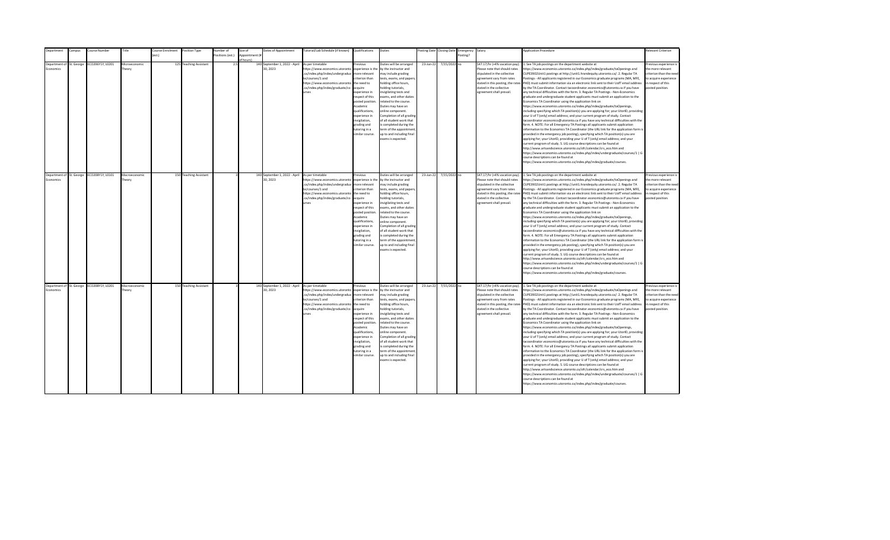| Department | Campus | Course Number | Title | Course Enrolment (est.) | Position Type | Number of Positions (est.) | Size of Appointment (# of hours) | Dates of Appointment | Tutorial/Lab Schedule (if known) | Qualifications | Duties | Posting Date | Closing Date | Emergency Posting? | Salary | Application Procedure | Relevant Criterion |
|---|---|---|---|---|---|---|---|---|---|---|---|---|---|---|---|---|---|
| Department of Economics | St. George | ECO206Y1Y, L0201 | Microeconomic Theory | 125 | Teaching Assistant | 2.5 | 140 | September 1, 2022 - April 30, 2023 | As per timetable https://www.economics.utoronto.ca/index.php/index/undergraduate/courses/1 and https://www.economics.utoronto.ca/index.php/index/graduate/courses | Previous experience is the more relevant criterion than the need to acquire experience in respect of this posted position. Academic qualifications, experience in invigilation, grading and tutoring in a similar course. | Duties will be arranged by the instructor and may include grading tests, exams, and papers, holding office hours, holding tutorials, invigilating tests and exams, and other duties related to the course. Duties may have an online component. Completion of all grading of all student work that is completed during the term of the appointment, up to and including final exams is expected. | 23-Jun-22 | 7/15/2022 | no | $47.17/hr (+4% vacation pay). Please note that should rates stipulated in the collective agreement vary from rates stated in this posting, the rates stated in the collective agreement shall prevail. | 1. See TA job postings on the department website at https://www.economics.utoronto.ca/index.php/index/graduate/taOpenings and CUPE3902Unit1 postings at http://unit1.hrandequity.utoronto.ca/. 2. Regular TA Postings - All applicants registered in our Economics graduate programs (MA, MFE, PHD) must submit information via an electronic link sent to their UofT email address by the TA Coordinator. Contact tacoordinator.economics@utoronto.ca if you have any technical difficulties with the form. 3. Regular TA Postings - Non-Economics graduate and undergraduate student applicants must submit an application to the Economics TA Coordinator using the application link on https://www.economics.utoronto.ca/index.php/index/graduate/taOpenings, including specifying which TA position(s) you are applying for; your UtorID, providing your U of T (only) email address; and your current program of study. Contact tacoordinator.economics@utoronto.ca if you have any technical difficulties with the form. 4. NOTE: For all Emergency TA Postings all applicants submit application information to the Economics TA Coordinator (the URL link for the application form is provided in the emergency job posting), specifying which TA position(s) you are applying for; your UtorID, providing your U of T (only) email address; and your current program of study. 5. UG course descriptions can be found at http://www.artsandscience.utoronto.ca/ofr/calendar/crs_eco.htm and https://www.economics.utoronto.ca/index.php/index/undergraduate/courses/1 \| G course descriptions can be found at https://www.economics.utoronto.ca/index.php/index/graduate/courses. | Previous experience is the more relevant criterion than the need to acquire experience in respect of this posted position. |
| Department of Economics | St. George | ECO208Y1Y, L0101 | Macroeconomic Theory | 150 | Teaching Assistant | 3 | 140 | September 1, 2022 - April 30, 2023 | As per timetable https://www.economics.utoronto.ca/index.php/index/undergraduate/courses/1 and https://www.economics.utoronto.ca/index.php/index/graduate/courses | Previous experience is the more relevant criterion than the need to acquire experience in respect of this posted position. Academic qualifications, experience in invigilation, grading and tutoring in a similar course. | Duties will be arranged by the instructor and may include grading tests, exams, and papers, holding office hours, holding tutorials, invigilating tests and exams, and other duties related to the course. Duties may have an online component. Completion of all grading of all student work that is completed during the term of the appointment, up to and including final exams is expected. | 23-Jun-22 | 7/15/2022 | no | $47.17/hr (+4% vacation pay). Please note that should rates stipulated in the collective agreement vary from rates stated in this posting, the rates stated in the collective agreement shall prevail. | 1. See TA job postings on the department website at https://www.economics.utoronto.ca/index.php/index/graduate/taOpenings and CUPE3902Unit1 postings at http://unit1.hrandequity.utoronto.ca/. 2. Regular TA Postings - All applicants registered in our Economics graduate programs (MA, MFE, PHD) must submit information via an electronic link sent to their UofT email address by the TA Coordinator. Contact tacoordinator.economics@utoronto.ca if you have any technical difficulties with the form. 3. Regular TA Postings - Non-Economics graduate and undergraduate student applicants must submit an application to the Economics TA Coordinator using the application link on https://www.economics.utoronto.ca/index.php/index/graduate/taOpenings, including specifying which TA position(s) you are applying for; your UtorID, providing your U of T (only) email address; and your current program of study. Contact tacoordinator.economics@utoronto.ca if you have any technical difficulties with the form. 4. NOTE: For all Emergency TA Postings all applicants submit application information to the Economics TA Coordinator (the URL link for the application form is provided in the emergency job posting), specifying which TA position(s) you are applying for; your UtorID, providing your U of T (only) email address; and your current program of study. 5. UG course descriptions can be found at http://www.artsandscience.utoronto.ca/ofr/calendar/crs_eco.htm and https://www.economics.utoronto.ca/index.php/index/undergraduate/courses/1 \| G course descriptions can be found at https://www.economics.utoronto.ca/index.php/index/graduate/courses. | Previous experience is the more relevant criterion than the need to acquire experience in respect of this posted position. |
| Department of Economics | St. George | ECO208Y1Y, L0201 | Macroeconomic Theory | 150 | Teaching Assistant | 3 | 140 | September 1, 2022 - April 30, 2023 | As per timetable https://www.economics.utoronto.ca/index.php/index/undergraduate/courses/1 and https://www.economics.utoronto.ca/index.php/index/graduate/courses | Previous experience is the more relevant criterion than the need to acquire experience in respect of this posted position. Academic qualifications, experience in invigilation, grading and tutoring in a similar course. | Duties will be arranged by the instructor and may include grading tests, exams, and papers, holding office hours, holding tutorials, invigilating tests and exams, and other duties related to the course. Duties may have an online component. Completion of all grading of all student work that is completed during the term of the appointment, up to and including final exams is expected. | 23-Jun-22 | 7/15/2022 | no | $47.17/hr (+4% vacation pay). Please note that should rates stipulated in the collective agreement vary from rates stated in this posting, the rates stated in the collective agreement shall prevail. | 1. See TA job postings on the department website at https://www.economics.utoronto.ca/index.php/index/graduate/taOpenings and CUPE3902Unit1 postings at http://unit1.hrandequity.utoronto.ca/. 2. Regular TA Postings - All applicants registered in our Economics graduate programs (MA, MFE, PHD) must submit information via an electronic link sent to their UofT email address by the TA Coordinator. Contact tacoordinator.economics@utoronto.ca if you have any technical difficulties with the form. 3. Regular TA Postings - Non-Economics graduate and undergraduate student applicants must submit an application to the Economics TA Coordinator using the application link on https://www.economics.utoronto.ca/index.php/index/graduate/taOpenings, including specifying which TA position(s) you are applying for; your UtorID, providing your U of T (only) email address; and your current program of study. Contact tacoordinator.economics@utoronto.ca if you have any technical difficulties with the form. 4. NOTE: For all Emergency TA Postings all applicants submit application information to the Economics TA Coordinator (the URL link for the application form is provided in the emergency job posting), specifying which TA position(s) you are applying for; your UtorID, providing your U of T (only) email address; and your current program of study. 5. UG course descriptions can be found at http://www.artsandscience.utoronto.ca/ofr/calendar/crs_eco.htm and https://www.economics.utoronto.ca/index.php/index/undergraduate/courses/1 \| G course descriptions can be found at https://www.economics.utoronto.ca/index.php/index/graduate/courses. | Previous experience is the more relevant criterion than the need to acquire experience in respect of this posted position. |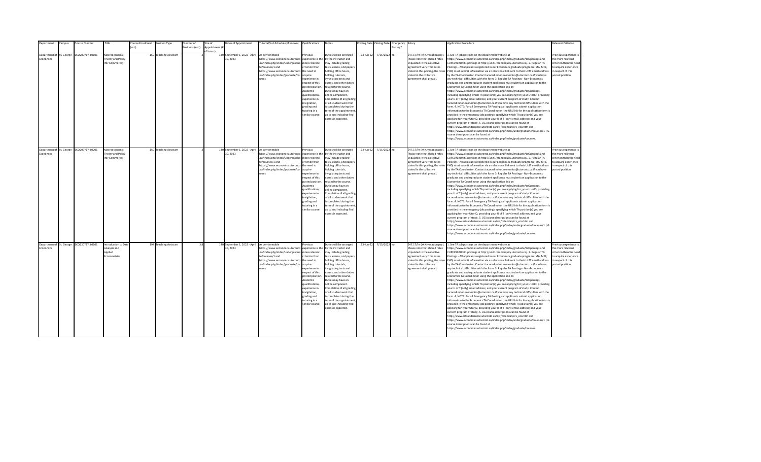| Department | Campus | Course Number | Title | Course Enrolment (est.) | Position Type | Number of Positions (est.) | Size of Appointment (# of hours) | Dates of Appointment | Tutorial/Lab Schedule (if known) | Qualifications | Duties | Posting Date | Closing Date | Emergency Posting? | Salary | Application Procedure | Relevant Criterion |
|---|---|---|---|---|---|---|---|---|---|---|---|---|---|---|---|---|---|
| Department of Economics | St. George | ECO209Y1Y, L0101 | Macroeconomic Theory and Policy (for Commerce) | 150 | Teaching Assistant | 3 | 140 | September 1, 2022 - April 30, 2023 | As per timetable https://www.economics.utoronto.ca/index.php/index/undergraduate/courses/1 and https://www.economics.utoronto.ca/index.php/index/graduate/courses | Previous experience is the more relevant criterion than the need to acquire experience in respect of this posted position. Academic qualifications, experience in invigilation, grading and tutoring in a similar course. | Duties will be arranged by the instructor and may include grading tests, exams, and papers, holding office hours, holding tutorials, invigilating tests and exams, and other duties related to the course. Duties may have an online component. Completion of all grading of all student work that is completed during the term of the appointment, up to and including final exams is expected. | 23-Jun-22 | 7/15/2022 | no | $47.17/hr (+4% vacation pay). Please note that should rates stipulated in the collective agreement vary from rates stated in this posting, the rates stated in the collective agreement shall prevail. | 1. See TA job postings on the department website at https://www.economics.utoronto.ca/index.php/index/graduate/taOpenings and CUPE3902Unit1 postings at http://unit1.hrandequity.utoronto.ca/. 2. Regular TA Postings - All applicants registered in our Economics graduate programs (MA, MFE, PHD) must submit information via an electronic link sent to their UofT email address by the TA Coordinator. Contact tacoordinator.economics@utoronto.ca if you have any technical difficulties with the form. 3. Regular TA Postings - Non-Economics graduate and undergraduate student applicants must submit an application to the Economics TA Coordinator using the application link on https://www.economics.utoronto.ca/index.php/index/graduate/taOpenings, including specifying which TA position(s) you are applying for; your UtorID, providing your U of T (only) email address; and your current program of study. Contact tacoordinator.economics@utoronto.ca if you have any technical difficulties with the form. 4. NOTE: For all Emergency TA Postings all applicants submit application information to the Economics TA Coordinator (the URL link for the application form is provided in the emergency job posting), specifying which TA position(s) you are applying for; your UtorID, providing your U of T (only) email address; and your current program of study. 5. UG course descriptions can be found at http://www.artsandscience.utoronto.ca/ofr/calendar/crs_eco.htm and https://www.economics.utoronto.ca/index.php/index/undergraduate/courses/1 \| G course descriptions can be found at https://www.economics.utoronto.ca/index.php/index/graduate/courses. | Previous experience is the more relevant criterion than the need to acquire experience in respect of this posted position. |
| Department of Economics | St. George | ECO209Y1Y, L0201 | Macroeconomic Theory and Policy (for Commerce) | 150 | Teaching Assistant | 3 | 140 | September 1, 2022 - April 30, 2023 | As per timetable https://www.economics.utoronto.ca/index.php/index/undergraduate/courses/1 and https://www.economics.utoronto.ca/index.php/index/graduate/courses | Previous experience is the more relevant criterion than the need to acquire experience in respect of this posted position. Academic qualifications, experience in invigilation, grading and tutoring in a similar course. | Duties will be arranged by the instructor and may include grading tests, exams, and papers, holding office hours, holding tutorials, invigilating tests and exams, and other duties related to the course. Duties may have an online component. Completion of all grading of all student work that is completed during the term of the appointment, up to and including final exams is expected. | 23-Jun-22 | 7/15/2022 | no | $47.17/hr (+4% vacation pay). Please note that should rates stipulated in the collective agreement vary from rates stated in this posting, the rates stated in the collective agreement shall prevail. | 1. See TA job postings on the department website at https://www.economics.utoronto.ca/index.php/index/graduate/taOpenings and CUPE3902Unit1 postings at http://unit1.hrandequity.utoronto.ca/. 2. Regular TA Postings - All applicants registered in our Economics graduate programs (MA, MFE, PHD) must submit information via an electronic link sent to their UofT email address by the TA Coordinator. Contact tacoordinator.economics@utoronto.ca if you have any technical difficulties with the form. 3. Regular TA Postings - Non-Economics graduate and undergraduate student applicants must submit an application to the Economics TA Coordinator using the application link on https://www.economics.utoronto.ca/index.php/index/graduate/taOpenings, including specifying which TA position(s) you are applying for; your UtorID, providing your U of T (only) email address; and your current program of study. Contact tacoordinator.economics@utoronto.ca if you have any technical difficulties with the form. 4. NOTE: For all Emergency TA Postings all applicants submit application information to the Economics TA Coordinator (the URL link for the application form is provided in the emergency job posting), specifying which TA position(s) you are applying for; your UtorID, providing your U of T (only) email address; and your current program of study. 5. UG course descriptions can be found at http://www.artsandscience.utoronto.ca/ofr/calendar/crs_eco.htm and https://www.economics.utoronto.ca/index.php/index/undergraduate/courses/1 \| G course descriptions can be found at https://www.economics.utoronto.ca/index.php/index/graduate/courses. | Previous experience is the more relevant criterion than the need to acquire experience in respect of this posted position. |
| Department of Economics | St. George | ECO220Y1Y, L0101 | Introduction to Data Analysis and Applied Econometrics | 194 | Teaching Assistant | 3.8 | 140 | September 1, 2022 - April 30, 2023 | As per timetable https://www.economics.utoronto.ca/index.php/index/undergraduate/courses/1 and https://www.economics.utoronto.ca/index.php/index/graduate/courses | Previous experience is the more relevant criterion than the need to acquire experience in respect of this posted position. Academic qualifications, experience in invigilation, grading and tutoring in a similar course. | Duties will be arranged by the instructor and may include grading tests, exams, and papers, holding office hours, holding tutorials, invigilating tests and exams, and other duties related to the course. Duties may have an online component. Completion of all grading of all student work that is completed during the term of the appointment, up to and including final exams is expected. | 23-Jun-22 | 7/15/2022 | no | $47.17/hr (+4% vacation pay). Please note that should rates stipulated in the collective agreement vary from rates stated in this posting, the rates stated in the collective agreement shall prevail. | 1. See TA job postings on the department website at https://www.economics.utoronto.ca/index.php/index/graduate/taOpenings and CUPE3902Unit1 postings at http://unit1.hrandequity.utoronto.ca/. 2. Regular TA Postings - All applicants registered in our Economics graduate programs (MA, MFE, PHD) must submit information via an electronic link sent to their UofT email address by the TA Coordinator. Contact tacoordinator.economics@utoronto.ca if you have any technical difficulties with the form. 3. Regular TA Postings - Non-Economics graduate and undergraduate student applicants must submit an application to the Economics TA Coordinator using the application link on https://www.economics.utoronto.ca/index.php/index/graduate/taOpenings, including specifying which TA position(s) you are applying for; your UtorID, providing your U of T (only) email address; and your current program of study. Contact tacoordinator.economics@utoronto.ca if you have any technical difficulties with the form. 4. NOTE: For all Emergency TA Postings all applicants submit application information to the Economics TA Coordinator (the URL link for the application form is provided in the emergency job posting), specifying which TA position(s) you are applying for; your UtorID, providing your U of T (only) email address; and your current program of study. 5. UG course descriptions can be found at http://www.artsandscience.utoronto.ca/ofr/calendar/crs_eco.htm and https://www.economics.utoronto.ca/index.php/index/undergraduate/courses/1 \| G course descriptions can be found at https://www.economics.utoronto.ca/index.php/index/graduate/courses. | Previous experience is the more relevant criterion than the need to acquire experience in respect of this posted position. |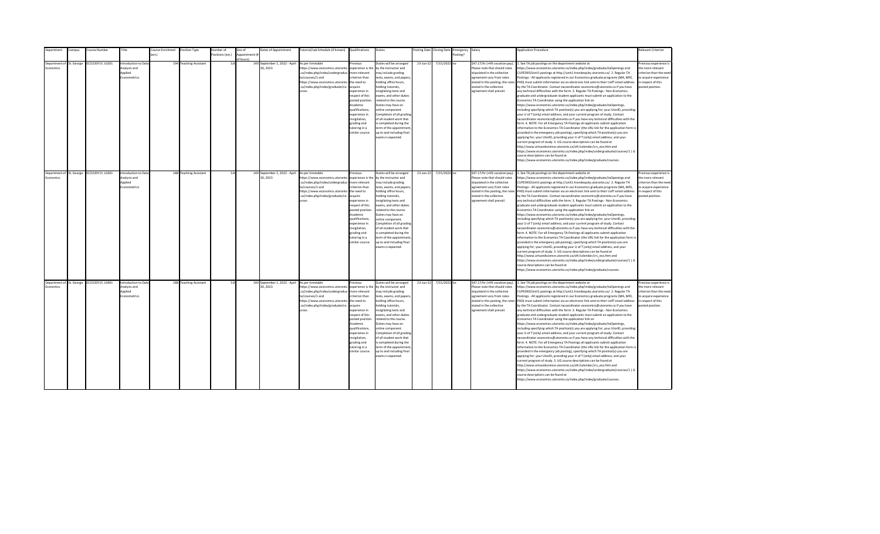| Department | Campus | Course Number | Title | Course Enrolment (est.) | Position Type | Number of Positions (est.) | Size of Appointment (# of hours) | Dates of Appointment | Tutorial/Lab Schedule (if known) | Qualifications | Duties | Posting Date | Closing Date | Emergency Posting? | Salary | Application Procedure | Relevant Criterion |
|---|---|---|---|---|---|---|---|---|---|---|---|---|---|---|---|---|---|
| Department of Economics | St. George | ECO220Y1Y, L0201 | Introduction to Data Analysis and Applied Econometrics | 194 | Teaching Assistant | 3.8 | 140 | September 1, 2022 - April 30, 2023 | As per timetable https://www.economics.utoronto.ca/index.php/index/undergraduate/courses/1 and https://www.economics.utoronto.ca/index.php/index/graduate/courses | Previous experience is the more relevant criterion than the need to acquire experience in respect of this posted position. Academic qualifications, experience in invigilation, grading and tutoring in a similar course. | Duties will be arranged by the instructor and may include grading tests, exams, and papers, holding office hours, holding tutorials, invigilating tests and exams, and other duties related to the course. Duties may have an online component. Completion of all grading of all student work that is completed during the term of the appointment, up to and including final exams is expected. | 23-Jun-22 | 7/15/2022 | no | $47.17/hr (+4% vacation pay). Please note that should rates stipulated in the collective agreement vary from rates stated in this posting, the rates stated in the collective agreement shall prevail. | 1. See TA job postings on the department website at https://www.economics.utoronto.ca/index.php/index/graduate/taOpenings and CUPE3902Unit1 postings at http://unit1.hrandequity.utoronto.ca/. 2. Regular TA Postings - All applicants registered in our Economics graduate programs (MA, MFE, PHD) must submit information via an electronic link sent to their UofT email address by the TA Coordinator. Contact tacoordinator.economics@utoronto.ca if you have any technical difficulties with the form. 3. Regular TA Postings - Non-Economics graduate and undergraduate student applicants must submit an application to the Economics TA Coordinator using the application link on https://www.economics.utoronto.ca/index.php/index/graduate/taOpenings, including specifying which TA position(s) you are applying for; your UtorID, providing your U of T (only) email address; and your current program of study. Contact tacoordinator.economics@utoronto.ca if you have any technical difficulties with the form. 4. NOTE: For all Emergency TA Postings all applicants submit application information to the Economics TA Coordinator (the URL link for the application form is provided in the emergency job posting), specifying which TA position(s) you are applying for; your UtorID, providing your U of T (only) email address; and your current program of study. 5. UG course descriptions can be found at http://www.artsandscience.utoronto.ca/ofr/calendar/crs_eco.htm and https://www.economics.utoronto.ca/index.php/index/undergraduate/courses/1 \| G course descriptions can be found at https://www.economics.utoronto.ca/index.php/index/graduate/courses. | Previous experience is the more relevant criterion than the need to acquire experience in respect of this posted position. |
| Department of Economics | St. George | ECO220Y1Y, L0301 | Introduction to Data Analysis and Applied Econometrics | 188 | Teaching Assistant | 3.8 | 140 | September 1, 2022 - April 30, 2023 | As per timetable https://www.economics.utoronto.ca/index.php/index/undergraduate/courses/1 and https://www.economics.utoronto.ca/index.php/index/graduate/courses | Previous experience is the more relevant criterion than the need to acquire experience in respect of this posted position. Academic qualifications, experience in invigilation, grading and tutoring in a similar course. | Duties will be arranged by the instructor and may include grading tests, exams, and papers, holding office hours, holding tutorials, invigilating tests and exams, and other duties related to the course. Duties may have an online component. Completion of all grading of all student work that is completed during the term of the appointment, up to and including final exams is expected. | 23-Jun-22 | 7/15/2022 | no | $47.17/hr (+4% vacation pay). Please note that should rates stipulated in the collective agreement vary from rates stated in this posting, the rates stated in the collective agreement shall prevail. | 1. See TA job postings on the department website at https://www.economics.utoronto.ca/index.php/index/graduate/taOpenings and CUPE3902Unit1 postings at http://unit1.hrandequity.utoronto.ca/. 2. Regular TA Postings - All applicants registered in our Economics graduate programs (MA, MFE, PHD) must submit information via an electronic link sent to their UofT email address by the TA Coordinator. Contact tacoordinator.economics@utoronto.ca if you have any technical difficulties with the form. 3. Regular TA Postings - Non-Economics graduate and undergraduate student applicants must submit an application to the Economics TA Coordinator using the application link on https://www.economics.utoronto.ca/index.php/index/graduate/taOpenings, including specifying which TA position(s) you are applying for; your UtorID, providing your U of T (only) email address; and your current program of study. Contact tacoordinator.economics@utoronto.ca if you have any technical difficulties with the form. 4. NOTE: For all Emergency TA Postings all applicants submit application information to the Economics TA Coordinator (the URL link for the application form is provided in the emergency job posting), specifying which TA position(s) you are applying for; your UtorID, providing your U of T (only) email address; and your current program of study. 5. UG course descriptions can be found at http://www.artsandscience.utoronto.ca/ofr/calendar/crs_eco.htm and https://www.economics.utoronto.ca/index.php/index/undergraduate/courses/1 \| G course descriptions can be found at https://www.economics.utoronto.ca/index.php/index/graduate/courses. | Previous experience is the more relevant criterion than the need to acquire experience in respect of this posted position. |
| Department of Economics | St. George | ECO220Y1Y, L0401 | Introduction to Data Analysis and Applied Econometrics | 188 | Teaching Assistant | 3.8 | 140 | September 1, 2022 - April 30, 2023 | As per timetable https://www.economics.utoronto.ca/index.php/index/undergraduate/courses/1 and https://www.economics.utoronto.ca/index.php/index/graduate/courses | Previous experience is the more relevant criterion than the need to acquire experience in respect of this posted position. Academic qualifications, experience in invigilation, grading and tutoring in a similar course. | Duties will be arranged by the instructor and may include grading tests, exams, and papers, holding office hours, holding tutorials, invigilating tests and exams, and other duties related to the course. Duties may have an online component. Completion of all grading of all student work that is completed during the term of the appointment, up to and including final exams is expected. | 23-Jun-22 | 7/15/2022 | no | $47.17/hr (+4% vacation pay). Please note that should rates stipulated in the collective agreement vary from rates stated in this posting, the rates stated in the collective agreement shall prevail. | 1. See TA job postings on the department website at https://www.economics.utoronto.ca/index.php/index/graduate/taOpenings and CUPE3902Unit1 postings at http://unit1.hrandequity.utoronto.ca/. 2. Regular TA Postings - All applicants registered in our Economics graduate programs (MA, MFE, PHD) must submit information via an electronic link sent to their UofT email address by the TA Coordinator. Contact tacoordinator.economics@utoronto.ca if you have any technical difficulties with the form. 3. Regular TA Postings - Non-Economics graduate and undergraduate student applicants must submit an application to the Economics TA Coordinator using the application link on https://www.economics.utoronto.ca/index.php/index/graduate/taOpenings, including specifying which TA position(s) you are applying for; your UtorID, providing your U of T (only) email address; and your current program of study. Contact tacoordinator.economics@utoronto.ca if you have any technical difficulties with the form. 4. NOTE: For all Emergency TA Postings all applicants submit application information to the Economics TA Coordinator (the URL link for the application form is provided in the emergency job posting), specifying which TA position(s) you are applying for; your UtorID, providing your U of T (only) email address; and your current program of study. 5. UG course descriptions can be found at http://www.artsandscience.utoronto.ca/ofr/calendar/crs_eco.htm and https://www.economics.utoronto.ca/index.php/index/undergraduate/courses/1 \| G course descriptions can be found at https://www.economics.utoronto.ca/index.php/index/graduate/courses. | Previous experience is the more relevant criterion than the need to acquire experience in respect of this posted position. |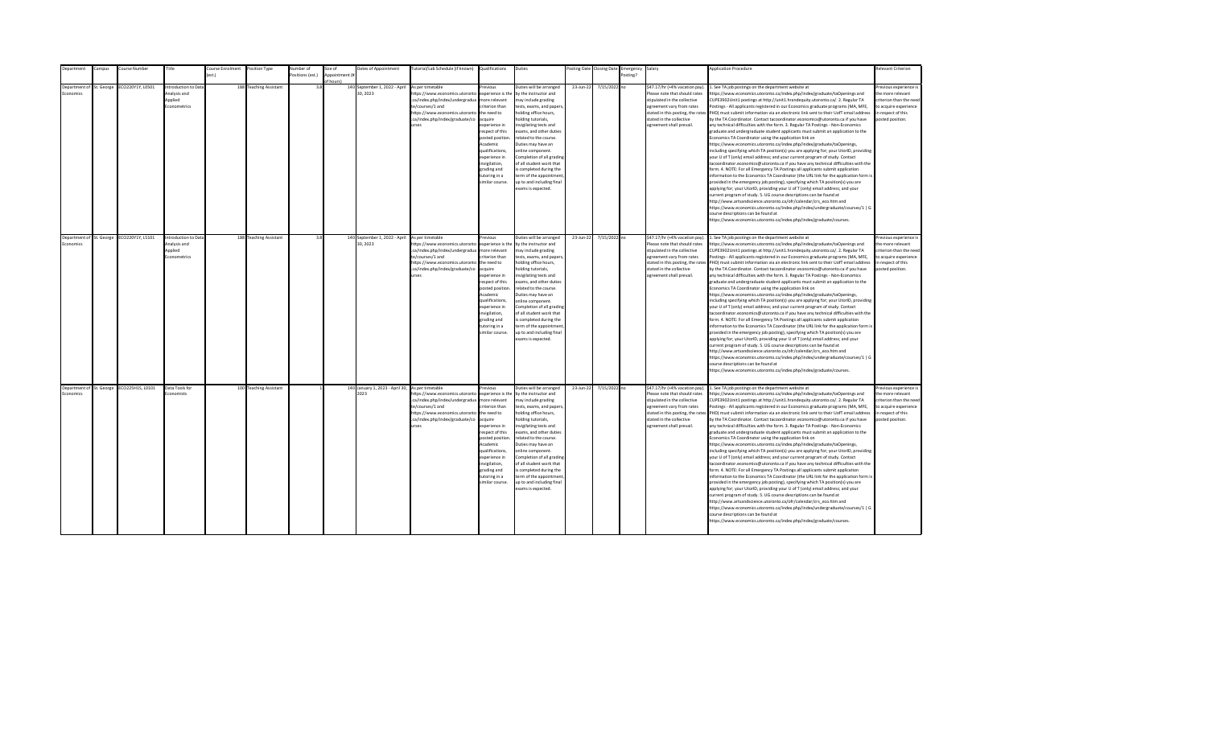| Department | Campus | Course Number | Title | Course Enrolment (est.) | Position Type | Number of Positions (est.) | Size of Appointment (# of hours) | Dates of Appointment | Tutorial/Lab Schedule (if known) | Qualifications | Duties | Posting Date | Closing Date | Emergency Posting? | Salary | Application Procedure | Relevant Criterion |
|---|---|---|---|---|---|---|---|---|---|---|---|---|---|---|---|---|---|
| Department of Economics | St. George | ECO220Y1Y, L0501 | Introduction to Data Analysis and Applied Econometrics | 188 | Teaching Assistant | 3.8 | 140 | September 1, 2022 - April 30, 2023 | As per timetable https://www.economics.utoronto.ca/index.php/index/undergraduate/courses/1 and https://www.economics.utoronto.ca/index.php/index/graduate/courses | Previous experience is the more relevant criterion than the need to acquire experience in respect of this posted position. Academic qualifications, experience in invigilation, grading and tutoring in a similar course. | Duties will be arranged by the instructor and may include grading tests, exams, and papers, holding office hours, holding tutorials, invigilating tests and exams, and other duties related to the course. Duties may have an online component. Completion of all grading of all student work that is completed during the term of the appointment, up to and including final exams is expected. | 23-Jun-22 | 7/15/2022 | no | $47.17/hr (+4% vacation pay). Please note that should rates stipulated in the collective agreement vary from rates stated in this posting, the rates stated in the collective agreement shall prevail. | 1. See TA job postings on the department website at https://www.economics.utoronto.ca/index.php/index/graduate/taOpenings and CUPE3902Unit1 postings at http://unit1.hrandequity.utoronto.ca/. 2. Regular TA Postings - All applicants registered in our Economics graduate programs (MA, MFE, PHD) must submit information via an electronic link sent to their UofT email address by the TA Coordinator. Contact tacoordinator.economics@utoronto.ca if you have any technical difficulties with the form. 3. Regular TA Postings - Non-Economics graduate and undergraduate student applicants must submit an application to the Economics TA Coordinator using the application link on https://www.economics.utoronto.ca/index.php/index/graduate/taOpenings, including specifying which TA position(s) you are applying for; your UtorID, providing your U of T (only) email address; and your current program of study. Contact tacoordinator.economics@utoronto.ca if you have any technical difficulties with the form. 4. NOTE: For all Emergency TA Postings all applicants submit application information to the Economics TA Coordinator (the URL link for the application form is provided in the emergency job posting), specifying which TA position(s) you are applying for; your UtorID, providing your U of T (only) email address; and your current program of study. 5. UG course descriptions can be found at http://www.artsandscience.utoronto.ca/ofr/calendar/crs_eco.htm and https://www.economics.utoronto.ca/index.php/index/undergraduate/courses/1 \| G course descriptions can be found at https://www.economics.utoronto.ca/index.php/index/graduate/courses. | Previous experience is the more relevant criterion than the need to acquire experience in respect of this posted position. |
| Department of Economics | St. George | ECO220Y1Y, L5101 | Introduction to Data Analysis and Applied Econometrics | 188 | Teaching Assistant | 3.8 | 140 | September 1, 2022 - April 30, 2023 | As per timetable https://www.economics.utoronto.ca/index.php/index/undergraduate/courses/1 and https://www.economics.utoronto.ca/index.php/index/graduate/courses | Previous experience is the more relevant criterion than the need to acquire experience in respect of this posted position. Academic qualifications, experience in invigilation, grading and tutoring in a similar course. | Duties will be arranged by the instructor and may include grading tests, exams, and papers, holding office hours, holding tutorials, invigilating tests and exams, and other duties related to the course. Duties may have an online component. Completion of all grading of all student work that is completed during the term of the appointment, up to and including final exams is expected. | 23-Jun-22 | 7/15/2022 | no | $47.17/hr (+4% vacation pay). Please note that should rates stipulated in the collective agreement vary from rates stated in this posting, the rates stated in the collective agreement shall prevail. | 1. See TA job postings on the department website at https://www.economics.utoronto.ca/index.php/index/graduate/taOpenings and CUPE3902Unit1 postings at http://unit1.hrandequity.utoronto.ca/. 2. Regular TA Postings - All applicants registered in our Economics graduate programs (MA, MFE, PHD) must submit information via an electronic link sent to their UofT email address by the TA Coordinator. Contact tacoordinator.economics@utoronto.ca if you have any technical difficulties with the form. 3. Regular TA Postings - Non-Economics graduate and undergraduate student applicants must submit an application to the Economics TA Coordinator using the application link on https://www.economics.utoronto.ca/index.php/index/graduate/taOpenings, including specifying which TA position(s) you are applying for; your UtorID, providing your U of T (only) email address; and your current program of study. Contact tacoordinator.economics@utoronto.ca if you have any technical difficulties with the form. 4. NOTE: For all Emergency TA Postings all applicants submit application information to the Economics TA Coordinator (the URL link for the application form is provided in the emergency job posting), specifying which TA position(s) you are applying for; your UtorID, providing your U of T (only) email address; and your current program of study. 5. UG course descriptions can be found at http://www.artsandscience.utoronto.ca/ofr/calendar/crs_eco.htm and https://www.economics.utoronto.ca/index.php/index/undergraduate/courses/1 \| G course descriptions can be found at https://www.economics.utoronto.ca/index.php/index/graduate/courses. | Previous experience is the more relevant criterion than the need to acquire experience in respect of this posted position. |
| Department of Economics | St. George | ECO225H1S, L0101 | Data Tools for Economists | 100 | Teaching Assistant | 1 | 140 | January 1, 2023 - April 30, 2023 | As per timetable https://www.economics.utoronto.ca/index.php/index/undergraduate/courses/1 and https://www.economics.utoronto.ca/index.php/index/graduate/courses | Previous experience is the more relevant criterion than the need to acquire experience in respect of this posted position. Academic qualifications, experience in invigilation, grading and tutoring in a similar course. | Duties will be arranged by the instructor and may include grading tests, exams, and papers, holding office hours, holding tutorials, invigilating tests and exams, and other duties related to the course. Duties may have an online component. Completion of all grading of all student work that is completed during the term of the appointment, up to and including final exams is expected. | 23-Jun-22 | 7/15/2022 | no | $47.17/hr (+4% vacation pay). Please note that should rates stipulated in the collective agreement vary from rates stated in this posting, the rates stated in the collective agreement shall prevail. | 1. See TA job postings on the department website at https://www.economics.utoronto.ca/index.php/index/graduate/taOpenings and CUPE3902Unit1 postings at http://unit1.hrandequity.utoronto.ca/. 2. Regular TA Postings - All applicants registered in our Economics graduate programs (MA, MFE, PHD) must submit information via an electronic link sent to their UofT email address by the TA Coordinator. Contact tacoordinator.economics@utoronto.ca if you have any technical difficulties with the form. 3. Regular TA Postings - Non-Economics graduate and undergraduate student applicants must submit an application to the Economics TA Coordinator using the application link on https://www.economics.utoronto.ca/index.php/index/graduate/taOpenings, including specifying which TA position(s) you are applying for; your UtorID, providing your U of T (only) email address; and your current program of study. Contact tacoordinator.economics@utoronto.ca if you have any technical difficulties with the form. 4. NOTE: For all Emergency TA Postings all applicants submit application information to the Economics TA Coordinator (the URL link for the application form is provided in the emergency job posting), specifying which TA position(s) you are applying for; your UtorID, providing your U of T (only) email address; and your current program of study. 5. UG course descriptions can be found at http://www.artsandscience.utoronto.ca/ofr/calendar/crs_eco.htm and https://www.economics.utoronto.ca/index.php/index/undergraduate/courses/1 \| G course descriptions can be found at https://www.economics.utoronto.ca/index.php/index/graduate/courses. | Previous experience is the more relevant criterion than the need to acquire experience in respect of this posted position. |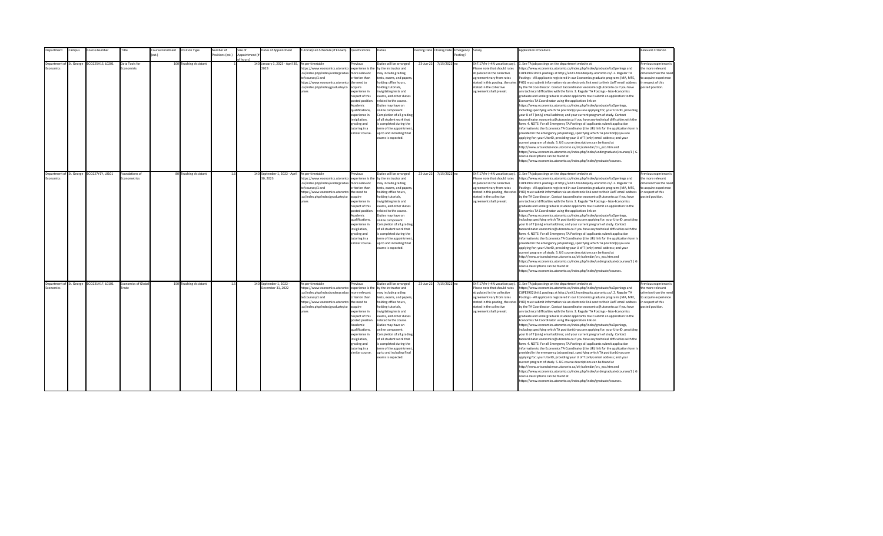| Department | Campus | Course Number | Title | Course Enrolment (est.) | Position Type | Number of Positions (est.) | Size of Appointment (# of hours) | Dates of Appointment | Tutorial/Lab Schedule (if known) | Qualifications | Duties | Posting Date | Closing Date | Emergency Posting? | Salary | Application Procedure | Relevant Criterion |
|---|---|---|---|---|---|---|---|---|---|---|---|---|---|---|---|---|---|
| Department of Economics | St. George | ECO225H1S, L0201 | Data Tools for Economists | 100 | Teaching Assistant | 1 | 140 | January 1, 2023 - April 30, 2023 | As per timetable https://www.economics.utoronto.ca/index.php/index/undergraduate/courses/1 and https://www.economics.utoronto.ca/index.php/index/graduate/courses | Previous experience is the more relevant criterion than the need to acquire experience in respect of this posted position. Academic qualifications, experience in invigilation, grading and tutoring in a similar course. | Duties will be arranged by the instructor and may include grading tests, exams, and papers, holding office hours, holding tutorials, invigilating tests and exams, and other duties related to the course. Duties may have an online component. Completion of all grading of all student work that is completed during the term of the appointment, up to and including final exams is expected. | 23-Jun-22 | 7/15/2022 | no | $47.17/hr (+4% vacation pay). Please note that should rates stipulated in the collective agreement vary from rates stated in this posting, the rates stated in the collective agreement shall prevail. | 1. See TA job postings on the department website at https://www.economics.utoronto.ca/index.php/index/graduate/taOpenings and CUPE3902Unit1 postings at http://unit1.hrandequity.utoronto.ca/. 2. Regular TA Postings - All applicants registered in our Economics graduate programs (MA, MFE, PHD) must submit information via an electronic link sent to their UofT email address by the TA Coordinator. Contact tacoordinator.economics@utoronto.ca if you have any technical difficulties with the form. 3. Regular TA Postings - Non-Economics graduate and undergraduate student applicants must submit an application to the Economics TA Coordinator using the application link on https://www.economics.utoronto.ca/index.php/index/graduate/taOpenings, including specifying which TA position(s) you are applying for; your UtorID, providing your U of T (only) email address; and your current program of study. Contact tacoordinator.economics@utoronto.ca if you have any technical difficulties with the form. 4. NOTE: For all Emergency TA Postings all applicants submit application information to the Economics TA Coordinator (the URL link for the application form is provided in the emergency job posting), specifying which TA position(s) you are applying for; your UtorID, providing your U of T (only) email address; and your current program of study. 5. UG course descriptions can be found at http://www.artsandscience.utoronto.ca/ofr/calendar/crs_eco.htm and https://www.economics.utoronto.ca/index.php/index/undergraduate/courses/1 \| G course descriptions can be found at https://www.economics.utoronto.ca/index.php/index/graduate/courses. | Previous experience is the more relevant criterion than the need to acquire experience in respect of this posted position. |
| Department of Economics | St. George | ECO227Y1Y, L0101 | Foundations of Econometrics | 80 | Teaching Assistant | 1.6 | 140 | September 1, 2022 - April 30, 2023 | As per timetable https://www.economics.utoronto.ca/index.php/index/undergraduate/courses/1 and https://www.economics.utoronto.ca/index.php/index/graduate/courses | Previous experience is the more relevant criterion than the need to acquire experience in respect of this posted position. Academic qualifications, experience in invigilation, grading and tutoring in a similar course. | Duties will be arranged by the instructor and may include grading tests, exams, and papers, holding office hours, holding tutorials, invigilating tests and exams, and other duties related to the course. Duties may have an online component. Completion of all grading of all student work that is completed during the term of the appointment, up to and including final exams is expected. | 23-Jun-22 | 7/15/2022 | no | $47.17/hr (+4% vacation pay). Please note that should rates stipulated in the collective agreement vary from rates stated in this posting, the rates stated in the collective agreement shall prevail. | 1. See TA job postings on the department website at https://www.economics.utoronto.ca/index.php/index/graduate/taOpenings and CUPE3902Unit1 postings at http://unit1.hrandequity.utoronto.ca/. 2. Regular TA Postings - All applicants registered in our Economics graduate programs (MA, MFE, PHD) must submit information via an electronic link sent to their UofT email address by the TA Coordinator. Contact tacoordinator.economics@utoronto.ca if you have any technical difficulties with the form. 3. Regular TA Postings - Non-Economics graduate and undergraduate student applicants must submit an application to the Economics TA Coordinator using the application link on https://www.economics.utoronto.ca/index.php/index/graduate/taOpenings, including specifying which TA position(s) you are applying for; your UtorID, providing your U of T (only) email address; and your current program of study. Contact tacoordinator.economics@utoronto.ca if you have any technical difficulties with the form. 4. NOTE: For all Emergency TA Postings all applicants submit application information to the Economics TA Coordinator (the URL link for the application form is provided in the emergency job posting), specifying which TA position(s) you are applying for; your UtorID, providing your U of T (only) email address; and your current program of study. 5. UG course descriptions can be found at http://www.artsandscience.utoronto.ca/ofr/calendar/crs_eco.htm and https://www.economics.utoronto.ca/index.php/index/undergraduate/courses/1 \| G course descriptions can be found at https://www.economics.utoronto.ca/index.php/index/graduate/courses. | Previous experience is the more relevant criterion than the need to acquire experience in respect of this posted position. |
| Department of Economics | St. George | ECO231H1F, L0101 | Economics of Global Trade | 150 | Teaching Assistant | 1.5 | 140 | September 1, 2022 - December 31, 2022 | As per timetable https://www.economics.utoronto.ca/index.php/index/undergraduate/courses/1 and https://www.economics.utoronto.ca/index.php/index/graduate/courses | Previous experience is the more relevant criterion than the need to acquire experience in respect of this posted position. Academic qualifications, experience in invigilation, grading and tutoring in a similar course. | Duties will be arranged by the instructor and may include grading tests, exams, and papers, holding office hours, holding tutorials, invigilating tests and exams, and other duties related to the course. Duties may have an online component. Completion of all grading of all student work that is completed during the term of the appointment, up to and including final exams is expected. | 23-Jun-22 | 7/15/2022 | no | $47.17/hr (+4% vacation pay). Please note that should rates stipulated in the collective agreement vary from rates stated in this posting, the rates stated in the collective agreement shall prevail. | 1. See TA job postings on the department website at https://www.economics.utoronto.ca/index.php/index/graduate/taOpenings and CUPE3902Unit1 postings at http://unit1.hrandequity.utoronto.ca/. 2. Regular TA Postings - All applicants registered in our Economics graduate programs (MA, MFE, PHD) must submit information via an electronic link sent to their UofT email address by the TA Coordinator. Contact tacoordinator.economics@utoronto.ca if you have any technical difficulties with the form. 3. Regular TA Postings - Non-Economics graduate and undergraduate student applicants must submit an application to the Economics TA Coordinator using the application link on https://www.economics.utoronto.ca/index.php/index/graduate/taOpenings, including specifying which TA position(s) you are applying for; your UtorID, providing your U of T (only) email address; and your current program of study. Contact tacoordinator.economics@utoronto.ca if you have any technical difficulties with the form. 4. NOTE: For all Emergency TA Postings all applicants submit application information to the Economics TA Coordinator (the URL link for the application form is provided in the emergency job posting), specifying which TA position(s) you are applying for; your UtorID, providing your U of T (only) email address; and your current program of study. 5. UG course descriptions can be found at http://www.artsandscience.utoronto.ca/ofr/calendar/crs_eco.htm and https://www.economics.utoronto.ca/index.php/index/undergraduate/courses/1 \| G course descriptions can be found at https://www.economics.utoronto.ca/index.php/index/graduate/courses. | Previous experience is the more relevant criterion than the need to acquire experience in respect of this posted position. |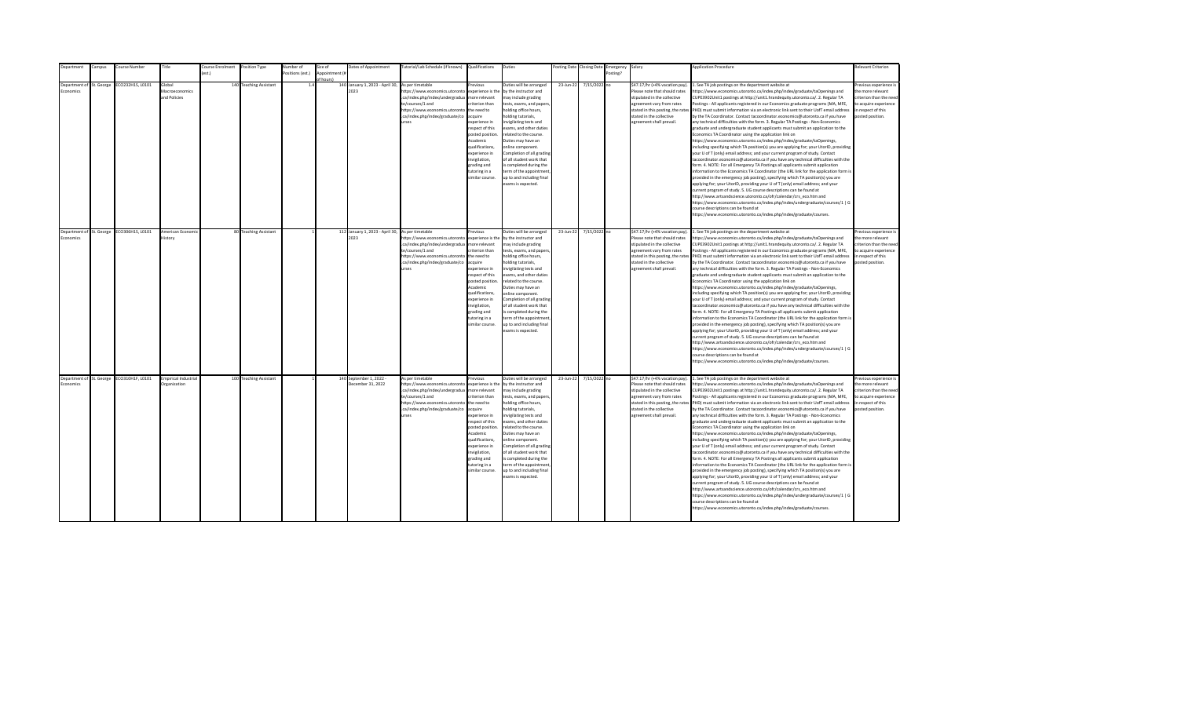| Department | Campus | Course Number | Title | Course Enrolment (est.) | Position Type | Number of Positions (est.) | Size of Appointment (# of hours) | Dates of Appointment | Tutorial/Lab Schedule (if known) | Qualifications | Duties | Posting Date | Closing Date | Emergency Posting? | Salary | Application Procedure | Relevant Criterion |
|---|---|---|---|---|---|---|---|---|---|---|---|---|---|---|---|---|---|
| Department of Economics | St. George | ECO232H1S, L0101 | Global Macroeconomics and Policies | 140 | Teaching Assistant | 1.4 | 140 | January 1, 2023 - April 30, 2023 | As per timetable https://www.economics.utoronto.ca/index.php/index/undergraduate/courses/1 and https://www.economics.utoronto.ca/index.php/index/graduate/courses | Previous experience is the more relevant criterion than the need to acquire experience in respect of this posted position. Academic qualifications, experience in invigilation, grading and tutoring in a similar course. | Duties will be arranged by the instructor and may include grading tests, exams, and papers, holding office hours, holding tutorials, invigilating tests and exams, and other duties related to the course. Duties may have an online component. Completion of all grading of all student work that is completed during the term of the appointment, up to and including final exams is expected. | 23-Jun-22 | 7/15/2022 | no | $47.17/hr (+4% vacation pay). Please note that should rates stipulated in the collective agreement vary from rates stated in this posting, the rates stated in the collective agreement shall prevail. | 1. See TA job postings on the department website at https://www.economics.utoronto.ca/index.php/index/graduate/taOpenings and CUPE3902Unit1 postings at http://unit1.hrandequity.utoronto.ca/. 2. Regular TA Postings - All applicants registered in our Economics graduate programs (MA, MFE, PHD) must submit information via an electronic link sent to their UofT email address by the TA Coordinator. Contact tacoordinator.economics@utoronto.ca if you have any technical difficulties with the form. 3. Regular TA Postings - Non-Economics graduate and undergraduate student applicants must submit an application to the Economics TA Coordinator using the application link on https://www.economics.utoronto.ca/index.php/index/graduate/taOpenings, including specifying which TA position(s) you are applying for; your UtorID, providing your U of T (only) email address; and your current program of study. Contact tacoordinator.economics@utoronto.ca if you have any technical difficulties with the form. 4. NOTE: For all Emergency TA Postings all applicants submit application information to the Economics TA Coordinator (the URL link for the application form is provided in the emergency job posting), specifying which TA position(s) you are applying for; your UtorID, providing your U of T (only) email address; and your current program of study. 5. UG course descriptions can be found at http://www.artsandscience.utoronto.ca/ofr/calendar/crs_eco.htm and https://www.economics.utoronto.ca/index.php/index/undergraduate/courses/1 \| G course descriptions can be found at https://www.economics.utoronto.ca/index.php/index/graduate/courses. | Previous experience is the more relevant criterion than the need to acquire experience in respect of this posted position. |
| Department of Economics | St. George | ECO306H1S, L0101 | American Economic History | 80 | Teaching Assistant | 1 | 112 | January 1, 2023 - April 30, 2023 | As per timetable https://www.economics.utoronto.ca/index.php/index/undergraduate/courses/1 and https://www.economics.utoronto.ca/index.php/index/graduate/courses | Previous experience is the more relevant criterion than the need to acquire experience in respect of this posted position. Academic qualifications, experience in invigilation, grading and tutoring in a similar course. | Duties will be arranged by the instructor and may include grading tests, exams, and papers, holding office hours, holding tutorials, invigilating tests and exams, and other duties related to the course. Duties may have an online component. Completion of all grading of all student work that is completed during the term of the appointment, up to and including final exams is expected. | 23-Jun-22 | 7/15/2022 | no | $47.17/hr (+4% vacation pay). Please note that should rates stipulated in the collective agreement vary from rates stated in this posting, the rates stated in the collective agreement shall prevail. | 1. See TA job postings on the department website at https://www.economics.utoronto.ca/index.php/index/graduate/taOpenings and CUPE3902Unit1 postings at http://unit1.hrandequity.utoronto.ca/. 2. Regular TA Postings - All applicants registered in our Economics graduate programs (MA, MFE, PHD) must submit information via an electronic link sent to their UofT email address by the TA Coordinator. Contact tacoordinator.economics@utoronto.ca if you have any technical difficulties with the form. 3. Regular TA Postings - Non-Economics graduate and undergraduate student applicants must submit an application to the Economics TA Coordinator using the application link on https://www.economics.utoronto.ca/index.php/index/graduate/taOpenings, including specifying which TA position(s) you are applying for; your UtorID, providing your U of T (only) email address; and your current program of study. Contact tacoordinator.economics@utoronto.ca if you have any technical difficulties with the form. 4. NOTE: For all Emergency TA Postings all applicants submit application information to the Economics TA Coordinator (the URL link for the application form is provided in the emergency job posting), specifying which TA position(s) you are applying for; your UtorID, providing your U of T (only) email address; and your current program of study. 5. UG course descriptions can be found at http://www.artsandscience.utoronto.ca/ofr/calendar/crs_eco.htm and https://www.economics.utoronto.ca/index.php/index/undergraduate/courses/1 \| G course descriptions can be found at https://www.economics.utoronto.ca/index.php/index/graduate/courses. | Previous experience is the more relevant criterion than the need to acquire experience in respect of this posted position. |
| Department of Economics | St. George | ECO310H1F, L0101 | Empirical Industrial Organization | 100 | Teaching Assistant | 1 | 140 | September 1, 2022 - December 31, 2022 | As per timetable https://www.economics.utoronto.ca/index.php/index/undergraduate/courses/1 and https://www.economics.utoronto.ca/index.php/index/graduate/courses | Previous experience is the more relevant criterion than the need to acquire experience in respect of this posted position. Academic qualifications, experience in invigilation, grading and tutoring in a similar course. | Duties will be arranged by the instructor and may include grading tests, exams, and papers, holding office hours, holding tutorials, invigilating tests and exams, and other duties related to the course. Duties may have an online component. Completion of all grading of all student work that is completed during the term of the appointment, up to and including final exams is expected. | 23-Jun-22 | 7/15/2022 | no | $47.17/hr (+4% vacation pay). Please note that should rates stipulated in the collective agreement vary from rates stated in this posting, the rates stated in the collective agreement shall prevail. | 1. See TA job postings on the department website at https://www.economics.utoronto.ca/index.php/index/graduate/taOpenings and CUPE3902Unit1 postings at http://unit1.hrandequity.utoronto.ca/. 2. Regular TA Postings - All applicants registered in our Economics graduate programs (MA, MFE, PHD) must submit information via an electronic link sent to their UofT email address by the TA Coordinator. Contact tacoordinator.economics@utoronto.ca if you have any technical difficulties with the form. 3. Regular TA Postings - Non-Economics graduate and undergraduate student applicants must submit an application to the Economics TA Coordinator using the application link on https://www.economics.utoronto.ca/index.php/index/graduate/taOpenings, including specifying which TA position(s) you are applying for; your UtorID, providing your U of T (only) email address; and your current program of study. Contact tacoordinator.economics@utoronto.ca if you have any technical difficulties with the form. 4. NOTE: For all Emergency TA Postings all applicants submit application information to the Economics TA Coordinator (the URL link for the application form is provided in the emergency job posting), specifying which TA position(s) you are applying for; your UtorID, providing your U of T (only) email address; and your current program of study. 5. UG course descriptions can be found at http://www.artsandscience.utoronto.ca/ofr/calendar/crs_eco.htm and https://www.economics.utoronto.ca/index.php/index/undergraduate/courses/1 \| G course descriptions can be found at https://www.economics.utoronto.ca/index.php/index/graduate/courses. | Previous experience is the more relevant criterion than the need to acquire experience in respect of this posted position. |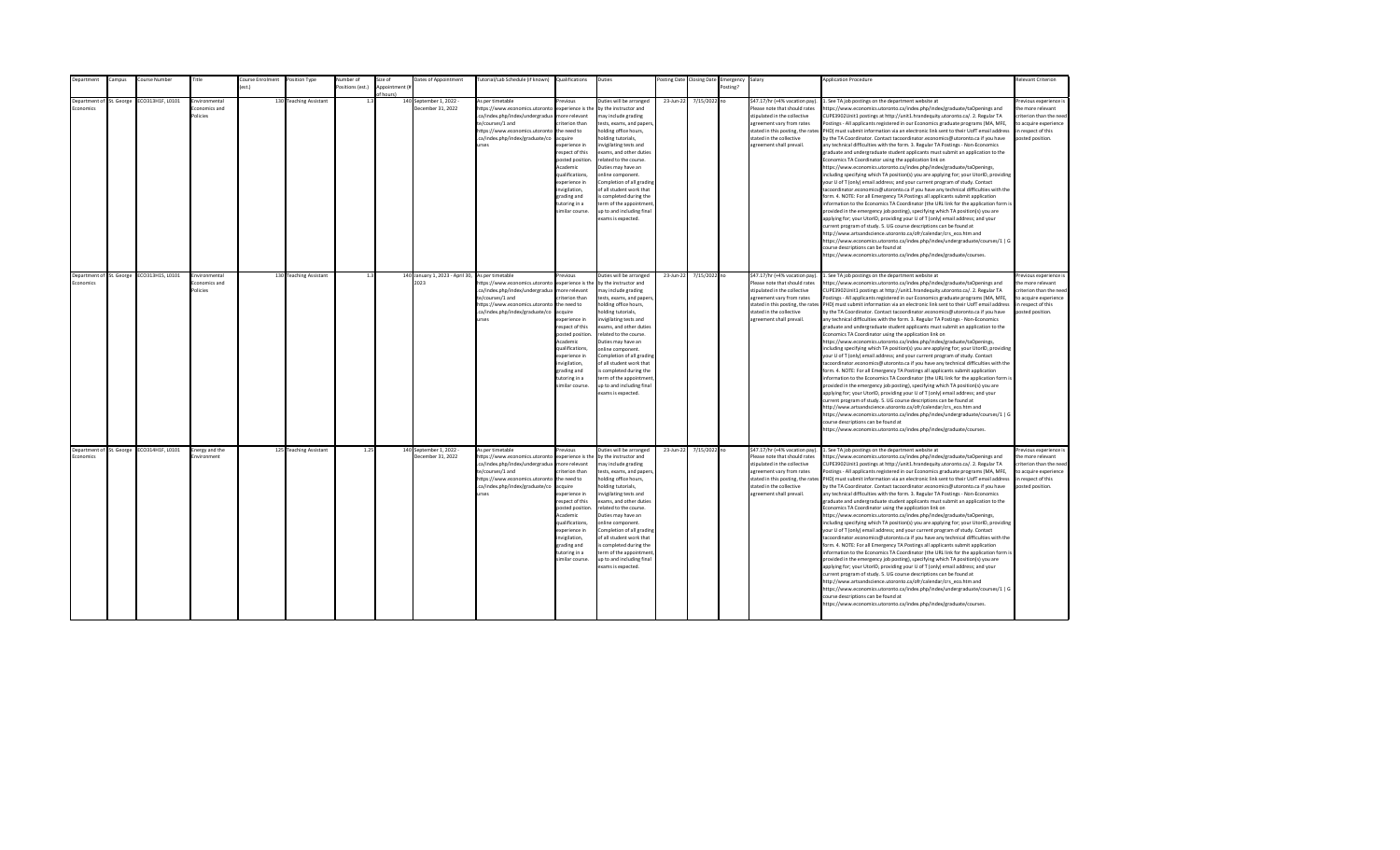| Department | Campus | Course Number | Title | Course Enrolment (est.) | Position Type | Number of Positions (est.) | Size of Appointment (# of hours) | Dates of Appointment | Tutorial/Lab Schedule (if known) | Qualifications | Duties | Posting Date | Closing Date | Emergency Posting? | Salary | Application Procedure | Relevant Criterion |
|---|---|---|---|---|---|---|---|---|---|---|---|---|---|---|---|---|---|
| Department of Economics | St. George | ECO313H1F, L0101 | Environmental Economics and Policies | 130 | Teaching Assistant | 1.3 | 140 | September 1, 2022 - December 31, 2022 | As per timetable https://www.economics.utoronto.ca/index.php/index/undergraduate/courses/1 and https://www.economics.utoronto.ca/index.php/index/graduate/courses | Previous experience is the more relevant criterion than the need to acquire experience in respect of this posted position. Academic qualifications, experience in invigilation, grading and tutoring in a similar course. | Duties will be arranged by the instructor and may include grading tests, exams, and papers, holding office hours, holding tutorials, invigilating tests and exams, and other duties related to the course. Duties may have an online component. Completion of all grading of all student work that is completed during the term of the appointment, up to and including final exams is expected. | 23-Jun-22 | 7/15/2022 | no | $47.17/hr (+4% vacation pay). Please note that should rates stipulated in the collective agreement vary from rates stated in this posting, the rates stated in the collective agreement shall prevail. | 1. See TA job postings on the department website at https://www.economics.utoronto.ca/index.php/index/graduate/taOpenings and CUPE3902Unit1 postings at http://unit1.hrandequity.utoronto.ca/. 2. Regular TA Postings - All applicants registered in our Economics graduate programs (MA, MFE, PHD) must submit information via an electronic link sent to their UofT email address by the TA Coordinator. Contact tacoordinator.economics@utoronto.ca if you have any technical difficulties with the form. 3. Regular TA Postings - Non-Economics graduate and undergraduate student applicants must submit an application to the Economics TA Coordinator using the application link on https://www.economics.utoronto.ca/index.php/index/graduate/taOpenings, including specifying which TA position(s) you are applying for; your UtorID, providing your U of T (only) email address; and your current program of study. Contact tacoordinator.economics@utoronto.ca if you have any technical difficulties with the form. 4. NOTE: For all Emergency TA Postings all applicants submit application information to the Economics TA Coordinator (the URL link for the application form is provided in the emergency job posting), specifying which TA position(s) you are applying for; your UtorID, providing your U of T (only) email address; and your current program of study. 5. UG course descriptions can be found at http://www.artsandscience.utoronto.ca/ofr/calendar/crs_eco.htm and https://www.economics.utoronto.ca/index.php/index/undergraduate/courses/1 \| G course descriptions can be found at https://www.economics.utoronto.ca/index.php/index/graduate/courses. | Previous experience is the more relevant criterion than the need to acquire experience in respect of this posted position. |
| Department of Economics | St. George | ECO313H1S, L0101 | Environmental Economics and Policies | 130 | Teaching Assistant | 1.3 | 140 | January 1, 2023 - April 30, 2023 | As per timetable https://www.economics.utoronto.ca/index.php/index/undergraduate/courses/1 and https://www.economics.utoronto.ca/index.php/index/graduate/courses | Previous experience is the more relevant criterion than the need to acquire experience in respect of this posted position. Academic qualifications, experience in invigilation, grading and tutoring in a similar course. | Duties will be arranged by the instructor and may include grading tests, exams, and papers, holding office hours, holding tutorials, invigilating tests and exams, and other duties related to the course. Duties may have an online component. Completion of all grading of all student work that is completed during the term of the appointment, up to and including final exams is expected. | 23-Jun-22 | 7/15/2022 | no | $47.17/hr (+4% vacation pay). Please note that should rates stipulated in the collective agreement vary from rates stated in this posting, the rates stated in the collective agreement shall prevail. | 1. See TA job postings on the department website at https://www.economics.utoronto.ca/index.php/index/graduate/taOpenings and CUPE3902Unit1 postings at http://unit1.hrandequity.utoronto.ca/. 2. Regular TA Postings - All applicants registered in our Economics graduate programs (MA, MFE, PHD) must submit information via an electronic link sent to their UofT email address by the TA Coordinator. Contact tacoordinator.economics@utoronto.ca if you have any technical difficulties with the form. 3. Regular TA Postings - Non-Economics graduate and undergraduate student applicants must submit an application to the Economics TA Coordinator using the application link on https://www.economics.utoronto.ca/index.php/index/graduate/taOpenings, including specifying which TA position(s) you are applying for; your UtorID, providing your U of T (only) email address; and your current program of study. Contact tacoordinator.economics@utoronto.ca if you have any technical difficulties with the form. 4. NOTE: For all Emergency TA Postings all applicants submit application information to the Economics TA Coordinator (the URL link for the application form is provided in the emergency job posting), specifying which TA position(s) you are applying for; your UtorID, providing your U of T (only) email address; and your current program of study. 5. UG course descriptions can be found at http://www.artsandscience.utoronto.ca/ofr/calendar/crs_eco.htm and https://www.economics.utoronto.ca/index.php/index/undergraduate/courses/1 \| G course descriptions can be found at https://www.economics.utoronto.ca/index.php/index/graduate/courses. | Previous experience is the more relevant criterion than the need to acquire experience in respect of this posted position. |
| Department of Economics | St. George | ECO314H1F, L0101 | Energy and the Environment | 125 | Teaching Assistant | 1.25 | 140 | September 1, 2022 - December 31, 2022 | As per timetable https://www.economics.utoronto.ca/index.php/index/undergraduate/courses/1 and https://www.economics.utoronto.ca/index.php/index/graduate/courses | Previous experience is the more relevant criterion than the need to acquire experience in respect of this posted position. Academic qualifications, experience in invigilation, grading and tutoring in a similar course. | Duties will be arranged by the instructor and may include grading tests, exams, and papers, holding office hours, holding tutorials, invigilating tests and exams, and other duties related to the course. Duties may have an online component. Completion of all grading of all student work that is completed during the term of the appointment, up to and including final exams is expected. | 23-Jun-22 | 7/15/2022 | no | $47.17/hr (+4% vacation pay). Please note that should rates stipulated in the collective agreement vary from rates stated in this posting, the rates stated in the collective agreement shall prevail. | 1. See TA job postings on the department website at https://www.economics.utoronto.ca/index.php/index/graduate/taOpenings and CUPE3902Unit1 postings at http://unit1.hrandequity.utoronto.ca/. 2. Regular TA Postings - All applicants registered in our Economics graduate programs (MA, MFE, PHD) must submit information via an electronic link sent to their UofT email address by the TA Coordinator. Contact tacoordinator.economics@utoronto.ca if you have any technical difficulties with the form. 3. Regular TA Postings - Non-Economics graduate and undergraduate student applicants must submit an application to the Economics TA Coordinator using the application link on https://www.economics.utoronto.ca/index.php/index/graduate/taOpenings, including specifying which TA position(s) you are applying for; your UtorID, providing your U of T (only) email address; and your current program of study. Contact tacoordinator.economics@utoronto.ca if you have any technical difficulties with the form. 4. NOTE: For all Emergency TA Postings all applicants submit application information to the Economics TA Coordinator (the URL link for the application form is provided in the emergency job posting), specifying which TA position(s) you are applying for; your UtorID, providing your U of T (only) email address; and your current program of study. 5. UG course descriptions can be found at http://www.artsandscience.utoronto.ca/ofr/calendar/crs_eco.htm and https://www.economics.utoronto.ca/index.php/index/undergraduate/courses/1 \| G course descriptions can be found at https://www.economics.utoronto.ca/index.php/index/graduate/courses. | Previous experience is the more relevant criterion than the need to acquire experience in respect of this posted position. |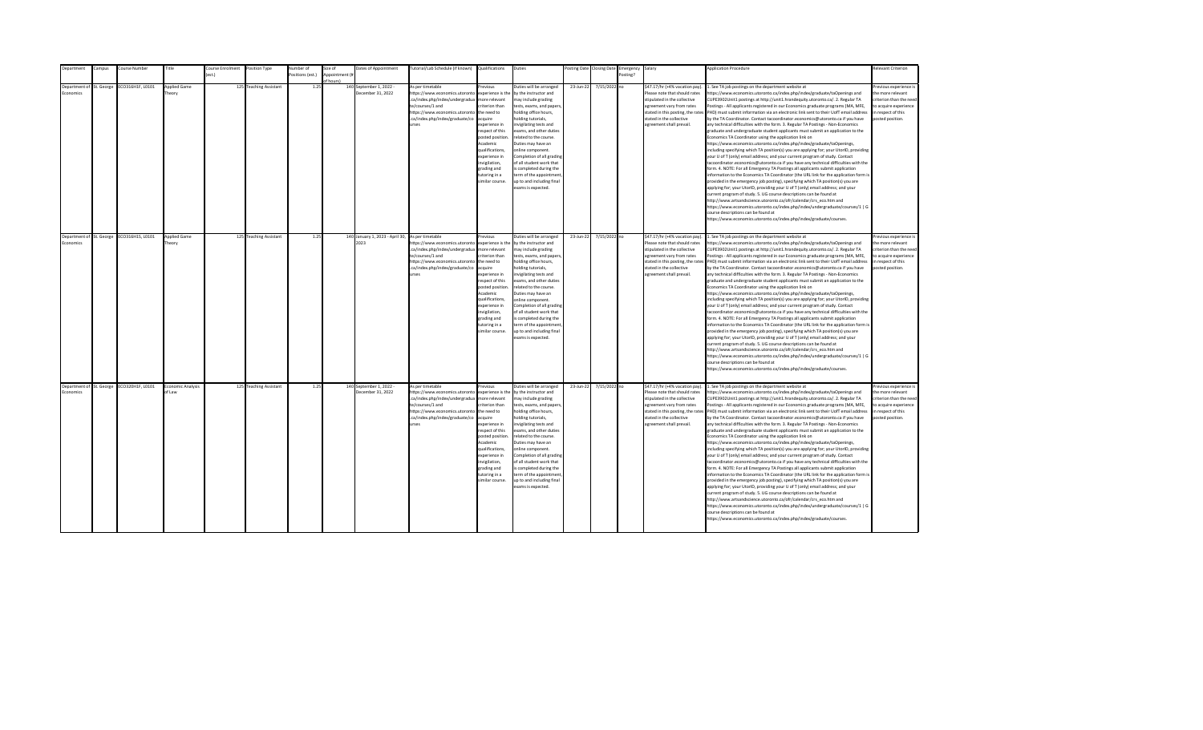| Department | Campus | Course Number | Title | Course Enrolment (est.) | Position Type | Number of Positions (est.) | Size of Appointment (# of hours) | Dates of Appointment | Tutorial/Lab Schedule (if known) | Qualifications | Duties | Posting Date | Closing Date | Emergency Posting? | Salary | Application Procedure | Relevant Criterion |
|---|---|---|---|---|---|---|---|---|---|---|---|---|---|---|---|---|---|
| Department of Economics | St. George | ECO316H1F, L0101 | Applied Game Theory | 125 | Teaching Assistant | 1.25 | 140 | September 1, 2022 - December 31, 2022 | As per timetable https://www.economics.utoronto.ca/index.php/index/undergraduate/courses/1 and https://www.economics.utoronto.ca/index.php/index/graduate/courses | Previous experience is the more relevant criterion than the need to acquire experience in respect of this posted position. Academic qualifications, experience in invigilation, grading and tutoring in a similar course. | Duties will be arranged by the instructor and may include grading tests, exams, and papers, holding office hours, holding tutorials, invigilating tests and exams, and other duties related to the course. Duties may have an online component. Completion of all grading of all student work that is completed during the term of the appointment, up to and including final exams is expected. | 23-Jun-22 | 7/15/2022 | no | $47.17/hr (+4% vacation pay). Please note that should rates stipulated in the collective agreement vary from rates stated in this posting, the rates stated in the collective agreement shall prevail. | 1. See TA job postings on the department website at https://www.economics.utoronto.ca/index.php/index/graduate/taOpenings and CUPE3902Unit1 postings at http://unit1.hrandequity.utoronto.ca/. 2. Regular TA Postings - All applicants registered in our Economics graduate programs (MA, MFE, PHD) must submit information via an electronic link sent to their UofT email address by the TA Coordinator. Contact tacoordinator.economics@utoronto.ca if you have any technical difficulties with the form. 3. Regular TA Postings - Non-Economics graduate and undergraduate student applicants must submit an application to the Economics TA Coordinator using the application link on https://www.economics.utoronto.ca/index.php/index/graduate/taOpenings, including specifying which TA position(s) you are applying for; your UtorID, providing your U of T (only) email address; and your current program of study. Contact tacoordinator.economics@utoronto.ca if you have any technical difficulties with the form. 4. NOTE: For all Emergency TA Postings all applicants submit application information to the Economics TA Coordinator (the URL link for the application form is provided in the emergency job posting), specifying which TA position(s) you are applying for; your UtorID, providing your U of T (only) email address; and your current program of study. 5. UG course descriptions can be found at http://www.artsandscience.utoronto.ca/ofr/calendar/crs_eco.htm and https://www.economics.utoronto.ca/index.php/index/undergraduate/courses/1 \| G course descriptions can be found at https://www.economics.utoronto.ca/index.php/index/graduate/courses. | Previous experience is the more relevant criterion than the need to acquire experience in respect of this posted position. |
| Department of Economics | St. George | ECO316H1S, L0101 | Applied Game Theory | 125 | Teaching Assistant | 1.25 | 140 | January 1, 2023 - April 30, 2023 | As per timetable https://www.economics.utoronto.ca/index.php/index/undergraduate/courses/1 and https://www.economics.utoronto.ca/index.php/index/graduate/courses | Previous experience is the more relevant criterion than the need to acquire experience in respect of this posted position. Academic qualifications, experience in invigilation, grading and tutoring in a similar course. | Duties will be arranged by the instructor and may include grading tests, exams, and papers, holding office hours, holding tutorials, invigilating tests and exams, and other duties related to the course. Duties may have an online component. Completion of all grading of all student work that is completed during the term of the appointment, up to and including final exams is expected. | 23-Jun-22 | 7/15/2022 | no | $47.17/hr (+4% vacation pay). Please note that should rates stipulated in the collective agreement vary from rates stated in this posting, the rates stated in the collective agreement shall prevail. | 1. See TA job postings on the department website at https://www.economics.utoronto.ca/index.php/index/graduate/taOpenings and CUPE3902Unit1 postings at http://unit1.hrandequity.utoronto.ca/. 2. Regular TA Postings - All applicants registered in our Economics graduate programs (MA, MFE, PHD) must submit information via an electronic link sent to their UofT email address by the TA Coordinator. Contact tacoordinator.economics@utoronto.ca if you have any technical difficulties with the form. 3. Regular TA Postings - Non-Economics graduate and undergraduate student applicants must submit an application to the Economics TA Coordinator using the application link on https://www.economics.utoronto.ca/index.php/index/graduate/taOpenings, including specifying which TA position(s) you are applying for; your UtorID, providing your U of T (only) email address; and your current program of study. Contact tacoordinator.economics@utoronto.ca if you have any technical difficulties with the form. 4. NOTE: For all Emergency TA Postings all applicants submit application information to the Economics TA Coordinator (the URL link for the application form is provided in the emergency job posting), specifying which TA position(s) you are applying for; your UtorID, providing your U of T (only) email address; and your current program of study. 5. UG course descriptions can be found at http://www.artsandscience.utoronto.ca/ofr/calendar/crs_eco.htm and https://www.economics.utoronto.ca/index.php/index/undergraduate/courses/1 \| G course descriptions can be found at https://www.economics.utoronto.ca/index.php/index/graduate/courses. | Previous experience is the more relevant criterion than the need to acquire experience in respect of this posted position. |
| Department of Economics | St. George | ECO320H1F, L0101 | Economic Analysis of Law | 125 | Teaching Assistant | 1.25 | 140 | September 1, 2022 - December 31, 2022 | As per timetable https://www.economics.utoronto.ca/index.php/index/undergraduate/courses/1 and https://www.economics.utoronto.ca/index.php/index/graduate/courses | Previous experience is the more relevant criterion than the need to acquire experience in respect of this posted position. Academic qualifications, experience in invigilation, grading and tutoring in a similar course. | Duties will be arranged by the instructor and may include grading tests, exams, and papers, holding office hours, holding tutorials, invigilating tests and exams, and other duties related to the course. Duties may have an online component. Completion of all grading of all student work that is completed during the term of the appointment, up to and including final exams is expected. | 23-Jun-22 | 7/15/2022 | no | $47.17/hr (+4% vacation pay). Please note that should rates stipulated in the collective agreement vary from rates stated in this posting, the rates stated in the collective agreement shall prevail. | 1. See TA job postings on the department website at https://www.economics.utoronto.ca/index.php/index/graduate/taOpenings and CUPE3902Unit1 postings at http://unit1.hrandequity.utoronto.ca/. 2. Regular TA Postings - All applicants registered in our Economics graduate programs (MA, MFE, PHD) must submit information via an electronic link sent to their UofT email address by the TA Coordinator. Contact tacoordinator.economics@utoronto.ca if you have any technical difficulties with the form. 3. Regular TA Postings - Non-Economics graduate and undergraduate student applicants must submit an application to the Economics TA Coordinator using the application link on https://www.economics.utoronto.ca/index.php/index/graduate/taOpenings, including specifying which TA position(s) you are applying for; your UtorID, providing your U of T (only) email address; and your current program of study. Contact tacoordinator.economics@utoronto.ca if you have any technical difficulties with the form. 4. NOTE: For all Emergency TA Postings all applicants submit application information to the Economics TA Coordinator (the URL link for the application form is provided in the emergency job posting), specifying which TA position(s) you are applying for; your UtorID, providing your U of T (only) email address; and your current program of study. 5. UG course descriptions can be found at http://www.artsandscience.utoronto.ca/ofr/calendar/crs_eco.htm and https://www.economics.utoronto.ca/index.php/index/undergraduate/courses/1 \| G course descriptions can be found at https://www.economics.utoronto.ca/index.php/index/graduate/courses. | Previous experience is the more relevant criterion than the need to acquire experience in respect of this posted position. |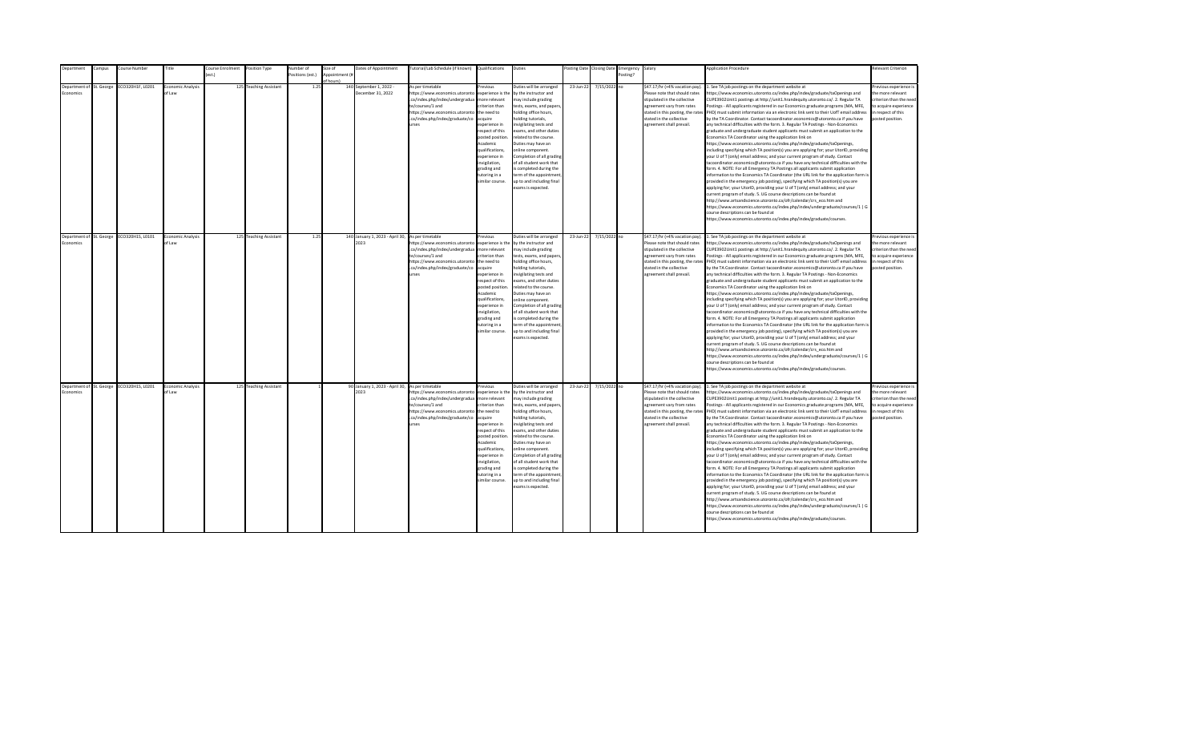| Department | Campus | Course Number | Title | Course Enrolment (est.) | Position Type | Number of Positions (est.) | Size of Appointment (# of hours) | Dates of Appointment | Tutorial/Lab Schedule (if known) | Qualifications | Duties | Posting Date | Closing Date | Emergency Posting? | Salary | Application Procedure | Relevant Criterion |
|---|---|---|---|---|---|---|---|---|---|---|---|---|---|---|---|---|---|
| Department of Economics | St. George | ECO320H1F, L0201 | Economic Analysis of Law | 125 | Teaching Assistant | 1.25 | 140 | September 1, 2022 - December 31, 2022 | As per timetable https://www.economics.utoronto.ca/index.php/index/undergraduate/courses/1 and https://www.economics.utoronto.ca/index.php/index/graduate/courses | Previous experience is the more relevant criterion than the need to acquire experience in respect of this posted position. Academic qualifications, experience in invigilation, grading and tutoring in a similar course. | Duties will be arranged by the instructor and may include grading tests, exams, and papers, holding office hours, holding tutorials, invigilating tests and exams, and other duties related to the course. Duties may have an online component. Completion of all grading of all student work that is completed during the term of the appointment, up to and including final exams is expected. | 23-Jun-22 | 7/15/2022 | no | $47.17/hr (+4% vacation pay). Please note that should rates stipulated in the collective agreement vary from rates stated in this posting, the rates stated in the collective agreement shall prevail. | 1. See TA job postings on the department website at https://www.economics.utoronto.ca/index.php/index/graduate/taOpenings and CUPE3902Unit1 postings at http://unit1.hrandequity.utoronto.ca/. 2. Regular TA Postings - All applicants registered in our Economics graduate programs (MA, MFE, PHD) must submit information via an electronic link sent to their UofT email address by the TA Coordinator. Contact tacoordinator.economics@utoronto.ca if you have any technical difficulties with the form. 3. Regular TA Postings - Non-Economics graduate and undergraduate student applicants must submit an application to the Economics TA Coordinator using the application link on https://www.economics.utoronto.ca/index.php/index/graduate/taOpenings, including specifying which TA position(s) you are applying for; your UtorID, providing your U of T (only) email address; and your current program of study. Contact tacoordinator.economics@utoronto.ca if you have any technical difficulties with the form. 4. NOTE: For all Emergency TA Postings all applicants submit application information to the Economics TA Coordinator (the URL link for the application form is provided in the emergency job posting), specifying which TA position(s) you are applying for; your UtorID, providing your U of T (only) email address; and your current program of study. 5. UG course descriptions can be found at http://www.artsandscience.utoronto.ca/ofr/calendar/crs_eco.htm and https://www.economics.utoronto.ca/index.php/index/undergraduate/courses/1 \| G course descriptions can be found at https://www.economics.utoronto.ca/index.php/index/graduate/courses. | Previous experience is the more relevant criterion than the need to acquire experience in respect of this posted position. |
| Department of Economics | St. George | ECO320H1S, L0101 | Economic Analysis of Law | 125 | Teaching Assistant | 1.25 | 140 | January 1, 2023 - April 30, 2023 | As per timetable https://www.economics.utoronto.ca/index.php/index/undergraduate/courses/1 and https://www.economics.utoronto.ca/index.php/index/graduate/courses | Previous experience is the more relevant criterion than the need to acquire experience in respect of this posted position. Academic qualifications, experience in invigilation, grading and tutoring in a similar course. | Duties will be arranged by the instructor and may include grading tests, exams, and papers, holding office hours, holding tutorials, invigilating tests and exams, and other duties related to the course. Duties may have an online component. Completion of all grading of all student work that is completed during the term of the appointment, up to and including final exams is expected. | 23-Jun-22 | 7/15/2022 | no | $47.17/hr (+4% vacation pay). Please note that should rates stipulated in the collective agreement vary from rates stated in this posting, the rates stated in the collective agreement shall prevail. | 1. See TA job postings on the department website at https://www.economics.utoronto.ca/index.php/index/graduate/taOpenings and CUPE3902Unit1 postings at http://unit1.hrandequity.utoronto.ca/. 2. Regular TA Postings - All applicants registered in our Economics graduate programs (MA, MFE, PHD) must submit information via an electronic link sent to their UofT email address by the TA Coordinator. Contact tacoordinator.economics@utoronto.ca if you have any technical difficulties with the form. 3. Regular TA Postings - Non-Economics graduate and undergraduate student applicants must submit an application to the Economics TA Coordinator using the application link on https://www.economics.utoronto.ca/index.php/index/graduate/taOpenings, including specifying which TA position(s) you are applying for; your UtorID, providing your U of T (only) email address; and your current program of study. Contact tacoordinator.economics@utoronto.ca if you have any technical difficulties with the form. 4. NOTE: For all Emergency TA Postings all applicants submit application information to the Economics TA Coordinator (the URL link for the application form is provided in the emergency job posting), specifying which TA position(s) you are applying for; your UtorID, providing your U of T (only) email address; and your current program of study. 5. UG course descriptions can be found at http://www.artsandscience.utoronto.ca/ofr/calendar/crs_eco.htm and https://www.economics.utoronto.ca/index.php/index/undergraduate/courses/1 \| G course descriptions can be found at https://www.economics.utoronto.ca/index.php/index/graduate/courses. | Previous experience is the more relevant criterion than the need to acquire experience in respect of this posted position. |
| Department of Economics | St. George | ECO320H1S, L0201 | Economic Analysis of Law | 125 | Teaching Assistant | 1 | 90 | January 1, 2023 - April 30, 2023 | As per timetable https://www.economics.utoronto.ca/index.php/index/undergraduate/courses/1 and https://www.economics.utoronto.ca/index.php/index/graduate/courses | Previous experience is the more relevant criterion than the need to acquire experience in respect of this posted position. Academic qualifications, experience in invigilation, grading and tutoring in a similar course. | Duties will be arranged by the instructor and may include grading tests, exams, and papers, holding office hours, holding tutorials, invigilating tests and exams, and other duties related to the course. Duties may have an online component. Completion of all grading of all student work that is completed during the term of the appointment, up to and including final exams is expected. | 23-Jun-22 | 7/15/2022 | no | $47.17/hr (+4% vacation pay). Please note that should rates stipulated in the collective agreement vary from rates stated in this posting, the rates stated in the collective agreement shall prevail. | 1. See TA job postings on the department website at https://www.economics.utoronto.ca/index.php/index/graduate/taOpenings and CUPE3902Unit1 postings at http://unit1.hrandequity.utoronto.ca/. 2. Regular TA Postings - All applicants registered in our Economics graduate programs (MA, MFE, PHD) must submit information via an electronic link sent to their UofT email address by the TA Coordinator. Contact tacoordinator.economics@utoronto.ca if you have any technical difficulties with the form. 3. Regular TA Postings - Non-Economics graduate and undergraduate student applicants must submit an application to the Economics TA Coordinator using the application link on https://www.economics.utoronto.ca/index.php/index/graduate/taOpenings, including specifying which TA position(s) you are applying for; your UtorID, providing your U of T (only) email address; and your current program of study. Contact tacoordinator.economics@utoronto.ca if you have any technical difficulties with the form. 4. NOTE: For all Emergency TA Postings all applicants submit application information to the Economics TA Coordinator (the URL link for the application form is provided in the emergency job posting), specifying which TA position(s) you are applying for; your UtorID, providing your U of T (only) email address; and your current program of study. 5. UG course descriptions can be found at http://www.artsandscience.utoronto.ca/ofr/calendar/crs_eco.htm and https://www.economics.utoronto.ca/index.php/index/undergraduate/courses/1 \| G course descriptions can be found at https://www.economics.utoronto.ca/index.php/index/graduate/courses. | Previous experience is the more relevant criterion than the need to acquire experience in respect of this posted position. |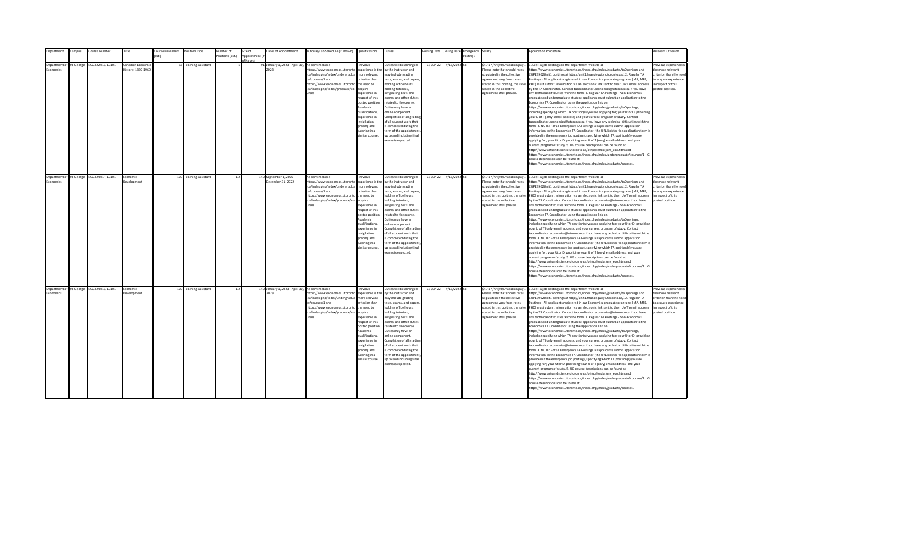| Department | Campus | Course Number | Title | Course Enrolment (est.) | Position Type | Number of Positions (est.) | Size of Appointment (# of hours) | Dates of Appointment | Tutorial/Lab Schedule (if known) | Qualifications | Duties | Posting Date | Closing Date | Emergency Posting? | Salary | Application Procedure | Relevant Criterion |
|---|---|---|---|---|---|---|---|---|---|---|---|---|---|---|---|---|---|
| Department of Economics | St. George | ECO322H1S, L0101 | Canadian Economic History, 1850-1960 | 65 | Teaching Assistant | 1 | 91 | January 1, 2023 - April 30, 2023 | As per timetable https://www.economics.utoronto.ca/index.php/index/undergraduate/courses/1 and https://www.economics.utoronto.ca/index.php/index/graduate/courses | Previous experience is the more relevant criterion than the need to acquire experience in respect of this posted position. Academic qualifications, experience in invigilation, grading and tutoring in a similar course. | Duties will be arranged by the instructor and may include grading tests, exams, and papers, holding office hours, holding tutorials, invigilating tests and exams, and other duties related to the course. Duties may have an online component. Completion of all grading of all student work that is completed during the term of the appointment, up to and including final exams is expected. | 23-Jun-22 | 7/15/2022 | no | $47.17/hr (+4% vacation pay). Please note that should rates stipulated in the collective agreement vary from rates stated in this posting, the rates stated in the collective agreement shall prevail. | 1. See TA job postings on the department website at https://www.economics.utoronto.ca/index.php/index/graduate/taOpenings and CUPE3902Unit1 postings at http://unit1.hrandequity.utoronto.ca/. 2. Regular TA Postings - All applicants registered in our Economics graduate programs (MA, MFE, PHD) must submit information via an electronic link sent to their UofT email address by the TA Coordinator. Contact tacoordinator.economics@utoronto.ca if you have any technical difficulties with the form. 3. Regular TA Postings - Non-Economics graduate and undergraduate student applicants must submit an application to the Economics TA Coordinator using the application link on https://www.economics.utoronto.ca/index.php/index/graduate/taOpenings, including specifying which TA position(s) you are applying for; your UtorID, providing your U of T (only) email address; and your current program of study. Contact tacoordinator.economics@utoronto.ca if you have any technical difficulties with the form. 4. NOTE: For all Emergency TA Postings all applicants submit application information to the Economics TA Coordinator (the URL link for the application form is provided in the emergency job posting), specifying which TA position(s) you are applying for; your UtorID, providing your U of T (only) email address; and your current program of study. 5. UG course descriptions can be found at http://www.artsandscience.utoronto.ca/ofr/calendar/crs_eco.htm and https://www.economics.utoronto.ca/index.php/index/undergraduate/courses/1 \| G course descriptions can be found at https://www.economics.utoronto.ca/index.php/index/graduate/courses. | Previous experience is the more relevant criterion than the need to acquire experience in respect of this posted position. |
| Department of Economics | St. George | ECO324H1F, L0101 | Economic Development | 120 | Teaching Assistant | 1.2 | 140 | September 1, 2022 - December 31, 2022 | As per timetable https://www.economics.utoronto.ca/index.php/index/undergraduate/courses/1 and https://www.economics.utoronto.ca/index.php/index/graduate/courses | Previous experience is the more relevant criterion than the need to acquire experience in respect of this posted position. Academic qualifications, experience in invigilation, grading and tutoring in a similar course. | Duties will be arranged by the instructor and may include grading tests, exams, and papers, holding office hours, holding tutorials, invigilating tests and exams, and other duties related to the course. Duties may have an online component. Completion of all grading of all student work that is completed during the term of the appointment, up to and including final exams is expected. | 23-Jun-22 | 7/15/2022 | no | $47.17/hr (+4% vacation pay). Please note that should rates stipulated in the collective agreement vary from rates stated in this posting, the rates stated in the collective agreement shall prevail. | 1. See TA job postings on the department website at https://www.economics.utoronto.ca/index.php/index/graduate/taOpenings and CUPE3902Unit1 postings at http://unit1.hrandequity.utoronto.ca/. 2. Regular TA Postings - All applicants registered in our Economics graduate programs (MA, MFE, PHD) must submit information via an electronic link sent to their UofT email address by the TA Coordinator. Contact tacoordinator.economics@utoronto.ca if you have any technical difficulties with the form. 3. Regular TA Postings - Non-Economics graduate and undergraduate student applicants must submit an application to the Economics TA Coordinator using the application link on https://www.economics.utoronto.ca/index.php/index/graduate/taOpenings, including specifying which TA position(s) you are applying for; your UtorID, providing your U of T (only) email address; and your current program of study. Contact tacoordinator.economics@utoronto.ca if you have any technical difficulties with the form. 4. NOTE: For all Emergency TA Postings all applicants submit application information to the Economics TA Coordinator (the URL link for the application form is provided in the emergency job posting), specifying which TA position(s) you are applying for; your UtorID, providing your U of T (only) email address; and your current program of study. 5. UG course descriptions can be found at http://www.artsandscience.utoronto.ca/ofr/calendar/crs_eco.htm and https://www.economics.utoronto.ca/index.php/index/undergraduate/courses/1 \| G course descriptions can be found at https://www.economics.utoronto.ca/index.php/index/graduate/courses. | Previous experience is the more relevant criterion than the need to acquire experience in respect of this posted position. |
| Department of Economics | St. George | ECO324H1S, L0101 | Economic Development | 120 | Teaching Assistant | 1.2 | 140 | January 1, 2023 - April 30, 2023 | As per timetable https://www.economics.utoronto.ca/index.php/index/undergraduate/courses/1 and https://www.economics.utoronto.ca/index.php/index/graduate/courses | Previous experience is the more relevant criterion than the need to acquire experience in respect of this posted position. Academic qualifications, experience in invigilation, grading and tutoring in a similar course. | Duties will be arranged by the instructor and may include grading tests, exams, and papers, holding office hours, holding tutorials, invigilating tests and exams, and other duties related to the course. Duties may have an online component. Completion of all grading of all student work that is completed during the term of the appointment, up to and including final exams is expected. | 23-Jun-22 | 7/15/2022 | no | $47.17/hr (+4% vacation pay). Please note that should rates stipulated in the collective agreement vary from rates stated in this posting, the rates stated in the collective agreement shall prevail. | 1. See TA job postings on the department website at https://www.economics.utoronto.ca/index.php/index/graduate/taOpenings and CUPE3902Unit1 postings at http://unit1.hrandequity.utoronto.ca/. 2. Regular TA Postings - All applicants registered in our Economics graduate programs (MA, MFE, PHD) must submit information via an electronic link sent to their UofT email address by the TA Coordinator. Contact tacoordinator.economics@utoronto.ca if you have any technical difficulties with the form. 3. Regular TA Postings - Non-Economics graduate and undergraduate student applicants must submit an application to the Economics TA Coordinator using the application link on https://www.economics.utoronto.ca/index.php/index/graduate/taOpenings, including specifying which TA position(s) you are applying for; your UtorID, providing your U of T (only) email address; and your current program of study. Contact tacoordinator.economics@utoronto.ca if you have any technical difficulties with the form. 4. NOTE: For all Emergency TA Postings all applicants submit application information to the Economics TA Coordinator (the URL link for the application form is provided in the emergency job posting), specifying which TA position(s) you are applying for; your UtorID, providing your U of T (only) email address; and your current program of study. 5. UG course descriptions can be found at http://www.artsandscience.utoronto.ca/ofr/calendar/crs_eco.htm and https://www.economics.utoronto.ca/index.php/index/undergraduate/courses/1 \| G course descriptions can be found at https://www.economics.utoronto.ca/index.php/index/graduate/courses. | Previous experience is the more relevant criterion than the need to acquire experience in respect of this posted position. |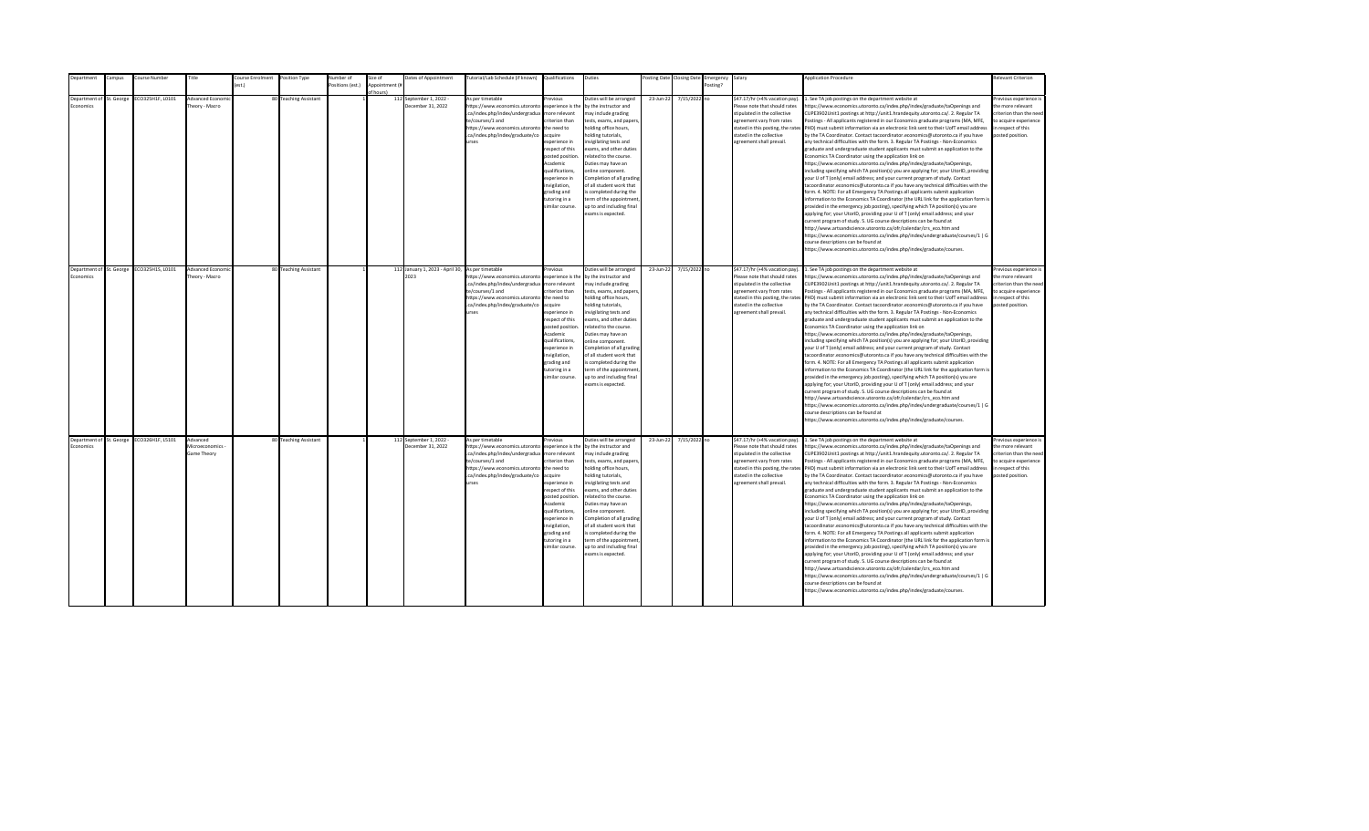| Department | Campus | Course Number | Title | Course Enrolment (est.) | Position Type | Number of Positions (est.) | Size of Appointment (# of hours) | Dates of Appointment | Tutorial/Lab Schedule (if known) | Qualifications | Duties | Posting Date | Closing Date | Emergency Posting? | Salary | Application Procedure | Relevant Criterion |
|---|---|---|---|---|---|---|---|---|---|---|---|---|---|---|---|---|---|
| Department of Economics | St. George | ECO325H1F, L0101 | Advanced Economic Theory - Macro | 80 | Teaching Assistant | 1 | 112 | September 1, 2022 - December 31, 2022 | As per timetable https://www.economics.utoronto.ca/index.php/index/undergraduate/courses/1 and https://www.economics.utoronto.ca/index.php/index/graduate/courses | Previous experience is the more relevant criterion than the need to acquire experience in respect of this posted position. Academic qualifications, experience in invigilation, grading and tutoring in a similar course. | Duties will be arranged by the instructor and may include grading tests, exams, and papers, holding office hours, holding tutorials, invigilating tests and exams, and other duties related to the course. Duties may have an online component. Completion of all grading of all student work that is completed during the term of the appointment, up to and including final exams is expected. | 23-Jun-22 | 7/15/2022 | no | $47.17/hr (+4% vacation pay). Please note that should rates stipulated in the collective agreement vary from rates stated in this posting, the rates stated in the collective agreement shall prevail. | 1. See TA job postings on the department website at https://www.economics.utoronto.ca/index.php/index/graduate/taOpenings and CUPE3902Unit1 postings at http://unit1.hrandequity.utoronto.ca/. 2. Regular TA Postings - All applicants registered in our Economics graduate programs (MA, MFE, PHD) must submit information via an electronic link sent to their UofT email address by the TA Coordinator. Contact tacoordinator.economics@utoronto.ca if you have any technical difficulties with the form. 3. Regular TA Postings - Non-Economics graduate and undergraduate student applicants must submit an application to the Economics TA Coordinator using the application link on https://www.economics.utoronto.ca/index.php/index/graduate/taOpenings, including specifying which TA position(s) you are applying for; your UtorID, providing your U of T (only) email address; and your current program of study. Contact tacoordinator.economics@utoronto.ca if you have any technical difficulties with the form. 4. NOTE: For all Emergency TA Postings all applicants submit application information to the Economics TA Coordinator (the URL link for the application form is provided in the emergency job posting), specifying which TA position(s) you are applying for; your UtorID, providing your U of T (only) email address; and your current program of study. 5. UG course descriptions can be found at http://www.artsandscience.utoronto.ca/ofr/calendar/crs_eco.htm and https://www.economics.utoronto.ca/index.php/index/undergraduate/courses/1 \| G course descriptions can be found at https://www.economics.utoronto.ca/index.php/index/graduate/courses. | Previous experience is the more relevant criterion than the need to acquire experience in respect of this posted position. |
| Department of Economics | St. George | ECO325H1S, L0101 | Advanced Economic Theory - Macro | 80 | Teaching Assistant | 1 | 112 | January 1, 2023 - April 30, 2023 | As per timetable https://www.economics.utoronto.ca/index.php/index/undergraduate/courses/1 and https://www.economics.utoronto.ca/index.php/index/graduate/courses | Previous experience is the more relevant criterion than the need to acquire experience in respect of this posted position. Academic qualifications, experience in invigilation, grading and tutoring in a similar course. | Duties will be arranged by the instructor and may include grading tests, exams, and papers, holding office hours, holding tutorials, invigilating tests and exams, and other duties related to the course. Duties may have an online component. Completion of all grading of all student work that is completed during the term of the appointment, up to and including final exams is expected. | 23-Jun-22 | 7/15/2022 | no | $47.17/hr (+4% vacation pay). Please note that should rates stipulated in the collective agreement vary from rates stated in this posting, the rates stated in the collective agreement shall prevail. | 1. See TA job postings on the department website at https://www.economics.utoronto.ca/index.php/index/graduate/taOpenings and CUPE3902Unit1 postings at http://unit1.hrandequity.utoronto.ca/. 2. Regular TA Postings - All applicants registered in our Economics graduate programs (MA, MFE, PHD) must submit information via an electronic link sent to their UofT email address by the TA Coordinator. Contact tacoordinator.economics@utoronto.ca if you have any technical difficulties with the form. 3. Regular TA Postings - Non-Economics graduate and undergraduate student applicants must submit an application to the Economics TA Coordinator using the application link on https://www.economics.utoronto.ca/index.php/index/graduate/taOpenings, including specifying which TA position(s) you are applying for; your UtorID, providing your U of T (only) email address; and your current program of study. Contact tacoordinator.economics@utoronto.ca if you have any technical difficulties with the form. 4. NOTE: For all Emergency TA Postings all applicants submit application information to the Economics TA Coordinator (the URL link for the application form is provided in the emergency job posting), specifying which TA position(s) you are applying for; your UtorID, providing your U of T (only) email address; and your current program of study. 5. UG course descriptions can be found at http://www.artsandscience.utoronto.ca/ofr/calendar/crs_eco.htm and https://www.economics.utoronto.ca/index.php/index/undergraduate/courses/1 \| G course descriptions can be found at https://www.economics.utoronto.ca/index.php/index/graduate/courses. | Previous experience is the more relevant criterion than the need to acquire experience in respect of this posted position. |
| Department of Economics | St. George | ECO326H1F, L5101 | Advanced Microeconomics - Game Theory | 80 | Teaching Assistant | 1 | 112 | September 1, 2022 - December 31, 2022 | As per timetable https://www.economics.utoronto.ca/index.php/index/undergraduate/courses/1 and https://www.economics.utoronto.ca/index.php/index/graduate/courses | Previous experience is the more relevant criterion than the need to acquire experience in respect of this posted position. Academic qualifications, experience in invigilation, grading and tutoring in a similar course. | Duties will be arranged by the instructor and may include grading tests, exams, and papers, holding office hours, holding tutorials, invigilating tests and exams, and other duties related to the course. Duties may have an online component. Completion of all grading of all student work that is completed during the term of the appointment, up to and including final exams is expected. | 23-Jun-22 | 7/15/2022 | no | $47.17/hr (+4% vacation pay). Please note that should rates stipulated in the collective agreement vary from rates stated in this posting, the rates stated in the collective agreement shall prevail. | 1. See TA job postings on the department website at https://www.economics.utoronto.ca/index.php/index/graduate/taOpenings and CUPE3902Unit1 postings at http://unit1.hrandequity.utoronto.ca/. 2. Regular TA Postings - All applicants registered in our Economics graduate programs (MA, MFE, PHD) must submit information via an electronic link sent to their UofT email address by the TA Coordinator. Contact tacoordinator.economics@utoronto.ca if you have any technical difficulties with the form. 3. Regular TA Postings - Non-Economics graduate and undergraduate student applicants must submit an application to the Economics TA Coordinator using the application link on https://www.economics.utoronto.ca/index.php/index/graduate/taOpenings, including specifying which TA position(s) you are applying for; your UtorID, providing your U of T (only) email address; and your current program of study. Contact tacoordinator.economics@utoronto.ca if you have any technical difficulties with the form. 4. NOTE: For all Emergency TA Postings all applicants submit application information to the Economics TA Coordinator (the URL link for the application form is provided in the emergency job posting), specifying which TA position(s) you are applying for; your UtorID, providing your U of T (only) email address; and your current program of study. 5. UG course descriptions can be found at http://www.artsandscience.utoronto.ca/ofr/calendar/crs_eco.htm and https://www.economics.utoronto.ca/index.php/index/undergraduate/courses/1 \| G course descriptions can be found at https://www.economics.utoronto.ca/index.php/index/graduate/courses. | Previous experience is the more relevant criterion than the need to acquire experience in respect of this posted position. |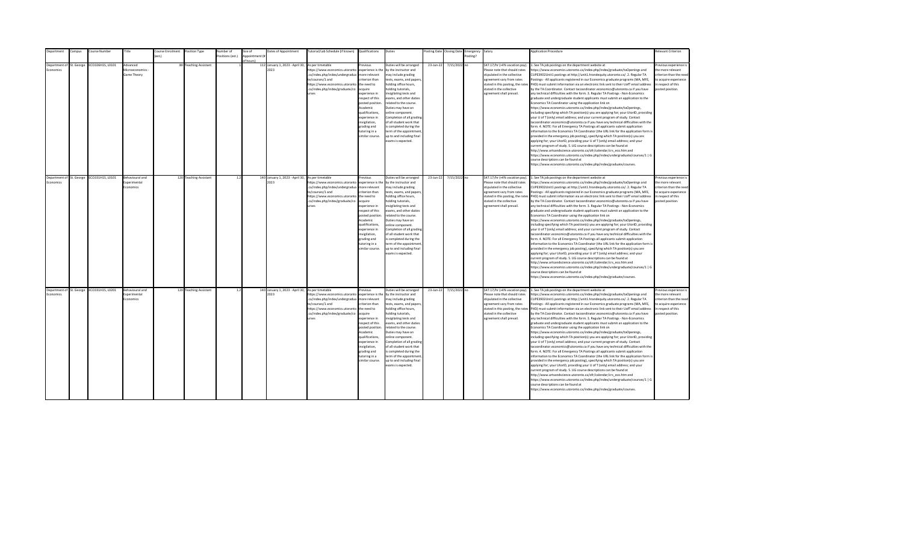| Department | Campus | Course Number | Title | Course Enrolment (est.) | Position Type | Number of Positions (est.) | Size of Appointment (# of hours) | Dates of Appointment | Tutorial/Lab Schedule (if known) | Qualifications | Duties | Posting Date | Closing Date | Emergency Posting? | Salary | Application Procedure | Relevant Criterion |
|---|---|---|---|---|---|---|---|---|---|---|---|---|---|---|---|---|---|
| Department of Economics | St. George | ECO326H1S, L0101 | Advanced Microeconomics - Game Theory | 80 | Teaching Assistant | 1 | 112 | January 1, 2023 - April 30, 2023 | As per timetable https://www.economics.utoronto.ca/index.php/index/undergraduate/courses/1 and https://www.economics.utoronto.ca/index.php/index/graduate/courses | Previous experience is the more relevant criterion than the need to acquire experience in respect of this posted position. Academic qualifications, experience in invigilation, grading and tutoring in a similar course. | Duties will be arranged by the instructor and may include grading tests, exams, and papers, holding office hours, holding tutorials, invigilating tests and exams, and other duties related to the course. Duties may have an online component. Completion of all grading of all student work that is completed during the term of the appointment, up to and including final exams is expected. | 23-Jun-22 | 7/15/2022 | no | $47.17/hr (+4% vacation pay). Please note that should rates stipulated in the collective agreement vary from rates stated in this posting, the rates stated in the collective agreement shall prevail. | 1. See TA job postings on the department website at https://www.economics.utoronto.ca/index.php/index/graduate/taOpenings and CUPE3902Unit1 postings at http://unit1.hrandequity.utoronto.ca/. 2. Regular TA Postings - All applicants registered in our Economics graduate programs (MA, MFE, PHD) must submit information via an electronic link sent to their UofT email address by the TA Coordinator. Contact tacoordinator.economics@utoronto.ca if you have any technical difficulties with the form. 3. Regular TA Postings - Non-Economics graduate and undergraduate student applicants must submit an application to the Economics TA Coordinator using the application link on https://www.economics.utoronto.ca/index.php/index/graduate/taOpenings, including specifying which TA position(s) you are applying for; your UtorID, providing your U of T (only) email address; and your current program of study. Contact tacoordinator.economics@utoronto.ca if you have any technical difficulties with the form. 4. NOTE: For all Emergency TA Postings all applicants submit application information to the Economics TA Coordinator (the URL link for the application form is provided in the emergency job posting), specifying which TA position(s) you are applying for; your UtorID, providing your U of T (only) email address; and your current program of study. 5. UG course descriptions can be found at http://www.artsandscience.utoronto.ca/ofr/calendar/crs_eco.htm and https://www.economics.utoronto.ca/index.php/index/undergraduate/courses/1 \| G course descriptions can be found at https://www.economics.utoronto.ca/index.php/index/graduate/courses. | Previous experience is the more relevant criterion than the need to acquire experience in respect of this posted position. |
| Department of Economics | St. George | ECO331H1S, L0101 | Behavioural and Experimental Economics | 120 | Teaching Assistant | 1.2 | 140 | January 1, 2023 - April 30, 2023 | As per timetable https://www.economics.utoronto.ca/index.php/index/undergraduate/courses/1 and https://www.economics.utoronto.ca/index.php/index/graduate/courses | Previous experience is the more relevant criterion than the need to acquire experience in respect of this posted position. Academic qualifications, experience in invigilation, grading and tutoring in a similar course. | Duties will be arranged by the instructor and may include grading tests, exams, and papers, holding office hours, holding tutorials, invigilating tests and exams, and other duties related to the course. Duties may have an online component. Completion of all grading of all student work that is completed during the term of the appointment, up to and including final exams is expected. | 23-Jun-22 | 7/15/2022 | no | $47.17/hr (+4% vacation pay). Please note that should rates stipulated in the collective agreement vary from rates stated in this posting, the rates stated in the collective agreement shall prevail. | 1. See TA job postings on the department website at https://www.economics.utoronto.ca/index.php/index/graduate/taOpenings and CUPE3902Unit1 postings at http://unit1.hrandequity.utoronto.ca/. 2. Regular TA Postings - All applicants registered in our Economics graduate programs (MA, MFE, PHD) must submit information via an electronic link sent to their UofT email address by the TA Coordinator. Contact tacoordinator.economics@utoronto.ca if you have any technical difficulties with the form. 3. Regular TA Postings - Non-Economics graduate and undergraduate student applicants must submit an application to the Economics TA Coordinator using the application link on https://www.economics.utoronto.ca/index.php/index/graduate/taOpenings, including specifying which TA position(s) you are applying for; your UtorID, providing your U of T (only) email address; and your current program of study. Contact tacoordinator.economics@utoronto.ca if you have any technical difficulties with the form. 4. NOTE: For all Emergency TA Postings all applicants submit application information to the Economics TA Coordinator (the URL link for the application form is provided in the emergency job posting), specifying which TA position(s) you are applying for; your UtorID, providing your U of T (only) email address; and your current program of study. 5. UG course descriptions can be found at http://www.artsandscience.utoronto.ca/ofr/calendar/crs_eco.htm and https://www.economics.utoronto.ca/index.php/index/undergraduate/courses/1 \| G course descriptions can be found at https://www.economics.utoronto.ca/index.php/index/graduate/courses. | Previous experience is the more relevant criterion than the need to acquire experience in respect of this posted position. |
| Department of Economics | St. George | ECO331H1S, L0201 | Behavioural and Experimental Economics | 120 | Teaching Assistant | 1.2 | 140 | January 1, 2023 - April 30, 2023 | As per timetable https://www.economics.utoronto.ca/index.php/index/undergraduate/courses/1 and https://www.economics.utoronto.ca/index.php/index/graduate/courses | Previous experience is the more relevant criterion than the need to acquire experience in respect of this posted position. Academic qualifications, experience in invigilation, grading and tutoring in a similar course. | Duties will be arranged by the instructor and may include grading tests, exams, and papers, holding office hours, holding tutorials, invigilating tests and exams, and other duties related to the course. Duties may have an online component. Completion of all grading of all student work that is completed during the term of the appointment, up to and including final exams is expected. | 23-Jun-22 | 7/15/2022 | no | $47.17/hr (+4% vacation pay). Please note that should rates stipulated in the collective agreement vary from rates stated in this posting, the rates stated in the collective agreement shall prevail. | 1. See TA job postings on the department website at https://www.economics.utoronto.ca/index.php/index/graduate/taOpenings and CUPE3902Unit1 postings at http://unit1.hrandequity.utoronto.ca/. 2. Regular TA Postings - All applicants registered in our Economics graduate programs (MA, MFE, PHD) must submit information via an electronic link sent to their UofT email address by the TA Coordinator. Contact tacoordinator.economics@utoronto.ca if you have any technical difficulties with the form. 3. Regular TA Postings - Non-Economics graduate and undergraduate student applicants must submit an application to the Economics TA Coordinator using the application link on https://www.economics.utoronto.ca/index.php/index/graduate/taOpenings, including specifying which TA position(s) you are applying for; your UtorID, providing your U of T (only) email address; and your current program of study. Contact tacoordinator.economics@utoronto.ca if you have any technical difficulties with the form. 4. NOTE: For all Emergency TA Postings all applicants submit application information to the Economics TA Coordinator (the URL link for the application form is provided in the emergency job posting), specifying which TA position(s) you are applying for; your UtorID, providing your U of T (only) email address; and your current program of study. 5. UG course descriptions can be found at http://www.artsandscience.utoronto.ca/ofr/calendar/crs_eco.htm and https://www.economics.utoronto.ca/index.php/index/undergraduate/courses/1 \| G course descriptions can be found at https://www.economics.utoronto.ca/index.php/index/graduate/courses. | Previous experience is the more relevant criterion than the need to acquire experience in respect of this posted position. |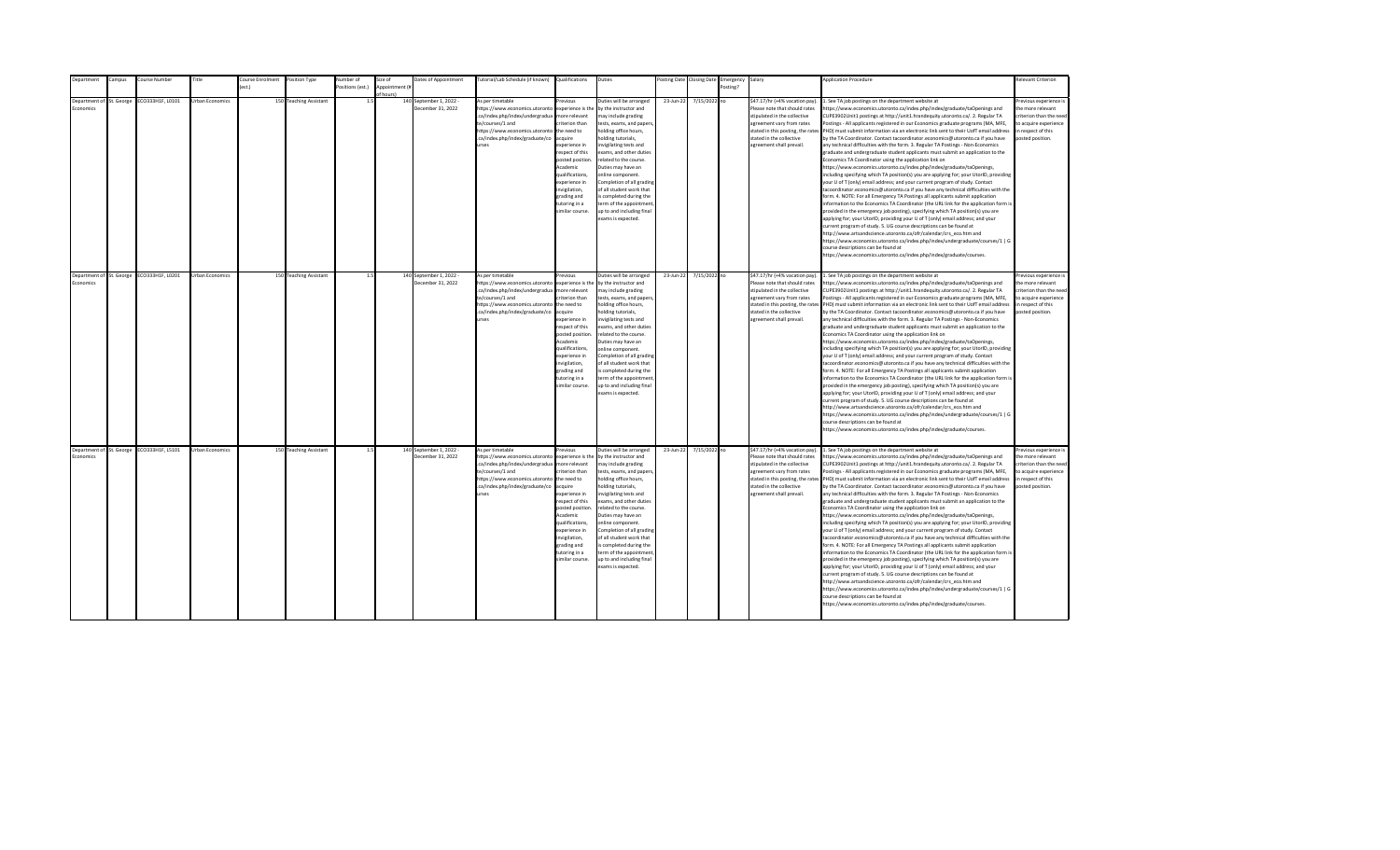| Department | Campus | Course Number | Title | Course Enrolment (est.) | Position Type | Number of Positions (est.) | Size of Appointment (# of hours) | Dates of Appointment | Tutorial/Lab Schedule (if known) | Qualifications | Duties | Posting Date | Closing Date | Emergency Posting? | Salary | Application Procedure | Relevant Criterion |
|---|---|---|---|---|---|---|---|---|---|---|---|---|---|---|---|---|---|
| Department of Economics | St. George | ECO333H1F, L0101 | Urban Economics | 150 | Teaching Assistant | 1.5 | 140 | September 1, 2022 - December 31, 2022 | As per timetable https://www.economics.utoronto.ca/index.php/index/undergraduate/courses/1 and https://www.economics.utoronto.ca/index.php/index/graduate/courses | Previous experience is the more relevant criterion than the need to acquire experience in respect of this posted position. Academic qualifications, experience in invigilation, grading and tutoring in a similar course. | Duties will be arranged by the instructor and may include grading tests, exams, and papers, holding office hours, holding tutorials, invigilating tests and exams, and other duties related to the course. Duties may have an online component. Completion of all grading of all student work that is completed during the term of the appointment, up to and including final exams is expected. | 23-Jun-22 | 7/15/2022 | no | $47.17/hr (+4% vacation pay). Please note that should rates stipulated in the collective agreement vary from rates stated in this posting, the rates stated in the collective agreement shall prevail. | 1. See TA job postings on the department website at https://www.economics.utoronto.ca/index.php/index/graduate/taOpenings and CUPE3902Unit1 postings at http://unit1.hrandequity.utoronto.ca/. 2. Regular TA Postings - All applicants registered in our Economics graduate programs (MA, MFE, PHD) must submit information via an electronic link sent to their UofT email address by the TA Coordinator. Contact tacoordinator.economics@utoronto.ca if you have any technical difficulties with the form. 3. Regular TA Postings - Non-Economics graduate and undergraduate student applicants must submit an application to the Economics TA Coordinator using the application link on https://www.economics.utoronto.ca/index.php/index/graduate/taOpenings, including specifying which TA position(s) you are applying for; your UtorID, providing your U of T (only) email address; and your current program of study. Contact tacoordinator.economics@utoronto.ca if you have any technical difficulties with the form. 4. NOTE: For all Emergency TA Postings all applicants submit application information to the Economics TA Coordinator (the URL link for the application form is provided in the emergency job posting), specifying which TA position(s) you are applying for; your UtorID, providing your U of T (only) email address; and your current program of study. 5. UG course descriptions can be found at http://www.artsandscience.utoronto.ca/ofr/calendar/crs_eco.htm and https://www.economics.utoronto.ca/index.php/index/undergraduate/courses/1 \| G course descriptions can be found at https://www.economics.utoronto.ca/index.php/index/graduate/courses. | Previous experience is the more relevant criterion than the need to acquire experience in respect of this posted position. |
| Department of Economics | St. George | ECO333H1F, L0201 | Urban Economics | 150 | Teaching Assistant | 1.5 | 140 | September 1, 2022 - December 31, 2022 | As per timetable https://www.economics.utoronto.ca/index.php/index/undergraduate/courses/1 and https://www.economics.utoronto.ca/index.php/index/graduate/courses | Previous experience is the more relevant criterion than the need to acquire experience in respect of this posted position. Academic qualifications, experience in invigilation, grading and tutoring in a similar course. | Duties will be arranged by the instructor and may include grading tests, exams, and papers, holding office hours, holding tutorials, invigilating tests and exams, and other duties related to the course. Duties may have an online component. Completion of all grading of all student work that is completed during the term of the appointment, up to and including final exams is expected. | 23-Jun-22 | 7/15/2022 | no | $47.17/hr (+4% vacation pay). Please note that should rates stipulated in the collective agreement vary from rates stated in this posting, the rates stated in the collective agreement shall prevail. | 1. See TA job postings on the department website at https://www.economics.utoronto.ca/index.php/index/graduate/taOpenings and CUPE3902Unit1 postings at http://unit1.hrandequity.utoronto.ca/. 2. Regular TA Postings - All applicants registered in our Economics graduate programs (MA, MFE, PHD) must submit information via an electronic link sent to their UofT email address by the TA Coordinator. Contact tacoordinator.economics@utoronto.ca if you have any technical difficulties with the form. 3. Regular TA Postings - Non-Economics graduate and undergraduate student applicants must submit an application to the Economics TA Coordinator using the application link on https://www.economics.utoronto.ca/index.php/index/graduate/taOpenings, including specifying which TA position(s) you are applying for; your UtorID, providing your U of T (only) email address; and your current program of study. Contact tacoordinator.economics@utoronto.ca if you have any technical difficulties with the form. 4. NOTE: For all Emergency TA Postings all applicants submit application information to the Economics TA Coordinator (the URL link for the application form is provided in the emergency job posting), specifying which TA position(s) you are applying for; your UtorID, providing your U of T (only) email address; and your current program of study. 5. UG course descriptions can be found at http://www.artsandscience.utoronto.ca/ofr/calendar/crs_eco.htm and https://www.economics.utoronto.ca/index.php/index/undergraduate/courses/1 \| G course descriptions can be found at https://www.economics.utoronto.ca/index.php/index/graduate/courses. | Previous experience is the more relevant criterion than the need to acquire experience in respect of this posted position. |
| Department of Economics | St. George | ECO333H1F, L5101 | Urban Economics | 150 | Teaching Assistant | 1.5 | 140 | September 1, 2022 - December 31, 2022 | As per timetable https://www.economics.utoronto.ca/index.php/index/undergraduate/courses/1 and https://www.economics.utoronto.ca/index.php/index/graduate/courses | Previous experience is the more relevant criterion than the need to acquire experience in respect of this posted position. Academic qualifications, experience in invigilation, grading and tutoring in a similar course. | Duties will be arranged by the instructor and may include grading tests, exams, and papers, holding office hours, holding tutorials, invigilating tests and exams, and other duties related to the course. Duties may have an online component. Completion of all grading of all student work that is completed during the term of the appointment, up to and including final exams is expected. | 23-Jun-22 | 7/15/2022 | no | $47.17/hr (+4% vacation pay). Please note that should rates stipulated in the collective agreement vary from rates stated in this posting, the rates stated in the collective agreement shall prevail. | 1. See TA job postings on the department website at https://www.economics.utoronto.ca/index.php/index/graduate/taOpenings and CUPE3902Unit1 postings at http://unit1.hrandequity.utoronto.ca/. 2. Regular TA Postings - All applicants registered in our Economics graduate programs (MA, MFE, PHD) must submit information via an electronic link sent to their UofT email address by the TA Coordinator. Contact tacoordinator.economics@utoronto.ca if you have any technical difficulties with the form. 3. Regular TA Postings - Non-Economics graduate and undergraduate student applicants must submit an application to the Economics TA Coordinator using the application link on https://www.economics.utoronto.ca/index.php/index/graduate/taOpenings, including specifying which TA position(s) you are applying for; your UtorID, providing your U of T (only) email address; and your current program of study. Contact tacoordinator.economics@utoronto.ca if you have any technical difficulties with the form. 4. NOTE: For all Emergency TA Postings all applicants submit application information to the Economics TA Coordinator (the URL link for the application form is provided in the emergency job posting), specifying which TA position(s) you are applying for; your UtorID, providing your U of T (only) email address; and your current program of study. 5. UG course descriptions can be found at http://www.artsandscience.utoronto.ca/ofr/calendar/crs_eco.htm and https://www.economics.utoronto.ca/index.php/index/undergraduate/courses/1 \| G course descriptions can be found at https://www.economics.utoronto.ca/index.php/index/graduate/courses. | Previous experience is the more relevant criterion than the need to acquire experience in respect of this posted position. |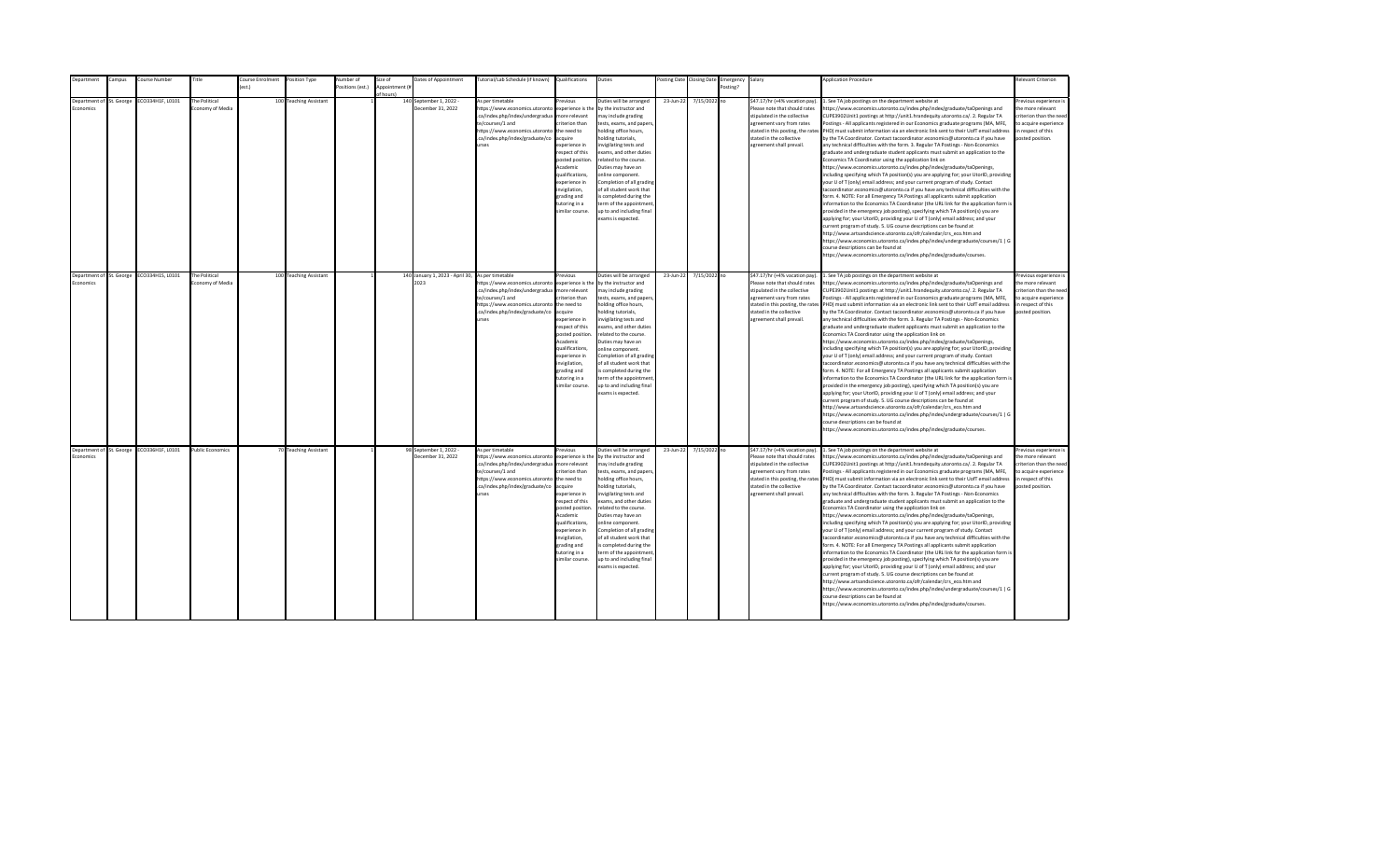| Department | Campus | Course Number | Title | Course Enrolment (est.) | Position Type | Number of Positions (est.) | Size of Appointment (# of hours) | Dates of Appointment | Tutorial/Lab Schedule (if known) | Qualifications | Duties | Posting Date | Closing Date | Emergency Posting? | Salary | Application Procedure | Relevant Criterion |
|---|---|---|---|---|---|---|---|---|---|---|---|---|---|---|---|---|---|
| Department of Economics | St. George | ECO334H1F, L0101 | The Political Economy of Media | 100 | Teaching Assistant | 1 | 140 | September 1, 2022 - December 31, 2022 | As per timetable https://www.economics.utoronto.ca/index.php/index/undergraduate/courses/1 and https://www.economics.utoronto.ca/index.php/index/graduate/courses | Previous experience is the more relevant criterion than the need to acquire experience in respect of this posted position. Academic qualifications, experience in invigilation, grading and tutoring in a similar course. | Duties will be arranged by the instructor and may include grading tests, exams, and papers, holding office hours, holding tutorials, invigilating tests and exams, and other duties related to the course. Duties may have an online component. Completion of all grading of all student work that is completed during the term of the appointment, up to and including final exams is expected. | 23-Jun-22 | 7/15/2022 | no | $47.17/hr (+4% vacation pay). Please note that should rates stipulated in the collective agreement vary from rates stated in this posting, the rates stated in the collective agreement shall prevail. | 1. See TA job postings on the department website at https://www.economics.utoronto.ca/index.php/index/graduate/taOpenings and CUPE3902Unit1 postings at http://unit1.hrandequity.utoronto.ca/. 2. Regular TA Postings - All applicants registered in our Economics graduate programs (MA, MFE, PHD) must submit information via an electronic link sent to their UofT email address by the TA Coordinator. Contact tacoordinator.economics@utoronto.ca if you have any technical difficulties with the form. 3. Regular TA Postings - Non-Economics graduate and undergraduate student applicants must submit an application to the Economics TA Coordinator using the application link on https://www.economics.utoronto.ca/index.php/index/graduate/taOpenings, including specifying which TA position(s) you are applying for; your UtorID, providing your U of T (only) email address; and your current program of study. Contact tacoordinator.economics@utoronto.ca if you have any technical difficulties with the form. 4. NOTE: For all Emergency TA Postings all applicants submit application information to the Economics TA Coordinator (the URL link for the application form is provided in the emergency job posting), specifying which TA position(s) you are applying for; your UtorID, providing your U of T (only) email address; and your current program of study. 5. UG course descriptions can be found at http://www.artsandscience.utoronto.ca/ofr/calendar/crs_eco.htm and https://www.economics.utoronto.ca/index.php/index/undergraduate/courses/1 \| G course descriptions can be found at https://www.economics.utoronto.ca/index.php/index/graduate/courses. | Previous experience is the more relevant criterion than the need to acquire experience in respect of this posted position. |
| Department of Economics | St. George | ECO334H1S, L0101 | The Political Economy of Media | 100 | Teaching Assistant | 1 | 140 | January 1, 2023 - April 30, 2023 | As per timetable https://www.economics.utoronto.ca/index.php/index/undergraduate/courses/1 and https://www.economics.utoronto.ca/index.php/index/graduate/courses | Previous experience is the more relevant criterion than the need to acquire experience in respect of this posted position. Academic qualifications, experience in invigilation, grading and tutoring in a similar course. | Duties will be arranged by the instructor and may include grading tests, exams, and papers, holding office hours, holding tutorials, invigilating tests and exams, and other duties related to the course. Duties may have an online component. Completion of all grading of all student work that is completed during the term of the appointment, up to and including final exams is expected. | 23-Jun-22 | 7/15/2022 | no | $47.17/hr (+4% vacation pay). Please note that should rates stipulated in the collective agreement vary from rates stated in this posting, the rates stated in the collective agreement shall prevail. | 1. See TA job postings on the department website at https://www.economics.utoronto.ca/index.php/index/graduate/taOpenings and CUPE3902Unit1 postings at http://unit1.hrandequity.utoronto.ca/. 2. Regular TA Postings - All applicants registered in our Economics graduate programs (MA, MFE, PHD) must submit information via an electronic link sent to their UofT email address by the TA Coordinator. Contact tacoordinator.economics@utoronto.ca if you have any technical difficulties with the form. 3. Regular TA Postings - Non-Economics graduate and undergraduate student applicants must submit an application to the Economics TA Coordinator using the application link on https://www.economics.utoronto.ca/index.php/index/graduate/taOpenings, including specifying which TA position(s) you are applying for; your UtorID, providing your U of T (only) email address; and your current program of study. Contact tacoordinator.economics@utoronto.ca if you have any technical difficulties with the form. 4. NOTE: For all Emergency TA Postings all applicants submit application information to the Economics TA Coordinator (the URL link for the application form is provided in the emergency job posting), specifying which TA position(s) you are applying for; your UtorID, providing your U of T (only) email address; and your current program of study. 5. UG course descriptions can be found at http://www.artsandscience.utoronto.ca/ofr/calendar/crs_eco.htm and https://www.economics.utoronto.ca/index.php/index/undergraduate/courses/1 \| G course descriptions can be found at https://www.economics.utoronto.ca/index.php/index/graduate/courses. | Previous experience is the more relevant criterion than the need to acquire experience in respect of this posted position. |
| Department of Economics | St. George | ECO336H1F, L0101 | Public Economics | 70 | Teaching Assistant | 1 | 98 | September 1, 2022 - December 31, 2022 | As per timetable https://www.economics.utoronto.ca/index.php/index/undergraduate/courses/1 and https://www.economics.utoronto.ca/index.php/index/graduate/courses | Previous experience is the more relevant criterion than the need to acquire experience in respect of this posted position. Academic qualifications, experience in invigilation, grading and tutoring in a similar course. | Duties will be arranged by the instructor and may include grading tests, exams, and papers, holding office hours, holding tutorials, invigilating tests and exams, and other duties related to the course. Duties may have an online component. Completion of all grading of all student work that is completed during the term of the appointment, up to and including final exams is expected. | 23-Jun-22 | 7/15/2022 | no | $47.17/hr (+4% vacation pay). Please note that should rates stipulated in the collective agreement vary from rates stated in this posting, the rates stated in the collective agreement shall prevail. | 1. See TA job postings on the department website at https://www.economics.utoronto.ca/index.php/index/graduate/taOpenings and CUPE3902Unit1 postings at http://unit1.hrandequity.utoronto.ca/. 2. Regular TA Postings - All applicants registered in our Economics graduate programs (MA, MFE, PHD) must submit information via an electronic link sent to their UofT email address by the TA Coordinator. Contact tacoordinator.economics@utoronto.ca if you have any technical difficulties with the form. 3. Regular TA Postings - Non-Economics graduate and undergraduate student applicants must submit an application to the Economics TA Coordinator using the application link on https://www.economics.utoronto.ca/index.php/index/graduate/taOpenings, including specifying which TA position(s) you are applying for; your UtorID, providing your U of T (only) email address; and your current program of study. Contact tacoordinator.economics@utoronto.ca if you have any technical difficulties with the form. 4. NOTE: For all Emergency TA Postings all applicants submit application information to the Economics TA Coordinator (the URL link for the application form is provided in the emergency job posting), specifying which TA position(s) you are applying for; your UtorID, providing your U of T (only) email address; and your current program of study. 5. UG course descriptions can be found at http://www.artsandscience.utoronto.ca/ofr/calendar/crs_eco.htm and https://www.economics.utoronto.ca/index.php/index/undergraduate/courses/1 \| G course descriptions can be found at https://www.economics.utoronto.ca/index.php/index/graduate/courses. | Previous experience is the more relevant criterion than the need to acquire experience in respect of this posted position. |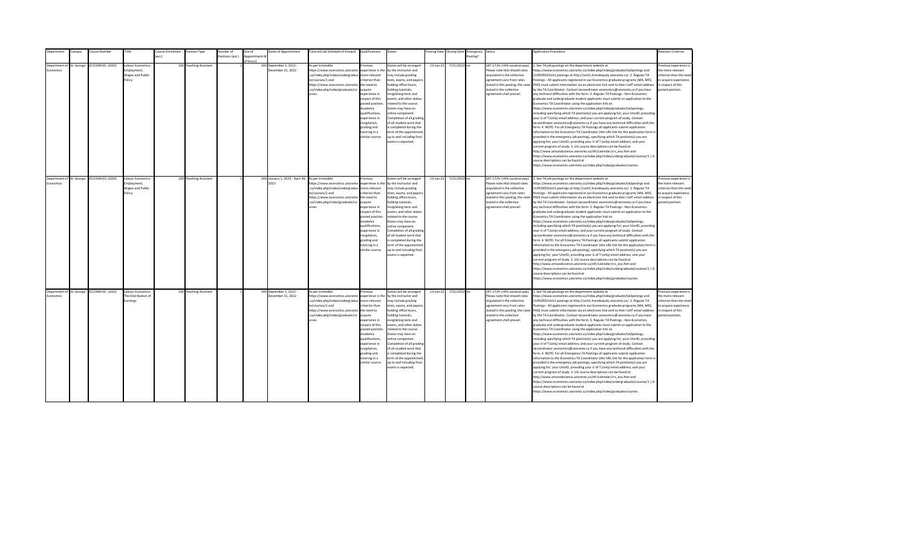| Department | Campus | Course Number | Title | Course Enrolment (est.) | Position Type | Number of Positions (est.) | Size of Appointment (# of hours) | Dates of Appointment | Tutorial/Lab Schedule (if known) | Qualifications | Duties | Posting Date | Closing Date | Emergency Posting? | Salary | Application Procedure | Relevant Criterion |
|---|---|---|---|---|---|---|---|---|---|---|---|---|---|---|---|---|---|
| Department of Economics | St. George | ECO339H1F, L0101 | Labour Economics: Employment, Wages and Public Policy | 100 | Teaching Assistant | 1 | 140 | September 1, 2022 - December 31, 2022 | As per timetable https://www.economics.utoronto.ca/index.php/index/undergraduate/courses/1 and https://www.economics.utoronto.ca/index.php/index/graduate/courses | Previous experience is the more relevant criterion than the need to acquire experience in respect of this posted position. Academic qualifications, experience in invigilation, grading and tutoring in a similar course. | Duties will be arranged by the instructor and may include grading tests, exams, and papers, holding office hours, holding tutorials, invigilating tests and exams, and other duties related to the course. Duties may have an online component. Completion of all grading of all student work that is completed during the term of the appointment, up to and including final exams is expected. | 23-Jun-22 | 7/15/2022 | no | $47.17/hr (+4% vacation pay). Please note that should rates stipulated in the collective agreement vary from rates stated in this posting, the rates stated in the collective agreement shall prevail. | 1. See TA job postings on the department website at https://www.economics.utoronto.ca/index.php/index/graduate/taOpenings and CUPE3902Unit1 postings at http://unit1.hrandequity.utoronto.ca/. 2. Regular TA Postings - All applicants registered in our Economics graduate programs (MA, MFE, PHD) must submit information via an electronic link sent to their UofT email address by the TA Coordinator. Contact tacoordinator.economics@utoronto.ca if you have any technical difficulties with the form. 3. Regular TA Postings - Non-Economics graduate and undergraduate student applicants must submit an application to the Economics TA Coordinator using the application link on https://www.economics.utoronto.ca/index.php/index/graduate/taOpenings, including specifying which TA position(s) you are applying for; your UtorID, providing your U of T (only) email address; and your current program of study. Contact tacoordinator.economics@utoronto.ca if you have any technical difficulties with the form. 4. NOTE: For all Emergency TA Postings all applicants submit application information to the Economics TA Coordinator (the URL link for the application form is provided in the emergency job posting), specifying which TA position(s) you are applying for; your UtorID, providing your U of T (only) email address; and your current program of study. 5. UG course descriptions can be found at http://www.artsandscience.utoronto.ca/ofr/calendar/crs_eco.htm and https://www.economics.utoronto.ca/index.php/index/undergraduate/courses/1 \| G course descriptions can be found at https://www.economics.utoronto.ca/index.php/index/graduate/courses. | Previous experience is the more relevant criterion than the need to acquire experience in respect of this posted position. |
| Department of Economics | St. George | ECO339H1S, L0101 | Labour Economics: Employment, Wages and Public Policy | 100 | Teaching Assistant | 1 | 140 | January 1, 2023 - April 30, 2023 | As per timetable https://www.economics.utoronto.ca/index.php/index/undergraduate/courses/1 and https://www.economics.utoronto.ca/index.php/index/graduate/courses | Previous experience is the more relevant criterion than the need to acquire experience in respect of this posted position. Academic qualifications, experience in invigilation, grading and tutoring in a similar course. | Duties will be arranged by the instructor and may include grading tests, exams, and papers, holding office hours, holding tutorials, invigilating tests and exams, and other duties related to the course. Duties may have an online component. Completion of all grading of all student work that is completed during the term of the appointment, up to and including final exams is expected. | 23-Jun-22 | 7/15/2022 | no | $47.17/hr (+4% vacation pay). Please note that should rates stipulated in the collective agreement vary from rates stated in this posting, the rates stated in the collective agreement shall prevail. | 1. See TA job postings on the department website at https://www.economics.utoronto.ca/index.php/index/graduate/taOpenings and CUPE3902Unit1 postings at http://unit1.hrandequity.utoronto.ca/. 2. Regular TA Postings - All applicants registered in our Economics graduate programs (MA, MFE, PHD) must submit information via an electronic link sent to their UofT email address by the TA Coordinator. Contact tacoordinator.economics@utoronto.ca if you have any technical difficulties with the form. 3. Regular TA Postings - Non-Economics graduate and undergraduate student applicants must submit an application to the Economics TA Coordinator using the application link on https://www.economics.utoronto.ca/index.php/index/graduate/taOpenings, including specifying which TA position(s) you are applying for; your UtorID, providing your U of T (only) email address; and your current program of study. Contact tacoordinator.economics@utoronto.ca if you have any technical difficulties with the form. 4. NOTE: For all Emergency TA Postings all applicants submit application information to the Economics TA Coordinator (the URL link for the application form is provided in the emergency job posting), specifying which TA position(s) you are applying for; your UtorID, providing your U of T (only) email address; and your current program of study. 5. UG course descriptions can be found at http://www.artsandscience.utoronto.ca/ofr/calendar/crs_eco.htm and https://www.economics.utoronto.ca/index.php/index/undergraduate/courses/1 \| G course descriptions can be found at https://www.economics.utoronto.ca/index.php/index/graduate/courses. | Previous experience is the more relevant criterion than the need to acquire experience in respect of this posted position. |
| Department of Economics | St. George | ECO340H1F, L0101 | Labour Economics: The Distribution of Earnings | 100 | Teaching Assistant | 1 | 140 | September 1, 2022 - December 31, 2022 | As per timetable https://www.economics.utoronto.ca/index.php/index/undergraduate/courses/1 and https://www.economics.utoronto.ca/index.php/index/graduate/courses | Previous experience is the more relevant criterion than the need to acquire experience in respect of this posted position. Academic qualifications, experience in invigilation, grading and tutoring in a similar course. | Duties will be arranged by the instructor and may include grading tests, exams, and papers, holding office hours, holding tutorials, invigilating tests and exams, and other duties related to the course. Duties may have an online component. Completion of all grading of all student work that is completed during the term of the appointment, up to and including final exams is expected. | 23-Jun-22 | 7/15/2022 | no | $47.17/hr (+4% vacation pay). Please note that should rates stipulated in the collective agreement vary from rates stated in this posting, the rates stated in the collective agreement shall prevail. | 1. See TA job postings on the department website at https://www.economics.utoronto.ca/index.php/index/graduate/taOpenings and CUPE3902Unit1 postings at http://unit1.hrandequity.utoronto.ca/. 2. Regular TA Postings - All applicants registered in our Economics graduate programs (MA, MFE, PHD) must submit information via an electronic link sent to their UofT email address by the TA Coordinator. Contact tacoordinator.economics@utoronto.ca if you have any technical difficulties with the form. 3. Regular TA Postings - Non-Economics graduate and undergraduate student applicants must submit an application to the Economics TA Coordinator using the application link on https://www.economics.utoronto.ca/index.php/index/graduate/taOpenings, including specifying which TA position(s) you are applying for; your UtorID, providing your U of T (only) email address; and your current program of study. Contact tacoordinator.economics@utoronto.ca if you have any technical difficulties with the form. 4. NOTE: For all Emergency TA Postings all applicants submit application information to the Economics TA Coordinator (the URL link for the application form is provided in the emergency job posting), specifying which TA position(s) you are applying for; your UtorID, providing your U of T (only) email address; and your current program of study. 5. UG course descriptions can be found at http://www.artsandscience.utoronto.ca/ofr/calendar/crs_eco.htm and https://www.economics.utoronto.ca/index.php/index/undergraduate/courses/1 \| G course descriptions can be found at https://www.economics.utoronto.ca/index.php/index/graduate/courses. | Previous experience is the more relevant criterion than the need to acquire experience in respect of this posted position. |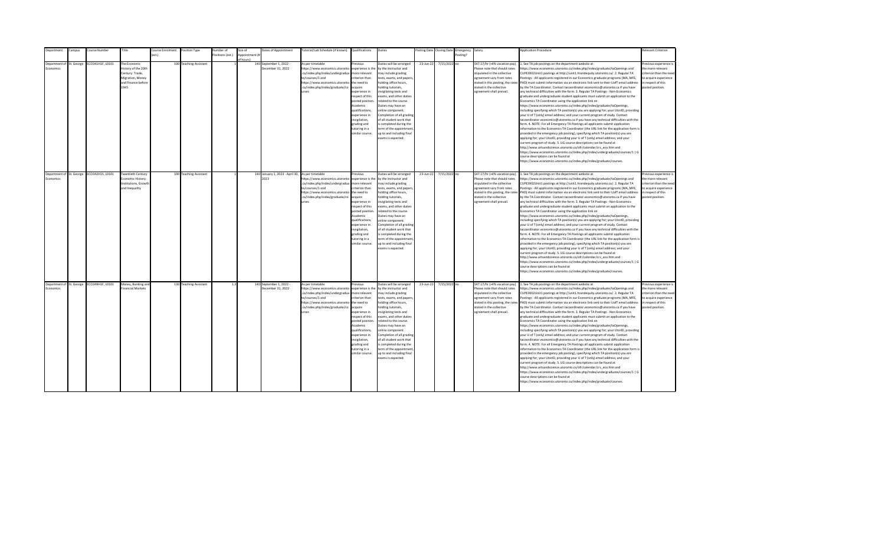| Department | Campus | Course Number | Title | Course Enrolment (est.) | Position Type | Number of Positions (est.) | Size of Appointment (# of hours) | Dates of Appointment | Tutorial/Lab Schedule (if known) | Qualifications | Duties | Posting Date | Closing Date | Emergency Posting? | Salary | Application Procedure | Relevant Criterion |
|---|---|---|---|---|---|---|---|---|---|---|---|---|---|---|---|---|---|
| Department of Economics | St. George | ECO341H1F, L0101 | The Economic History of the 20th Century: Trade, Migration, Money and Finance before 1945 | 100 | Teaching Assistant | 1 | 140 | September 1, 2022 - December 31, 2022 | As per timetable https://www.economics.utoronto.ca/index.php/index/undergraduate/courses/1 and https://www.economics.utoronto.ca/index.php/index/graduate/courses | Previous experience is the more relevant criterion than the need to acquire experience in respect of this posted position. Academic qualifications, experience in invigilation, grading and tutoring in a similar course. | Duties will be arranged by the instructor and may include grading tests, exams, and papers, holding office hours, holding tutorials, invigilating tests and exams, and other duties related to the course. Duties may have an online component. Completion of all grading of all student work that is completed during the term of the appointment, up to and including final exams is expected. | 23-Jun-22 | 7/15/2022 | no | $47.17/hr (+4% vacation pay). Please note that should rates stipulated in the collective agreement vary from rates stated in this posting, the rates stated in the collective agreement shall prevail. | 1. See TA job postings on the department website at https://www.economics.utoronto.ca/index.php/index/graduate/taOpenings and CUPE3902Unit1 postings at http://unit1.hrandequity.utoronto.ca/. 2. Regular TA Postings - All applicants registered in our Economics graduate programs (MA, MFE, PHD) must submit information via an electronic link sent to their UofT email address by the TA Coordinator. Contact tacoordinator.economics@utoronto.ca if you have any technical difficulties with the form. 3. Regular TA Postings - Non-Economics graduate and undergraduate student applicants must submit an application to the Economics TA Coordinator using the application link on https://www.economics.utoronto.ca/index.php/index/graduate/taOpenings, including specifying which TA position(s) you are applying for; your UtorID, providing your U of T (only) email address; and your current program of study. Contact tacoordinator.economics@utoronto.ca if you have any technical difficulties with the form. 4. NOTE: For all Emergency TA Postings all applicants submit application information to the Economics TA Coordinator (the URL link for the application form is provided in the emergency job posting), specifying which TA position(s) you are applying for; your UtorID, providing your U of T (only) email address; and your current program of study. 5. UG course descriptions can be found at http://www.artsandscience.utoronto.ca/ofr/calendar/crs_eco.htm and https://www.economics.utoronto.ca/index.php/index/undergraduate/courses/1 \| G course descriptions can be found at https://www.economics.utoronto.ca/index.php/index/graduate/courses. | Previous experience is the more relevant criterion than the need to acquire experience in respect of this posted position. |
| Department of Economics | St. George | ECO342H1S, L0101 | Twentieth Century Economic History: Institutions, Growth and Inequality | 100 | Teaching Assistant | 1 | 140 | January 1, 2023 - April 30, 2023 | As per timetable https://www.economics.utoronto.ca/index.php/index/undergraduate/courses/1 and https://www.economics.utoronto.ca/index.php/index/graduate/courses | Previous experience is the more relevant criterion than the need to acquire experience in respect of this posted position. Academic qualifications, experience in invigilation, grading and tutoring in a similar course. | Duties will be arranged by the instructor and may include grading tests, exams, and papers, holding office hours, holding tutorials, invigilating tests and exams, and other duties related to the course. Duties may have an online component. Completion of all grading of all student work that is completed during the term of the appointment, up to and including final exams is expected. | 23-Jun-22 | 7/15/2022 | no | $47.17/hr (+4% vacation pay). Please note that should rates stipulated in the collective agreement vary from rates stated in this posting, the rates stated in the collective agreement shall prevail. | 1. See TA job postings on the department website at https://www.economics.utoronto.ca/index.php/index/graduate/taOpenings and CUPE3902Unit1 postings at http://unit1.hrandequity.utoronto.ca/. 2. Regular TA Postings - All applicants registered in our Economics graduate programs (MA, MFE, PHD) must submit information via an electronic link sent to their UofT email address by the TA Coordinator. Contact tacoordinator.economics@utoronto.ca if you have any technical difficulties with the form. 3. Regular TA Postings - Non-Economics graduate and undergraduate student applicants must submit an application to the Economics TA Coordinator using the application link on https://www.economics.utoronto.ca/index.php/index/graduate/taOpenings, including specifying which TA position(s) you are applying for; your UtorID, providing your U of T (only) email address; and your current program of study. Contact tacoordinator.economics@utoronto.ca if you have any technical difficulties with the form. 4. NOTE: For all Emergency TA Postings all applicants submit application information to the Economics TA Coordinator (the URL link for the application form is provided in the emergency job posting), specifying which TA position(s) you are applying for; your UtorID, providing your U of T (only) email address; and your current program of study. 5. UG course descriptions can be found at http://www.artsandscience.utoronto.ca/ofr/calendar/crs_eco.htm and https://www.economics.utoronto.ca/index.php/index/undergraduate/courses/1 \| G course descriptions can be found at https://www.economics.utoronto.ca/index.php/index/graduate/courses. | Previous experience is the more relevant criterion than the need to acquire experience in respect of this posted position. |
| Department of Economics | St. George | ECO349H1F, L0101 | Money, Banking and Financial Markets | 130 | Teaching Assistant | 1.3 | 140 | September 1, 2022 - December 31, 2022 | As per timetable https://www.economics.utoronto.ca/index.php/index/undergraduate/courses/1 and https://www.economics.utoronto.ca/index.php/index/graduate/courses | Previous experience is the more relevant criterion than the need to acquire experience in respect of this posted position. Academic qualifications, experience in invigilation, grading and tutoring in a similar course. | Duties will be arranged by the instructor and may include grading tests, exams, and papers, holding office hours, holding tutorials, invigilating tests and exams, and other duties related to the course. Duties may have an online component. Completion of all grading of all student work that is completed during the term of the appointment, up to and including final exams is expected. | 23-Jun-22 | 7/15/2022 | no | $47.17/hr (+4% vacation pay). Please note that should rates stipulated in the collective agreement vary from rates stated in this posting, the rates stated in the collective agreement shall prevail. | 1. See TA job postings on the department website at https://www.economics.utoronto.ca/index.php/index/graduate/taOpenings and CUPE3902Unit1 postings at http://unit1.hrandequity.utoronto.ca/. 2. Regular TA Postings - All applicants registered in our Economics graduate programs (MA, MFE, PHD) must submit information via an electronic link sent to their UofT email address by the TA Coordinator. Contact tacoordinator.economics@utoronto.ca if you have any technical difficulties with the form. 3. Regular TA Postings - Non-Economics graduate and undergraduate student applicants must submit an application to the Economics TA Coordinator using the application link on https://www.economics.utoronto.ca/index.php/index/graduate/taOpenings, including specifying which TA position(s) you are applying for; your UtorID, providing your U of T (only) email address; and your current program of study. Contact tacoordinator.economics@utoronto.ca if you have any technical difficulties with the form. 4. NOTE: For all Emergency TA Postings all applicants submit application information to the Economics TA Coordinator (the URL link for the application form is provided in the emergency job posting), specifying which TA position(s) you are applying for; your UtorID, providing your U of T (only) email address; and your current program of study. 5. UG course descriptions can be found at http://www.artsandscience.utoronto.ca/ofr/calendar/crs_eco.htm and https://www.economics.utoronto.ca/index.php/index/undergraduate/courses/1 \| G course descriptions can be found at https://www.economics.utoronto.ca/index.php/index/graduate/courses. | Previous experience is the more relevant criterion than the need to acquire experience in respect of this posted position. |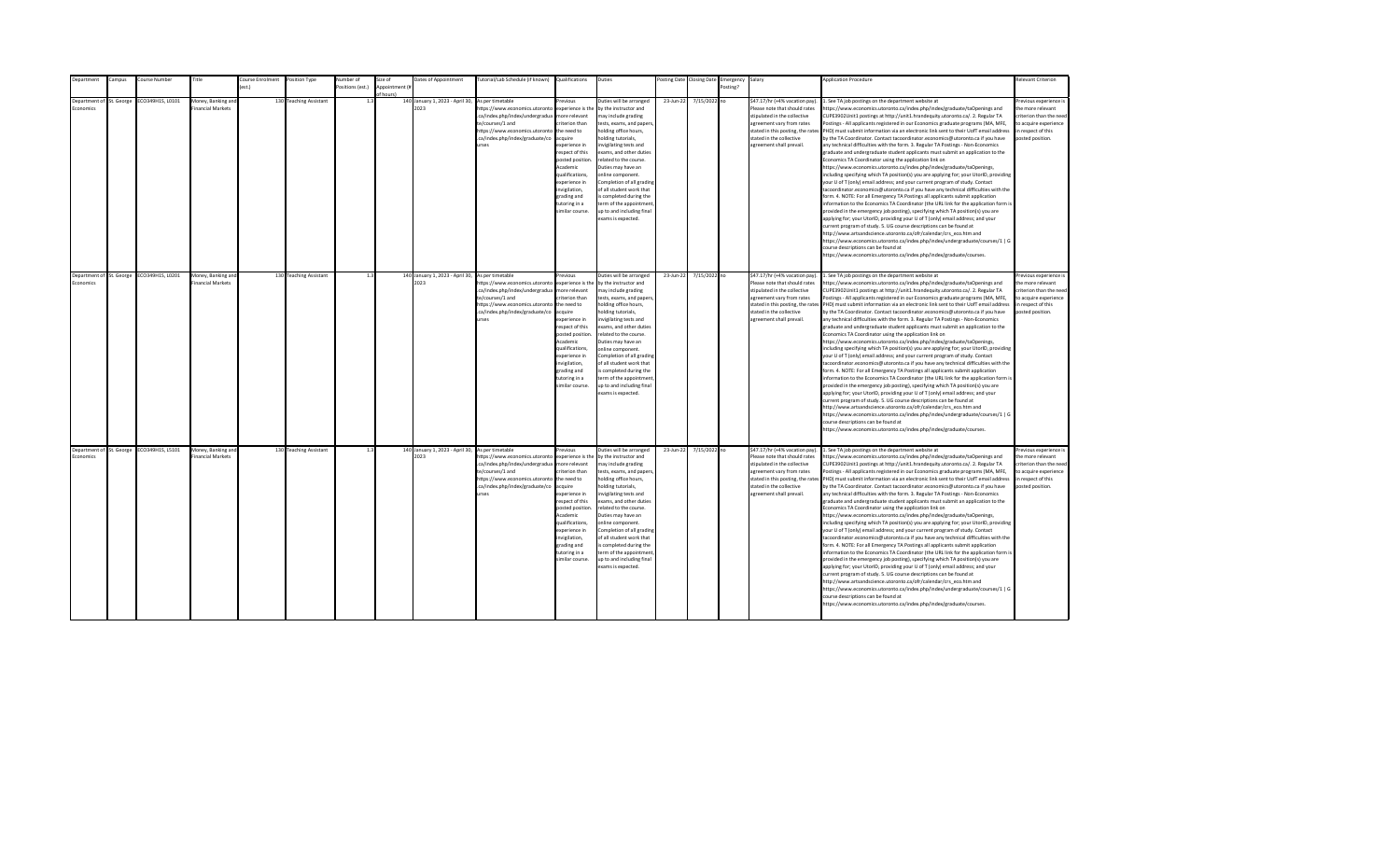| Department | Campus | Course Number | Title | Course Enrolment (est.) | Position Type | Number of Positions (est.) | Size of Appointment (# of hours) | Dates of Appointment | Tutorial/Lab Schedule (if known) | Qualifications | Duties | Posting Date | Closing Date | Emergency Posting? | Salary | Application Procedure | Relevant Criterion |
|---|---|---|---|---|---|---|---|---|---|---|---|---|---|---|---|---|---|
| Department of Economics | St. George | ECO349H1S, L0101 | Money, Banking and Financial Markets | 130 | Teaching Assistant | 1.3 | 140 | January 1, 2023 - April 30, 2023 | As per timetable https://www.economics.utoronto.ca/index.php/index/undergraduate/courses/1 and https://www.economics.utoronto.ca/index.php/index/graduate/courses | Previous experience is the more relevant criterion than the need to acquire experience in respect of this posted position. Academic qualifications, experience in invigilation, grading and tutoring in a similar course. | Duties will be arranged by the instructor and may include grading tests, exams, and papers, holding office hours, holding tutorials, invigilating tests and exams, and other duties related to the course. Duties may have an online component. Completion of all grading of all student work that is completed during the term of the appointment, up to and including final exams is expected. | 23-Jun-22 | 7/15/2022 | no | $47.17/hr (+4% vacation pay). Please note that should rates stipulated in the collective agreement vary from rates stated in this posting, the rates stated in the collective agreement shall prevail. | 1. See TA job postings on the department website at https://www.economics.utoronto.ca/index.php/index/graduate/taOpenings and CUPE3902Unit1 postings at http://unit1.hrandequity.utoronto.ca/. 2. Regular TA Postings - All applicants registered in our Economics graduate programs (MA, MFE, PHD) must submit information via an electronic link sent to their UofT email address by the TA Coordinator. Contact tacoordinator.economics@utoronto.ca if you have any technical difficulties with the form. 3. Regular TA Postings - Non-Economics graduate and undergraduate student applicants must submit an application to the Economics TA Coordinator using the application link on https://www.economics.utoronto.ca/index.php/index/graduate/taOpenings, including specifying which TA position(s) you are applying for; your UtorID, providing your U of T (only) email address; and your current program of study. Contact tacoordinator.economics@utoronto.ca if you have any technical difficulties with the form. 4. NOTE: For all Emergency TA Postings all applicants submit application information to the Economics TA Coordinator (the URL link for the application form is provided in the emergency job posting), specifying which TA position(s) you are applying for; your UtorID, providing your U of T (only) email address; and your current program of study. 5. UG course descriptions can be found at http://www.artsandscience.utoronto.ca/ofr/calendar/crs_eco.htm and https://www.economics.utoronto.ca/index.php/index/undergraduate/courses/1 \| G course descriptions can be found at https://www.economics.utoronto.ca/index.php/index/graduate/courses. | Previous experience is the more relevant criterion than the need to acquire experience in respect of this posted position. |
| Department of Economics | St. George | ECO349H1S, L0201 | Money, Banking and Financial Markets | 130 | Teaching Assistant | 1.3 | 140 | January 1, 2023 - April 30, 2023 | As per timetable https://www.economics.utoronto.ca/index.php/index/undergraduate/courses/1 and https://www.economics.utoronto.ca/index.php/index/graduate/courses | Previous experience is the more relevant criterion than the need to acquire experience in respect of this posted position. Academic qualifications, experience in invigilation, grading and tutoring in a similar course. | Duties will be arranged by the instructor and may include grading tests, exams, and papers, holding office hours, holding tutorials, invigilating tests and exams, and other duties related to the course. Duties may have an online component. Completion of all grading of all student work that is completed during the term of the appointment, up to and including final exams is expected. | 23-Jun-22 | 7/15/2022 | no | $47.17/hr (+4% vacation pay). Please note that should rates stipulated in the collective agreement vary from rates stated in this posting, the rates stated in the collective agreement shall prevail. | 1. See TA job postings on the department website at https://www.economics.utoronto.ca/index.php/index/graduate/taOpenings and CUPE3902Unit1 postings at http://unit1.hrandequity.utoronto.ca/. 2. Regular TA Postings - All applicants registered in our Economics graduate programs (MA, MFE, PHD) must submit information via an electronic link sent to their UofT email address by the TA Coordinator. Contact tacoordinator.economics@utoronto.ca if you have any technical difficulties with the form. 3. Regular TA Postings - Non-Economics graduate and undergraduate student applicants must submit an application to the Economics TA Coordinator using the application link on https://www.economics.utoronto.ca/index.php/index/graduate/taOpenings, including specifying which TA position(s) you are applying for; your UtorID, providing your U of T (only) email address; and your current program of study. Contact tacoordinator.economics@utoronto.ca if you have any technical difficulties with the form. 4. NOTE: For all Emergency TA Postings all applicants submit application information to the Economics TA Coordinator (the URL link for the application form is provided in the emergency job posting), specifying which TA position(s) you are applying for; your UtorID, providing your U of T (only) email address; and your current program of study. 5. UG course descriptions can be found at http://www.artsandscience.utoronto.ca/ofr/calendar/crs_eco.htm and https://www.economics.utoronto.ca/index.php/index/undergraduate/courses/1 \| G course descriptions can be found at https://www.economics.utoronto.ca/index.php/index/graduate/courses. | Previous experience is the more relevant criterion than the need to acquire experience in respect of this posted position. |
| Department of Economics | St. George | ECO349H1S, L5101 | Money, Banking and Financial Markets | 130 | Teaching Assistant | 1.3 | 140 | January 1, 2023 - April 30, 2023 | As per timetable https://www.economics.utoronto.ca/index.php/index/undergraduate/courses/1 and https://www.economics.utoronto.ca/index.php/index/graduate/courses | Previous experience is the more relevant criterion than the need to acquire experience in respect of this posted position. Academic qualifications, experience in invigilation, grading and tutoring in a similar course. | Duties will be arranged by the instructor and may include grading tests, exams, and papers, holding office hours, holding tutorials, invigilating tests and exams, and other duties related to the course. Duties may have an online component. Completion of all grading of all student work that is completed during the term of the appointment, up to and including final exams is expected. | 23-Jun-22 | 7/15/2022 | no | $47.17/hr (+4% vacation pay). Please note that should rates stipulated in the collective agreement vary from rates stated in this posting, the rates stated in the collective agreement shall prevail. | 1. See TA job postings on the department website at https://www.economics.utoronto.ca/index.php/index/graduate/taOpenings and CUPE3902Unit1 postings at http://unit1.hrandequity.utoronto.ca/. 2. Regular TA Postings - All applicants registered in our Economics graduate programs (MA, MFE, PHD) must submit information via an electronic link sent to their UofT email address by the TA Coordinator. Contact tacoordinator.economics@utoronto.ca if you have any technical difficulties with the form. 3. Regular TA Postings - Non-Economics graduate and undergraduate student applicants must submit an application to the Economics TA Coordinator using the application link on https://www.economics.utoronto.ca/index.php/index/graduate/taOpenings, including specifying which TA position(s) you are applying for; your UtorID, providing your U of T (only) email address; and your current program of study. Contact tacoordinator.economics@utoronto.ca if you have any technical difficulties with the form. 4. NOTE: For all Emergency TA Postings all applicants submit application information to the Economics TA Coordinator (the URL link for the application form is provided in the emergency job posting), specifying which TA position(s) you are applying for; your UtorID, providing your U of T (only) email address; and your current program of study. 5. UG course descriptions can be found at http://www.artsandscience.utoronto.ca/ofr/calendar/crs_eco.htm and https://www.economics.utoronto.ca/index.php/index/undergraduate/courses/1 \| G course descriptions can be found at https://www.economics.utoronto.ca/index.php/index/graduate/courses. | Previous experience is the more relevant criterion than the need to acquire experience in respect of this posted position. |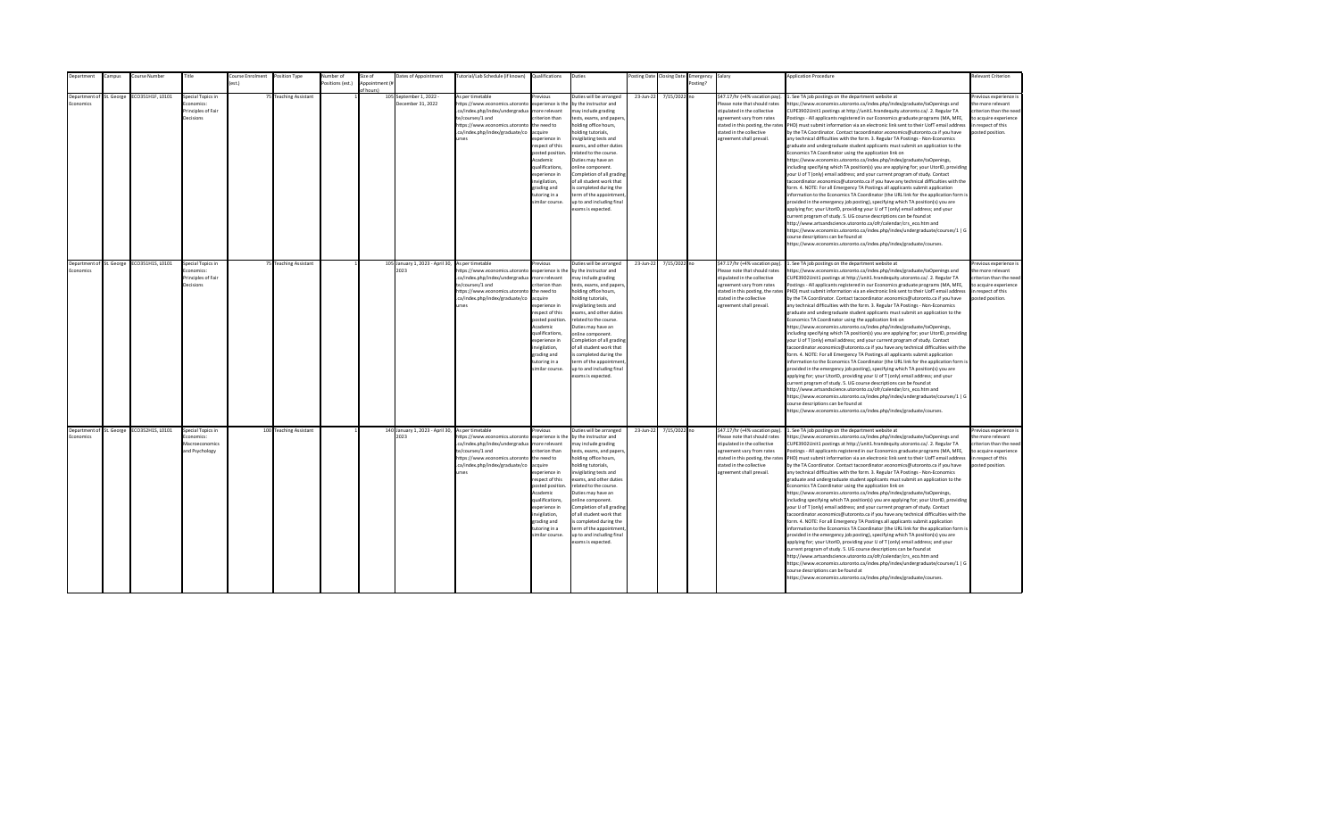| Department | Campus | Course Number | Title | Course Enrolment (est.) | Position Type | Number of Positions (est.) | Size of Appointment (# of hours) | Dates of Appointment | Tutorial/Lab Schedule (if known) | Qualifications | Duties | Posting Date | Closing Date | Emergency Posting? | Salary | Application Procedure | Relevant Criterion |
|---|---|---|---|---|---|---|---|---|---|---|---|---|---|---|---|---|---|
| Department of Economics | St. George | ECO351H1F, L0101 | Special Topics in Economics: Principles of Fair Decisions | 75 | Teaching Assistant | 1 | 105 | September 1, 2022 - December 31, 2022 | As per timetable https://www.economics.utoronto.ca/index.php/index/undergraduate/courses/1 and https://www.economics.utoronto.ca/index.php/index/graduate/courses | Previous experience is the more relevant criterion than the need to acquire experience in respect of this posted position. Academic qualifications, experience in invigilation, grading and tutoring in a similar course. | Duties will be arranged by the instructor and may include grading tests, exams, and papers, holding office hours, holding tutorials, invigilating tests and exams, and other duties related to the course. Duties may have an online component. Completion of all grading of all student work that is completed during the term of the appointment, up to and including final exams is expected. | 23-Jun-22 | 7/15/2022 | no | $47.17/hr (+4% vacation pay). Please note that should rates stipulated in the collective agreement vary from rates stated in this posting, the rates stated in the collective agreement shall prevail. | 1. See TA job postings on the department website at https://www.economics.utoronto.ca/index.php/index/graduate/taOpenings and CUPE3902Unit1 postings at http://unit1.hrandequity.utoronto.ca/. 2. Regular TA Postings - All applicants registered in our Economics graduate programs (MA, MFE, PHD) must submit information via an electronic link sent to their UofT email address by the TA Coordinator. Contact tacoordinator.economics@utoronto.ca if you have any technical difficulties with the form. 3. Regular TA Postings - Non-Economics graduate and undergraduate student applicants must submit an application to the Economics TA Coordinator using the application link on https://www.economics.utoronto.ca/index.php/index/graduate/taOpenings, including specifying which TA position(s) you are applying for; your UtorID, providing your U of T (only) email address; and your current program of study. Contact tacoordinator.economics@utoronto.ca if you have any technical difficulties with the form. 4. NOTE: For all Emergency TA Postings all applicants submit application information to the Economics TA Coordinator (the URL link for the application form is provided in the emergency job posting), specifying which TA position(s) you are applying for; your UtorID, providing your U of T (only) email address; and your current program of study. 5. UG course descriptions can be found at http://www.artsandscience.utoronto.ca/ofr/calendar/crs_eco.htm and https://www.economics.utoronto.ca/index.php/index/undergraduate/courses/1 \| G course descriptions can be found at https://www.economics.utoronto.ca/index.php/index/graduate/courses. | Previous experience is the more relevant criterion than the need to acquire experience in respect of this posted position. |
| Department of Economics | St. George | ECO351H1S, L0101 | Special Topics in Economics: Principles of Fair Decisions | 75 | Teaching Assistant | 1 | 105 | January 1, 2023 - April 30, 2023 | As per timetable https://www.economics.utoronto.ca/index.php/index/undergraduate/courses/1 and https://www.economics.utoronto.ca/index.php/index/graduate/courses | Previous experience is the more relevant criterion than the need to acquire experience in respect of this posted position. Academic qualifications, experience in invigilation, grading and tutoring in a similar course. | Duties will be arranged by the instructor and may include grading tests, exams, and papers, holding office hours, holding tutorials, invigilating tests and exams, and other duties related to the course. Duties may have an online component. Completion of all grading of all student work that is completed during the term of the appointment, up to and including final exams is expected. | 23-Jun-22 | 7/15/2022 | no | $47.17/hr (+4% vacation pay). Please note that should rates stipulated in the collective agreement vary from rates stated in this posting, the rates stated in the collective agreement shall prevail. | 1. See TA job postings on the department website at https://www.economics.utoronto.ca/index.php/index/graduate/taOpenings and CUPE3902Unit1 postings at http://unit1.hrandequity.utoronto.ca/. 2. Regular TA Postings - All applicants registered in our Economics graduate programs (MA, MFE, PHD) must submit information via an electronic link sent to their UofT email address by the TA Coordinator. Contact tacoordinator.economics@utoronto.ca if you have any technical difficulties with the form. 3. Regular TA Postings - Non-Economics graduate and undergraduate student applicants must submit an application to the Economics TA Coordinator using the application link on https://www.economics.utoronto.ca/index.php/index/graduate/taOpenings, including specifying which TA position(s) you are applying for; your UtorID, providing your U of T (only) email address; and your current program of study. Contact tacoordinator.economics@utoronto.ca if you have any technical difficulties with the form. 4. NOTE: For all Emergency TA Postings all applicants submit application information to the Economics TA Coordinator (the URL link for the application form is provided in the emergency job posting), specifying which TA position(s) you are applying for; your UtorID, providing your U of T (only) email address; and your current program of study. 5. UG course descriptions can be found at http://www.artsandscience.utoronto.ca/ofr/calendar/crs_eco.htm and https://www.economics.utoronto.ca/index.php/index/undergraduate/courses/1 \| G course descriptions can be found at https://www.economics.utoronto.ca/index.php/index/graduate/courses. | Previous experience is the more relevant criterion than the need to acquire experience in respect of this posted position. |
| Department of Economics | St. George | ECO352H1S, L0101 | Special Topics in Economics: Macroeconomics and Psychology | 100 | Teaching Assistant | 1 | 140 | January 1, 2023 - April 30, 2023 | As per timetable https://www.economics.utoronto.ca/index.php/index/undergraduate/courses/1 and https://www.economics.utoronto.ca/index.php/index/graduate/courses | Previous experience is the more relevant criterion than the need to acquire experience in respect of this posted position. Academic qualifications, experience in invigilation, grading and tutoring in a similar course. | Duties will be arranged by the instructor and may include grading tests, exams, and papers, holding office hours, holding tutorials, invigilating tests and exams, and other duties related to the course. Duties may have an online component. Completion of all grading of all student work that is completed during the term of the appointment, up to and including final exams is expected. | 23-Jun-22 | 7/15/2022 | no | $47.17/hr (+4% vacation pay). Please note that should rates stipulated in the collective agreement vary from rates stated in this posting, the rates stated in the collective agreement shall prevail. | 1. See TA job postings on the department website at https://www.economics.utoronto.ca/index.php/index/graduate/taOpenings and CUPE3902Unit1 postings at http://unit1.hrandequity.utoronto.ca/. 2. Regular TA Postings - All applicants registered in our Economics graduate programs (MA, MFE, PHD) must submit information via an electronic link sent to their UofT email address by the TA Coordinator. Contact tacoordinator.economics@utoronto.ca if you have any technical difficulties with the form. 3. Regular TA Postings - Non-Economics graduate and undergraduate student applicants must submit an application to the Economics TA Coordinator using the application link on https://www.economics.utoronto.ca/index.php/index/graduate/taOpenings, including specifying which TA position(s) you are applying for; your UtorID, providing your U of T (only) email address; and your current program of study. Contact tacoordinator.economics@utoronto.ca if you have any technical difficulties with the form. 4. NOTE: For all Emergency TA Postings all applicants submit application information to the Economics TA Coordinator (the URL link for the application form is provided in the emergency job posting), specifying which TA position(s) you are applying for; your UtorID, providing your U of T (only) email address; and your current program of study. 5. UG course descriptions can be found at http://www.artsandscience.utoronto.ca/ofr/calendar/crs_eco.htm and https://www.economics.utoronto.ca/index.php/index/undergraduate/courses/1 \| G course descriptions can be found at https://www.economics.utoronto.ca/index.php/index/graduate/courses. | Previous experience is the more relevant criterion than the need to acquire experience in respect of this posted position. |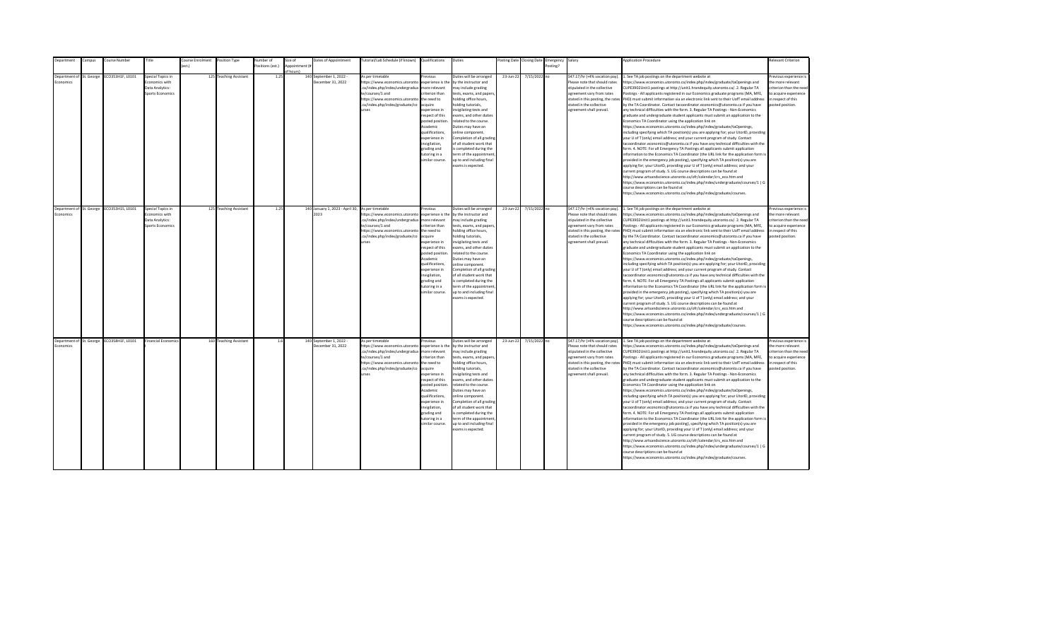| Department | Campus | Course Number | Title | Course Enrolment (est.) | Position Type | Number of Positions (est.) | Size of Appointment (# of hours) | Dates of Appointment | Tutorial/Lab Schedule (if known) | Qualifications | Duties | Posting Date | Closing Date | Emergency Posting? | Salary | Application Procedure | Relevant Criterion |
|---|---|---|---|---|---|---|---|---|---|---|---|---|---|---|---|---|---|
| Department of Economics | St. George | ECO353H1F, L0101 | Special Topics in Economics with Data Analytics: Sports Economics | 125 | Teaching Assistant | 1.25 | 140 | September 1, 2022 - December 31, 2022 | As per timetable https://www.economics.utoronto.ca/index.php/index/undergraduate/courses/1 and https://www.economics.utoronto.ca/index.php/index/graduate/courses | Previous experience is the more relevant criterion than the need to acquire experience in respect of this posted position. Academic qualifications, experience in invigilation, grading and tutoring in a similar course. | Duties will be arranged by the instructor and may include grading tests, exams, and papers, holding office hours, holding tutorials, invigilating tests and exams, and other duties related to the course. Duties may have an online component. Completion of all grading of all student work that is completed during the term of the appointment, up to and including final exams is expected. | 23-Jun-22 | 7/15/2022 | no | $47.17/hr (+4% vacation pay). Please note that should rates stipulated in the collective agreement vary from rates stated in this posting, the rates stated in the collective agreement shall prevail. | 1. See TA job postings on the department website at https://www.economics.utoronto.ca/index.php/index/graduate/taOpenings and CUPE3902Unit1 postings at http://unit1.hrandequity.utoronto.ca/. 2. Regular TA Postings - All applicants registered in our Economics graduate programs (MA, MFE, PHD) must submit information via an electronic link sent to their UofT email address by the TA Coordinator. Contact tacoordinator.economics@utoronto.ca if you have any technical difficulties with the form. 3. Regular TA Postings - Non-Economics graduate and undergraduate student applicants must submit an application to the Economics TA Coordinator using the application link on https://www.economics.utoronto.ca/index.php/index/graduate/taOpenings, including specifying which TA position(s) you are applying for; your UtorID, providing your U of T (only) email address; and your current program of study. Contact tacoordinator.economics@utoronto.ca if you have any technical difficulties with the form. 4. NOTE: For all Emergency TA Postings all applicants submit application information to the Economics TA Coordinator (the URL link for the application form is provided in the emergency job posting), specifying which TA position(s) you are applying for; your UtorID, providing your U of T (only) email address; and your current program of study. 5. UG course descriptions can be found at http://www.artsandscience.utoronto.ca/ofr/calendar/crs_eco.htm and https://www.economics.utoronto.ca/index.php/index/undergraduate/courses/1 \| G course descriptions can be found at https://www.economics.utoronto.ca/index.php/index/graduate/courses. | Previous experience is the more relevant criterion than the need to acquire experience in respect of this posted position. |
| Department of Economics | St. George | ECO353H1S, L0101 | Special Topics in Economics with Data Analytics: Sports Economics | 125 | Teaching Assistant | 1.25 | 140 | January 1, 2023 - April 30, 2023 | As per timetable https://www.economics.utoronto.ca/index.php/index/undergraduate/courses/1 and https://www.economics.utoronto.ca/index.php/index/graduate/courses | Previous experience is the more relevant criterion than the need to acquire experience in respect of this posted position. Academic qualifications, experience in invigilation, grading and tutoring in a similar course. | Duties will be arranged by the instructor and may include grading tests, exams, and papers, holding office hours, holding tutorials, invigilating tests and exams, and other duties related to the course. Duties may have an online component. Completion of all grading of all student work that is completed during the term of the appointment, up to and including final exams is expected. | 23-Jun-22 | 7/15/2022 | no | $47.17/hr (+4% vacation pay). Please note that should rates stipulated in the collective agreement vary from rates stated in this posting, the rates stated in the collective agreement shall prevail. | 1. See TA job postings on the department website at https://www.economics.utoronto.ca/index.php/index/graduate/taOpenings and CUPE3902Unit1 postings at http://unit1.hrandequity.utoronto.ca/. 2. Regular TA Postings - All applicants registered in our Economics graduate programs (MA, MFE, PHD) must submit information via an electronic link sent to their UofT email address by the TA Coordinator. Contact tacoordinator.economics@utoronto.ca if you have any technical difficulties with the form. 3. Regular TA Postings - Non-Economics graduate and undergraduate student applicants must submit an application to the Economics TA Coordinator using the application link on https://www.economics.utoronto.ca/index.php/index/graduate/taOpenings, including specifying which TA position(s) you are applying for; your UtorID, providing your U of T (only) email address; and your current program of study. Contact tacoordinator.economics@utoronto.ca if you have any technical difficulties with the form. 4. NOTE: For all Emergency TA Postings all applicants submit application information to the Economics TA Coordinator (the URL link for the application form is provided in the emergency job posting), specifying which TA position(s) you are applying for; your UtorID, providing your U of T (only) email address; and your current program of study. 5. UG course descriptions can be found at http://www.artsandscience.utoronto.ca/ofr/calendar/crs_eco.htm and https://www.economics.utoronto.ca/index.php/index/undergraduate/courses/1 \| G course descriptions can be found at https://www.economics.utoronto.ca/index.php/index/graduate/courses. | Previous experience is the more relevant criterion than the need to acquire experience in respect of this posted position. |
| Department of Economics | St. George | ECO358H1F, L0101 | Financial Economics I | 160 | Teaching Assistant | 1.6 | 140 | September 1, 2022 - December 31, 2022 | As per timetable https://www.economics.utoronto.ca/index.php/index/undergraduate/courses/1 and https://www.economics.utoronto.ca/index.php/index/graduate/courses | Previous experience is the more relevant criterion than the need to acquire experience in respect of this posted position. Academic qualifications, experience in invigilation, grading and tutoring in a similar course. | Duties will be arranged by the instructor and may include grading tests, exams, and papers, holding office hours, holding tutorials, invigilating tests and exams, and other duties related to the course. Duties may have an online component. Completion of all grading of all student work that is completed during the term of the appointment, up to and including final exams is expected. | 23-Jun-22 | 7/15/2022 | no | $47.17/hr (+4% vacation pay). Please note that should rates stipulated in the collective agreement vary from rates stated in this posting, the rates stated in the collective agreement shall prevail. | 1. See TA job postings on the department website at https://www.economics.utoronto.ca/index.php/index/graduate/taOpenings and CUPE3902Unit1 postings at http://unit1.hrandequity.utoronto.ca/. 2. Regular TA Postings - All applicants registered in our Economics graduate programs (MA, MFE, PHD) must submit information via an electronic link sent to their UofT email address by the TA Coordinator. Contact tacoordinator.economics@utoronto.ca if you have any technical difficulties with the form. 3. Regular TA Postings - Non-Economics graduate and undergraduate student applicants must submit an application to the Economics TA Coordinator using the application link on https://www.economics.utoronto.ca/index.php/index/graduate/taOpenings, including specifying which TA position(s) you are applying for; your UtorID, providing your U of T (only) email address; and your current program of study. Contact tacoordinator.economics@utoronto.ca if you have any technical difficulties with the form. 4. NOTE: For all Emergency TA Postings all applicants submit application information to the Economics TA Coordinator (the URL link for the application form is provided in the emergency job posting), specifying which TA position(s) you are applying for; your UtorID, providing your U of T (only) email address; and your current program of study. 5. UG course descriptions can be found at http://www.artsandscience.utoronto.ca/ofr/calendar/crs_eco.htm and https://www.economics.utoronto.ca/index.php/index/undergraduate/courses/1 \| G course descriptions can be found at https://www.economics.utoronto.ca/index.php/index/graduate/courses. | Previous experience is the more relevant criterion than the need to acquire experience in respect of this posted position. |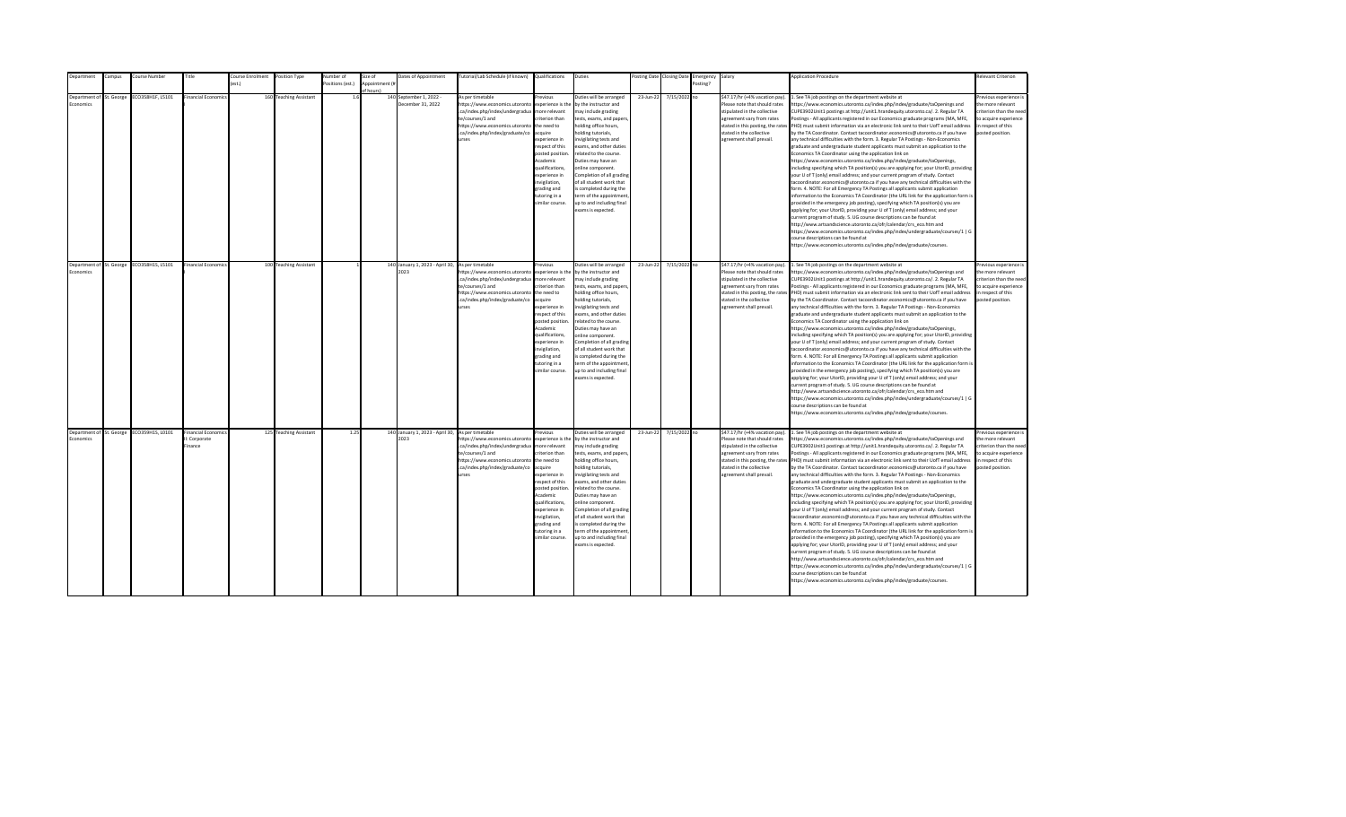| Department | Campus | Course Number | Title | Course Enrolment (est.) | Position Type | Number of Positions (est.) | Size of Appointment (# of hours) | Dates of Appointment | Tutorial/Lab Schedule (if known) | Qualifications | Duties | Posting Date | Closing Date | Emergency Posting? | Salary | Application Procedure | Relevant Criterion |
|---|---|---|---|---|---|---|---|---|---|---|---|---|---|---|---|---|---|
| Department of Economics | St. George | ECO358H1F, L5101 | Financial Economics I | 160 | Teaching Assistant | 1.6 | 140 | September 1, 2022 - December 31, 2022 | As per timetable https://www.economics.utoronto.ca/index.php/index/undergraduate/courses/1 and https://www.economics.utoronto.ca/index.php/index/graduate/courses | Previous experience is the more relevant criterion than the need to acquire experience in respect of this posted position. Academic qualifications, experience in invigilation, grading and tutoring in a similar course. | Duties will be arranged by the instructor and may include grading tests, exams, and papers, holding office hours, holding tutorials, invigilating tests and exams, and other duties related to the course. Duties may have an online component. Completion of all grading of all student work that is completed during the term of the appointment, up to and including final exams is expected. | 23-Jun-22 | 7/15/2022 | no | $47.17/hr (+4% vacation pay). Please note that should rates stipulated in the collective agreement vary from rates stated in this posting, the rates stated in the collective agreement shall prevail. | 1. See TA job postings on the department website at https://www.economics.utoronto.ca/index.php/index/graduate/taOpenings and CUPE3902Unit1 postings at http://unit1.hrandequity.utoronto.ca/. 2. Regular TA Postings - All applicants registered in our Economics graduate programs (MA, MFE, PHD) must submit information via an electronic link sent to their UofT email address by the TA Coordinator. Contact tacoordinator.economics@utoronto.ca if you have any technical difficulties with the form. 3. Regular TA Postings - Non-Economics graduate and undergraduate student applicants must submit an application to the Economics TA Coordinator using the application link on https://www.economics.utoronto.ca/index.php/index/graduate/taOpenings, including specifying which TA position(s) you are applying for; your UtorID, providing your U of T (only) email address; and your current program of study. Contact tacoordinator.economics@utoronto.ca if you have any technical difficulties with the form. 4. NOTE: For all Emergency TA Postings all applicants submit application information to the Economics TA Coordinator (the URL link for the application form is provided in the emergency job posting), specifying which TA position(s) you are applying for; your UtorID, providing your U of T (only) email address; and your current program of study. 5. UG course descriptions can be found at http://www.artsandscience.utoronto.ca/ofr/calendar/crs_eco.htm and https://www.economics.utoronto.ca/index.php/index/undergraduate/courses/1 \| G course descriptions can be found at https://www.economics.utoronto.ca/index.php/index/graduate/courses. | Previous experience is the more relevant criterion than the need to acquire experience in respect of this posted position. |
| Department of Economics | St. George | ECO358H1S, L5101 | Financial Economics I | 100 | Teaching Assistant | 1 | 140 | January 1, 2023 - April 30, 2023 | As per timetable https://www.economics.utoronto.ca/index.php/index/undergraduate/courses/1 and https://www.economics.utoronto.ca/index.php/index/graduate/courses | Previous experience is the more relevant criterion than the need to acquire experience in respect of this posted position. Academic qualifications, experience in invigilation, grading and tutoring in a similar course. | Duties will be arranged by the instructor and may include grading tests, exams, and papers, holding office hours, holding tutorials, invigilating tests and exams, and other duties related to the course. Duties may have an online component. Completion of all grading of all student work that is completed during the term of the appointment, up to and including final exams is expected. | 23-Jun-22 | 7/15/2022 | no | $47.17/hr (+4% vacation pay). Please note that should rates stipulated in the collective agreement vary from rates stated in this posting, the rates stated in the collective agreement shall prevail. | 1. See TA job postings on the department website at https://www.economics.utoronto.ca/index.php/index/graduate/taOpenings and CUPE3902Unit1 postings at http://unit1.hrandequity.utoronto.ca/. 2. Regular TA Postings - All applicants registered in our Economics graduate programs (MA, MFE, PHD) must submit information via an electronic link sent to their UofT email address by the TA Coordinator. Contact tacoordinator.economics@utoronto.ca if you have any technical difficulties with the form. 3. Regular TA Postings - Non-Economics graduate and undergraduate student applicants must submit an application to the Economics TA Coordinator using the application link on https://www.economics.utoronto.ca/index.php/index/graduate/taOpenings, including specifying which TA position(s) you are applying for; your UtorID, providing your U of T (only) email address; and your current program of study. Contact tacoordinator.economics@utoronto.ca if you have any technical difficulties with the form. 4. NOTE: For all Emergency TA Postings all applicants submit application information to the Economics TA Coordinator (the URL link for the application form is provided in the emergency job posting), specifying which TA position(s) you are applying for; your UtorID, providing your U of T (only) email address; and your current program of study. 5. UG course descriptions can be found at http://www.artsandscience.utoronto.ca/ofr/calendar/crs_eco.htm and https://www.economics.utoronto.ca/index.php/index/undergraduate/courses/1 \| G course descriptions can be found at https://www.economics.utoronto.ca/index.php/index/graduate/courses. | Previous experience is the more relevant criterion than the need to acquire experience in respect of this posted position. |
| Department of Economics | St. George | ECO359H1S, L0101 | Financial Economics II: Corporate Finance | 125 | Teaching Assistant | 1.25 | 140 | January 1, 2023 - April 30, 2023 | As per timetable https://www.economics.utoronto.ca/index.php/index/undergraduate/courses/1 and https://www.economics.utoronto.ca/index.php/index/graduate/courses | Previous experience is the more relevant criterion than the need to acquire experience in respect of this posted position. Academic qualifications, experience in invigilation, grading and tutoring in a similar course. | Duties will be arranged by the instructor and may include grading tests, exams, and papers, holding office hours, holding tutorials, invigilating tests and exams, and other duties related to the course. Duties may have an online component. Completion of all grading of all student work that is completed during the term of the appointment, up to and including final exams is expected. | 23-Jun-22 | 7/15/2022 | no | $47.17/hr (+4% vacation pay). Please note that should rates stipulated in the collective agreement vary from rates stated in this posting, the rates stated in the collective agreement shall prevail. | 1. See TA job postings on the department website at https://www.economics.utoronto.ca/index.php/index/graduate/taOpenings and CUPE3902Unit1 postings at http://unit1.hrandequity.utoronto.ca/. 2. Regular TA Postings - All applicants registered in our Economics graduate programs (MA, MFE, PHD) must submit information via an electronic link sent to their UofT email address by the TA Coordinator. Contact tacoordinator.economics@utoronto.ca if you have any technical difficulties with the form. 3. Regular TA Postings - Non-Economics graduate and undergraduate student applicants must submit an application to the Economics TA Coordinator using the application link on https://www.economics.utoronto.ca/index.php/index/graduate/taOpenings, including specifying which TA position(s) you are applying for; your UtorID, providing your U of T (only) email address; and your current program of study. Contact tacoordinator.economics@utoronto.ca if you have any technical difficulties with the form. 4. NOTE: For all Emergency TA Postings all applicants submit application information to the Economics TA Coordinator (the URL link for the application form is provided in the emergency job posting), specifying which TA position(s) you are applying for; your UtorID, providing your U of T (only) email address; and your current program of study. 5. UG course descriptions can be found at http://www.artsandscience.utoronto.ca/ofr/calendar/crs_eco.htm and https://www.economics.utoronto.ca/index.php/index/undergraduate/courses/1 \| G course descriptions can be found at https://www.economics.utoronto.ca/index.php/index/graduate/courses. | Previous experience is the more relevant criterion than the need to acquire experience in respect of this posted position. |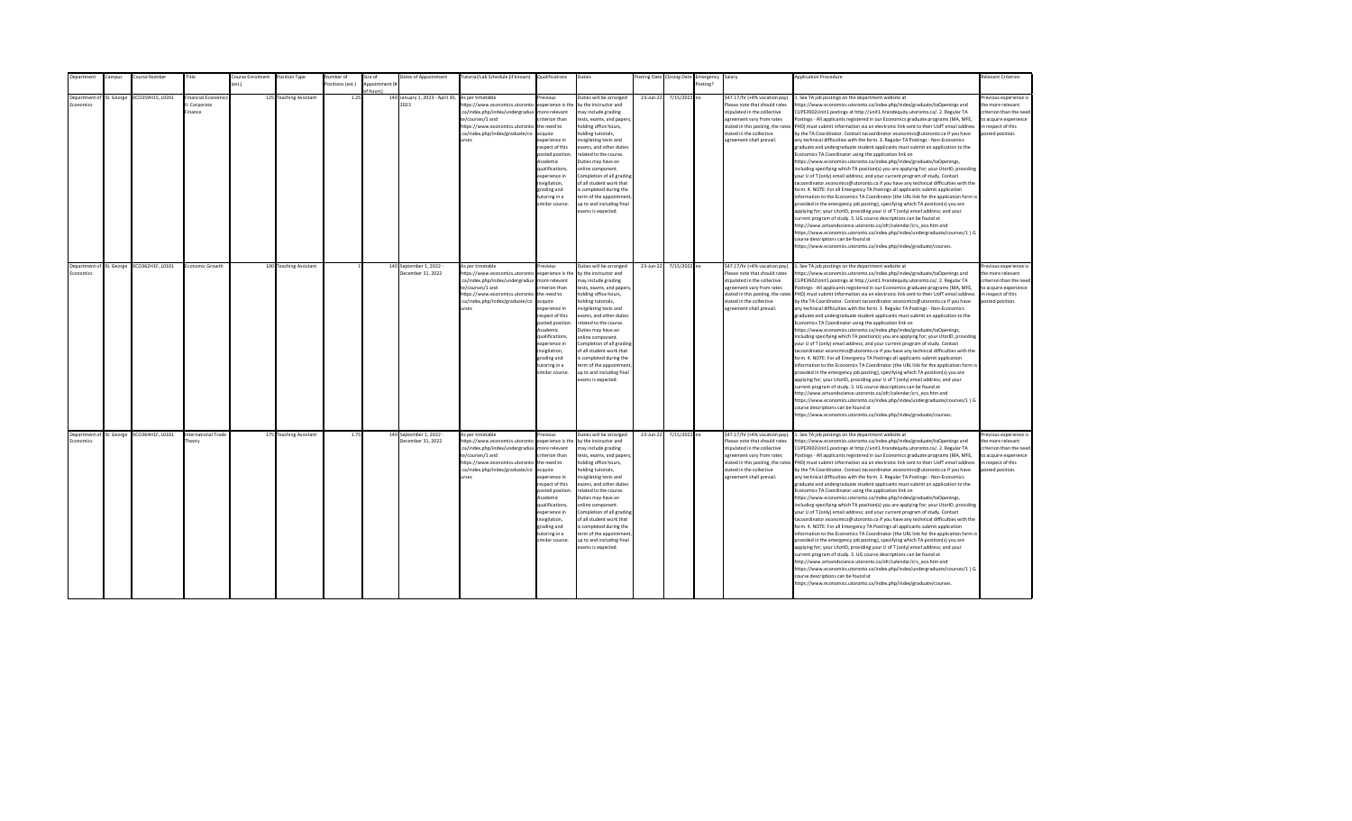| Department | Campus | Course Number | Title | Course Enrolment (est.) | Position Type | Number of Positions (est.) | Size of Appointment (# of hours) | Dates of Appointment | Tutorial/Lab Schedule (if known) | Qualifications | Duties | Posting Date | Closing Date | Emergency Posting? | Salary | Application Procedure | Relevant Criterion |
|---|---|---|---|---|---|---|---|---|---|---|---|---|---|---|---|---|---|
| Department of Economics | St. George | ECO359H1S, L0201 | Financial Economics II: Corporate Finance | 125 | Teaching Assistant | 1.25 | 140 | January 1, 2023 - April 30, 2023 | As per timetable https://www.economics.utoronto.ca/index.php/index/undergraduate/courses/1 and https://www.economics.utoronto.ca/index.php/index/graduate/courses | Previous experience is the more relevant criterion than the need to acquire experience in respect of this posted position. Academic qualifications, experience in invigilation, grading and tutoring in a similar course. | Duties will be arranged by the instructor and may include grading tests, exams, and papers, holding office hours, holding tutorials, invigilating tests and exams, and other duties related to the course. Duties may have an online component. Completion of all grading of all student work that is completed during the term of the appointment, up to and including final exams is expected. | 23-Jun-22 | 7/15/2022 | no | $47.17/hr (+4% vacation pay). Please note that should rates stipulated in the collective agreement vary from rates stated in this posting, the rates stated in the collective agreement shall prevail. | 1. See TA job postings on the department website at https://www.economics.utoronto.ca/index.php/index/graduate/taOpenings and CUPE3902Unit1 postings at http://unit1.hrandequity.utoronto.ca/. 2. Regular TA Postings - All applicants registered in our Economics graduate programs (MA, MFE, PHD) must submit information via an electronic link sent to their UofT email address by the TA Coordinator. Contact tacoordinator.economics@utoronto.ca if you have any technical difficulties with the form. 3. Regular TA Postings - Non-Economics graduate and undergraduate student applicants must submit an application to the Economics TA Coordinator using the application link on https://www.economics.utoronto.ca/index.php/index/graduate/taOpenings, including specifying which TA position(s) you are applying for; your UtorID, providing your U of T (only) email address; and your current program of study. Contact tacoordinator.economics@utoronto.ca if you have any technical difficulties with the form. 4. NOTE: For all Emergency TA Postings all applicants submit application information to the Economics TA Coordinator (the URL link for the application form is provided in the emergency job posting), specifying which TA position(s) you are applying for; your UtorID, providing your U of T (only) email address; and your current program of study. 5. UG course descriptions can be found at http://www.artsandscience.utoronto.ca/ofr/calendar/crs_eco.htm and https://www.economics.utoronto.ca/index.php/index/undergraduate/courses/1 \| G course descriptions can be found at https://www.economics.utoronto.ca/index.php/index/graduate/courses. | Previous experience is the more relevant criterion than the need to acquire experience in respect of this posted position. |
| Department of Economics | St. George | ECO362H1F, L0101 | Economic Growth | 100 | Teaching Assistant | 1 | 140 | September 1, 2022 - December 31, 2022 | As per timetable https://www.economics.utoronto.ca/index.php/index/undergraduate/courses/1 and https://www.economics.utoronto.ca/index.php/index/graduate/courses | Previous experience is the more relevant criterion than the need to acquire experience in respect of this posted position. Academic qualifications, experience in invigilation, grading and tutoring in a similar course. | Duties will be arranged by the instructor and may include grading tests, exams, and papers, holding office hours, holding tutorials, invigilating tests and exams, and other duties related to the course. Duties may have an online component. Completion of all grading of all student work that is completed during the term of the appointment, up to and including final exams is expected. | 23-Jun-22 | 7/15/2022 | no | $47.17/hr (+4% vacation pay). Please note that should rates stipulated in the collective agreement vary from rates stated in this posting, the rates stated in the collective agreement shall prevail. | 1. See TA job postings on the department website at https://www.economics.utoronto.ca/index.php/index/graduate/taOpenings and CUPE3902Unit1 postings at http://unit1.hrandequity.utoronto.ca/. 2. Regular TA Postings - All applicants registered in our Economics graduate programs (MA, MFE, PHD) must submit information via an electronic link sent to their UofT email address by the TA Coordinator. Contact tacoordinator.economics@utoronto.ca if you have any technical difficulties with the form. 3. Regular TA Postings - Non-Economics graduate and undergraduate student applicants must submit an application to the Economics TA Coordinator using the application link on https://www.economics.utoronto.ca/index.php/index/graduate/taOpenings, including specifying which TA position(s) you are applying for; your UtorID, providing your U of T (only) email address; and your current program of study. Contact tacoordinator.economics@utoronto.ca if you have any technical difficulties with the form. 4. NOTE: For all Emergency TA Postings all applicants submit application information to the Economics TA Coordinator (the URL link for the application form is provided in the emergency job posting), specifying which TA position(s) you are applying for; your UtorID, providing your U of T (only) email address; and your current program of study. 5. UG course descriptions can be found at http://www.artsandscience.utoronto.ca/ofr/calendar/crs_eco.htm and https://www.economics.utoronto.ca/index.php/index/undergraduate/courses/1 \| G course descriptions can be found at https://www.economics.utoronto.ca/index.php/index/graduate/courses. | Previous experience is the more relevant criterion than the need to acquire experience in respect of this posted position. |
| Department of Economics | St. George | ECO364H1F, L0101 | International Trade Theory | 175 | Teaching Assistant | 1.75 | 140 | September 1, 2022 - December 31, 2022 | As per timetable https://www.economics.utoronto.ca/index.php/index/undergraduate/courses/1 and https://www.economics.utoronto.ca/index.php/index/graduate/courses | Previous experience is the more relevant criterion than the need to acquire experience in respect of this posted position. Academic qualifications, experience in invigilation, grading and tutoring in a similar course. | Duties will be arranged by the instructor and may include grading tests, exams, and papers, holding office hours, holding tutorials, invigilating tests and exams, and other duties related to the course. Duties may have an online component. Completion of all grading of all student work that is completed during the term of the appointment, up to and including final exams is expected. | 23-Jun-22 | 7/15/2022 | no | $47.17/hr (+4% vacation pay). Please note that should rates stipulated in the collective agreement vary from rates stated in this posting, the rates stated in the collective agreement shall prevail. | 1. See TA job postings on the department website at https://www.economics.utoronto.ca/index.php/index/graduate/taOpenings and CUPE3902Unit1 postings at http://unit1.hrandequity.utoronto.ca/. 2. Regular TA Postings - All applicants registered in our Economics graduate programs (MA, MFE, PHD) must submit information via an electronic link sent to their UofT email address by the TA Coordinator. Contact tacoordinator.economics@utoronto.ca if you have any technical difficulties with the form. 3. Regular TA Postings - Non-Economics graduate and undergraduate student applicants must submit an application to the Economics TA Coordinator using the application link on https://www.economics.utoronto.ca/index.php/index/graduate/taOpenings, including specifying which TA position(s) you are applying for; your UtorID, providing your U of T (only) email address; and your current program of study. Contact tacoordinator.economics@utoronto.ca if you have any technical difficulties with the form. 4. NOTE: For all Emergency TA Postings all applicants submit application information to the Economics TA Coordinator (the URL link for the application form is provided in the emergency job posting), specifying which TA position(s) you are applying for; your UtorID, providing your U of T (only) email address; and your current program of study. 5. UG course descriptions can be found at http://www.artsandscience.utoronto.ca/ofr/calendar/crs_eco.htm and https://www.economics.utoronto.ca/index.php/index/undergraduate/courses/1 \| G course descriptions can be found at https://www.economics.utoronto.ca/index.php/index/graduate/courses. | Previous experience is the more relevant criterion than the need to acquire experience in respect of this posted position. |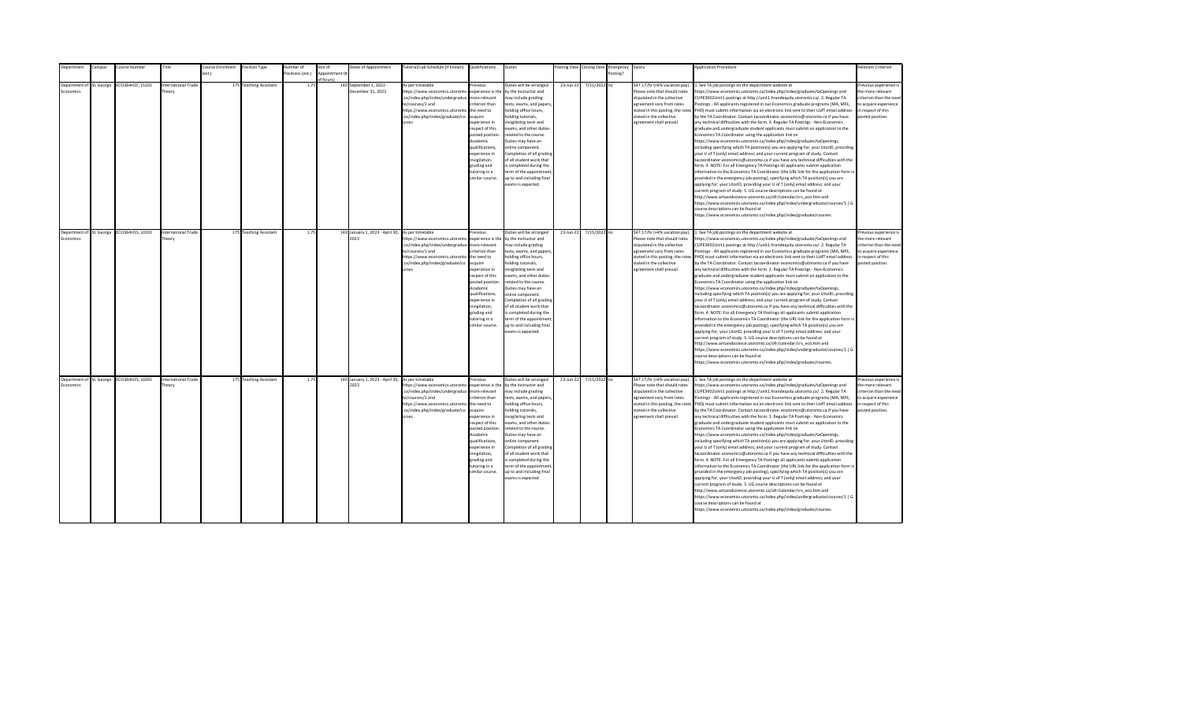| Department | Campus | Course Number | Title | Course Enrolment (est.) | Position Type | Number of Positions (est.) | Size of Appointment (# of hours) | Dates of Appointment | Tutorial/Lab Schedule (if known) | Qualifications | Duties | Posting Date | Closing Date | Emergency Posting? | Salary | Application Procedure | Relevant Criterion |
|---|---|---|---|---|---|---|---|---|---|---|---|---|---|---|---|---|---|
| Department of Economics | St. George | ECO364H1F, L5101 | International Trade Theory | 175 | Teaching Assistant | 1.75 | 140 | September 1, 2022 - December 31, 2022 | As per timetable https://www.economics.utoronto.ca/index.php/index/undergraduate/courses/1 and https://www.economics.utoronto.ca/index.php/index/graduate/courses | Previous experience is the more relevant criterion than the need to acquire experience in respect of this posted position. Academic qualifications, experience in invigilation, grading and tutoring in a similar course. | Duties will be arranged by the instructor and may include grading tests, exams, and papers, holding office hours, holding tutorials, invigilating tests and exams, and other duties related to the course. Duties may have an online component. Completion of all grading of all student work that is completed during the term of the appointment, up to and including final exams is expected. | 23-Jun-22 | 7/15/2022 | no | $47.17/hr (+4% vacation pay). Please note that should rates stipulated in the collective agreement vary from rates stated in this posting, the rates stated in the collective agreement shall prevail. | 1. See TA job postings on the department website at https://www.economics.utoronto.ca/index.php/index/graduate/taOpenings and CUPE3902Unit1 postings at http://unit1.hrandequity.utoronto.ca/. 2. Regular TA Postings - All applicants registered in our Economics graduate programs (MA, MFE, PHD) must submit information via an electronic link sent to their UofT email address by the TA Coordinator. Contact tacoordinator.economics@utoronto.ca if you have any technical difficulties with the form. 3. Regular TA Postings - Non-Economics graduate and undergraduate student applicants must submit an application to the Economics TA Coordinator using the application link on https://www.economics.utoronto.ca/index.php/index/graduate/taOpenings, including specifying which TA position(s) you are applying for; your UtorID, providing your U of T (only) email address; and your current program of study. Contact tacoordinator.economics@utoronto.ca if you have any technical difficulties with the form. 4. NOTE: For all Emergency TA Postings all applicants submit application information to the Economics TA Coordinator (the URL link for the application form is provided in the emergency job posting), specifying which TA position(s) you are applying for; your UtorID, providing your U of T (only) email address; and your current program of study. 5. UG course descriptions can be found at http://www.artsandscience.utoronto.ca/ofr/calendar/crs_eco.htm and https://www.economics.utoronto.ca/index.php/index/undergraduate/courses/1 \| G course descriptions can be found at https://www.economics.utoronto.ca/index.php/index/graduate/courses. | Previous experience is the more relevant criterion than the need to acquire experience in respect of this posted position. |
| Department of Economics | St. George | ECO364H1S, L0101 | International Trade Theory | 175 | Teaching Assistant | 1.75 | 140 | January 1, 2023 - April 30, 2023 | As per timetable https://www.economics.utoronto.ca/index.php/index/undergraduate/courses/1 and https://www.economics.utoronto.ca/index.php/index/graduate/courses | Previous experience is the more relevant criterion than the need to acquire experience in respect of this posted position. Academic qualifications, experience in invigilation, grading and tutoring in a similar course. | Duties will be arranged by the instructor and may include grading tests, exams, and papers, holding office hours, holding tutorials, invigilating tests and exams, and other duties related to the course. Duties may have an online component. Completion of all grading of all student work that is completed during the term of the appointment, up to and including final exams is expected. | 23-Jun-22 | 7/15/2022 | no | $47.17/hr (+4% vacation pay). Please note that should rates stipulated in the collective agreement vary from rates stated in this posting, the rates stated in the collective agreement shall prevail. | 1. See TA job postings on the department website at https://www.economics.utoronto.ca/index.php/index/graduate/taOpenings and CUPE3902Unit1 postings at http://unit1.hrandequity.utoronto.ca/. 2. Regular TA Postings - All applicants registered in our Economics graduate programs (MA, MFE, PHD) must submit information via an electronic link sent to their UofT email address by the TA Coordinator. Contact tacoordinator.economics@utoronto.ca if you have any technical difficulties with the form. 3. Regular TA Postings - Non-Economics graduate and undergraduate student applicants must submit an application to the Economics TA Coordinator using the application link on https://www.economics.utoronto.ca/index.php/index/graduate/taOpenings, including specifying which TA position(s) you are applying for; your UtorID, providing your U of T (only) email address; and your current program of study. Contact tacoordinator.economics@utoronto.ca if you have any technical difficulties with the form. 4. NOTE: For all Emergency TA Postings all applicants submit application information to the Economics TA Coordinator (the URL link for the application form is provided in the emergency job posting), specifying which TA position(s) you are applying for; your UtorID, providing your U of T (only) email address; and your current program of study. 5. UG course descriptions can be found at http://www.artsandscience.utoronto.ca/ofr/calendar/crs_eco.htm and https://www.economics.utoronto.ca/index.php/index/undergraduate/courses/1 \| G course descriptions can be found at https://www.economics.utoronto.ca/index.php/index/graduate/courses. | Previous experience is the more relevant criterion than the need to acquire experience in respect of this posted position. |
| Department of Economics | St. George | ECO364H1S, L0201 | International Trade Theory | 175 | Teaching Assistant | 1.75 | 140 | January 1, 2023 - April 30, 2023 | As per timetable https://www.economics.utoronto.ca/index.php/index/undergraduate/courses/1 and https://www.economics.utoronto.ca/index.php/index/graduate/courses | Previous experience is the more relevant criterion than the need to acquire experience in respect of this posted position. Academic qualifications, experience in invigilation, grading and tutoring in a similar course. | Duties will be arranged by the instructor and may include grading tests, exams, and papers, holding office hours, holding tutorials, invigilating tests and exams, and other duties related to the course. Duties may have an online component. Completion of all grading of all student work that is completed during the term of the appointment, up to and including final exams is expected. | 23-Jun-22 | 7/15/2022 | no | $47.17/hr (+4% vacation pay). Please note that should rates stipulated in the collective agreement vary from rates stated in this posting, the rates stated in the collective agreement shall prevail. | 1. See TA job postings on the department website at https://www.economics.utoronto.ca/index.php/index/graduate/taOpenings and CUPE3902Unit1 postings at http://unit1.hrandequity.utoronto.ca/. 2. Regular TA Postings - All applicants registered in our Economics graduate programs (MA, MFE, PHD) must submit information via an electronic link sent to their UofT email address by the TA Coordinator. Contact tacoordinator.economics@utoronto.ca if you have any technical difficulties with the form. 3. Regular TA Postings - Non-Economics graduate and undergraduate student applicants must submit an application to the Economics TA Coordinator using the application link on https://www.economics.utoronto.ca/index.php/index/graduate/taOpenings, including specifying which TA position(s) you are applying for; your UtorID, providing your U of T (only) email address; and your current program of study. Contact tacoordinator.economics@utoronto.ca if you have any technical difficulties with the form. 4. NOTE: For all Emergency TA Postings all applicants submit application information to the Economics TA Coordinator (the URL link for the application form is provided in the emergency job posting), specifying which TA position(s) you are applying for; your UtorID, providing your U of T (only) email address; and your current program of study. 5. UG course descriptions can be found at http://www.artsandscience.utoronto.ca/ofr/calendar/crs_eco.htm and https://www.economics.utoronto.ca/index.php/index/undergraduate/courses/1 \| G course descriptions can be found at https://www.economics.utoronto.ca/index.php/index/graduate/courses. | Previous experience is the more relevant criterion than the need to acquire experience in respect of this posted position. |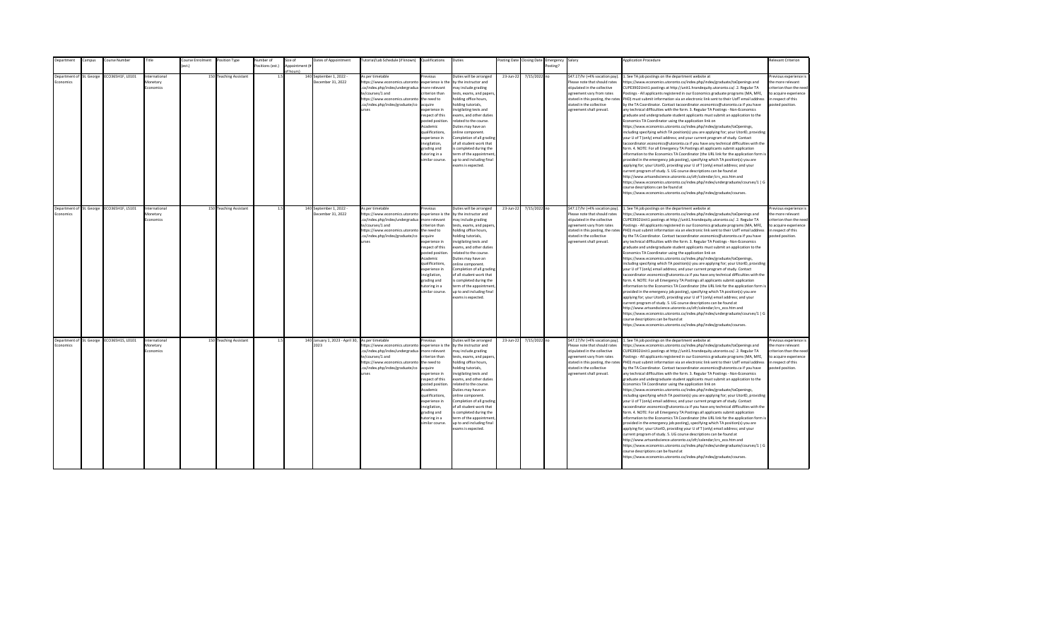| Department | Campus | Course Number | Title | Course Enrolment (est.) | Position Type | Number of Positions (est.) | Size of Appointment (# of hours) | Dates of Appointment | Tutorial/Lab Schedule (if known) | Qualifications | Duties | Posting Date | Closing Date | Emergency Posting? | Salary | Application Procedure | Relevant Criterion |
|---|---|---|---|---|---|---|---|---|---|---|---|---|---|---|---|---|---|
| Department of Economics | St. George | ECO365H1F, L0101 | International Monetary Economics | 150 | Teaching Assistant | 1.5 | 140 | September 1, 2022 - December 31, 2022 | As per timetable https://www.economics.utoronto.ca/index.php/index/undergraduate/courses/1 and https://www.economics.utoronto.ca/index.php/index/graduate/courses | Previous experience is the more relevant criterion than the need to acquire experience in respect of this posted position. Academic qualifications, experience in invigilation, grading and tutoring in a similar course. | Duties will be arranged by the instructor and may include grading tests, exams, and papers, holding office hours, holding tutorials, invigilating tests and exams, and other duties related to the course. Duties may have an online component. Completion of all grading of all student work that is completed during the term of the appointment, up to and including final exams is expected. | 23-Jun-22 | 7/15/2022 | no | $47.17/hr (+4% vacation pay). Please note that should rates stipulated in the collective agreement vary from rates stated in this posting, the rates stated in the collective agreement shall prevail. | 1. See TA job postings on the department website at https://www.economics.utoronto.ca/index.php/index/graduate/taOpenings and CUPE3902Unit1 postings at http://unit1.hrandequity.utoronto.ca/. 2. Regular TA Postings - All applicants registered in our Economics graduate programs (MA, MFE, PHD) must submit information via an electronic link sent to their UofT email address by the TA Coordinator. Contact tacoordinator.economics@utoronto.ca if you have any technical difficulties with the form. 3. Regular TA Postings - Non-Economics graduate and undergraduate student applicants must submit an application to the Economics TA Coordinator using the application link on https://www.economics.utoronto.ca/index.php/index/graduate/taOpenings, including specifying which TA position(s) you are applying for; your UtorID, providing your U of T (only) email address; and your current program of study. Contact tacoordinator.economics@utoronto.ca if you have any technical difficulties with the form. 4. NOTE: For all Emergency TA Postings all applicants submit application information to the Economics TA Coordinator (the URL link for the application form is provided in the emergency job posting), specifying which TA position(s) you are applying for; your UtorID, providing your U of T (only) email address; and your current program of study. 5. UG course descriptions can be found at http://www.artsandscience.utoronto.ca/ofr/calendar/crs_eco.htm and https://www.economics.utoronto.ca/index.php/index/undergraduate/courses/1 \| G course descriptions can be found at https://www.economics.utoronto.ca/index.php/index/graduate/courses. | Previous experience is the more relevant criterion than the need to acquire experience in respect of this posted position. |
| Department of Economics | St. George | ECO365H1F, L5101 | International Monetary Economics | 150 | Teaching Assistant | 1.5 | 140 | September 1, 2022 - December 31, 2022 | As per timetable https://www.economics.utoronto.ca/index.php/index/undergraduate/courses/1 and https://www.economics.utoronto.ca/index.php/index/graduate/courses | Previous experience is the more relevant criterion than the need to acquire experience in respect of this posted position. Academic qualifications, experience in invigilation, grading and tutoring in a similar course. | Duties will be arranged by the instructor and may include grading tests, exams, and papers, holding office hours, holding tutorials, invigilating tests and exams, and other duties related to the course. Duties may have an online component. Completion of all grading of all student work that is completed during the term of the appointment, up to and including final exams is expected. | 23-Jun-22 | 7/15/2022 | no | $47.17/hr (+4% vacation pay). Please note that should rates stipulated in the collective agreement vary from rates stated in this posting, the rates stated in the collective agreement shall prevail. | 1. See TA job postings on the department website at https://www.economics.utoronto.ca/index.php/index/graduate/taOpenings and CUPE3902Unit1 postings at http://unit1.hrandequity.utoronto.ca/. 2. Regular TA Postings - All applicants registered in our Economics graduate programs (MA, MFE, PHD) must submit information via an electronic link sent to their UofT email address by the TA Coordinator. Contact tacoordinator.economics@utoronto.ca if you have any technical difficulties with the form. 3. Regular TA Postings - Non-Economics graduate and undergraduate student applicants must submit an application to the Economics TA Coordinator using the application link on https://www.economics.utoronto.ca/index.php/index/graduate/taOpenings, including specifying which TA position(s) you are applying for; your UtorID, providing your U of T (only) email address; and your current program of study. Contact tacoordinator.economics@utoronto.ca if you have any technical difficulties with the form. 4. NOTE: For all Emergency TA Postings all applicants submit application information to the Economics TA Coordinator (the URL link for the application form is provided in the emergency job posting), specifying which TA position(s) you are applying for; your UtorID, providing your U of T (only) email address; and your current program of study. 5. UG course descriptions can be found at http://www.artsandscience.utoronto.ca/ofr/calendar/crs_eco.htm and https://www.economics.utoronto.ca/index.php/index/undergraduate/courses/1 \| G course descriptions can be found at https://www.economics.utoronto.ca/index.php/index/graduate/courses. | Previous experience is the more relevant criterion than the need to acquire experience in respect of this posted position. |
| Department of Economics | St. George | ECO365H1S, L0101 | International Monetary Economics | 150 | Teaching Assistant | 1.5 | 140 | January 1, 2023 - April 30, 2023 | As per timetable https://www.economics.utoronto.ca/index.php/index/undergraduate/courses/1 and https://www.economics.utoronto.ca/index.php/index/graduate/courses | Previous experience is the more relevant criterion than the need to acquire experience in respect of this posted position. Academic qualifications, experience in invigilation, grading and tutoring in a similar course. | Duties will be arranged by the instructor and may include grading tests, exams, and papers, holding office hours, holding tutorials, invigilating tests and exams, and other duties related to the course. Duties may have an online component. Completion of all grading of all student work that is completed during the term of the appointment, up to and including final exams is expected. | 23-Jun-22 | 7/15/2022 | no | $47.17/hr (+4% vacation pay). Please note that should rates stipulated in the collective agreement vary from rates stated in this posting, the rates stated in the collective agreement shall prevail. | 1. See TA job postings on the department website at https://www.economics.utoronto.ca/index.php/index/graduate/taOpenings and CUPE3902Unit1 postings at http://unit1.hrandequity.utoronto.ca/. 2. Regular TA Postings - All applicants registered in our Economics graduate programs (MA, MFE, PHD) must submit information via an electronic link sent to their UofT email address by the TA Coordinator. Contact tacoordinator.economics@utoronto.ca if you have any technical difficulties with the form. 3. Regular TA Postings - Non-Economics graduate and undergraduate student applicants must submit an application to the Economics TA Coordinator using the application link on https://www.economics.utoronto.ca/index.php/index/graduate/taOpenings, including specifying which TA position(s) you are applying for; your UtorID, providing your U of T (only) email address; and your current program of study. Contact tacoordinator.economics@utoronto.ca if you have any technical difficulties with the form. 4. NOTE: For all Emergency TA Postings all applicants submit application information to the Economics TA Coordinator (the URL link for the application form is provided in the emergency job posting), specifying which TA position(s) you are applying for; your UtorID, providing your U of T (only) email address; and your current program of study. 5. UG course descriptions can be found at http://www.artsandscience.utoronto.ca/ofr/calendar/crs_eco.htm and https://www.economics.utoronto.ca/index.php/index/undergraduate/courses/1 \| G course descriptions can be found at https://www.economics.utoronto.ca/index.php/index/graduate/courses. | Previous experience is the more relevant criterion than the need to acquire experience in respect of this posted position. |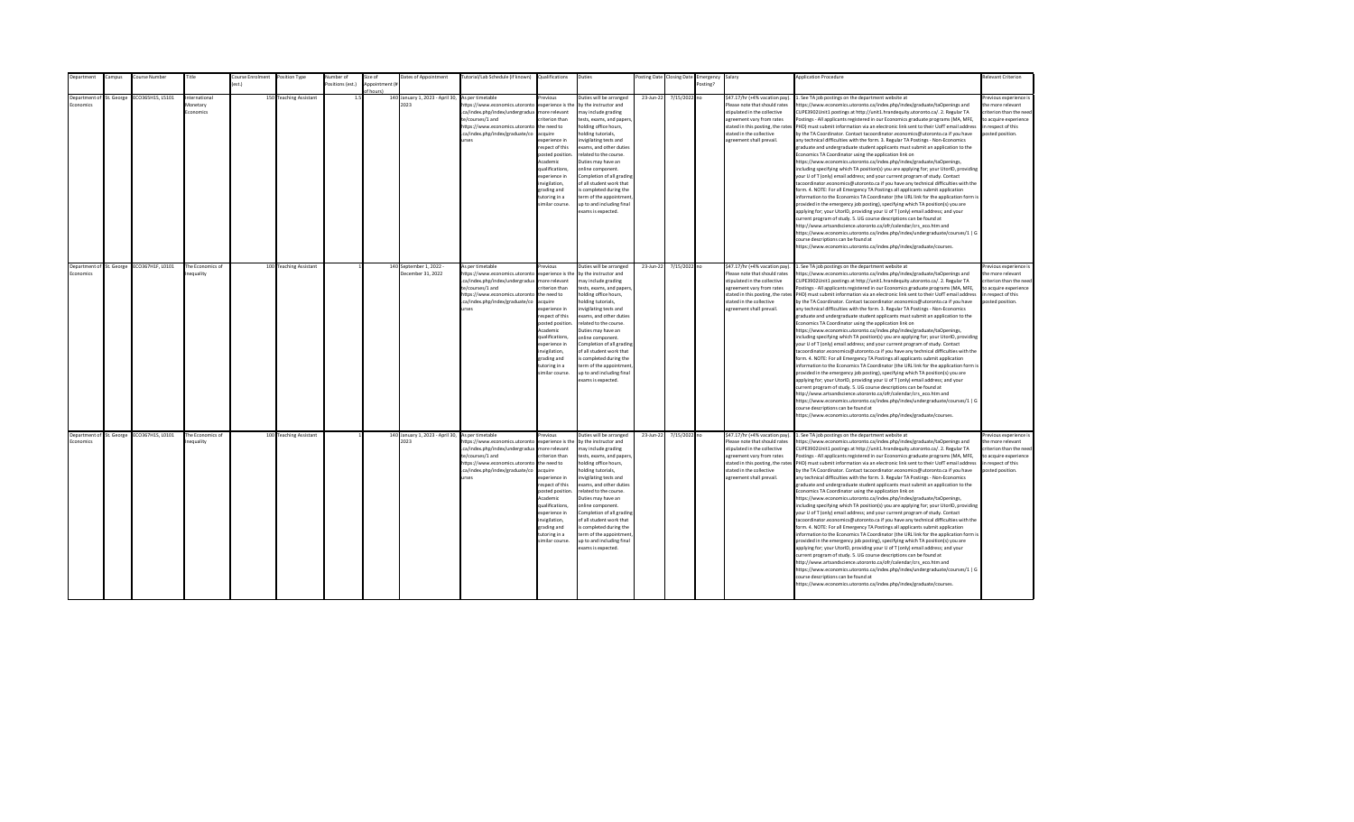| Department | Campus | Course Number | Title | Course Enrolment (est.) | Position Type | Number of Positions (est.) | Size of Appointment (# of hours) | Dates of Appointment | Tutorial/Lab Schedule (if known) | Qualifications | Duties | Posting Date | Closing Date | Emergency Posting? | Salary | Application Procedure | Relevant Criterion |
|---|---|---|---|---|---|---|---|---|---|---|---|---|---|---|---|---|---|
| Department of Economics | St. George | ECO365H1S, L5101 | International Monetary Economics | 150 | Teaching Assistant | 1.5 | 140 | January 1, 2023 - April 30, 2023 | As per timetable https://www.economics.utoronto.ca/index.php/index/undergraduate/courses/1 and https://www.economics.utoronto.ca/index.php/index/graduate/courses | Previous experience is the more relevant criterion than the need to acquire experience in respect of this posted position. Academic qualifications, experience in invigilation, grading and tutoring in a similar course. | Duties will be arranged by the instructor and may include grading tests, exams, and papers, holding office hours, holding tutorials, invigilating tests and exams, and other duties related to the course. Duties may have an online component. Completion of all grading of all student work that is completed during the term of the appointment, up to and including final exams is expected. | 23-Jun-22 | 7/15/2022 | no | $47.17/hr (+4% vacation pay). Please note that should rates stipulated in the collective agreement vary from rates stated in this posting, the rates stated in the collective agreement shall prevail. | 1. See TA job postings on the department website at https://www.economics.utoronto.ca/index.php/index/graduate/taOpenings and CUPE3902Unit1 postings at http://unit1.hrandequity.utoronto.ca/. 2. Regular TA Postings - All applicants registered in our Economics graduate programs (MA, MFE, PHD) must submit information via an electronic link sent to their UofT email address by the TA Coordinator. Contact tacoordinator.economics@utoronto.ca if you have any technical difficulties with the form. 3. Regular TA Postings - Non-Economics graduate and undergraduate student applicants must submit an application to the Economics TA Coordinator using the application link on https://www.economics.utoronto.ca/index.php/index/graduate/taOpenings, including specifying which TA position(s) you are applying for; your UtorID, providing your U of T (only) email address; and your current program of study. Contact tacoordinator.economics@utoronto.ca if you have any technical difficulties with the form. 4. NOTE: For all Emergency TA Postings all applicants submit application information to the Economics TA Coordinator (the URL link for the application form is provided in the emergency job posting), specifying which TA position(s) you are applying for; your UtorID, providing your U of T (only) email address; and your current program of study. 5. UG course descriptions can be found at http://www.artsandscience.utoronto.ca/ofr/calendar/crs_eco.htm and https://www.economics.utoronto.ca/index.php/index/undergraduate/courses/1 \| G course descriptions can be found at https://www.economics.utoronto.ca/index.php/index/graduate/courses. | Previous experience is the more relevant criterion than the need to acquire experience in respect of this posted position. |
| Department of Economics | St. George | ECO367H1F, L0101 | The Economics of Inequality | 100 | Teaching Assistant | 1 | 140 | September 1, 2022 - December 31, 2022 | As per timetable https://www.economics.utoronto.ca/index.php/index/undergraduate/courses/1 and https://www.economics.utoronto.ca/index.php/index/graduate/courses | Previous experience is the more relevant criterion than the need to acquire experience in respect of this posted position. Academic qualifications, experience in invigilation, grading and tutoring in a similar course. | Duties will be arranged by the instructor and may include grading tests, exams, and papers, holding office hours, holding tutorials, invigilating tests and exams, and other duties related to the course. Duties may have an online component. Completion of all grading of all student work that is completed during the term of the appointment, up to and including final exams is expected. | 23-Jun-22 | 7/15/2022 | no | $47.17/hr (+4% vacation pay). Please note that should rates stipulated in the collective agreement vary from rates stated in this posting, the rates stated in the collective agreement shall prevail. | 1. See TA job postings on the department website at https://www.economics.utoronto.ca/index.php/index/graduate/taOpenings and CUPE3902Unit1 postings at http://unit1.hrandequity.utoronto.ca/. 2. Regular TA Postings - All applicants registered in our Economics graduate programs (MA, MFE, PHD) must submit information via an electronic link sent to their UofT email address by the TA Coordinator. Contact tacoordinator.economics@utoronto.ca if you have any technical difficulties with the form. 3. Regular TA Postings - Non-Economics graduate and undergraduate student applicants must submit an application to the Economics TA Coordinator using the application link on https://www.economics.utoronto.ca/index.php/index/graduate/taOpenings, including specifying which TA position(s) you are applying for; your UtorID, providing your U of T (only) email address; and your current program of study. Contact tacoordinator.economics@utoronto.ca if you have any technical difficulties with the form. 4. NOTE: For all Emergency TA Postings all applicants submit application information to the Economics TA Coordinator (the URL link for the application form is provided in the emergency job posting), specifying which TA position(s) you are applying for; your UtorID, providing your U of T (only) email address; and your current program of study. 5. UG course descriptions can be found at http://www.artsandscience.utoronto.ca/ofr/calendar/crs_eco.htm and https://www.economics.utoronto.ca/index.php/index/undergraduate/courses/1 \| G course descriptions can be found at https://www.economics.utoronto.ca/index.php/index/graduate/courses. | Previous experience is the more relevant criterion than the need to acquire experience in respect of this posted position. |
| Department of Economics | St. George | ECO367H1S, L0101 | The Economics of Inequality | 100 | Teaching Assistant | 1 | 140 | January 1, 2023 - April 30, 2023 | As per timetable https://www.economics.utoronto.ca/index.php/index/undergraduate/courses/1 and https://www.economics.utoronto.ca/index.php/index/graduate/courses | Previous experience is the more relevant criterion than the need to acquire experience in respect of this posted position. Academic qualifications, experience in invigilation, grading and tutoring in a similar course. | Duties will be arranged by the instructor and may include grading tests, exams, and papers, holding office hours, holding tutorials, invigilating tests and exams, and other duties related to the course. Duties may have an online component. Completion of all grading of all student work that is completed during the term of the appointment, up to and including final exams is expected. | 23-Jun-22 | 7/15/2022 | no | $47.17/hr (+4% vacation pay). Please note that should rates stipulated in the collective agreement vary from rates stated in this posting, the rates stated in the collective agreement shall prevail. | 1. See TA job postings on the department website at https://www.economics.utoronto.ca/index.php/index/graduate/taOpenings and CUPE3902Unit1 postings at http://unit1.hrandequity.utoronto.ca/. 2. Regular TA Postings - All applicants registered in our Economics graduate programs (MA, MFE, PHD) must submit information via an electronic link sent to their UofT email address by the TA Coordinator. Contact tacoordinator.economics@utoronto.ca if you have any technical difficulties with the form. 3. Regular TA Postings - Non-Economics graduate and undergraduate student applicants must submit an application to the Economics TA Coordinator using the application link on https://www.economics.utoronto.ca/index.php/index/graduate/taOpenings, including specifying which TA position(s) you are applying for; your UtorID, providing your U of T (only) email address; and your current program of study. Contact tacoordinator.economics@utoronto.ca if you have any technical difficulties with the form. 4. NOTE: For all Emergency TA Postings all applicants submit application information to the Economics TA Coordinator (the URL link for the application form is provided in the emergency job posting), specifying which TA position(s) you are applying for; your UtorID, providing your U of T (only) email address; and your current program of study. 5. UG course descriptions can be found at http://www.artsandscience.utoronto.ca/ofr/calendar/crs_eco.htm and https://www.economics.utoronto.ca/index.php/index/undergraduate/courses/1 \| G course descriptions can be found at https://www.economics.utoronto.ca/index.php/index/graduate/courses. | Previous experience is the more relevant criterion than the need to acquire experience in respect of this posted position. |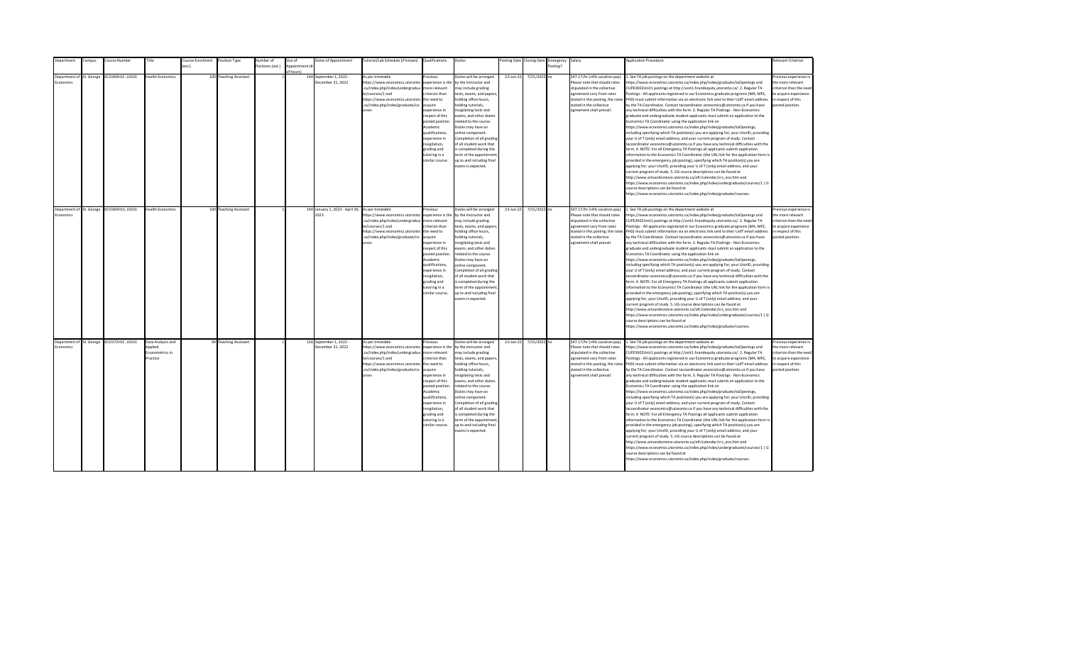| Department | Campus | Course Number | Title | Course Enrolment (est.) | Position Type | Number of Positions (est.) | Size of Appointment (# of hours) | Dates of Appointment | Tutorial/Lab Schedule (if known) | Qualifications | Duties | Posting Date | Closing Date | Emergency Posting? | Salary | Application Procedure | Relevant Criterion |
|---|---|---|---|---|---|---|---|---|---|---|---|---|---|---|---|---|---|
| Department of Economics | St. George | ECO369H1F, L0101 | Health Economics | 100 | Teaching Assistant | 1 | 140 | September 1, 2022 - December 31, 2022 | As per timetable https://www.economics.utoronto.ca/index.php/index/undergraduate/courses/1 and https://www.economics.utoronto.ca/index.php/index/graduate/courses | Previous experience is the more relevant criterion than the need to acquire experience in respect of this posted position. Academic qualifications, experience in invigilation, grading and tutoring in a similar course. | Duties will be arranged by the instructor and may include grading tests, exams, and papers, holding office hours, holding tutorials, invigilating tests and exams, and other duties related to the course. Duties may have an online component. Completion of all grading of all student work that is completed during the term of the appointment, up to and including final exams is expected. | 23-Jun-22 | 7/15/2022 | no | $47.17/hr (+4% vacation pay). Please note that should rates stipulated in the collective agreement vary from rates stated in this posting, the rates stated in the collective agreement shall prevail. | 1. See TA job postings on the department website at https://www.economics.utoronto.ca/index.php/index/graduate/taOpenings and CUPE3902Unit1 postings at http://unit1.hrandequity.utoronto.ca/. 2. Regular TA Postings - All applicants registered in our Economics graduate programs (MA, MFE, PHD) must submit information via an electronic link sent to their UofT email address by the TA Coordinator. Contact tacoordinator.economics@utoronto.ca if you have any technical difficulties with the form. 3. Regular TA Postings - Non-Economics graduate and undergraduate student applicants must submit an application to the Economics TA Coordinator using the application link on https://www.economics.utoronto.ca/index.php/index/graduate/taOpenings, including specifying which TA position(s) you are applying for; your UtorID, providing your U of T (only) email address; and your current program of study. Contact tacoordinator.economics@utoronto.ca if you have any technical difficulties with the form. 4. NOTE: For all Emergency TA Postings all applicants submit application information to the Economics TA Coordinator (the URL link for the application form is provided in the emergency job posting), specifying which TA position(s) you are applying for; your UtorID, providing your U of T (only) email address; and your current program of study. 5. UG course descriptions can be found at http://www.artsandscience.utoronto.ca/ofr/calendar/crs_eco.htm and https://www.economics.utoronto.ca/index.php/index/undergraduate/courses/1 \| G course descriptions can be found at https://www.economics.utoronto.ca/index.php/index/graduate/courses. | Previous experience is the more relevant criterion than the need to acquire experience in respect of this posted position. |
| Department of Economics | St. George | ECO369H1S, L0101 | Health Economics | 100 | Teaching Assistant | 1 | 140 | January 1, 2023 - April 30, 2023 | As per timetable https://www.economics.utoronto.ca/index.php/index/undergraduate/courses/1 and https://www.economics.utoronto.ca/index.php/index/graduate/courses | Previous experience is the more relevant criterion than the need to acquire experience in respect of this posted position. Academic qualifications, experience in invigilation, grading and tutoring in a similar course. | Duties will be arranged by the instructor and may include grading tests, exams, and papers, holding office hours, holding tutorials, invigilating tests and exams, and other duties related to the course. Duties may have an online component. Completion of all grading of all student work that is completed during the term of the appointment, up to and including final exams is expected. | 23-Jun-22 | 7/15/2022 | no | $47.17/hr (+4% vacation pay). Please note that should rates stipulated in the collective agreement vary from rates stated in this posting, the rates stated in the collective agreement shall prevail. | 1. See TA job postings on the department website at https://www.economics.utoronto.ca/index.php/index/graduate/taOpenings and CUPE3902Unit1 postings at http://unit1.hrandequity.utoronto.ca/. 2. Regular TA Postings - All applicants registered in our Economics graduate programs (MA, MFE, PHD) must submit information via an electronic link sent to their UofT email address by the TA Coordinator. Contact tacoordinator.economics@utoronto.ca if you have any technical difficulties with the form. 3. Regular TA Postings - Non-Economics graduate and undergraduate student applicants must submit an application to the Economics TA Coordinator using the application link on https://www.economics.utoronto.ca/index.php/index/graduate/taOpenings, including specifying which TA position(s) you are applying for; your UtorID, providing your U of T (only) email address; and your current program of study. Contact tacoordinator.economics@utoronto.ca if you have any technical difficulties with the form. 4. NOTE: For all Emergency TA Postings all applicants submit application information to the Economics TA Coordinator (the URL link for the application form is provided in the emergency job posting), specifying which TA position(s) you are applying for; your UtorID, providing your U of T (only) email address; and your current program of study. 5. UG course descriptions can be found at http://www.artsandscience.utoronto.ca/ofr/calendar/crs_eco.htm and https://www.economics.utoronto.ca/index.php/index/undergraduate/courses/1 \| G course descriptions can be found at https://www.economics.utoronto.ca/index.php/index/graduate/courses. | Previous experience is the more relevant criterion than the need to acquire experience in respect of this posted position. |
| Department of Economics | St. George | ECO372H1F, L0101 | Data Analysis and Applied Econometrics in Practice | 90 | Teaching Assistant | 1 | 126 | September 1, 2022 - December 31, 2022 | As per timetable https://www.economics.utoronto.ca/index.php/index/undergraduate/courses/1 and https://www.economics.utoronto.ca/index.php/index/graduate/courses | Previous experience is the more relevant criterion than the need to acquire experience in respect of this posted position. Academic qualifications, experience in invigilation, grading and tutoring in a similar course. | Duties will be arranged by the instructor and may include grading tests, exams, and papers, holding office hours, holding tutorials, invigilating tests and exams, and other duties related to the course. Duties may have an online component. Completion of all grading of all student work that is completed during the term of the appointment, up to and including final exams is expected. | 23-Jun-22 | 7/15/2022 | no | $47.17/hr (+4% vacation pay). Please note that should rates stipulated in the collective agreement vary from rates stated in this posting, the rates stated in the collective agreement shall prevail. | 1. See TA job postings on the department website at https://www.economics.utoronto.ca/index.php/index/graduate/taOpenings and CUPE3902Unit1 postings at http://unit1.hrandequity.utoronto.ca/. 2. Regular TA Postings - All applicants registered in our Economics graduate programs (MA, MFE, PHD) must submit information via an electronic link sent to their UofT email address by the TA Coordinator. Contact tacoordinator.economics@utoronto.ca if you have any technical difficulties with the form. 3. Regular TA Postings - Non-Economics graduate and undergraduate student applicants must submit an application to the Economics TA Coordinator using the application link on https://www.economics.utoronto.ca/index.php/index/graduate/taOpenings, including specifying which TA position(s) you are applying for; your UtorID, providing your U of T (only) email address; and your current program of study. Contact tacoordinator.economics@utoronto.ca if you have any technical difficulties with the form. 4. NOTE: For all Emergency TA Postings all applicants submit application information to the Economics TA Coordinator (the URL link for the application form is provided in the emergency job posting), specifying which TA position(s) you are applying for; your UtorID, providing your U of T (only) email address; and your current program of study. 5. UG course descriptions can be found at http://www.artsandscience.utoronto.ca/ofr/calendar/crs_eco.htm and https://www.economics.utoronto.ca/index.php/index/undergraduate/courses/1 \| G course descriptions can be found at https://www.economics.utoronto.ca/index.php/index/graduate/courses. | Previous experience is the more relevant criterion than the need to acquire experience in respect of this posted position. |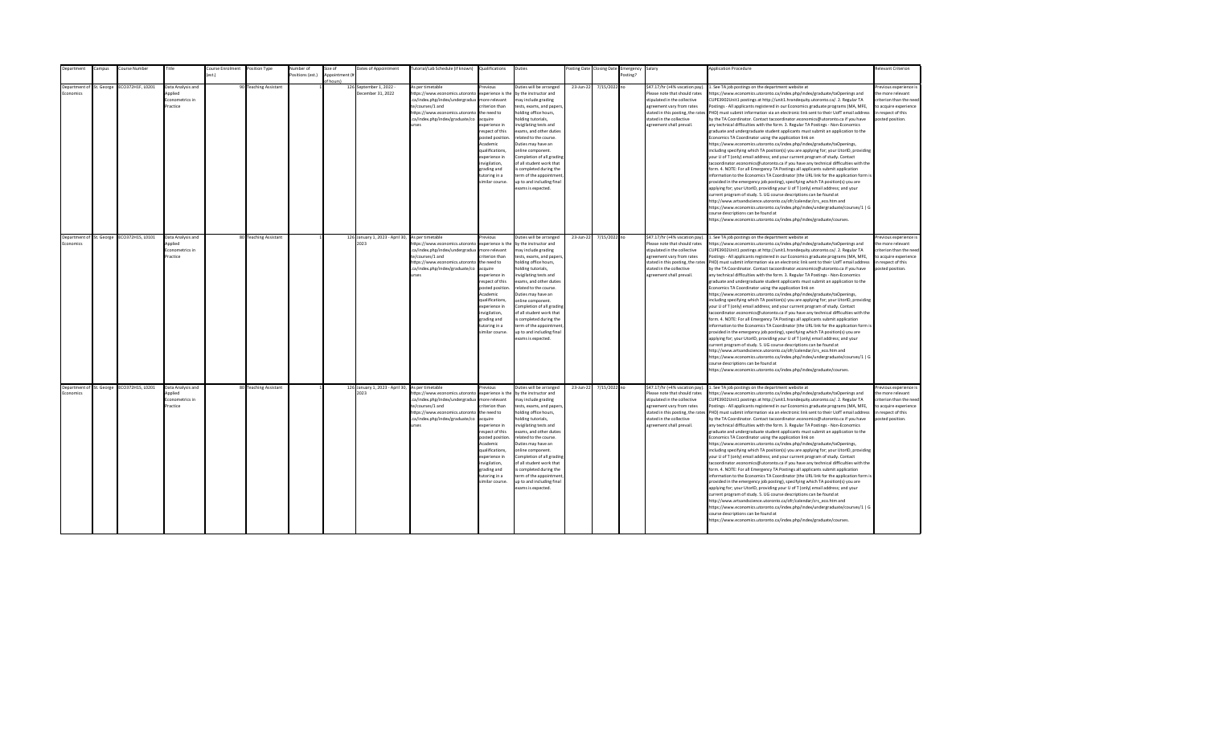| Department | Campus | Course Number | Title | Course Enrolment (est.) | Position Type | Number of Positions (est.) | Size of Appointment (# of hours) | Dates of Appointment | Tutorial/Lab Schedule (if known) | Qualifications | Duties | Posting Date | Closing Date | Emergency Posting? | Salary | Application Procedure | Relevant Criterion |
|---|---|---|---|---|---|---|---|---|---|---|---|---|---|---|---|---|---|
| Department of Economics | St. George | ECO372H1F, L0201 | Data Analysis and Applied Econometrics in Practice | 90 | Teaching Assistant | 1 | 126 | September 1, 2022 - December 31, 2022 | As per timetable https://www.economics.utoronto.ca/index.php/index/undergraduate/courses/1 and https://www.economics.utoronto.ca/index.php/index/graduate/courses | Previous experience is the more relevant criterion than the need to acquire experience in respect of this posted position. Academic qualifications, experience in invigilation, grading and tutoring in a similar course. | Duties will be arranged by the instructor and may include grading tests, exams, and papers, holding office hours, holding tutorials, invigilating tests and exams, and other duties related to the course. Duties may have an online component. Completion of all grading of all student work that is completed during the term of the appointment, up to and including final exams is expected. | 23-Jun-22 | 7/15/2022 | no | $47.17/hr (+4% vacation pay). Please note that should rates stipulated in the collective agreement vary from rates stated in this posting, the rates stated in the collective agreement shall prevail. | 1. See TA job postings on the department website at https://www.economics.utoronto.ca/index.php/index/graduate/taOpenings and CUPE3902Unit1 postings at http://unit1.hrandequity.utoronto.ca/. 2. Regular TA Postings - All applicants registered in our Economics graduate programs (MA, MFE, PHD) must submit information via an electronic link sent to their UofT email address by the TA Coordinator. Contact tacoordinator.economics@utoronto.ca if you have any technical difficulties with the form. 3. Regular TA Postings - Non-Economics graduate and undergraduate student applicants must submit an application to the Economics TA Coordinator using the application link on https://www.economics.utoronto.ca/index.php/index/graduate/taOpenings, including specifying which TA position(s) you are applying for; your UtorID, providing your U of T (only) email address; and your current program of study. Contact tacoordinator.economics@utoronto.ca if you have any technical difficulties with the form. 4. NOTE: For all Emergency TA Postings all applicants submit application information to the Economics TA Coordinator (the URL link for the application form is provided in the emergency job posting), specifying which TA position(s) you are applying for; your UtorID, providing your U of T (only) email address; and your current program of study. 5. UG course descriptions can be found at http://www.artsandscience.utoronto.ca/ofr/calendar/crs_eco.htm and https://www.economics.utoronto.ca/index.php/index/undergraduate/courses/1 \| G course descriptions can be found at https://www.economics.utoronto.ca/index.php/index/graduate/courses. | Previous experience is the more relevant criterion than the need to acquire experience in respect of this posted position. |
| Department of Economics | St. George | ECO372H1S, L0101 | Data Analysis and Applied Econometrics in Practice | 80 | Teaching Assistant | 1 | 126 | January 1, 2023 - April 30, 2023 | As per timetable https://www.economics.utoronto.ca/index.php/index/undergraduate/courses/1 and https://www.economics.utoronto.ca/index.php/index/graduate/courses | Previous experience is the more relevant criterion than the need to acquire experience in respect of this posted position. Academic qualifications, experience in invigilation, grading and tutoring in a similar course. | Duties will be arranged by the instructor and may include grading tests, exams, and papers, holding office hours, holding tutorials, invigilating tests and exams, and other duties related to the course. Duties may have an online component. Completion of all grading of all student work that is completed during the term of the appointment, up to and including final exams is expected. | 23-Jun-22 | 7/15/2022 | no | $47.17/hr (+4% vacation pay). Please note that should rates stipulated in the collective agreement vary from rates stated in this posting, the rates stated in the collective agreement shall prevail. | 1. See TA job postings on the department website at https://www.economics.utoronto.ca/index.php/index/graduate/taOpenings and CUPE3902Unit1 postings at http://unit1.hrandequity.utoronto.ca/. 2. Regular TA Postings - All applicants registered in our Economics graduate programs (MA, MFE, PHD) must submit information via an electronic link sent to their UofT email address by the TA Coordinator. Contact tacoordinator.economics@utoronto.ca if you have any technical difficulties with the form. 3. Regular TA Postings - Non-Economics graduate and undergraduate student applicants must submit an application to the Economics TA Coordinator using the application link on https://www.economics.utoronto.ca/index.php/index/graduate/taOpenings, including specifying which TA position(s) you are applying for; your UtorID, providing your U of T (only) email address; and your current program of study. Contact tacoordinator.economics@utoronto.ca if you have any technical difficulties with the form. 4. NOTE: For all Emergency TA Postings all applicants submit application information to the Economics TA Coordinator (the URL link for the application form is provided in the emergency job posting), specifying which TA position(s) you are applying for; your UtorID, providing your U of T (only) email address; and your current program of study. 5. UG course descriptions can be found at http://www.artsandscience.utoronto.ca/ofr/calendar/crs_eco.htm and https://www.economics.utoronto.ca/index.php/index/undergraduate/courses/1 \| G course descriptions can be found at https://www.economics.utoronto.ca/index.php/index/graduate/courses. | Previous experience is the more relevant criterion than the need to acquire experience in respect of this posted position. |
| Department of Economics | St. George | ECO372H1S, L0201 | Data Analysis and Applied Econometrics in Practice | 80 | Teaching Assistant | 1 | 126 | January 1, 2023 - April 30, 2023 | As per timetable https://www.economics.utoronto.ca/index.php/index/undergraduate/courses/1 and https://www.economics.utoronto.ca/index.php/index/graduate/courses | Previous experience is the more relevant criterion than the need to acquire experience in respect of this posted position. Academic qualifications, experience in invigilation, grading and tutoring in a similar course. | Duties will be arranged by the instructor and may include grading tests, exams, and papers, holding office hours, holding tutorials, invigilating tests and exams, and other duties related to the course. Duties may have an online component. Completion of all grading of all student work that is completed during the term of the appointment, up to and including final exams is expected. | 23-Jun-22 | 7/15/2022 | no | $47.17/hr (+4% vacation pay). Please note that should rates stipulated in the collective agreement vary from rates stated in this posting, the rates stated in the collective agreement shall prevail. | 1. See TA job postings on the department website at https://www.economics.utoronto.ca/index.php/index/graduate/taOpenings and CUPE3902Unit1 postings at http://unit1.hrandequity.utoronto.ca/. 2. Regular TA Postings - All applicants registered in our Economics graduate programs (MA, MFE, PHD) must submit information via an electronic link sent to their UofT email address by the TA Coordinator. Contact tacoordinator.economics@utoronto.ca if you have any technical difficulties with the form. 3. Regular TA Postings - Non-Economics graduate and undergraduate student applicants must submit an application to the Economics TA Coordinator using the application link on https://www.economics.utoronto.ca/index.php/index/graduate/taOpenings, including specifying which TA position(s) you are applying for; your UtorID, providing your U of T (only) email address; and your current program of study. Contact tacoordinator.economics@utoronto.ca if you have any technical difficulties with the form. 4. NOTE: For all Emergency TA Postings all applicants submit application information to the Economics TA Coordinator (the URL link for the application form is provided in the emergency job posting), specifying which TA position(s) you are applying for; your UtorID, providing your U of T (only) email address; and your current program of study. 5. UG course descriptions can be found at http://www.artsandscience.utoronto.ca/ofr/calendar/crs_eco.htm and https://www.economics.utoronto.ca/index.php/index/undergraduate/courses/1 \| G course descriptions can be found at https://www.economics.utoronto.ca/index.php/index/graduate/courses. | Previous experience is the more relevant criterion than the need to acquire experience in respect of this posted position. |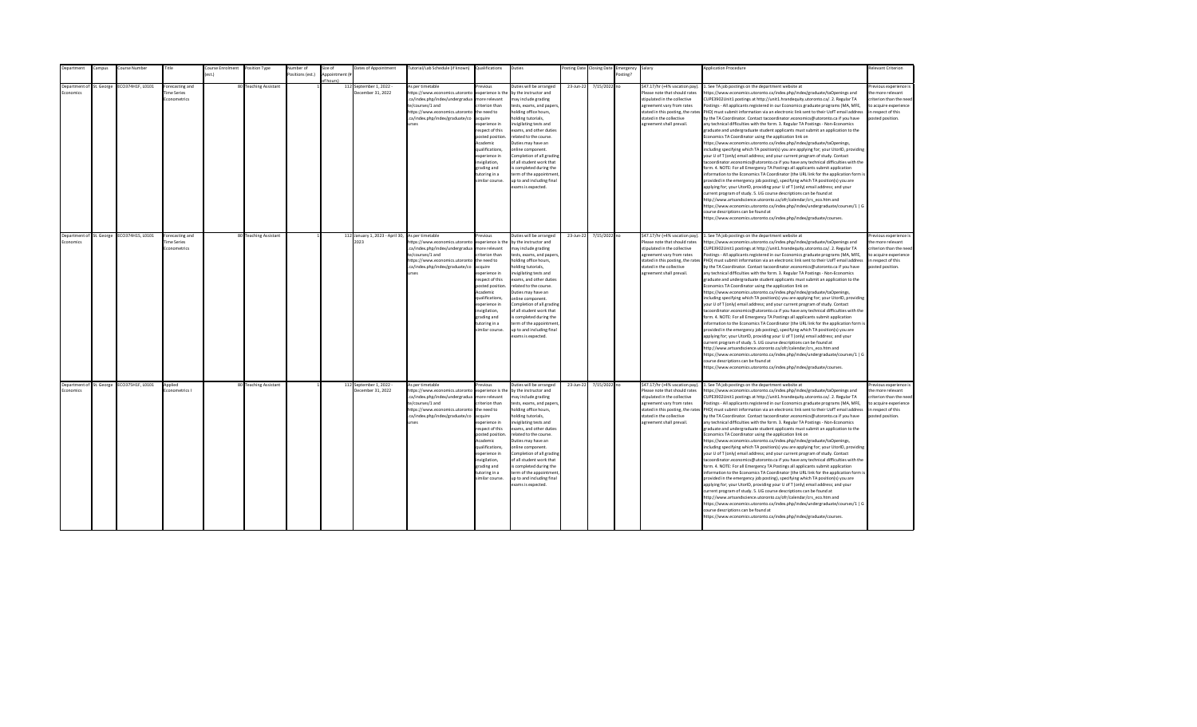| Department | Campus | Course Number | Title | Course Enrolment (est.) | Position Type | Number of Positions (est.) | Size of Appointment (# of hours) | Dates of Appointment | Tutorial/Lab Schedule (if known) | Qualifications | Duties | Posting Date | Closing Date | Emergency Posting? | Salary | Application Procedure | Relevant Criterion |
|---|---|---|---|---|---|---|---|---|---|---|---|---|---|---|---|---|---|
| Department of Economics | St. George | ECO374H1F, L0101 | Forecasting and Time Series Econometrics | 80 | Teaching Assistant | 1 | 112 | September 1, 2022 - December 31, 2022 | As per timetable https://www.economics.utoronto.ca/index.php/index/undergraduate/courses/1 and https://www.economics.utoronto.ca/index.php/index/graduate/courses | Previous experience is the more relevant criterion than the need to acquire experience in respect of this posted position. Academic qualifications, experience in invigilation, grading and tutoring in a similar course. | Duties will be arranged by the instructor and may include grading tests, exams, and papers, holding office hours, holding tutorials, invigilating tests and exams, and other duties related to the course. Duties may have an online component. Completion of all grading of all student work that is completed during the term of the appointment, up to and including final exams is expected. | 23-Jun-22 | 7/15/2022 | no | $47.17/hr (+4% vacation pay). Please note that should rates stipulated in the collective agreement vary from rates stated in this posting, the rates stated in the collective agreement shall prevail. | 1. See TA job postings on the department website at https://www.economics.utoronto.ca/index.php/index/graduate/taOpenings and CUPE3902Unit1 postings at http://unit1.hrandequity.utoronto.ca/. 2. Regular TA Postings - All applicants registered in our Economics graduate programs (MA, MFE, PHD) must submit information via an electronic link sent to their UofT email address by the TA Coordinator. Contact tacoordinator.economics@utoronto.ca if you have any technical difficulties with the form. 3. Regular TA Postings - Non-Economics graduate and undergraduate student applicants must submit an application to the Economics TA Coordinator using the application link on https://www.economics.utoronto.ca/index.php/index/graduate/taOpenings, including specifying which TA position(s) you are applying for; your UtorID, providing your U of T (only) email address; and your current program of study. Contact tacoordinator.economics@utoronto.ca if you have any technical difficulties with the form. 4. NOTE: For all Emergency TA Postings all applicants submit application information to the Economics TA Coordinator (the URL link for the application form is provided in the emergency job posting), specifying which TA position(s) you are applying for; your UtorID, providing your U of T (only) email address; and your current program of study. 5. UG course descriptions can be found at http://www.artsandscience.utoronto.ca/ofr/calendar/crs_eco.htm and https://www.economics.utoronto.ca/index.php/index/undergraduate/courses/1 \| G course descriptions can be found at https://www.economics.utoronto.ca/index.php/index/graduate/courses. | Previous experience is the more relevant criterion than the need to acquire experience in respect of this posted position. |
| Department of Economics | St. George | ECO374H1S, L0101 | Forecasting and Time Series Econometrics | 80 | Teaching Assistant | 1 | 112 | January 1, 2023 - April 30, 2023 | As per timetable https://www.economics.utoronto.ca/index.php/index/undergraduate/courses/1 and https://www.economics.utoronto.ca/index.php/index/graduate/courses | Previous experience is the more relevant criterion than the need to acquire experience in respect of this posted position. Academic qualifications, experience in invigilation, grading and tutoring in a similar course. | Duties will be arranged by the instructor and may include grading tests, exams, and papers, holding office hours, holding tutorials, invigilating tests and exams, and other duties related to the course. Duties may have an online component. Completion of all grading of all student work that is completed during the term of the appointment, up to and including final exams is expected. | 23-Jun-22 | 7/15/2022 | no | $47.17/hr (+4% vacation pay). Please note that should rates stipulated in the collective agreement vary from rates stated in this posting, the rates stated in the collective agreement shall prevail. | 1. See TA job postings on the department website at https://www.economics.utoronto.ca/index.php/index/graduate/taOpenings and CUPE3902Unit1 postings at http://unit1.hrandequity.utoronto.ca/. 2. Regular TA Postings - All applicants registered in our Economics graduate programs (MA, MFE, PHD) must submit information via an electronic link sent to their UofT email address by the TA Coordinator. Contact tacoordinator.economics@utoronto.ca if you have any technical difficulties with the form. 3. Regular TA Postings - Non-Economics graduate and undergraduate student applicants must submit an application to the Economics TA Coordinator using the application link on https://www.economics.utoronto.ca/index.php/index/graduate/taOpenings, including specifying which TA position(s) you are applying for; your UtorID, providing your U of T (only) email address; and your current program of study. Contact tacoordinator.economics@utoronto.ca if you have any technical difficulties with the form. 4. NOTE: For all Emergency TA Postings all applicants submit application information to the Economics TA Coordinator (the URL link for the application form is provided in the emergency job posting), specifying which TA position(s) you are applying for; your UtorID, providing your U of T (only) email address; and your current program of study. 5. UG course descriptions can be found at http://www.artsandscience.utoronto.ca/ofr/calendar/crs_eco.htm and https://www.economics.utoronto.ca/index.php/index/undergraduate/courses/1 \| G course descriptions can be found at https://www.economics.utoronto.ca/index.php/index/graduate/courses. | Previous experience is the more relevant criterion than the need to acquire experience in respect of this posted position. |
| Department of Economics | St. George | ECO375H1F, L0101 | Applied Econometrics I | 80 | Teaching Assistant | 1 | 112 | September 1, 2022 - December 31, 2022 | As per timetable https://www.economics.utoronto.ca/index.php/index/undergraduate/courses/1 and https://www.economics.utoronto.ca/index.php/index/graduate/courses | Previous experience is the more relevant criterion than the need to acquire experience in respect of this posted position. Academic qualifications, experience in invigilation, grading and tutoring in a similar course. | Duties will be arranged by the instructor and may include grading tests, exams, and papers, holding office hours, holding tutorials, invigilating tests and exams, and other duties related to the course. Duties may have an online component. Completion of all grading of all student work that is completed during the term of the appointment, up to and including final exams is expected. | 23-Jun-22 | 7/15/2022 | no | $47.17/hr (+4% vacation pay). Please note that should rates stipulated in the collective agreement vary from rates stated in this posting, the rates stated in the collective agreement shall prevail. | 1. See TA job postings on the department website at https://www.economics.utoronto.ca/index.php/index/graduate/taOpenings and CUPE3902Unit1 postings at http://unit1.hrandequity.utoronto.ca/. 2. Regular TA Postings - All applicants registered in our Economics graduate programs (MA, MFE, PHD) must submit information via an electronic link sent to their UofT email address by the TA Coordinator. Contact tacoordinator.economics@utoronto.ca if you have any technical difficulties with the form. 3. Regular TA Postings - Non-Economics graduate and undergraduate student applicants must submit an application to the Economics TA Coordinator using the application link on https://www.economics.utoronto.ca/index.php/index/graduate/taOpenings, including specifying which TA position(s) you are applying for; your UtorID, providing your U of T (only) email address; and your current program of study. Contact tacoordinator.economics@utoronto.ca if you have any technical difficulties with the form. 4. NOTE: For all Emergency TA Postings all applicants submit application information to the Economics TA Coordinator (the URL link for the application form is provided in the emergency job posting), specifying which TA position(s) you are applying for; your UtorID, providing your U of T (only) email address; and your current program of study. 5. UG course descriptions can be found at http://www.artsandscience.utoronto.ca/ofr/calendar/crs_eco.htm and https://www.economics.utoronto.ca/index.php/index/undergraduate/courses/1 \| G course descriptions can be found at https://www.economics.utoronto.ca/index.php/index/graduate/courses. | Previous experience is the more relevant criterion than the need to acquire experience in respect of this posted position. |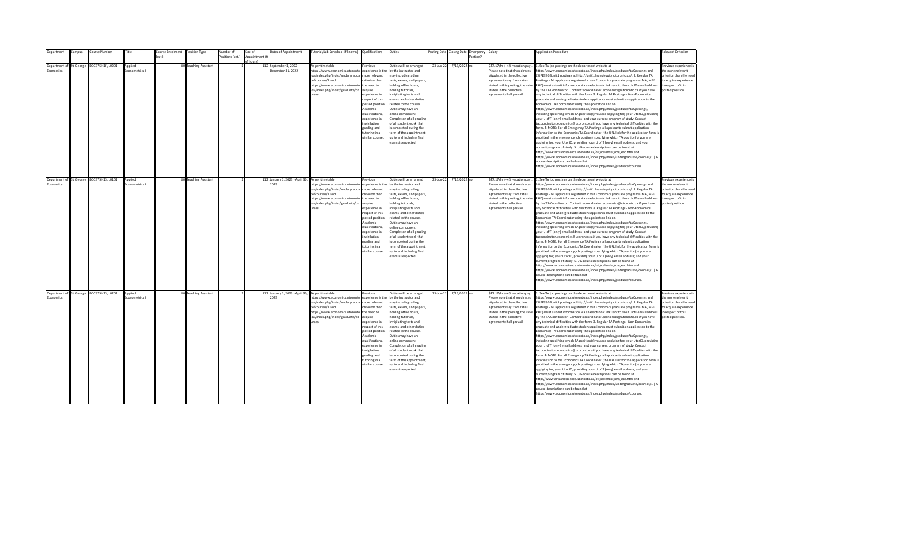| Department | Campus | Course Number | Title | Course Enrolment (est.) | Position Type | Number of Positions (est.) | Size of Appointment (# of hours) | Dates of Appointment | Tutorial/Lab Schedule (if known) | Qualifications | Duties | Posting Date | Closing Date | Emergency Posting? | Salary | Application Procedure | Relevant Criterion |
|---|---|---|---|---|---|---|---|---|---|---|---|---|---|---|---|---|---|
| Department of Economics | St. George | ECO375H1F, L0201 | Applied Econometrics I | 80 | Teaching Assistant | 1 | 112 | September 1, 2022 - December 31, 2022 | As per timetable https://www.economics.utoronto.ca/index.php/index/undergraduate/courses/1 and https://www.economics.utoronto.ca/index.php/index/graduate/courses | Previous experience is the more relevant criterion than the need to acquire experience in respect of this posted position. Academic qualifications, experience in invigilation, grading and tutoring in a similar course. | Duties will be arranged by the instructor and may include grading tests, exams, and papers, holding office hours, holding tutorials, invigilating tests and exams, and other duties related to the course. Duties may have an online component. Completion of all grading of all student work that is completed during the term of the appointment, up to and including final exams is expected. | 23-Jun-22 | 7/15/2022 | no | $47.17/hr (+4% vacation pay). Please note that should rates stipulated in the collective agreement vary from rates stated in this posting, the rates stated in the collective agreement shall prevail. | 1. See TA job postings on the department website at https://www.economics.utoronto.ca/index.php/index/graduate/taOpenings and CUPE3902Unit1 postings at http://unit1.hrandequity.utoronto.ca/. 2. Regular TA Postings - All applicants registered in our Economics graduate programs (MA, MFE, PHD) must submit information via an electronic link sent to their UofT email address by the TA Coordinator. Contact tacoordinator.economics@utoronto.ca if you have any technical difficulties with the form. 3. Regular TA Postings - Non-Economics graduate and undergraduate student applicants must submit an application to the Economics TA Coordinator using the application link on https://www.economics.utoronto.ca/index.php/index/graduate/taOpenings, including specifying which TA position(s) you are applying for; your UtorID, providing your U of T (only) email address; and your current program of study. Contact tacoordinator.economics@utoronto.ca if you have any technical difficulties with the form. 4. NOTE: For all Emergency TA Postings all applicants submit application information to the Economics TA Coordinator (the URL link for the application form is provided in the emergency job posting), specifying which TA position(s) you are applying for; your UtorID, providing your U of T (only) email address; and your current program of study. 5. UG course descriptions can be found at http://www.artsandscience.utoronto.ca/ofr/calendar/crs_eco.htm and https://www.economics.utoronto.ca/index.php/index/undergraduate/courses/1 \| G course descriptions can be found at https://www.economics.utoronto.ca/index.php/index/graduate/courses. | Previous experience is the more relevant criterion than the need to acquire experience in respect of this posted position. |
| Department of Economics | St. George | ECO375H1S, L0101 | Applied Econometrics I | 80 | Teaching Assistant | 1 | 112 | January 1, 2023 - April 30, 2023 | As per timetable https://www.economics.utoronto.ca/index.php/index/undergraduate/courses/1 and https://www.economics.utoronto.ca/index.php/index/graduate/courses | Previous experience is the more relevant criterion than the need to acquire experience in respect of this posted position. Academic qualifications, experience in invigilation, grading and tutoring in a similar course. | Duties will be arranged by the instructor and may include grading tests, exams, and papers, holding office hours, holding tutorials, invigilating tests and exams, and other duties related to the course. Duties may have an online component. Completion of all grading of all student work that is completed during the term of the appointment, up to and including final exams is expected. | 23-Jun-22 | 7/15/2022 | no | $47.17/hr (+4% vacation pay). Please note that should rates stipulated in the collective agreement vary from rates stated in this posting, the rates stated in the collective agreement shall prevail. | 1. See TA job postings on the department website at https://www.economics.utoronto.ca/index.php/index/graduate/taOpenings and CUPE3902Unit1 postings at http://unit1.hrandequity.utoronto.ca/. 2. Regular TA Postings - All applicants registered in our Economics graduate programs (MA, MFE, PHD) must submit information via an electronic link sent to their UofT email address by the TA Coordinator. Contact tacoordinator.economics@utoronto.ca if you have any technical difficulties with the form. 3. Regular TA Postings - Non-Economics graduate and undergraduate student applicants must submit an application to the Economics TA Coordinator using the application link on https://www.economics.utoronto.ca/index.php/index/graduate/taOpenings, including specifying which TA position(s) you are applying for; your UtorID, providing your U of T (only) email address; and your current program of study. Contact tacoordinator.economics@utoronto.ca if you have any technical difficulties with the form. 4. NOTE: For all Emergency TA Postings all applicants submit application information to the Economics TA Coordinator (the URL link for the application form is provided in the emergency job posting), specifying which TA position(s) you are applying for; your UtorID, providing your U of T (only) email address; and your current program of study. 5. UG course descriptions can be found at http://www.artsandscience.utoronto.ca/ofr/calendar/crs_eco.htm and https://www.economics.utoronto.ca/index.php/index/undergraduate/courses/1 \| G course descriptions can be found at https://www.economics.utoronto.ca/index.php/index/graduate/courses. | Previous experience is the more relevant criterion than the need to acquire experience in respect of this posted position. |
| Department of Economics | St. George | ECO375H1S, L0201 | Applied Econometrics I | 80 | Teaching Assistant | 1 | 112 | January 1, 2023 - April 30, 2023 | As per timetable https://www.economics.utoronto.ca/index.php/index/undergraduate/courses/1 and https://www.economics.utoronto.ca/index.php/index/graduate/courses | Previous experience is the more relevant criterion than the need to acquire experience in respect of this posted position. Academic qualifications, experience in invigilation, grading and tutoring in a similar course. | Duties will be arranged by the instructor and may include grading tests, exams, and papers, holding office hours, holding tutorials, invigilating tests and exams, and other duties related to the course. Duties may have an online component. Completion of all grading of all student work that is completed during the term of the appointment, up to and including final exams is expected. | 23-Jun-22 | 7/15/2022 | no | $47.17/hr (+4% vacation pay). Please note that should rates stipulated in the collective agreement vary from rates stated in this posting, the rates stated in the collective agreement shall prevail. | 1. See TA job postings on the department website at https://www.economics.utoronto.ca/index.php/index/graduate/taOpenings and CUPE3902Unit1 postings at http://unit1.hrandequity.utoronto.ca/. 2. Regular TA Postings - All applicants registered in our Economics graduate programs (MA, MFE, PHD) must submit information via an electronic link sent to their UofT email address by the TA Coordinator. Contact tacoordinator.economics@utoronto.ca if you have any technical difficulties with the form. 3. Regular TA Postings - Non-Economics graduate and undergraduate student applicants must submit an application to the Economics TA Coordinator using the application link on https://www.economics.utoronto.ca/index.php/index/graduate/taOpenings, including specifying which TA position(s) you are applying for; your UtorID, providing your U of T (only) email address; and your current program of study. Contact tacoordinator.economics@utoronto.ca if you have any technical difficulties with the form. 4. NOTE: For all Emergency TA Postings all applicants submit application information to the Economics TA Coordinator (the URL link for the application form is provided in the emergency job posting), specifying which TA position(s) you are applying for; your UtorID, providing your U of T (only) email address; and your current program of study. 5. UG course descriptions can be found at http://www.artsandscience.utoronto.ca/ofr/calendar/crs_eco.htm and https://www.economics.utoronto.ca/index.php/index/undergraduate/courses/1 \| G course descriptions can be found at https://www.economics.utoronto.ca/index.php/index/graduate/courses. | Previous experience is the more relevant criterion than the need to acquire experience in respect of this posted position. |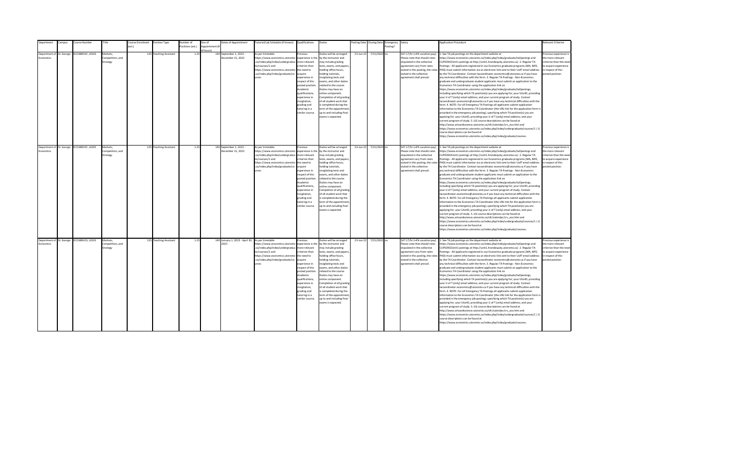| Department | Campus | Course Number | Title | Course Enrolment (est.) | Position Type | Number of Positions (est.) | Size of Appointment (# of hours) | Dates of Appointment | Tutorial/Lab Schedule (if known) | Qualifications | Duties | Posting Date | Closing Date | Emergency Posting? | Salary | Application Procedure | Relevant Criterion |
| --- | --- | --- | --- | --- | --- | --- | --- | --- | --- | --- | --- | --- | --- | --- | --- | --- | --- |
| Department of Economics | St. George | ECO380H1F, L0101 | Markets, Competition, and Strategy | 125 | Teaching Assistant | 1.25 | 140 | September 1, 2022 - December 31, 2022 | As per timetable https://www.economics.utoronto.ca/index.php/index/undergraduate/courses/1 and https://www.economics.utoronto.ca/index.php/index/graduate/courses | Previous experience is the more relevant criterion than the need to acquire experience in respect of this posted position. Academic qualifications, experience in invigilation, grading and tutoring in a similar course. | Duties will be arranged by the instructor and may include grading tests, exams, and papers, holding office hours, holding tutorials, invigilating tests and exams, and other duties related to the course. Duties may have an online component. Completion of all grading of all student work that is completed during the term of the appointment, up to and including final exams is expected. | 23-Jun-22 | 7/15/2022 | no | $47.17/hr (+4% vacation pay). Please note that should rates stipulated in the collective agreement vary from rates stated in this posting, the rates stated in the collective agreement shall prevail. | 1. See TA job postings on the department website at https://www.economics.utoronto.ca/index.php/index/graduate/taOpenings and CUPE3902Unit1 postings at http://unit1.hrandequity.utoronto.ca/. 2. Regular TA Postings - All applicants registered in our Economics graduate programs (MA, MFE, PHD) must submit information via an electronic link sent to their UofT email address by the TA Coordinator. Contact tacoordinator.economics@utoronto.ca if you have any technical difficulties with the form. 3. Regular TA Postings - Non-Economics graduate and undergraduate student applicants must submit an application to the Economics TA Coordinator using the application link on https://www.economics.utoronto.ca/index.php/index/graduate/taOpenings, including specifying which TA position(s) you are applying for; your UtorID, providing your U of T (only) email address; and your current program of study. Contact tacoordinator.economics@utoronto.ca if you have any technical difficulties with the form. 4. NOTE: For all Emergency TA Postings all applicants submit application information to the Economics TA Coordinator (the URL link for the application form is provided in the emergency job posting), specifying which TA position(s) you are applying for; your UtorID, providing your U of T (only) email address; and your current program of study. 5. UG course descriptions can be found at http://www.artsandscience.utoronto.ca/ofr/calendar/crs_eco.htm and https://www.economics.utoronto.ca/index.php/index/undergraduate/courses/1 \| G course descriptions can be found at https://www.economics.utoronto.ca/index.php/index/graduate/courses. | Previous experience is the more relevant criterion than the need to acquire experience in respect of this posted position. |
| Department of Economics | St. George | ECO380H1F, L0201 | Markets, Competition, and Strategy | 125 | Teaching Assistant | 1.25 | 140 | September 1, 2022 - December 31, 2022 | As per timetable https://www.economics.utoronto.ca/index.php/index/undergraduate/courses/1 and https://www.economics.utoronto.ca/index.php/index/graduate/courses | Previous experience is the more relevant criterion than the need to acquire experience in respect of this posted position. Academic qualifications, experience in invigilation, grading and tutoring in a similar course. | Duties will be arranged by the instructor and may include grading tests, exams, and papers, holding office hours, holding tutorials, invigilating tests and exams, and other duties related to the course. Duties may have an online component. Completion of all grading of all student work that is completed during the term of the appointment, up to and including final exams is expected. | 23-Jun-22 | 7/15/2022 | no | $47.17/hr (+4% vacation pay). Please note that should rates stipulated in the collective agreement vary from rates stated in this posting, the rates stated in the collective agreement shall prevail. | 1. See TA job postings on the department website at https://www.economics.utoronto.ca/index.php/index/graduate/taOpenings and CUPE3902Unit1 postings at http://unit1.hrandequity.utoronto.ca/. 2. Regular TA Postings - All applicants registered in our Economics graduate programs (MA, MFE, PHD) must submit information via an electronic link sent to their UofT email address by the TA Coordinator. Contact tacoordinator.economics@utoronto.ca if you have any technical difficulties with the form. 3. Regular TA Postings - Non-Economics graduate and undergraduate student applicants must submit an application to the Economics TA Coordinator using the application link on https://www.economics.utoronto.ca/index.php/index/graduate/taOpenings, including specifying which TA position(s) you are applying for; your UtorID, providing your U of T (only) email address; and your current program of study. Contact tacoordinator.economics@utoronto.ca if you have any technical difficulties with the form. 4. NOTE: For all Emergency TA Postings all applicants submit application information to the Economics TA Coordinator (the URL link for the application form is provided in the emergency job posting), specifying which TA position(s) you are applying for; your UtorID, providing your U of T (only) email address; and your current program of study. 5. UG course descriptions can be found at http://www.artsandscience.utoronto.ca/ofr/calendar/crs_eco.htm and https://www.economics.utoronto.ca/index.php/index/undergraduate/courses/1 \| G course descriptions can be found at https://www.economics.utoronto.ca/index.php/index/graduate/courses. | Previous experience is the more relevant criterion than the need to acquire experience in respect of this posted position. |
| Department of Economics | St. George | ECO380H1S, L0101 | Markets, Competition, and Strategy | 125 | Teaching Assistant | 1.25 | 140 | January 1, 2023 - April 30, 2023 | As per timetable https://www.economics.utoronto.ca/index.php/index/undergraduate/courses/1 and https://www.economics.utoronto.ca/index.php/index/graduate/courses | Previous experience is the more relevant criterion than the need to acquire experience in respect of this posted position. Academic qualifications, experience in invigilation, grading and tutoring in a similar course. | Duties will be arranged by the instructor and may include grading tests, exams, and papers, holding office hours, holding tutorials, invigilating tests and exams, and other duties related to the course. Duties may have an online component. Completion of all grading of all student work that is completed during the term of the appointment, up to and including final exams is expected. | 23-Jun-22 | 7/15/2022 | no | $47.17/hr (+4% vacation pay). Please note that should rates stipulated in the collective agreement vary from rates stated in this posting, the rates stated in the collective agreement shall prevail. | 1. See TA job postings on the department website at https://www.economics.utoronto.ca/index.php/index/graduate/taOpenings and CUPE3902Unit1 postings at http://unit1.hrandequity.utoronto.ca/. 2. Regular TA Postings - All applicants registered in our Economics graduate programs (MA, MFE, PHD) must submit information via an electronic link sent to their UofT email address by the TA Coordinator. Contact tacoordinator.economics@utoronto.ca if you have any technical difficulties with the form. 3. Regular TA Postings - Non-Economics graduate and undergraduate student applicants must submit an application to the Economics TA Coordinator using the application link on https://www.economics.utoronto.ca/index.php/index/graduate/taOpenings, including specifying which TA position(s) you are applying for; your UtorID, providing your U of T (only) email address; and your current program of study. Contact tacoordinator.economics@utoronto.ca if you have any technical difficulties with the form. 4. NOTE: For all Emergency TA Postings all applicants submit application information to the Economics TA Coordinator (the URL link for the application form is provided in the emergency job posting), specifying which TA position(s) you are applying for; your UtorID, providing your U of T (only) email address; and your current program of study. 5. UG course descriptions can be found at http://www.artsandscience.utoronto.ca/ofr/calendar/crs_eco.htm and https://www.economics.utoronto.ca/index.php/index/undergraduate/courses/1 \| G course descriptions can be found at https://www.economics.utoronto.ca/index.php/index/graduate/courses. | Previous experience is the more relevant criterion than the need to acquire experience in respect of this posted position. |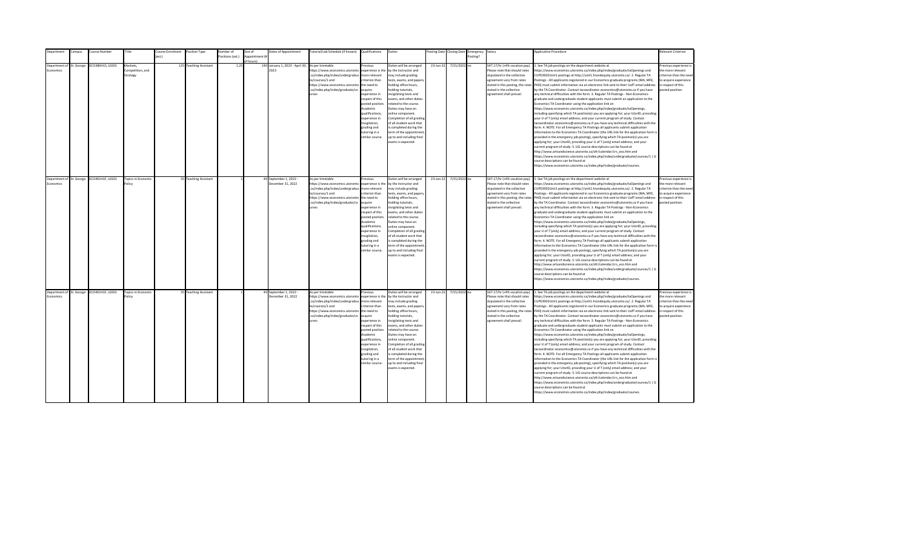| Department | Campus | Course Number | Title | Course Enrollment (est.) | Position Type | Number of Positions (est.) | Size of Appointment (# of hours) | Dates of Appointment | Tutorial/Lab Schedule (if known) | Qualifications | Duties | Posting Date | Closing Date | Emergency Posting? | Salary | Application Procedure | Relevant Criterion |
|---|---|---|---|---|---|---|---|---|---|---|---|---|---|---|---|---|---|
| Department of Economics | St. George | ECO380H1S, L0201 | Markets, Competition, and Strategy | 125 | Teaching Assistant | 1.25 | 140 | January 1, 2023 - April 30, 2023 | As per timetable https://www.economics.utoronto.ca/index.php/index/undergraduate/courses/1 and https://www.economics.utoronto.ca/index.php/index/graduate/courses | Previous experience is the more relevant criterion than the need to acquire experience in respect of this posted position. Academic qualifications, experience in invigilation, grading and tutoring in a similar course. | Duties will be arranged by the instructor and may include grading tests, exams, and papers, holding office hours, holding tutorials, invigilating tests and exams, and other duties related to the course. Duties may have an online component. Completion of all grading of all student work that is completed during the term of the appointment, up to and including final exams is expected. | 23-Jun-22 | 7/15/2022 | no | $47.17/hr (+4% vacation pay). Please note that should rates stipulated in the collective agreement vary from rates stated in this posting, the rates stated in the collective agreement shall prevail. | 1. See TA job postings on the department website at https://www.economics.utoronto.ca/index.php/index/graduate/taOpenings and CUPE3902Unit1 postings at http://unit1.hrandequity.utoronto.ca/. 2. Regular TA Postings - All applicants registered in our Economics graduate programs (MA, MFE, PHD) must submit information via an electronic link sent to their UofT email address by the TA Coordinator. Contact tacoordinator.economics@utoronto.ca if you have any technical difficulties with the form. 3. Regular TA Postings - Non-Economics graduate and undergraduate student applicants must submit an application to the Economics TA Coordinator using the application link on https://www.economics.utoronto.ca/index.php/index/graduate/taOpenings, including specifying which TA position(s) you are applying for; your UtorID, providing your U of T (only) email address; and your current program of study. Contact tacoordinator.economics@utoronto.ca if you have any technical difficulties with the form. 4. NOTE: For all Emergency TA Postings all applicants submit application information to the Economics TA Coordinator (the URL link for the application form is provided in the emergency job posting), specifying which TA position(s) you are applying for; your UtorID, providing your U of T (only) email address; and your current program of study. 5. UG course descriptions can be found at http://www.artsandscience.utoronto.ca/ofr/calendar/crs_eco.htm and https://www.economics.utoronto.ca/index.php/index/undergraduate/courses/1 \| G course descriptions can be found at https://www.economics.utoronto.ca/index.php/index/graduate/courses. | Previous experience is the more relevant criterion than the need to acquire experience in respect of this posted position. |
| Department of Economics | St. George | ECO401H1F, L0101 | Topics in Economic Policy | 35 | Teaching Assistant | 1 | 49 | September 1, 2022 - December 31, 2022 | As per timetable https://www.economics.utoronto.ca/index.php/index/undergraduate/courses/1 and https://www.economics.utoronto.ca/index.php/index/graduate/courses | Previous experience is the more relevant criterion than the need to acquire experience in respect of this posted position. Academic qualifications, experience in invigilation, grading and tutoring in a similar course. | Duties will be arranged by the instructor and may include grading tests, exams, and papers, holding office hours, holding tutorials, invigilating tests and exams, and other duties related to the course. Duties may have an online component. Completion of all grading of all student work that is completed during the term of the appointment, up to and including final exams is expected. | 23-Jun-22 | 7/15/2022 | no | $47.17/hr (+4% vacation pay). Please note that should rates stipulated in the collective agreement vary from rates stated in this posting, the rates stated in the collective agreement shall prevail. | 1. See TA job postings on the department website at https://www.economics.utoronto.ca/index.php/index/graduate/taOpenings and CUPE3902Unit1 postings at http://unit1.hrandequity.utoronto.ca/. 2. Regular TA Postings - All applicants registered in our Economics graduate programs (MA, MFE, PHD) must submit information via an electronic link sent to their UofT email address by the TA Coordinator. Contact tacoordinator.economics@utoronto.ca if you have any technical difficulties with the form. 3. Regular TA Postings - Non-Economics graduate and undergraduate student applicants must submit an application to the Economics TA Coordinator using the application link on https://www.economics.utoronto.ca/index.php/index/graduate/taOpenings, including specifying which TA position(s) you are applying for; your UtorID, providing your U of T (only) email address; and your current program of study. Contact tacoordinator.economics@utoronto.ca if you have any technical difficulties with the form. 4. NOTE: For all Emergency TA Postings all applicants submit application information to the Economics TA Coordinator (the URL link for the application form is provided in the emergency job posting), specifying which TA position(s) you are applying for; your UtorID, providing your U of T (only) email address; and your current program of study. 5. UG course descriptions can be found at http://www.artsandscience.utoronto.ca/ofr/calendar/crs_eco.htm and https://www.economics.utoronto.ca/index.php/index/undergraduate/courses/1 \| G course descriptions can be found at https://www.economics.utoronto.ca/index.php/index/graduate/courses. | Previous experience is the more relevant criterion than the need to acquire experience in respect of this posted position. |
| Department of Economics | St. George | ECO401H1F, L0201 | Topics in Economic Policy | 35 | Teaching Assistant | 1 | 49 | September 1, 2022 - December 31, 2022 | As per timetable https://www.economics.utoronto.ca/index.php/index/undergraduate/courses/1 and https://www.economics.utoronto.ca/index.php/index/graduate/courses | Previous experience is the more relevant criterion than the need to acquire experience in respect of this posted position. Academic qualifications, experience in invigilation, grading and tutoring in a similar course. | Duties will be arranged by the instructor and may include grading tests, exams, and papers, holding office hours, holding tutorials, invigilating tests and exams, and other duties related to the course. Duties may have an online component. Completion of all grading of all student work that is completed during the term of the appointment, up to and including final exams is expected. | 23-Jun-22 | 7/15/2022 | no | $47.17/hr (+4% vacation pay). Please note that should rates stipulated in the collective agreement vary from rates stated in this posting, the rates stated in the collective agreement shall prevail. | 1. See TA job postings on the department website at https://www.economics.utoronto.ca/index.php/index/graduate/taOpenings and CUPE3902Unit1 postings at http://unit1.hrandequity.utoronto.ca/. 2. Regular TA Postings - All applicants registered in our Economics graduate programs (MA, MFE, PHD) must submit information via an electronic link sent to their UofT email address by the TA Coordinator. Contact tacoordinator.economics@utoronto.ca if you have any technical difficulties with the form. 3. Regular TA Postings - Non-Economics graduate and undergraduate student applicants must submit an application to the Economics TA Coordinator using the application link on https://www.economics.utoronto.ca/index.php/index/graduate/taOpenings, including specifying which TA position(s) you are applying for; your UtorID, providing your U of T (only) email address; and your current program of study. Contact tacoordinator.economics@utoronto.ca if you have any technical difficulties with the form. 4. NOTE: For all Emergency TA Postings all applicants submit application information to the Economics TA Coordinator (the URL link for the application form is provided in the emergency job posting), specifying which TA position(s) you are applying for; your UtorID, providing your U of T (only) email address; and your current program of study. 5. UG course descriptions can be found at http://www.artsandscience.utoronto.ca/ofr/calendar/crs_eco.htm and https://www.economics.utoronto.ca/index.php/index/undergraduate/courses/1 \| G course descriptions can be found at https://www.economics.utoronto.ca/index.php/index/graduate/courses. | Previous experience is the more relevant criterion than the need to acquire experience in respect of this posted position. |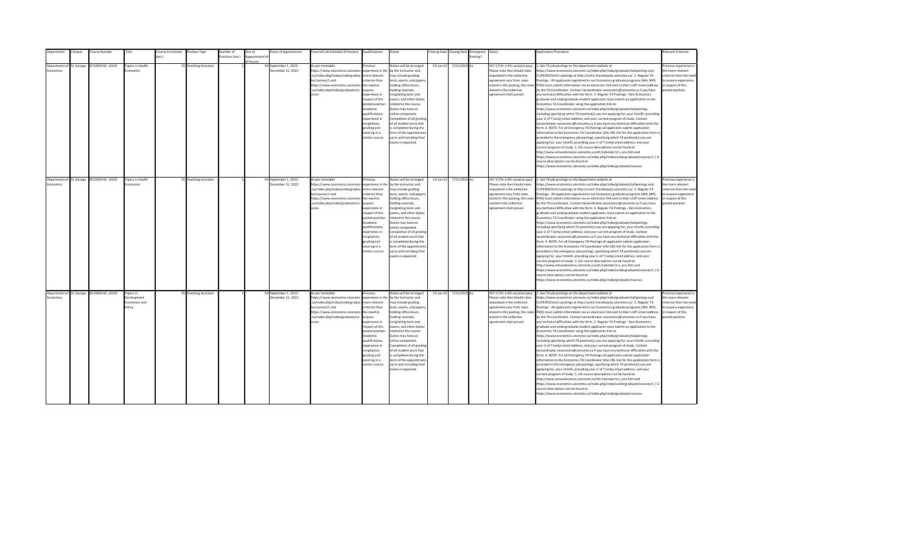| Department | Campus | Course Number | Title | Course Enrolment (est.) | Position Type | Number of Positions (est.) | Size of Appointment (# of hours) | Dates of Appointment | Tutorial/Lab Schedule (if known) | Qualifications | Duties | Posting Date | Closing Date | Emergency Posting? | Salary | Application Procedure | Relevant Criterion |
|---|---|---|---|---|---|---|---|---|---|---|---|---|---|---|---|---|---|
| Department of Economics | St. George | ECO402H1F, L0101 | Topics in Health Economics | 35 | Teaching Assistant | 1 | 49 | September 1, 2022 - December 31, 2022 | As per timetable https://www.economics.utoronto.ca/index.php/index/undergraduate/courses/1 and https://www.economics.utoronto.ca/index.php/index/graduate/courses | Previous experience is the more relevant criterion than the need to acquire experience in respect of this posted position. Academic qualifications, experience in invigilation, grading and tutoring in a similar course. | Duties will be arranged by the instructor and may include grading tests, exams, and papers, holding office hours, holding tutorials, invigilating tests and exams, and other duties related to the course. Duties may have an online component. Completion of all grading of all student work that is completed during the term of the appointment, up to and including final exams is expected. | 23-Jun-22 | 7/15/2022 | no | $47.17/hr (+4% vacation pay). Please note that should rates stipulated in the collective agreement vary from rates stated in this posting, the rates stated in the collective agreement shall prevail. | 1. See TA job postings on the department website at https://www.economics.utoronto.ca/index.php/index/graduate/taOpenings and CUPE3902Unit1 postings at http://unit1.hrandequity.utoronto.ca/. 2. Regular TA Postings - All applicants registered in our Economics graduate programs (MA, MFE, PHD) must submit information via an electronic link sent to their UofT email address by the TA Coordinator. Contact tacoordinator.economics@utoronto.ca if you have any technical difficulties with the form. 3. Regular TA Postings - Non-Economics graduate and undergraduate student applicants must submit an application to the Economics TA Coordinator using the application link on https://www.economics.utoronto.ca/index.php/index/graduate/taOpenings, including specifying which TA position(s) you are applying for; your UtorID, providing your U of T (only) email address; and your current program of study. Contact tacoordinator.economics@utoronto.ca if you have any technical difficulties with the form. 4. NOTE: For all Emergency TA Postings all applicants submit application information to the Economics TA Coordinator (the URL link for the application form is provided in the emergency job posting), specifying which TA position(s) you are applying for; your UtorID, providing your U of T (only) email address; and your current program of study. 5. UG course descriptions can be found at http://www.artsandscience.utoronto.ca/ofr/calendar/crs_eco.htm and https://www.economics.utoronto.ca/index.php/index/undergraduate/courses/1 \| G course descriptions can be found at https://www.economics.utoronto.ca/index.php/index/graduate/courses. | Previous experience is the more relevant criterion than the need to acquire experience in respect of this posted position. |
| Department of Economics | St. George | ECO402H1F, L0201 | Topics in Health Economics | 35 | Teaching Assistant | 1 | 49 | September 1, 2022 - December 31, 2022 | As per timetable https://www.economics.utoronto.ca/index.php/index/undergraduate/courses/1 and https://www.economics.utoronto.ca/index.php/index/graduate/courses | Previous experience is the more relevant criterion than the need to acquire experience in respect of this posted position. Academic qualifications, experience in invigilation, grading and tutoring in a similar course. | Duties will be arranged by the instructor and may include grading tests, exams, and papers, holding office hours, holding tutorials, invigilating tests and exams, and other duties related to the course. Duties may have an online component. Completion of all grading of all student work that is completed during the term of the appointment, up to and including final exams is expected. | 23-Jun-22 | 7/15/2022 | no | $47.17/hr (+4% vacation pay). Please note that should rates stipulated in the collective agreement vary from rates stated in this posting, the rates stated in the collective agreement shall prevail. | 1. See TA job postings on the department website at https://www.economics.utoronto.ca/index.php/index/graduate/taOpenings and CUPE3902Unit1 postings at http://unit1.hrandequity.utoronto.ca/. 2. Regular TA Postings - All applicants registered in our Economics graduate programs (MA, MFE, PHD) must submit information via an electronic link sent to their UofT email address by the TA Coordinator. Contact tacoordinator.economics@utoronto.ca if you have any technical difficulties with the form. 3. Regular TA Postings - Non-Economics graduate and undergraduate student applicants must submit an application to the Economics TA Coordinator using the application link on https://www.economics.utoronto.ca/index.php/index/graduate/taOpenings, including specifying which TA position(s) you are applying for; your UtorID, providing your U of T (only) email address; and your current program of study. Contact tacoordinator.economics@utoronto.ca if you have any technical difficulties with the form. 4. NOTE: For all Emergency TA Postings all applicants submit application information to the Economics TA Coordinator (the URL link for the application form is provided in the emergency job posting), specifying which TA position(s) you are applying for; your UtorID, providing your U of T (only) email address; and your current program of study. 5. UG course descriptions can be found at http://www.artsandscience.utoronto.ca/ofr/calendar/crs_eco.htm and https://www.economics.utoronto.ca/index.php/index/undergraduate/courses/1 \| G course descriptions can be found at https://www.economics.utoronto.ca/index.php/index/graduate/courses. | Previous experience is the more relevant criterion than the need to acquire experience in respect of this posted position. |
| Department of Economics | St. George | ECO403H1F, L0101 | Topics in Development Economics and Policy | 35 | Teaching Assistant | 1 | 49 | September 1, 2022 - December 31, 2022 | As per timetable https://www.economics.utoronto.ca/index.php/index/undergraduate/courses/1 and https://www.economics.utoronto.ca/index.php/index/graduate/courses | Previous experience is the more relevant criterion than the need to acquire experience in respect of this posted position. Academic qualifications, experience in invigilation, grading and tutoring in a similar course. | Duties will be arranged by the instructor and may include grading tests, exams, and papers, holding office hours, holding tutorials, invigilating tests and exams, and other duties related to the course. Duties may have an online component. Completion of all grading of all student work that is completed during the term of the appointment, up to and including final exams is expected. | 23-Jun-22 | 7/15/2022 | no | $47.17/hr (+4% vacation pay). Please note that should rates stipulated in the collective agreement vary from rates stated in this posting, the rates stated in the collective agreement shall prevail. | 1. See TA job postings on the department website at https://www.economics.utoronto.ca/index.php/index/graduate/taOpenings and CUPE3902Unit1 postings at http://unit1.hrandequity.utoronto.ca/. 2. Regular TA Postings - All applicants registered in our Economics graduate programs (MA, MFE, PHD) must submit information via an electronic link sent to their UofT email address by the TA Coordinator. Contact tacoordinator.economics@utoronto.ca if you have any technical difficulties with the form. 3. Regular TA Postings - Non-Economics graduate and undergraduate student applicants must submit an application to the Economics TA Coordinator using the application link on https://www.economics.utoronto.ca/index.php/index/graduate/taOpenings, including specifying which TA position(s) you are applying for; your UtorID, providing your U of T (only) email address; and your current program of study. Contact tacoordinator.economics@utoronto.ca if you have any technical difficulties with the form. 4. NOTE: For all Emergency TA Postings all applicants submit application information to the Economics TA Coordinator (the URL link for the application form is provided in the emergency job posting), specifying which TA position(s) you are applying for; your UtorID, providing your U of T (only) email address; and your current program of study. 5. UG course descriptions can be found at http://www.artsandscience.utoronto.ca/ofr/calendar/crs_eco.htm and https://www.economics.utoronto.ca/index.php/index/undergraduate/courses/1 \| G course descriptions can be found at https://www.economics.utoronto.ca/index.php/index/graduate/courses. | Previous experience is the more relevant criterion than the need to acquire experience in respect of this posted position. |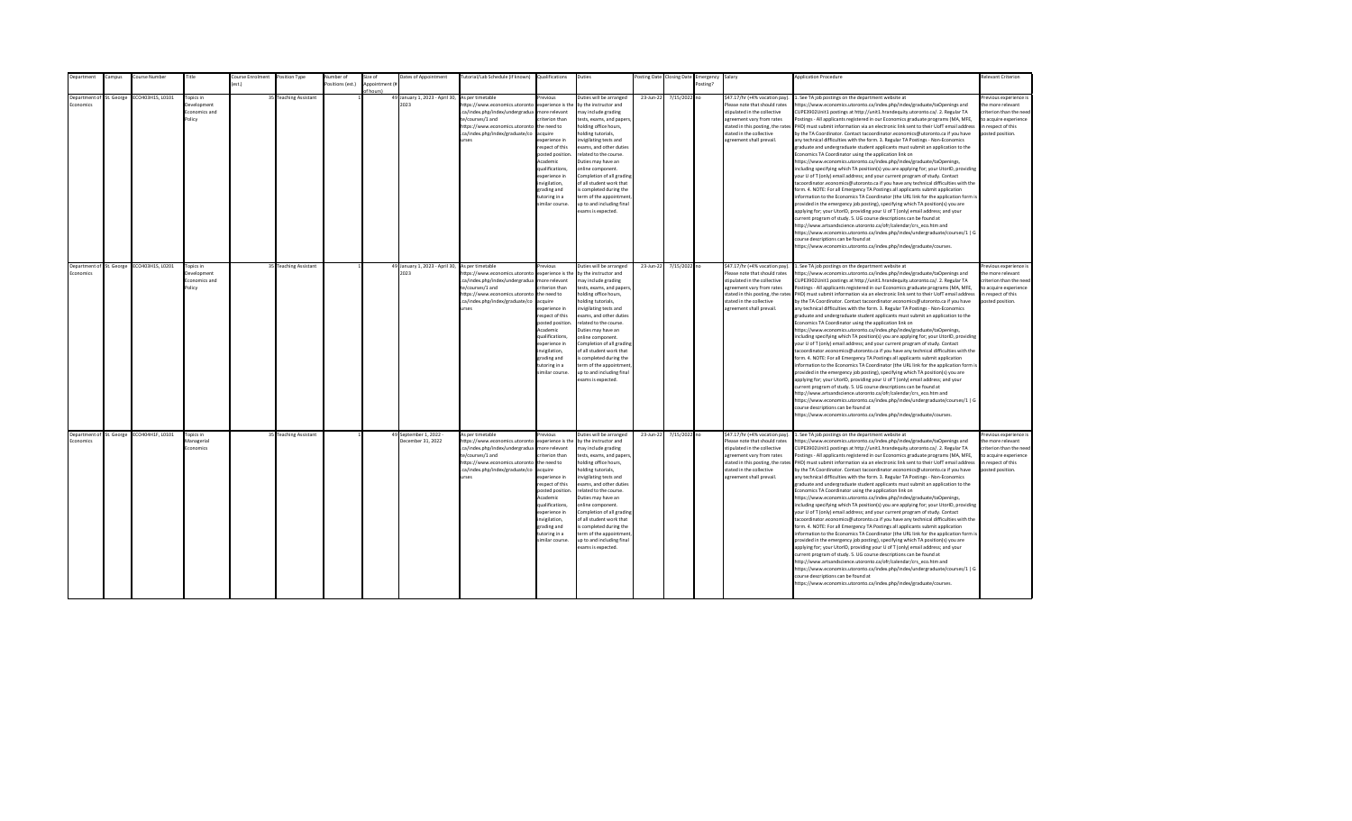| Department | Campus | Course Number | Title | Course Enrolment (est.) | Position Type | Number of Positions (est.) | Size of Appointment (# of hours) | Dates of Appointment | Tutorial/Lab Schedule (if known) | Qualifications | Duties | Posting Date | Closing Date | Emergency Posting? | Salary | Application Procedure | Relevant Criterion |
|---|---|---|---|---|---|---|---|---|---|---|---|---|---|---|---|---|---|
| Department of Economics | St. George | ECO403H1S, L0101 | Topics in Development Economics and Policy | 35 | Teaching Assistant | 1 | 49 | January 1, 2023 - April 30, 2023 | As per timetable https://www.economics.utoronto.ca/index.php/index/undergraduate/courses/1 and https://www.economics.utoronto.ca/index.php/index/graduate/courses | Previous experience is the more relevant criterion than the need to acquire experience in respect of this posted position. Academic qualifications, experience in invigilation, grading and tutoring in a similar course. | Duties will be arranged by the instructor and may include grading tests, exams, and papers, holding office hours, holding tutorials, invigilating tests and exams, and other duties related to the course. Duties may have an online component. Completion of all grading of all student work that is completed during the term of the appointment, up to and including final exams is expected. | 23-Jun-22 | 7/15/2022 | no | $47.17/hr (+4% vacation pay). Please note that should rates stipulated in the collective agreement vary from rates stated in this posting, the rates stated in the collective agreement shall prevail. | 1. See TA job postings on the department website at https://www.economics.utoronto.ca/index.php/index/graduate/taOpenings and CUPE3902Unit1 postings at http://unit1.hrandequity.utoronto.ca/. 2. Regular TA Postings - All applicants registered in our Economics graduate programs (MA, MFE, PHD) must submit information via an electronic link sent to their UofT email address by the TA Coordinator. Contact tacoordinator.economics@utoronto.ca if you have any technical difficulties with the form. 3. Regular TA Postings - Non-Economics graduate and undergraduate student applicants must submit an application to the Economics TA Coordinator using the application link on https://www.economics.utoronto.ca/index.php/index/graduate/taOpenings, including specifying which TA position(s) you are applying for; your UtorID, providing your U of T (only) email address; and your current program of study. Contact tacoordinator.economics@utoronto.ca if you have any technical difficulties with the form. 4. NOTE: For all Emergency TA Postings all applicants submit application information to the Economics TA Coordinator (the URL link for the application form is provided in the emergency job posting), specifying which TA position(s) you are applying for; your UtorID, providing your U of T (only) email address; and your current program of study. 5. UG course descriptions can be found at http://www.artsandscience.utoronto.ca/ofr/calendar/crs_eco.htm and https://www.economics.utoronto.ca/index.php/index/undergraduate/courses/1 \| G course descriptions can be found at https://www.economics.utoronto.ca/index.php/index/graduate/courses. | Previous experience is the more relevant criterion than the need to acquire experience in respect of this posted position. |
| Department of Economics | St. George | ECO403H1S, L0201 | Topics in Development Economics and Policy | 35 | Teaching Assistant | 1 | 49 | January 1, 2023 - April 30, 2023 | As per timetable https://www.economics.utoronto.ca/index.php/index/undergraduate/courses/1 and https://www.economics.utoronto.ca/index.php/index/graduate/courses | Previous experience is the more relevant criterion than the need to acquire experience in respect of this posted position. Academic qualifications, experience in invigilation, grading and tutoring in a similar course. | Duties will be arranged by the instructor and may include grading tests, exams, and papers, holding office hours, holding tutorials, invigilating tests and exams, and other duties related to the course. Duties may have an online component. Completion of all grading of all student work that is completed during the term of the appointment, up to and including final exams is expected. | 23-Jun-22 | 7/15/2022 | no | $47.17/hr (+4% vacation pay). Please note that should rates stipulated in the collective agreement vary from rates stated in this posting, the rates stated in the collective agreement shall prevail. | 1. See TA job postings on the department website at https://www.economics.utoronto.ca/index.php/index/graduate/taOpenings and CUPE3902Unit1 postings at http://unit1.hrandequity.utoronto.ca/. 2. Regular TA Postings - All applicants registered in our Economics graduate programs (MA, MFE, PHD) must submit information via an electronic link sent to their UofT email address by the TA Coordinator. Contact tacoordinator.economics@utoronto.ca if you have any technical difficulties with the form. 3. Regular TA Postings - Non-Economics graduate and undergraduate student applicants must submit an application to the Economics TA Coordinator using the application link on https://www.economics.utoronto.ca/index.php/index/graduate/taOpenings, including specifying which TA position(s) you are applying for; your UtorID, providing your U of T (only) email address; and your current program of study. Contact tacoordinator.economics@utoronto.ca if you have any technical difficulties with the form. 4. NOTE: For all Emergency TA Postings all applicants submit application information to the Economics TA Coordinator (the URL link for the application form is provided in the emergency job posting), specifying which TA position(s) you are applying for; your UtorID, providing your U of T (only) email address; and your current program of study. 5. UG course descriptions can be found at http://www.artsandscience.utoronto.ca/ofr/calendar/crs_eco.htm and https://www.economics.utoronto.ca/index.php/index/undergraduate/courses/1 \| G course descriptions can be found at https://www.economics.utoronto.ca/index.php/index/graduate/courses. | Previous experience is the more relevant criterion than the need to acquire experience in respect of this posted position. |
| Department of Economics | St. George | ECO404H1F, L0101 | Topics in Managerial Economics | 35 | Teaching Assistant | 1 | 49 | September 1, 2022 - December 31, 2022 | As per timetable https://www.economics.utoronto.ca/index.php/index/undergraduate/courses/1 and https://www.economics.utoronto.ca/index.php/index/graduate/courses | Previous experience is the more relevant criterion than the need to acquire experience in respect of this posted position. Academic qualifications, experience in invigilation, grading and tutoring in a similar course. | Duties will be arranged by the instructor and may include grading tests, exams, and papers, holding office hours, holding tutorials, invigilating tests and exams, and other duties related to the course. Duties may have an online component. Completion of all grading of all student work that is completed during the term of the appointment, up to and including final exams is expected. | 23-Jun-22 | 7/15/2022 | no | $47.17/hr (+4% vacation pay). Please note that should rates stipulated in the collective agreement vary from rates stated in this posting, the rates stated in the collective agreement shall prevail. | 1. See TA job postings on the department website at https://www.economics.utoronto.ca/index.php/index/graduate/taOpenings and CUPE3902Unit1 postings at http://unit1.hrandequity.utoronto.ca/. 2. Regular TA Postings - All applicants registered in our Economics graduate programs (MA, MFE, PHD) must submit information via an electronic link sent to their UofT email address by the TA Coordinator. Contact tacoordinator.economics@utoronto.ca if you have any technical difficulties with the form. 3. Regular TA Postings - Non-Economics graduate and undergraduate student applicants must submit an application to the Economics TA Coordinator using the application link on https://www.economics.utoronto.ca/index.php/index/graduate/taOpenings, including specifying which TA position(s) you are applying for; your UtorID, providing your U of T (only) email address; and your current program of study. Contact tacoordinator.economics@utoronto.ca if you have any technical difficulties with the form. 4. NOTE: For all Emergency TA Postings all applicants submit application information to the Economics TA Coordinator (the URL link for the application form is provided in the emergency job posting), specifying which TA position(s) you are applying for; your UtorID, providing your U of T (only) email address; and your current program of study. 5. UG course descriptions can be found at http://www.artsandscience.utoronto.ca/ofr/calendar/crs_eco.htm and https://www.economics.utoronto.ca/index.php/index/undergraduate/courses/1 \| G course descriptions can be found at https://www.economics.utoronto.ca/index.php/index/graduate/courses. | Previous experience is the more relevant criterion than the need to acquire experience in respect of this posted position. |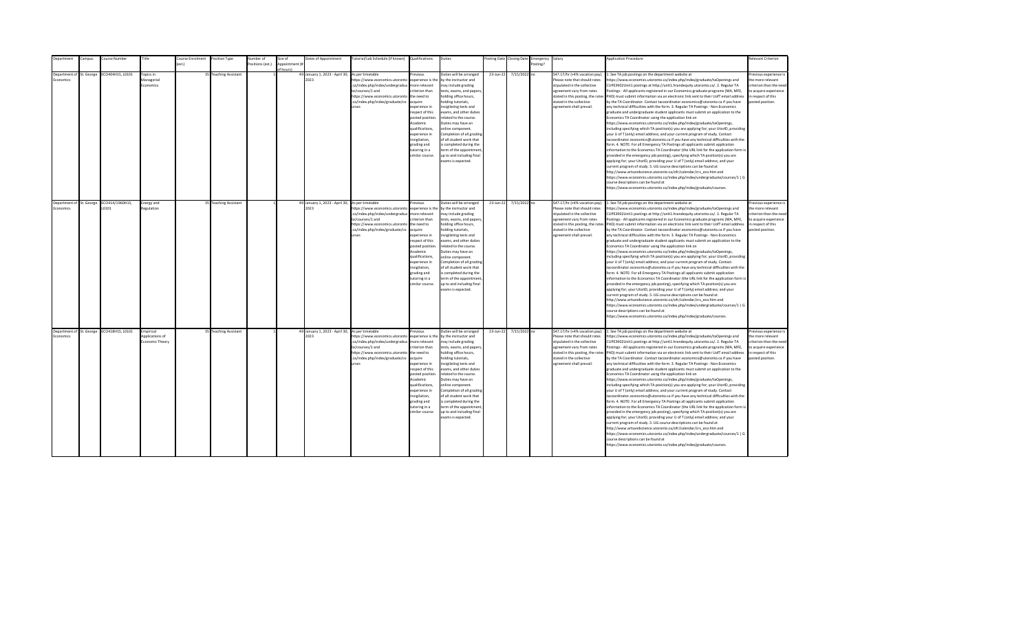| Department | Campus | Course Number | Title | Course Enrolment (est.) | Position Type | Number of Positions (est.) | Size of Appointment (# of hours) | Dates of Appointment | Tutorial/Lab Schedule (if known) | Qualifications | Duties | Posting Date | Closing Date | Emergency Posting? | Salary | Application Procedure | Relevant Criterion |
|---|---|---|---|---|---|---|---|---|---|---|---|---|---|---|---|---|---|
| Department of Economics | St. George | ECO404H1S, L0101 | Topics in Managerial Economics | 35 | Teaching Assistant | 1 | 49 | January 1, 2023 - April 30, 2023 | As per timetable https://www.economics.utoronto.ca/index.php/index/undergraduate/courses/1 and https://www.economics.utoronto.ca/index.php/index/graduate/courses | Previous experience is the more relevant criterion than the need to acquire experience in respect of this posted position. Academic qualifications, experience in invigilation, grading and tutoring in a similar course. | Duties will be arranged by the instructor and may include grading tests, exams, and papers, holding office hours, holding tutorials, invigilating tests and exams, and other duties related to the course. Duties may have an online component. Completion of all grading of all student work that is completed during the term of the appointment, up to and including final exams is expected. | 23-Jun-22 | 7/15/2022 | no | $47.17/hr (+4% vacation pay). Please note that should rates stipulated in the collective agreement vary from rates stated in this posting, the rates stated in the collective agreement shall prevail. | 1. See TA job postings on the department website at https://www.economics.utoronto.ca/index.php/index/graduate/taOpenings and CUPE3902Unit1 postings at http://unit1.hrandequity.utoronto.ca/. 2. Regular TA Postings - All applicants registered in our Economics graduate programs (MA, MFE, PHD) must submit information via an electronic link sent to their UofT email address by the TA Coordinator. Contact tacoordinator.economics@utoronto.ca if you have any technical difficulties with the form. 3. Regular TA Postings - Non-Economics graduate and undergraduate student applicants must submit an application to the Economics TA Coordinator using the application link on https://www.economics.utoronto.ca/index.php/index/graduate/taOpenings, including specifying which TA position(s) you are applying for; your UtorID, providing your U of T (only) email address; and your current program of study. Contact tacoordinator.economics@utoronto.ca if you have any technical difficulties with the form. 4. NOTE: For all Emergency TA Postings all applicants submit application information to the Economics TA Coordinator (the URL link for the application form is provided in the emergency job posting), specifying which TA position(s) you are applying for; your UtorID, providing your U of T (only) email address; and your current program of study. 5. UG course descriptions can be found at http://www.artsandscience.utoronto.ca/ofr/calendar/crs_eco.htm and https://www.economics.utoronto.ca/index.php/index/undergraduate/courses/1 \| G course descriptions can be found at https://www.economics.utoronto.ca/index.php/index/graduate/courses. | Previous experience is the more relevant criterion than the need to acquire experience in respect of this posted position. |
| Department of Economics | St. George | ECO414/1960H1S, L0101 | Energy and Regulation | 35 | Teaching Assistant | 1 | 49 | January 1, 2023 - April 30, 2023 | As per timetable https://www.economics.utoronto.ca/index.php/index/undergraduate/courses/1 and https://www.economics.utoronto.ca/index.php/index/graduate/courses | Previous experience is the more relevant criterion than the need to acquire experience in respect of this posted position. Academic qualifications, experience in invigilation, grading and tutoring in a similar course. | Duties will be arranged by the instructor and may include grading tests, exams, and papers, holding office hours, holding tutorials, invigilating tests and exams, and other duties related to the course. Duties may have an online component. Completion of all grading of all student work that is completed during the term of the appointment, up to and including final exams is expected. | 23-Jun-22 | 7/15/2022 | no | $47.17/hr (+4% vacation pay). Please note that should rates stipulated in the collective agreement vary from rates stated in this posting, the rates stated in the collective agreement shall prevail. | 1. See TA job postings on the department website at https://www.economics.utoronto.ca/index.php/index/graduate/taOpenings and CUPE3902Unit1 postings at http://unit1.hrandequity.utoronto.ca/. 2. Regular TA Postings - All applicants registered in our Economics graduate programs (MA, MFE, PHD) must submit information via an electronic link sent to their UofT email address by the TA Coordinator. Contact tacoordinator.economics@utoronto.ca if you have any technical difficulties with the form. 3. Regular TA Postings - Non-Economics graduate and undergraduate student applicants must submit an application to the Economics TA Coordinator using the application link on https://www.economics.utoronto.ca/index.php/index/graduate/taOpenings, including specifying which TA position(s) you are applying for; your UtorID, providing your U of T (only) email address; and your current program of study. Contact tacoordinator.economics@utoronto.ca if you have any technical difficulties with the form. 4. NOTE: For all Emergency TA Postings all applicants submit application information to the Economics TA Coordinator (the URL link for the application form is provided in the emergency job posting), specifying which TA position(s) you are applying for; your UtorID, providing your U of T (only) email address; and your current program of study. 5. UG course descriptions can be found at http://www.artsandscience.utoronto.ca/ofr/calendar/crs_eco.htm and https://www.economics.utoronto.ca/index.php/index/undergraduate/courses/1 \| G course descriptions can be found at https://www.economics.utoronto.ca/index.php/index/graduate/courses. | Previous experience is the more relevant criterion than the need to acquire experience in respect of this posted position. |
| Department of Economics | St. George | ECO418H1S, L0101 | Empirical Applications of Economic Theory | 35 | Teaching Assistant | 1 | 49 | January 1, 2023 - April 30, 2023 | As per timetable https://www.economics.utoronto.ca/index.php/index/undergraduate/courses/1 and https://www.economics.utoronto.ca/index.php/index/graduate/courses | Previous experience is the more relevant criterion than the need to acquire experience in respect of this posted position. Academic qualifications, experience in invigilation, grading and tutoring in a similar course. | Duties will be arranged by the instructor and may include grading tests, exams, and papers, holding office hours, holding tutorials, invigilating tests and exams, and other duties related to the course. Duties may have an online component. Completion of all grading of all student work that is completed during the term of the appointment, up to and including final exams is expected. | 23-Jun-22 | 7/15/2022 | no | $47.17/hr (+4% vacation pay). Please note that should rates stipulated in the collective agreement vary from rates stated in this posting, the rates stated in the collective agreement shall prevail. | 1. See TA job postings on the department website at https://www.economics.utoronto.ca/index.php/index/graduate/taOpenings and CUPE3902Unit1 postings at http://unit1.hrandequity.utoronto.ca/. 2. Regular TA Postings - All applicants registered in our Economics graduate programs (MA, MFE, PHD) must submit information via an electronic link sent to their UofT email address by the TA Coordinator. Contact tacoordinator.economics@utoronto.ca if you have any technical difficulties with the form. 3. Regular TA Postings - Non-Economics graduate and undergraduate student applicants must submit an application to the Economics TA Coordinator using the application link on https://www.economics.utoronto.ca/index.php/index/graduate/taOpenings, including specifying which TA position(s) you are applying for; your UtorID, providing your U of T (only) email address; and your current program of study. Contact tacoordinator.economics@utoronto.ca if you have any technical difficulties with the form. 4. NOTE: For all Emergency TA Postings all applicants submit application information to the Economics TA Coordinator (the URL link for the application form is provided in the emergency job posting), specifying which TA position(s) you are applying for; your UtorID, providing your U of T (only) email address; and your current program of study. 5. UG course descriptions can be found at http://www.artsandscience.utoronto.ca/ofr/calendar/crs_eco.htm and https://www.economics.utoronto.ca/index.php/index/undergraduate/courses/1 \| G course descriptions can be found at https://www.economics.utoronto.ca/index.php/index/graduate/courses. | Previous experience is the more relevant criterion than the need to acquire experience in respect of this posted position. |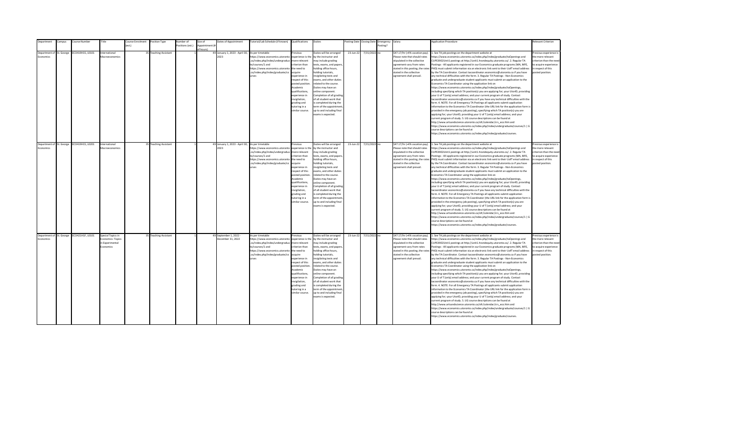| Department | Campus | Course Number | Title | Course Enrolment (est.) | Position Type | Number of Positions (est.) | Size of Appointment (# of hours) | Dates of Appointment | Tutorial/Lab Schedule (if known) | Qualifications | Duties | Posting Date | Closing Date | Emergency Posting? | Salary | Application Procedure | Relevant Criterion |
|---|---|---|---|---|---|---|---|---|---|---|---|---|---|---|---|---|---|
| Department of Economics | St. George | ECO419H1S, L0101 | International Macroeconomics | 35 | Teaching Assistant | 1 | 49 | January 1, 2023 - April 30, 2023 | As per timetable https://www.economics.utoronto.ca/index.php/index/undergraduate/courses/1 and https://www.economics.utoronto.ca/index.php/index/graduate/courses | Previous experience is the more relevant criterion than the need to acquire experience in respect of this posted position. Academic qualifications, experience in invigilation, grading and tutoring in a similar course. | Duties will be arranged by the instructor and may include grading tests, exams, and papers, holding office hours, holding tutorials, invigilating tests and exams, and other duties related to the course. Duties may have an online component. Completion of all grading of all student work that is completed during the term of the appointment, up to and including final exams is expected. | 23-Jun-22 | 7/15/2022 | no | $47.17/hr (+4% vacation pay). Please note that should rates stipulated in the collective agreement vary from rates stated in this posting, the rates stated in the collective agreement shall prevail. | 1. See TA job postings on the department website at https://www.economics.utoronto.ca/index.php/index/graduate/taOpenings and CUPE3902Unit1 postings at http://unit1.hrandequity.utoronto.ca/. 2. Regular TA Postings - All applicants registered in our Economics graduate programs (MA, MFE, PHD) must submit information via an electronic link sent to their UofT email address by the TA Coordinator. Contact tacoordinator.economics@utoronto.ca if you have any technical difficulties with the form. 3. Regular TA Postings - Non-Economics graduate and undergraduate student applicants must submit an application to the Economics TA Coordinator using the application link on https://www.economics.utoronto.ca/index.php/index/graduate/taOpenings, including specifying which TA position(s) you are applying for; your UtorID, providing your U of T (only) email address; and your current program of study. Contact tacoordinator.economics@utoronto.ca if you have any technical difficulties with the form. 4. NOTE: For all Emergency TA Postings all applicants submit application information to the Economics TA Coordinator (the URL link for the application form is provided in the emergency job posting), specifying which TA position(s) you are applying for; your UtorID, providing your U of T (only) email address; and your current program of study. 5. UG course descriptions can be found at http://www.artsandscience.utoronto.ca/ofr/calendar/crs_eco.htm and https://www.economics.utoronto.ca/index.php/index/undergraduate/courses/1 \| G course descriptions can be found at https://www.economics.utoronto.ca/index.php/index/graduate/courses. | Previous experience is the more relevant criterion than the need to acquire experience in respect of this posted position. |
| Department of Economics | St. George | ECO419H1S, L0201 | International Macroeconomics | 35 | Teaching Assistant | 1 | 49 | January 1, 2023 - April 30, 2023 | As per timetable https://www.economics.utoronto.ca/index.php/index/undergraduate/courses/1 and https://www.economics.utoronto.ca/index.php/index/graduate/courses | Previous experience is the more relevant criterion than the need to acquire experience in respect of this posted position. Academic qualifications, experience in invigilation, grading and tutoring in a similar course. | Duties will be arranged by the instructor and may include grading tests, exams, and papers, holding office hours, holding tutorials, invigilating tests and exams, and other duties related to the course. Duties may have an online component. Completion of all grading of all student work that is completed during the term of the appointment, up to and including final exams is expected. | 23-Jun-22 | 7/15/2022 | no | $47.17/hr (+4% vacation pay). Please note that should rates stipulated in the collective agreement vary from rates stated in this posting, the rates stated in the collective agreement shall prevail. | 1. See TA job postings on the department website at https://www.economics.utoronto.ca/index.php/index/graduate/taOpenings and CUPE3902Unit1 postings at http://unit1.hrandequity.utoronto.ca/. 2. Regular TA Postings - All applicants registered in our Economics graduate programs (MA, MFE, PHD) must submit information via an electronic link sent to their UofT email address by the TA Coordinator. Contact tacoordinator.economics@utoronto.ca if you have any technical difficulties with the form. 3. Regular TA Postings - Non-Economics graduate and undergraduate student applicants must submit an application to the Economics TA Coordinator using the application link on https://www.economics.utoronto.ca/index.php/index/graduate/taOpenings, including specifying which TA position(s) you are applying for; your UtorID, providing your U of T (only) email address; and your current program of study. Contact tacoordinator.economics@utoronto.ca if you have any technical difficulties with the form. 4. NOTE: For all Emergency TA Postings all applicants submit application information to the Economics TA Coordinator (the URL link for the application form is provided in the emergency job posting), specifying which TA position(s) you are applying for; your UtorID, providing your U of T (only) email address; and your current program of study. 5. UG course descriptions can be found at http://www.artsandscience.utoronto.ca/ofr/calendar/crs_eco.htm and https://www.economics.utoronto.ca/index.php/index/undergraduate/courses/1 \| G course descriptions can be found at https://www.economics.utoronto.ca/index.php/index/graduate/courses. | Previous experience is the more relevant criterion than the need to acquire experience in respect of this posted position. |
| Department of Economics | St. George | ECO421H1F, L0101 | Special Topics in Economics: Topics in Experimental Economics | 35 | Teaching Assistant | 1 | 49 | September 1, 2022 - December 31, 2022 | As per timetable https://www.economics.utoronto.ca/index.php/index/undergraduate/courses/1 and https://www.economics.utoronto.ca/index.php/index/graduate/courses | Previous experience is the more relevant criterion than the need to acquire experience in respect of this posted position. Academic qualifications, experience in invigilation, grading and tutoring in a similar course. | Duties will be arranged by the instructor and may include grading tests, exams, and papers, holding office hours, holding tutorials, invigilating tests and exams, and other duties related to the course. Duties may have an online component. Completion of all grading of all student work that is completed during the term of the appointment, up to and including final exams is expected. | 23-Jun-22 | 7/15/2022 | no | $47.17/hr (+4% vacation pay). Please note that should rates stipulated in the collective agreement vary from rates stated in this posting, the rates stated in the collective agreement shall prevail. | 1. See TA job postings on the department website at https://www.economics.utoronto.ca/index.php/index/graduate/taOpenings and CUPE3902Unit1 postings at http://unit1.hrandequity.utoronto.ca/. 2. Regular TA Postings - All applicants registered in our Economics graduate programs (MA, MFE, PHD) must submit information via an electronic link sent to their UofT email address by the TA Coordinator. Contact tacoordinator.economics@utoronto.ca if you have any technical difficulties with the form. 3. Regular TA Postings - Non-Economics graduate and undergraduate student applicants must submit an application to the Economics TA Coordinator using the application link on https://www.economics.utoronto.ca/index.php/index/graduate/taOpenings, including specifying which TA position(s) you are applying for; your UtorID, providing your U of T (only) email address; and your current program of study. Contact tacoordinator.economics@utoronto.ca if you have any technical difficulties with the form. 4. NOTE: For all Emergency TA Postings all applicants submit application information to the Economics TA Coordinator (the URL link for the application form is provided in the emergency job posting), specifying which TA position(s) you are applying for; your UtorID, providing your U of T (only) email address; and your current program of study. 5. UG course descriptions can be found at http://www.artsandscience.utoronto.ca/ofr/calendar/crs_eco.htm and https://www.economics.utoronto.ca/index.php/index/undergraduate/courses/1 \| G course descriptions can be found at https://www.economics.utoronto.ca/index.php/index/graduate/courses. | Previous experience is the more relevant criterion than the need to acquire experience in respect of this posted position. |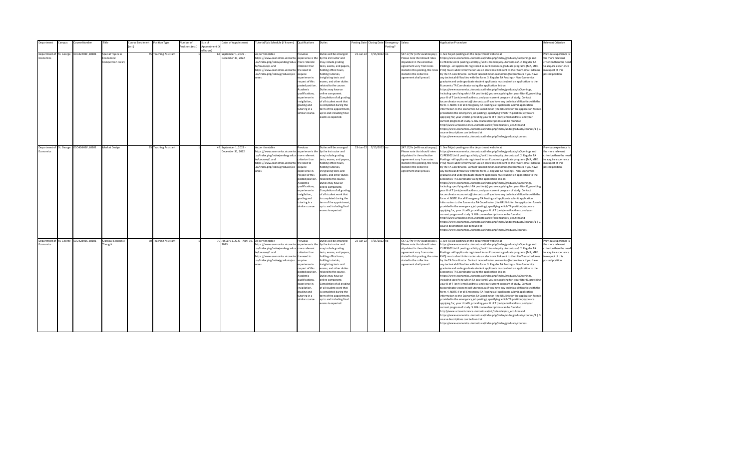| Department | Campus | Course Number | Title | Course Enrolment (est.) | Position Type | Number of Positions (est.) | Size of Appointment (# of hours) | Dates of Appointment | Tutorial/Lab Schedule (if known) | Qualifications | Duties | Posting Date | Closing Date | Emergency Posting? | Salary | Application Procedure | Relevant Criterion |
|---|---|---|---|---|---|---|---|---|---|---|---|---|---|---|---|---|---|
| Department of Economics | St. George | ECO422H1F, L0101 | Special Topics in Economics: Competition Policy | 45 | Teaching Assistant | 1 | 63 | September 1, 2022 - December 31, 2022 | As per timetable https://www.economics.utoronto.ca/index.php/index/undergraduate/courses/1 and https://www.economics.utoronto.ca/index.php/index/graduate/courses | Previous experience is the more relevant criterion than the need to acquire experience in respect of this posted position. Academic qualifications, experience in invigilation, grading and tutoring in a similar course. | Duties will be arranged by the instructor and may include grading tests, exams, and papers, holding office hours, holding tutorials, invigilating tests and exams, and other duties related to the course. Duties may have an online component. Completion of all grading of all student work that is completed during the term of the appointment, up to and including final exams is expected. | 23-Jun-22 | 7/15/2022 | no | $47.17/hr (+4% vacation pay). Please note that should rates stipulated in the collective agreement vary from rates stated in this posting, the rates stated in the collective agreement shall prevail. | 1. See TA job postings on the department website at https://www.economics.utoronto.ca/index.php/index/graduate/taOpenings and CUPE3902Unit1 postings at http://unit1.hrandequity.utoronto.ca/. 2. Regular TA Postings - All applicants registered in our Economics graduate programs (MA, MFE, PHD) must submit information via an electronic link sent to their UofT email address by the TA Coordinator. Contact tacoordinator.economics@utoronto.ca if you have any technical difficulties with the form. 3. Regular TA Postings - Non-Economics graduate and undergraduate student applicants must submit an application to the Economics TA Coordinator using the application link on https://www.economics.utoronto.ca/index.php/index/graduate/taOpenings, including specifying which TA position(s) you are applying for; your UtorID, providing your U of T (only) email address; and your current program of study. Contact tacoordinator.economics@utoronto.ca if you have any technical difficulties with the form. 4. NOTE: For all Emergency TA Postings all applicants submit application information to the Economics TA Coordinator (the URL link for the application form is provided in the emergency job posting), specifying which TA position(s) you are applying for; your UtorID, providing your U of T (only) email address; and your current program of study. 5. UG course descriptions can be found at http://www.artsandscience.utoronto.ca/ofr/calendar/crs_eco.htm and https://www.economics.utoronto.ca/index.php/index/undergraduate/courses/1 \| G course descriptions can be found at https://www.economics.utoronto.ca/index.php/index/graduate/courses. | Previous experience is the more relevant criterion than the need to acquire experience in respect of this posted position. |
| Department of Economics | St. George | ECO426H1F, L0101 | Market Design | 35 | Teaching Assistant | 1 | 49 | September 1, 2022 - December 31, 2022 | As per timetable https://www.economics.utoronto.ca/index.php/index/undergraduate/courses/1 and https://www.economics.utoronto.ca/index.php/index/graduate/courses | Previous experience is the more relevant criterion than the need to acquire experience in respect of this posted position. Academic qualifications, experience in invigilation, grading and tutoring in a similar course. | Duties will be arranged by the instructor and may include grading tests, exams, and papers, holding office hours, holding tutorials, invigilating tests and exams, and other duties related to the course. Duties may have an online component. Completion of all grading of all student work that is completed during the term of the appointment, up to and including final exams is expected. | 23-Jun-22 | 7/15/2022 | no | $47.17/hr (+4% vacation pay). Please note that should rates stipulated in the collective agreement vary from rates stated in this posting, the rates stated in the collective agreement shall prevail. | 1. See TA job postings on the department website at https://www.economics.utoronto.ca/index.php/index/graduate/taOpenings and CUPE3902Unit1 postings at http://unit1.hrandequity.utoronto.ca/. 2. Regular TA Postings - All applicants registered in our Economics graduate programs (MA, MFE, PHD) must submit information via an electronic link sent to their UofT email address by the TA Coordinator. Contact tacoordinator.economics@utoronto.ca if you have any technical difficulties with the form. 3. Regular TA Postings - Non-Economics graduate and undergraduate student applicants must submit an application to the Economics TA Coordinator using the application link on https://www.economics.utoronto.ca/index.php/index/graduate/taOpenings, including specifying which TA position(s) you are applying for; your UtorID, providing your U of T (only) email address; and your current program of study. Contact tacoordinator.economics@utoronto.ca if you have any technical difficulties with the form. 4. NOTE: For all Emergency TA Postings all applicants submit application information to the Economics TA Coordinator (the URL link for the application form is provided in the emergency job posting), specifying which TA position(s) you are applying for; your UtorID, providing your U of T (only) email address; and your current program of study. 5. UG course descriptions can be found at http://www.artsandscience.utoronto.ca/ofr/calendar/crs_eco.htm and https://www.economics.utoronto.ca/index.php/index/undergraduate/courses/1 \| G course descriptions can be found at https://www.economics.utoronto.ca/index.php/index/graduate/courses. | Previous experience is the more relevant criterion than the need to acquire experience in respect of this posted position. |
| Department of Economics | St. George | ECO428H1S, L0101 | Classical Economic Thought | 50 | Teaching Assistant | 1 | 70 | January 1, 2023 - April 30, 2023 | As per timetable https://www.economics.utoronto.ca/index.php/index/undergraduate/courses/1 and https://www.economics.utoronto.ca/index.php/index/graduate/courses | Previous experience is the more relevant criterion than the need to acquire experience in respect of this posted position. Academic qualifications, experience in invigilation, grading and tutoring in a similar course. | Duties will be arranged by the instructor and may include grading tests, exams, and papers, holding office hours, holding tutorials, invigilating tests and exams, and other duties related to the course. Duties may have an online component. Completion of all grading of all student work that is completed during the term of the appointment, up to and including final exams is expected. | 23-Jun-22 | 7/15/2022 | no | $47.17/hr (+4% vacation pay). Please note that should rates stipulated in the collective agreement vary from rates stated in this posting, the rates stated in the collective agreement shall prevail. | 1. See TA job postings on the department website at https://www.economics.utoronto.ca/index.php/index/graduate/taOpenings and CUPE3902Unit1 postings at http://unit1.hrandequity.utoronto.ca/. 2. Regular TA Postings - All applicants registered in our Economics graduate programs (MA, MFE, PHD) must submit information via an electronic link sent to their UofT email address by the TA Coordinator. Contact tacoordinator.economics@utoronto.ca if you have any technical difficulties with the form. 3. Regular TA Postings - Non-Economics graduate and undergraduate student applicants must submit an application to the Economics TA Coordinator using the application link on https://www.economics.utoronto.ca/index.php/index/graduate/taOpenings, including specifying which TA position(s) you are applying for; your UtorID, providing your U of T (only) email address; and your current program of study. Contact tacoordinator.economics@utoronto.ca if you have any technical difficulties with the form. 4. NOTE: For all Emergency TA Postings all applicants submit application information to the Economics TA Coordinator (the URL link for the application form is provided in the emergency job posting), specifying which TA position(s) you are applying for; your UtorID, providing your U of T (only) email address; and your current program of study. 5. UG course descriptions can be found at http://www.artsandscience.utoronto.ca/ofr/calendar/crs_eco.htm and https://www.economics.utoronto.ca/index.php/index/undergraduate/courses/1 \| G course descriptions can be found at https://www.economics.utoronto.ca/index.php/index/graduate/courses. | Previous experience is the more relevant criterion than the need to acquire experience in respect of this posted position. |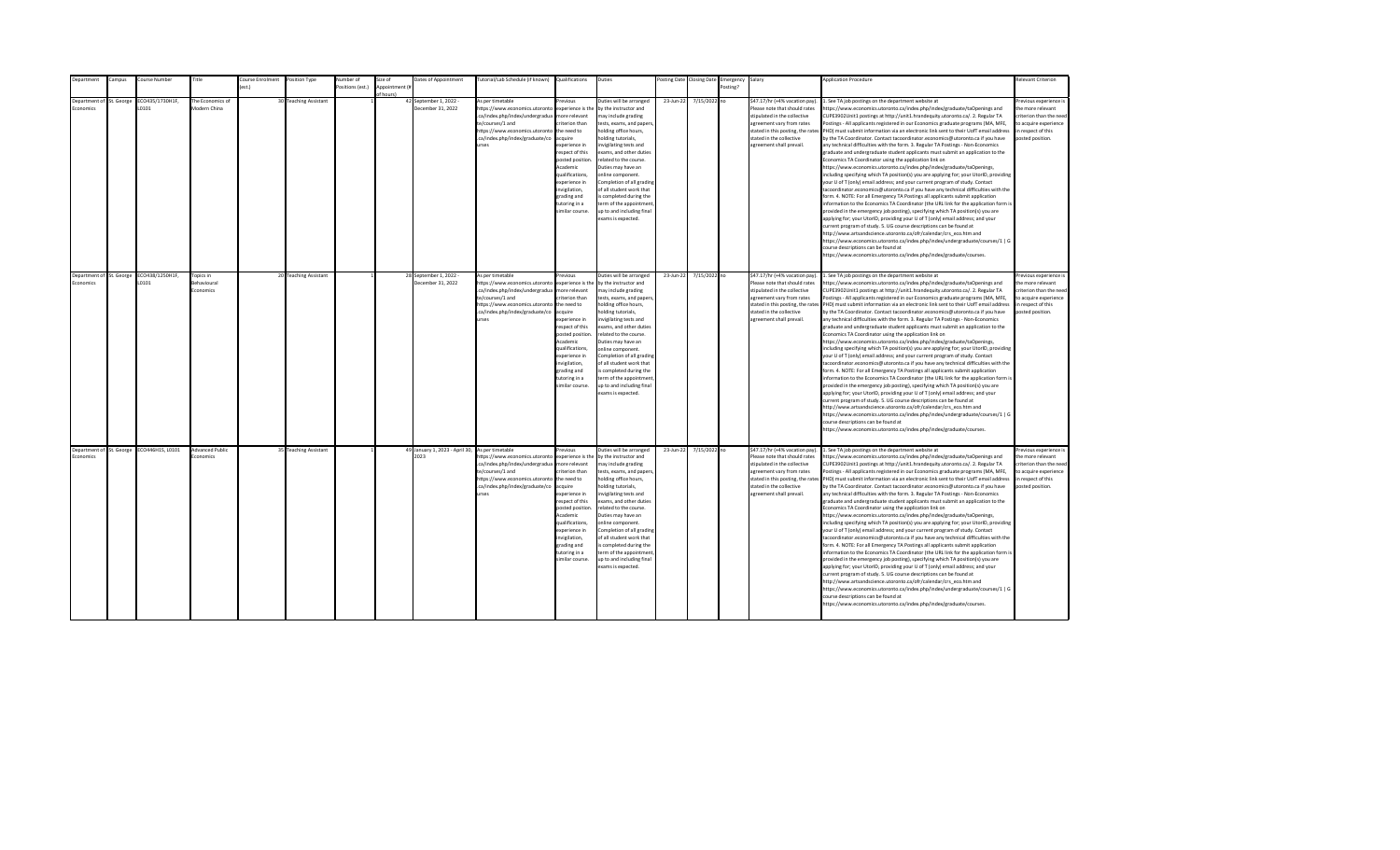| Department | Campus | Course Number | Title | Course Enrolment (est.) | Position Type | Number of Positions (est.) | Size of Appointment (# of hours) | Dates of Appointment | Tutorial/Lab Schedule (if known) | Qualifications | Duties | Posting Date | Closing Date | Emergency Posting? | Salary | Application Procedure | Relevant Criterion |
|---|---|---|---|---|---|---|---|---|---|---|---|---|---|---|---|---|---|
| Department of Economics | St. George | ECO435/1730H1F, L0101 | The Economics of Modern China | 30 | Teaching Assistant | 1 | 42 | September 1, 2022 - December 31, 2022 | As per timetable https://www.economics.utoronto.ca/index.php/index/undergraduate/courses/1 and https://www.economics.utoronto.ca/index.php/index/graduate/courses | Previous experience is the more relevant criterion than the need to acquire experience in respect of this posted position. Academic qualifications, experience in invigilation, grading and tutoring in a similar course. | Duties will be arranged by the instructor and may include grading tests, exams, and papers, holding office hours, holding tutorials, invigilating tests and exams, and other duties related to the course. Duties may have an online component. Completion of all grading of all student work that is completed during the term of the appointment, up to and including final exams is expected. | 23-Jun-22 | 7/15/2022 | no | $47.17/hr (+4% vacation pay). Please note that should rates stipulated in the collective agreement vary from rates stated in this posting, the rates stated in the collective agreement shall prevail. | 1. See TA job postings on the department website at https://www.economics.utoronto.ca/index.php/index/graduate/taOpenings and CUPE3902Unit1 postings at http://unit1.hrandequity.utoronto.ca/. 2. Regular TA Postings - All applicants registered in our Economics graduate programs (MA, MFE, PHD) must submit information via an electronic link sent to their UofT email address by the TA Coordinator. Contact tacoordinator.economics@utoronto.ca if you have any technical difficulties with the form. 3. Regular TA Postings - Non-Economics graduate and undergraduate student applicants must submit an application to the Economics TA Coordinator using the application link on https://www.economics.utoronto.ca/index.php/index/graduate/taOpenings, including specifying which TA position(s) you are applying for; your UtorID, providing your U of T (only) email address; and your current program of study. Contact tacoordinator.economics@utoronto.ca if you have any technical difficulties with the form. 4. NOTE: For all Emergency TA Postings all applicants submit application information to the Economics TA Coordinator (the URL link for the application form is provided in the emergency job posting), specifying which TA position(s) you are applying for; your UtorID, providing your U of T (only) email address; and your current program of study. 5. UG course descriptions can be found at http://www.artsandscience.utoronto.ca/ofr/calendar/crs_eco.htm and https://www.economics.utoronto.ca/index.php/index/undergraduate/courses/1 \| G course descriptions can be found at https://www.economics.utoronto.ca/index.php/index/graduate/courses. | Previous experience is the more relevant criterion than the need to acquire experience in respect of this posted position. |
| Department of Economics | St. George | ECO438/1250H1F, L0101 | Topics in Behavioural Economics | 20 | Teaching Assistant | 1 | 28 | September 1, 2022 - December 31, 2022 | As per timetable https://www.economics.utoronto.ca/index.php/index/undergraduate/courses/1 and https://www.economics.utoronto.ca/index.php/index/graduate/courses | Previous experience is the more relevant criterion than the need to acquire experience in respect of this posted position. Academic qualifications, experience in invigilation, grading and tutoring in a similar course. | Duties will be arranged by the instructor and may include grading tests, exams, and papers, holding office hours, holding tutorials, invigilating tests and exams, and other duties related to the course. Duties may have an online component. Completion of all grading of all student work that is completed during the term of the appointment, up to and including final exams is expected. | 23-Jun-22 | 7/15/2022 | no | $47.17/hr (+4% vacation pay). Please note that should rates stipulated in the collective agreement vary from rates stated in this posting, the rates stated in the collective agreement shall prevail. | 1. See TA job postings on the department website at https://www.economics.utoronto.ca/index.php/index/graduate/taOpenings and CUPE3902Unit1 postings at http://unit1.hrandequity.utoronto.ca/. 2. Regular TA Postings - All applicants registered in our Economics graduate programs (MA, MFE, PHD) must submit information via an electronic link sent to their UofT email address by the TA Coordinator. Contact tacoordinator.economics@utoronto.ca if you have any technical difficulties with the form. 3. Regular TA Postings - Non-Economics graduate and undergraduate student applicants must submit an application to the Economics TA Coordinator using the application link on https://www.economics.utoronto.ca/index.php/index/graduate/taOpenings, including specifying which TA position(s) you are applying for; your UtorID, providing your U of T (only) email address; and your current program of study. Contact tacoordinator.economics@utoronto.ca if you have any technical difficulties with the form. 4. NOTE: For all Emergency TA Postings all applicants submit application information to the Economics TA Coordinator (the URL link for the application form is provided in the emergency job posting), specifying which TA position(s) you are applying for; your UtorID, providing your U of T (only) email address; and your current program of study. 5. UG course descriptions can be found at http://www.artsandscience.utoronto.ca/ofr/calendar/crs_eco.htm and https://www.economics.utoronto.ca/index.php/index/undergraduate/courses/1 \| G course descriptions can be found at https://www.economics.utoronto.ca/index.php/index/graduate/courses. | Previous experience is the more relevant criterion than the need to acquire experience in respect of this posted position. |
| Department of Economics | St. George | ECO446H1S, L0101 | Advanced Public Economics | 35 | Teaching Assistant | 1 | 49 | January 1, 2023 - April 30, 2023 | As per timetable https://www.economics.utoronto.ca/index.php/index/undergraduate/courses/1 and https://www.economics.utoronto.ca/index.php/index/graduate/courses | Previous experience is the more relevant criterion than the need to acquire experience in respect of this posted position. Academic qualifications, experience in invigilation, grading and tutoring in a similar course. | Duties will be arranged by the instructor and may include grading tests, exams, and papers, holding office hours, holding tutorials, invigilating tests and exams, and other duties related to the course. Duties may have an online component. Completion of all grading of all student work that is completed during the term of the appointment, up to and including final exams is expected. | 23-Jun-22 | 7/15/2022 | no | $47.17/hr (+4% vacation pay). Please note that should rates stipulated in the collective agreement vary from rates stated in this posting, the rates stated in the collective agreement shall prevail. | 1. See TA job postings on the department website at https://www.economics.utoronto.ca/index.php/index/graduate/taOpenings and CUPE3902Unit1 postings at http://unit1.hrandequity.utoronto.ca/. 2. Regular TA Postings - All applicants registered in our Economics graduate programs (MA, MFE, PHD) must submit information via an electronic link sent to their UofT email address by the TA Coordinator. Contact tacoordinator.economics@utoronto.ca if you have any technical difficulties with the form. 3. Regular TA Postings - Non-Economics graduate and undergraduate student applicants must submit an application to the Economics TA Coordinator using the application link on https://www.economics.utoronto.ca/index.php/index/graduate/taOpenings, including specifying which TA position(s) you are applying for; your UtorID, providing your U of T (only) email address; and your current program of study. Contact tacoordinator.economics@utoronto.ca if you have any technical difficulties with the form. 4. NOTE: For all Emergency TA Postings all applicants submit application information to the Economics TA Coordinator (the URL link for the application form is provided in the emergency job posting), specifying which TA position(s) you are applying for; your UtorID, providing your U of T (only) email address; and your current program of study. 5. UG course descriptions can be found at http://www.artsandscience.utoronto.ca/ofr/calendar/crs_eco.htm and https://www.economics.utoronto.ca/index.php/index/undergraduate/courses/1 \| G course descriptions can be found at https://www.economics.utoronto.ca/index.php/index/graduate/courses. | Previous experience is the more relevant criterion than the need to acquire experience in respect of this posted position. |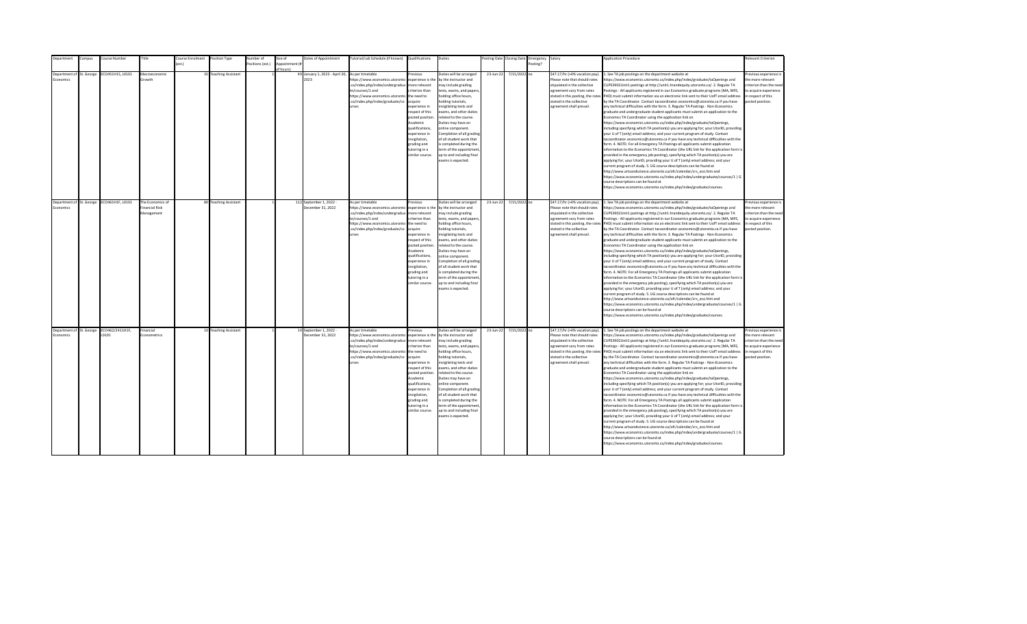| Department | Campus | Course Number | Title | Course Enrolment (est.) | Position Type | Number of Positions (est.) | Size of Appointment (# of hours) | Dates of Appointment | Tutorial/Lab Schedule (if known) | Qualifications | Duties | Posting Date | Closing Date | Emergency Posting? | Salary | Application Procedure | Relevant Criterion |
|---|---|---|---|---|---|---|---|---|---|---|---|---|---|---|---|---|---|
| Department of Economics | St. George | ECO451H1S, L0101 | Macroeconomic Growth | 35 | Teaching Assistant | 1 | 49 | January 1, 2023 - April 30, 2023 | As per timetable https://www.economics.utoronto.ca/index.php/index/undergraduate/courses/1 and https://www.economics.utoronto.ca/index.php/index/graduate/courses | Previous experience is the more relevant criterion than the need to acquire experience in respect of this posted position. Academic qualifications, experience in invigilation, grading and tutoring in a similar course. | Duties will be arranged by the instructor and may include grading tests, exams, and papers, holding office hours, holding tutorials, invigilating tests and exams, and other duties related to the course. Duties may have an online component. Completion of all grading of all student work that is completed during the term of the appointment, up to and including final exams is expected. | 23-Jun-22 | 7/15/2022 | no | $47.17/hr (+4% vacation pay). Please note that should rates stipulated in the collective agreement vary from rates stated in this posting, the rates stated in the collective agreement shall prevail. | 1. See TA job postings on the department website at https://www.economics.utoronto.ca/index.php/index/graduate/taOpenings and CUPE3902Unit1 postings at http://unit1.hrandequity.utoronto.ca/. 2. Regular TA Postings - All applicants registered in our Economics graduate programs (MA, MFE, PHD) must submit information via an electronic link sent to their UofT email address by the TA Coordinator. Contact tacoordinator.economics@utoronto.ca if you have any technical difficulties with the form. 3. Regular TA Postings - Non-Economics graduate and undergraduate student applicants must submit an application to the Economics TA Coordinator using the application link on https://www.economics.utoronto.ca/index.php/index/graduate/taOpenings, including specifying which TA position(s) you are applying for; your UtorID, providing your U of T (only) email address; and your current program of study. Contact tacoordinator.economics@utoronto.ca if you have any technical difficulties with the form. 4. NOTE: For all Emergency TA Postings all applicants submit application information to the Economics TA Coordinator (the URL link for the application form is provided in the emergency job posting), specifying which TA position(s) you are applying for; your UtorID, providing your U of T (only) email address; and your current program of study. 5. UG course descriptions can be found at http://www.artsandscience.utoronto.ca/ofr/calendar/crs_eco.htm and https://www.economics.utoronto.ca/index.php/index/undergraduate/courses/1 \| G course descriptions can be found at https://www.economics.utoronto.ca/index.php/index/graduate/courses. | Previous experience is the more relevant criterion than the need to acquire experience in respect of this posted position. |
| Department of Economics | St. George | ECO461H1F, L0101 | The Economics of Financial Risk Management | 80 | Teaching Assistant | 1 | 112 | September 1, 2022 - December 31, 2022 | As per timetable https://www.economics.utoronto.ca/index.php/index/undergraduate/courses/1 and https://www.economics.utoronto.ca/index.php/index/graduate/courses | Previous experience is the more relevant criterion than the need to acquire experience in respect of this posted position. Academic qualifications, experience in invigilation, grading and tutoring in a similar course. | Duties will be arranged by the instructor and may include grading tests, exams, and papers, holding office hours, holding tutorials, invigilating tests and exams, and other duties related to the course. Duties may have an online component. Completion of all grading of all student work that is completed during the term of the appointment, up to and including final exams is expected. | 23-Jun-22 | 7/15/2022 | no | $47.17/hr (+4% vacation pay). Please note that should rates stipulated in the collective agreement vary from rates stated in this posting, the rates stated in the collective agreement shall prevail. | 1. See TA job postings on the department website at https://www.economics.utoronto.ca/index.php/index/graduate/taOpenings and CUPE3902Unit1 postings at http://unit1.hrandequity.utoronto.ca/. 2. Regular TA Postings - All applicants registered in our Economics graduate programs (MA, MFE, PHD) must submit information via an electronic link sent to their UofT email address by the TA Coordinator. Contact tacoordinator.economics@utoronto.ca if you have any technical difficulties with the form. 3. Regular TA Postings - Non-Economics graduate and undergraduate student applicants must submit an application to the Economics TA Coordinator using the application link on https://www.economics.utoronto.ca/index.php/index/graduate/taOpenings, including specifying which TA position(s) you are applying for; your UtorID, providing your U of T (only) email address; and your current program of study. Contact tacoordinator.economics@utoronto.ca if you have any technical difficulties with the form. 4. NOTE: For all Emergency TA Postings all applicants submit application information to the Economics TA Coordinator (the URL link for the application form is provided in the emergency job posting), specifying which TA position(s) you are applying for; your UtorID, providing your U of T (only) email address; and your current program of study. 5. UG course descriptions can be found at http://www.artsandscience.utoronto.ca/ofr/calendar/crs_eco.htm and https://www.economics.utoronto.ca/index.php/index/undergraduate/courses/1 \| G course descriptions can be found at https://www.economics.utoronto.ca/index.php/index/graduate/courses. | Previous experience is the more relevant criterion than the need to acquire experience in respect of this posted position. |
| Department of Economics | St. George | ECO462/2411H1F, L0101 | Financial Econometrics | 10 | Teaching Assistant | 1 | 14 | September 1, 2022 - December 31, 2022 | As per timetable https://www.economics.utoronto.ca/index.php/index/undergraduate/courses/1 and https://www.economics.utoronto.ca/index.php/index/graduate/courses | Previous experience is the more relevant criterion than the need to acquire experience in respect of this posted position. Academic qualifications, experience in invigilation, grading and tutoring in a similar course. | Duties will be arranged by the instructor and may include grading tests, exams, and papers, holding office hours, holding tutorials, invigilating tests and exams, and other duties related to the course. Duties may have an online component. Completion of all grading of all student work that is completed during the term of the appointment, up to and including final exams is expected. | 23-Jun-22 | 7/15/2022 | no | $47.17/hr (+4% vacation pay). Please note that should rates stipulated in the collective agreement vary from rates stated in this posting, the rates stated in the collective agreement shall prevail. | 1. See TA job postings on the department website at https://www.economics.utoronto.ca/index.php/index/graduate/taOpenings and CUPE3902Unit1 postings at http://unit1.hrandequity.utoronto.ca/. 2. Regular TA Postings - All applicants registered in our Economics graduate programs (MA, MFE, PHD) must submit information via an electronic link sent to their UofT email address by the TA Coordinator. Contact tacoordinator.economics@utoronto.ca if you have any technical difficulties with the form. 3. Regular TA Postings - Non-Economics graduate and undergraduate student applicants must submit an application to the Economics TA Coordinator using the application link on https://www.economics.utoronto.ca/index.php/index/graduate/taOpenings, including specifying which TA position(s) you are applying for; your UtorID, providing your U of T (only) email address; and your current program of study. Contact tacoordinator.economics@utoronto.ca if you have any technical difficulties with the form. 4. NOTE: For all Emergency TA Postings all applicants submit application information to the Economics TA Coordinator (the URL link for the application form is provided in the emergency job posting), specifying which TA position(s) you are applying for; your UtorID, providing your U of T (only) email address; and your current program of study. 5. UG course descriptions can be found at http://www.artsandscience.utoronto.ca/ofr/calendar/crs_eco.htm and https://www.economics.utoronto.ca/index.php/index/undergraduate/courses/1 \| G course descriptions can be found at https://www.economics.utoronto.ca/index.php/index/graduate/courses. | Previous experience is the more relevant criterion than the need to acquire experience in respect of this posted position. |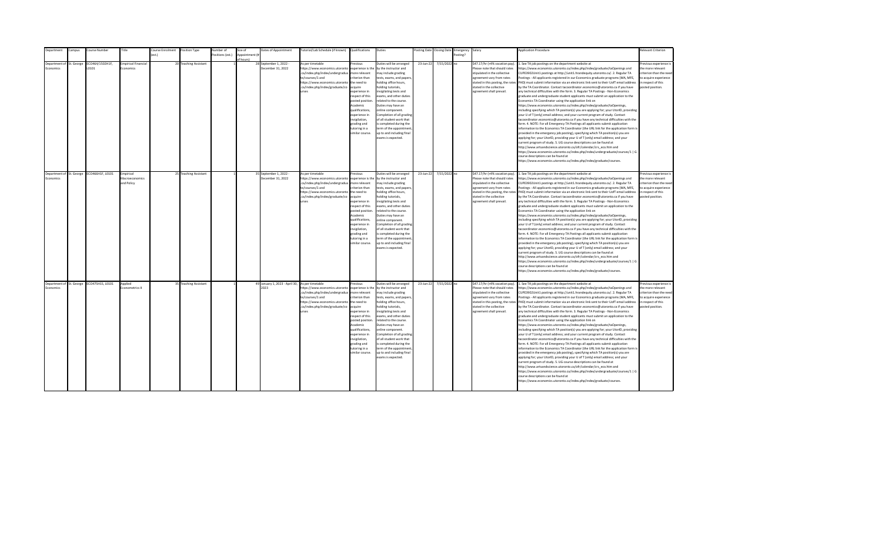| Department | Campus | Course Number | Title | Course Enrolment (est.) | Position Type | Number of Positions (est.) | Size of Appointment (# of hours) | Dates of Appointment | Tutorial/Lab Schedule (if known) | Qualifications | Duties | Posting Date | Closing Date | Emergency Posting? | Salary | Application Procedure | Relevant Criterion |
|---|---|---|---|---|---|---|---|---|---|---|---|---|---|---|---|---|---|
| Department of Economics | St. George | ECO464/1503H1F, L0101 | Empirical Financial Economics | 20 | Teaching Assistant | 1 | 28 | September 1, 2022 - December 31, 2022 | As per timetable https://www.economics.utoronto.ca/index.php/index/undergraduate/courses/1 and https://www.economics.utoronto.ca/index.php/index/graduate/courses | Previous experience is the more relevant criterion than the need to acquire experience in respect of this posted position. Academic qualifications, experience in invigilation, grading and tutoring in a similar course. | Duties will be arranged by the instructor and may include grading tests, exams, and papers, holding office hours, holding tutorials, invigilating tests and exams, and other duties related to the course. Duties may have an online component. Completion of all grading of all student work that is completed during the term of the appointment, up to and including final exams is expected. | 23-Jun-22 | 7/15/2022 | no | $47.17/hr (+4% vacation pay). Please note that should rates stipulated in the collective agreement vary from rates stated in this posting, the rates stated in the collective agreement shall prevail. | 1. See TA job postings on the department website at https://www.economics.utoronto.ca/index.php/index/graduate/taOpenings and CUPE3902Unit1 postings at http://unit1.hrandequity.utoronto.ca/. 2. Regular TA Postings - All applicants registered in our Economics graduate programs (MA, MFE, PHD) must submit information via an electronic link sent to their UofT email address by the TA Coordinator. Contact tacoordinator.economics@utoronto.ca if you have any technical difficulties with the form. 3. Regular TA Postings - Non-Economics graduate and undergraduate student applicants must submit an application to the Economics TA Coordinator using the application link on https://www.economics.utoronto.ca/index.php/index/graduate/taOpenings, including specifying which TA position(s) you are applying for; your UtorID, providing your U of T (only) email address; and your current program of study. Contact tacoordinator.economics@utoronto.ca if you have any technical difficulties with the form. 4. NOTE: For all Emergency TA Postings all applicants submit application information to the Economics TA Coordinator (the URL link for the application form is provided in the emergency job posting), specifying which TA position(s) you are applying for; your UtorID, providing your U of T (only) email address; and your current program of study. 5. UG course descriptions can be found at http://www.artsandscience.utoronto.ca/ofr/calendar/crs_eco.htm and https://www.economics.utoronto.ca/index.php/index/undergraduate/courses/1 \| G course descriptions can be found at https://www.economics.utoronto.ca/index.php/index/graduate/courses. | Previous experience is the more relevant criterion than the need to acquire experience in respect of this posted position. |
| Department of Economics | St. George | ECO466H1F, L0101 | Empirical Macroeconomics and Policy | 25 | Teaching Assistant | 1 | 35 | September 1, 2022 - December 31, 2022 | As per timetable https://www.economics.utoronto.ca/index.php/index/undergraduate/courses/1 and https://www.economics.utoronto.ca/index.php/index/graduate/courses | Previous experience is the more relevant criterion than the need to acquire experience in respect of this posted position. Academic qualifications, experience in invigilation, grading and tutoring in a similar course. | Duties will be arranged by the instructor and may include grading tests, exams, and papers, holding office hours, holding tutorials, invigilating tests and exams, and other duties related to the course. Duties may have an online component. Completion of all grading of all student work that is completed during the term of the appointment, up to and including final exams is expected. | 23-Jun-22 | 7/15/2022 | no | $47.17/hr (+4% vacation pay). Please note that should rates stipulated in the collective agreement vary from rates stated in this posting, the rates stated in the collective agreement shall prevail. | 1. See TA job postings on the department website at https://www.economics.utoronto.ca/index.php/index/graduate/taOpenings and CUPE3902Unit1 postings at http://unit1.hrandequity.utoronto.ca/. 2. Regular TA Postings - All applicants registered in our Economics graduate programs (MA, MFE, PHD) must submit information via an electronic link sent to their UofT email address by the TA Coordinator. Contact tacoordinator.economics@utoronto.ca if you have any technical difficulties with the form. 3. Regular TA Postings - Non-Economics graduate and undergraduate student applicants must submit an application to the Economics TA Coordinator using the application link on https://www.economics.utoronto.ca/index.php/index/graduate/taOpenings, including specifying which TA position(s) you are applying for; your UtorID, providing your U of T (only) email address; and your current program of study. Contact tacoordinator.economics@utoronto.ca if you have any technical difficulties with the form. 4. NOTE: For all Emergency TA Postings all applicants submit application information to the Economics TA Coordinator (the URL link for the application form is provided in the emergency job posting), specifying which TA position(s) you are applying for; your UtorID, providing your U of T (only) email address; and your current program of study. 5. UG course descriptions can be found at http://www.artsandscience.utoronto.ca/ofr/calendar/crs_eco.htm and https://www.economics.utoronto.ca/index.php/index/undergraduate/courses/1 \| G course descriptions can be found at https://www.economics.utoronto.ca/index.php/index/graduate/courses. | Previous experience is the more relevant criterion than the need to acquire experience in respect of this posted position. |
| Department of Economics | St. George | ECO475H1S, L0101 | Applied Econometrics II | 35 | Teaching Assistant | 1 | 49 | January 1, 2023 - April 30, 2023 | As per timetable https://www.economics.utoronto.ca/index.php/index/undergraduate/courses/1 and https://www.economics.utoronto.ca/index.php/index/graduate/courses | Previous experience is the more relevant criterion than the need to acquire experience in respect of this posted position. Academic qualifications, experience in invigilation, grading and tutoring in a similar course. | Duties will be arranged by the instructor and may include grading tests, exams, and papers, holding office hours, holding tutorials, invigilating tests and exams, and other duties related to the course. Duties may have an online component. Completion of all grading of all student work that is completed during the term of the appointment, up to and including final exams is expected. | 23-Jun-22 | 7/15/2022 | no | $47.17/hr (+4% vacation pay). Please note that should rates stipulated in the collective agreement vary from rates stated in this posting, the rates stated in the collective agreement shall prevail. | 1. See TA job postings on the department website at https://www.economics.utoronto.ca/index.php/index/graduate/taOpenings and CUPE3902Unit1 postings at http://unit1.hrandequity.utoronto.ca/. 2. Regular TA Postings - All applicants registered in our Economics graduate programs (MA, MFE, PHD) must submit information via an electronic link sent to their UofT email address by the TA Coordinator. Contact tacoordinator.economics@utoronto.ca if you have any technical difficulties with the form. 3. Regular TA Postings - Non-Economics graduate and undergraduate student applicants must submit an application to the Economics TA Coordinator using the application link on https://www.economics.utoronto.ca/index.php/index/graduate/taOpenings, including specifying which TA position(s) you are applying for; your UtorID, providing your U of T (only) email address; and your current program of study. Contact tacoordinator.economics@utoronto.ca if you have any technical difficulties with the form. 4. NOTE: For all Emergency TA Postings all applicants submit application information to the Economics TA Coordinator (the URL link for the application form is provided in the emergency job posting), specifying which TA position(s) you are applying for; your UtorID, providing your U of T (only) email address; and your current program of study. 5. UG course descriptions can be found at http://www.artsandscience.utoronto.ca/ofr/calendar/crs_eco.htm and https://www.economics.utoronto.ca/index.php/index/undergraduate/courses/1 \| G course descriptions can be found at https://www.economics.utoronto.ca/index.php/index/graduate/courses. | Previous experience is the more relevant criterion than the need to acquire experience in respect of this posted position. |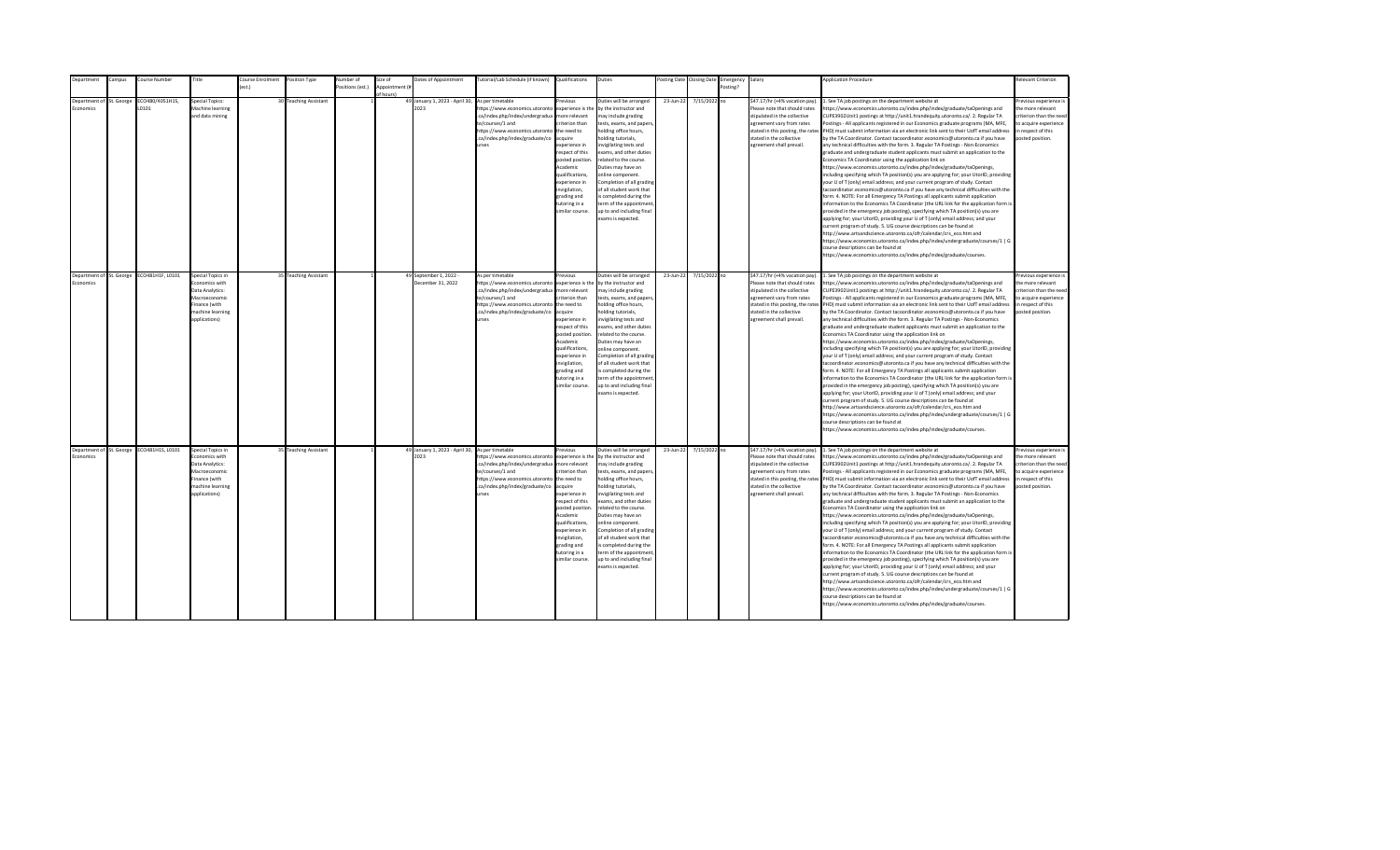| Department | Campus | Course Number | Title | Course Enrolment (est.) | Position Type | Number of Positions (est.) | Size of Appointment (# of hours) | Dates of Appointment | Tutorial/Lab Schedule (if known) | Qualifications | Duties | Posting Date | Closing Date | Emergency Posting? | Salary | Application Procedure | Relevant Criterion |
|---|---|---|---|---|---|---|---|---|---|---|---|---|---|---|---|---|---|
| Department of Economics | St. George | ECO480/4051H1S, L0101 | Special Topics: Machine learning and data mining | 30 | Teaching Assistant | 1 | 49 | January 1, 2023 - April 30, 2023 | As per timetable https://www.economics.utoronto.ca/index.php/index/undergraduate/courses/1 and https://www.economics.utoronto.ca/index.php/index/graduate/courses | Previous experience is the more relevant criterion than the need to acquire experience in respect of this posted position. Academic qualifications, experience in invigilation, grading and tutoring in a similar course. | Duties will be arranged by the instructor and may include grading tests, exams, and papers, holding office hours, holding tutorials, invigilating tests and exams, and other duties related to the course. Duties may have an online component. Completion of all grading of all student work that is completed during the term of the appointment, up to and including final exams is expected. | 23-Jun-22 | 7/15/2022 | no | $47.17/hr (+4% vacation pay). Please note that should rates stipulated in the collective agreement vary from rates stated in this posting, the rates stated in the collective agreement shall prevail. | 1. See TA job postings on the department website at https://www.economics.utoronto.ca/index.php/index/graduate/taOpenings and CUPE3902Unit1 postings at http://unit1.hrandequity.utoronto.ca/. 2. Regular TA Postings - All applicants registered in our Economics graduate programs (MA, MFE, PHD) must submit information via an electronic link sent to their UofT email address by the TA Coordinator. Contact tacoordinator.economics@utoronto.ca if you have any technical difficulties with the form. 3. Regular TA Postings - Non-Economics graduate and undergraduate student applicants must submit an application to the Economics TA Coordinator using the application link on https://www.economics.utoronto.ca/index.php/index/graduate/taOpenings, including specifying which TA position(s) you are applying for; your UtorID, providing your U of T (only) email address; and your current program of study. Contact tacoordinator.economics@utoronto.ca if you have any technical difficulties with the form. 4. NOTE: For all Emergency TA Postings all applicants submit application information to the Economics TA Coordinator (the URL link for the application form is provided in the emergency job posting), specifying which TA position(s) you are applying for; your UtorID, providing your U of T (only) email address; and your current program of study. 5. UG course descriptions can be found at http://www.artsandscience.utoronto.ca/ofr/calendar/crs_eco.htm and https://www.economics.utoronto.ca/index.php/index/undergraduate/courses/1 \| G course descriptions can be found at https://www.economics.utoronto.ca/index.php/index/graduate/courses. | Previous experience is the more relevant criterion than the need to acquire experience in respect of this posted position. |
| Department of Economics | St. George | ECO481H1F, L0101 | Special Topics in Economics with Data Analytics: Macroeconomic Finance (with machine learning applications) | 35 | Teaching Assistant | 1 | 49 | September 1, 2022 - December 31, 2022 | As per timetable https://www.economics.utoronto.ca/index.php/index/undergraduate/courses/1 and https://www.economics.utoronto.ca/index.php/index/graduate/courses | Previous experience is the more relevant criterion than the need to acquire experience in respect of this posted position. Academic qualifications, experience in invigilation, grading and tutoring in a similar course. | Duties will be arranged by the instructor and may include grading tests, exams, and papers, holding office hours, holding tutorials, invigilating tests and exams, and other duties related to the course. Duties may have an online component. Completion of all grading of all student work that is completed during the term of the appointment, up to and including final exams is expected. | 23-Jun-22 | 7/15/2022 | no | $47.17/hr (+4% vacation pay). Please note that should rates stipulated in the collective agreement vary from rates stated in this posting, the rates stated in the collective agreement shall prevail. | 1. See TA job postings on the department website at https://www.economics.utoronto.ca/index.php/index/graduate/taOpenings and CUPE3902Unit1 postings at http://unit1.hrandequity.utoronto.ca/. 2. Regular TA Postings - All applicants registered in our Economics graduate programs (MA, MFE, PHD) must submit information via an electronic link sent to their UofT email address by the TA Coordinator. Contact tacoordinator.economics@utoronto.ca if you have any technical difficulties with the form. 3. Regular TA Postings - Non-Economics graduate and undergraduate student applicants must submit an application to the Economics TA Coordinator using the application link on https://www.economics.utoronto.ca/index.php/index/graduate/taOpenings, including specifying which TA position(s) you are applying for; your UtorID, providing your U of T (only) email address; and your current program of study. Contact tacoordinator.economics@utoronto.ca if you have any technical difficulties with the form. 4. NOTE: For all Emergency TA Postings all applicants submit application information to the Economics TA Coordinator (the URL link for the application form is provided in the emergency job posting), specifying which TA position(s) you are applying for; your UtorID, providing your U of T (only) email address; and your current program of study. 5. UG course descriptions can be found at http://www.artsandscience.utoronto.ca/ofr/calendar/crs_eco.htm and https://www.economics.utoronto.ca/index.php/index/undergraduate/courses/1 \| G course descriptions can be found at https://www.economics.utoronto.ca/index.php/index/graduate/courses. | Previous experience is the more relevant criterion than the need to acquire experience in respect of this posted position. |
| Department of Economics | St. George | ECO481H1S, L0101 | Special Topics in Economics with Data Analytics: Macroeconomic Finance (with machine learning applications) | 35 | Teaching Assistant | 1 | 49 | January 1, 2023 - April 30, 2023 | As per timetable https://www.economics.utoronto.ca/index.php/index/undergraduate/courses/1 and https://www.economics.utoronto.ca/index.php/index/graduate/courses | Previous experience is the more relevant criterion than the need to acquire experience in respect of this posted position. Academic qualifications, experience in invigilation, grading and tutoring in a similar course. | Duties will be arranged by the instructor and may include grading tests, exams, and papers, holding office hours, holding tutorials, invigilating tests and exams, and other duties related to the course. Duties may have an online component. Completion of all grading of all student work that is completed during the term of the appointment, up to and including final exams is expected. | 23-Jun-22 | 7/15/2022 | no | $47.17/hr (+4% vacation pay). Please note that should rates stipulated in the collective agreement vary from rates stated in this posting, the rates stated in the collective agreement shall prevail. | 1. See TA job postings on the department website at https://www.economics.utoronto.ca/index.php/index/graduate/taOpenings and CUPE3902Unit1 postings at http://unit1.hrandequity.utoronto.ca/. 2. Regular TA Postings - All applicants registered in our Economics graduate programs (MA, MFE, PHD) must submit information via an electronic link sent to their UofT email address by the TA Coordinator. Contact tacoordinator.economics@utoronto.ca if you have any technical difficulties with the form. 3. Regular TA Postings - Non-Economics graduate and undergraduate student applicants must submit an application to the Economics TA Coordinator using the application link on https://www.economics.utoronto.ca/index.php/index/graduate/taOpenings, including specifying which TA position(s) you are applying for; your UtorID, providing your U of T (only) email address; and your current program of study. Contact tacoordinator.economics@utoronto.ca if you have any technical difficulties with the form. 4. NOTE: For all Emergency TA Postings all applicants submit application information to the Economics TA Coordinator (the URL link for the application form is provided in the emergency job posting), specifying which TA position(s) you are applying for; your UtorID, providing your U of T (only) email address; and your current program of study. 5. UG course descriptions can be found at http://www.artsandscience.utoronto.ca/ofr/calendar/crs_eco.htm and https://www.economics.utoronto.ca/index.php/index/undergraduate/courses/1 \| G course descriptions can be found at https://www.economics.utoronto.ca/index.php/index/graduate/courses. | Previous experience is the more relevant criterion than the need to acquire experience in respect of this posted position. |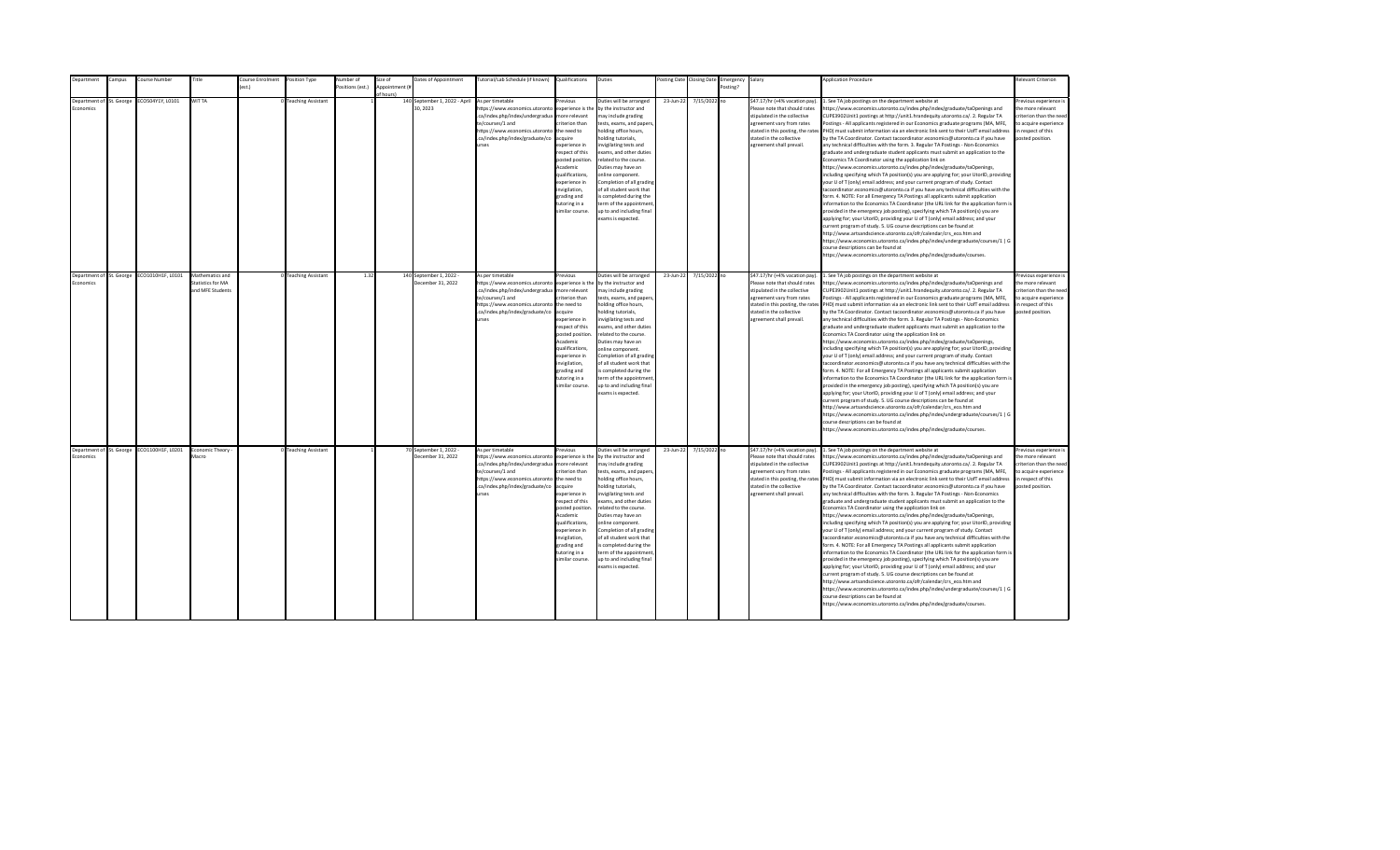| Department | Campus | Course Number | Title | Course Enrolment (est.) | Position Type | Number of Positions (est.) | Size of Appointment (# of hours) | Dates of Appointment | Tutorial/Lab Schedule (if known) | Qualifications | Duties | Posting Date | Closing Date | Emergency Posting? | Salary | Application Procedure | Relevant Criterion |
|---|---|---|---|---|---|---|---|---|---|---|---|---|---|---|---|---|---|
| Department of Economics | St. George | ECO504Y1Y, L0101 | MIT TA | 0 | Teaching Assistant | 1 | 140 | September 1, 2022 - April 30, 2023 | As per timetable https://www.economics.utoronto.ca/index.php/index/undergraduate/courses/1 and https://www.economics.utoronto.ca/index.php/index/graduate/courses | Previous experience is the more relevant criterion than the need to acquire experience in respect of this posted position. Academic qualifications, experience in invigilation, grading and tutoring in a similar course. | Duties will be arranged by the instructor and may include grading tests, exams, and papers, holding office hours, holding tutorials, invigilating tests and exams, and other duties related to the course. Duties may have an online component. Completion of all grading of all student work that is completed during the term of the appointment, up to and including final exams is expected. | 23-Jun-22 | 7/15/2022 | no | $47.17/hr (+4% vacation pay). Please note that should rates stipulated in the collective agreement vary from rates stated in this posting, the rates stated in the collective agreement shall prevail. | 1. See TA job postings on the department website at https://www.economics.utoronto.ca/index.php/index/graduate/taOpenings and CUPE3902Unit1 postings at http://unit1.hrandequity.utoronto.ca/. 2. Regular TA Postings - All applicants registered in our Economics graduate programs (MA, MFE, PHD) must submit information via an electronic link sent to their UofT email address by the TA Coordinator. Contact tacoordinator.economics@utoronto.ca if you have any technical difficulties with the form. 3. Regular TA Postings - Non-Economics graduate and undergraduate student applicants must submit an application to the Economics TA Coordinator using the application link on https://www.economics.utoronto.ca/index.php/index/graduate/taOpenings, including specifying which TA position(s) you are applying for; your UtorID, providing your U of T (only) email address; and your current program of study. Contact tacoordinator.economics@utoronto.ca if you have any technical difficulties with the form. 4. NOTE: For all Emergency TA Postings all applicants submit application information to the Economics TA Coordinator (the URL link for the application form is provided in the emergency job posting), specifying which TA position(s) you are applying for; your UtorID, providing your U of T (only) email address; and your current program of study. 5. UG course descriptions can be found at http://www.artsandscience.utoronto.ca/ofr/calendar/crs_eco.htm and https://www.economics.utoronto.ca/index.php/index/undergraduate/courses/1 \| G course descriptions can be found at https://www.economics.utoronto.ca/index.php/index/graduate/courses. | Previous experience is the more relevant criterion than the need to acquire experience in respect of this posted position. |
| Department of Economics | St. George | ECO1010H1F, L0101 | Mathematics and Statistics for MA and MFE Students | 0 | Teaching Assistant | 1.32 | 140 | September 1, 2022 - December 31, 2022 | As per timetable https://www.economics.utoronto.ca/index.php/index/undergraduate/courses/1 and https://www.economics.utoronto.ca/index.php/index/graduate/courses | Previous experience is the more relevant criterion than the need to acquire experience in respect of this posted position. Academic qualifications, experience in invigilation, grading and tutoring in a similar course. | Duties will be arranged by the instructor and may include grading tests, exams, and papers, holding office hours, holding tutorials, invigilating tests and exams, and other duties related to the course. Duties may have an online component. Completion of all grading of all student work that is completed during the term of the appointment, up to and including final exams is expected. | 23-Jun-22 | 7/15/2022 | no | $47.17/hr (+4% vacation pay). Please note that should rates stipulated in the collective agreement vary from rates stated in this posting, the rates stated in the collective agreement shall prevail. | 1. See TA job postings on the department website at https://www.economics.utoronto.ca/index.php/index/graduate/taOpenings and CUPE3902Unit1 postings at http://unit1.hrandequity.utoronto.ca/. 2. Regular TA Postings - All applicants registered in our Economics graduate programs (MA, MFE, PHD) must submit information via an electronic link sent to their UofT email address by the TA Coordinator. Contact tacoordinator.economics@utoronto.ca if you have any technical difficulties with the form. 3. Regular TA Postings - Non-Economics graduate and undergraduate student applicants must submit an application to the Economics TA Coordinator using the application link on https://www.economics.utoronto.ca/index.php/index/graduate/taOpenings, including specifying which TA position(s) you are applying for; your UtorID, providing your U of T (only) email address; and your current program of study. Contact tacoordinator.economics@utoronto.ca if you have any technical difficulties with the form. 4. NOTE: For all Emergency TA Postings all applicants submit application information to the Economics TA Coordinator (the URL link for the application form is provided in the emergency job posting), specifying which TA position(s) you are applying for; your UtorID, providing your U of T (only) email address; and your current program of study. 5. UG course descriptions can be found at http://www.artsandscience.utoronto.ca/ofr/calendar/crs_eco.htm and https://www.economics.utoronto.ca/index.php/index/undergraduate/courses/1 \| G course descriptions can be found at https://www.economics.utoronto.ca/index.php/index/graduate/courses. | Previous experience is the more relevant criterion than the need to acquire experience in respect of this posted position. |
| Department of Economics | St. George | ECO1100H1F, L0201 | Economic Theory - Macro | 0 | Teaching Assistant | 1 | 70 | September 1, 2022 - December 31, 2022 | As per timetable https://www.economics.utoronto.ca/index.php/index/undergraduate/courses/1 and https://www.economics.utoronto.ca/index.php/index/graduate/courses | Previous experience is the more relevant criterion than the need to acquire experience in respect of this posted position. Academic qualifications, experience in invigilation, grading and tutoring in a similar course. | Duties will be arranged by the instructor and may include grading tests, exams, and papers, holding office hours, holding tutorials, invigilating tests and exams, and other duties related to the course. Duties may have an online component. Completion of all grading of all student work that is completed during the term of the appointment, up to and including final exams is expected. | 23-Jun-22 | 7/15/2022 | no | $47.17/hr (+4% vacation pay). Please note that should rates stipulated in the collective agreement vary from rates stated in this posting, the rates stated in the collective agreement shall prevail. | 1. See TA job postings on the department website at https://www.economics.utoronto.ca/index.php/index/graduate/taOpenings and CUPE3902Unit1 postings at http://unit1.hrandequity.utoronto.ca/. 2. Regular TA Postings - All applicants registered in our Economics graduate programs (MA, MFE, PHD) must submit information via an electronic link sent to their UofT email address by the TA Coordinator. Contact tacoordinator.economics@utoronto.ca if you have any technical difficulties with the form. 3. Regular TA Postings - Non-Economics graduate and undergraduate student applicants must submit an application to the Economics TA Coordinator using the application link on https://www.economics.utoronto.ca/index.php/index/graduate/taOpenings, including specifying which TA position(s) you are applying for; your UtorID, providing your U of T (only) email address; and your current program of study. Contact tacoordinator.economics@utoronto.ca if you have any technical difficulties with the form. 4. NOTE: For all Emergency TA Postings all applicants submit application information to the Economics TA Coordinator (the URL link for the application form is provided in the emergency job posting), specifying which TA position(s) you are applying for; your UtorID, providing your U of T (only) email address; and your current program of study. 5. UG course descriptions can be found at http://www.artsandscience.utoronto.ca/ofr/calendar/crs_eco.htm and https://www.economics.utoronto.ca/index.php/index/undergraduate/courses/1 \| G course descriptions can be found at https://www.economics.utoronto.ca/index.php/index/graduate/courses. | Previous experience is the more relevant criterion than the need to acquire experience in respect of this posted position. |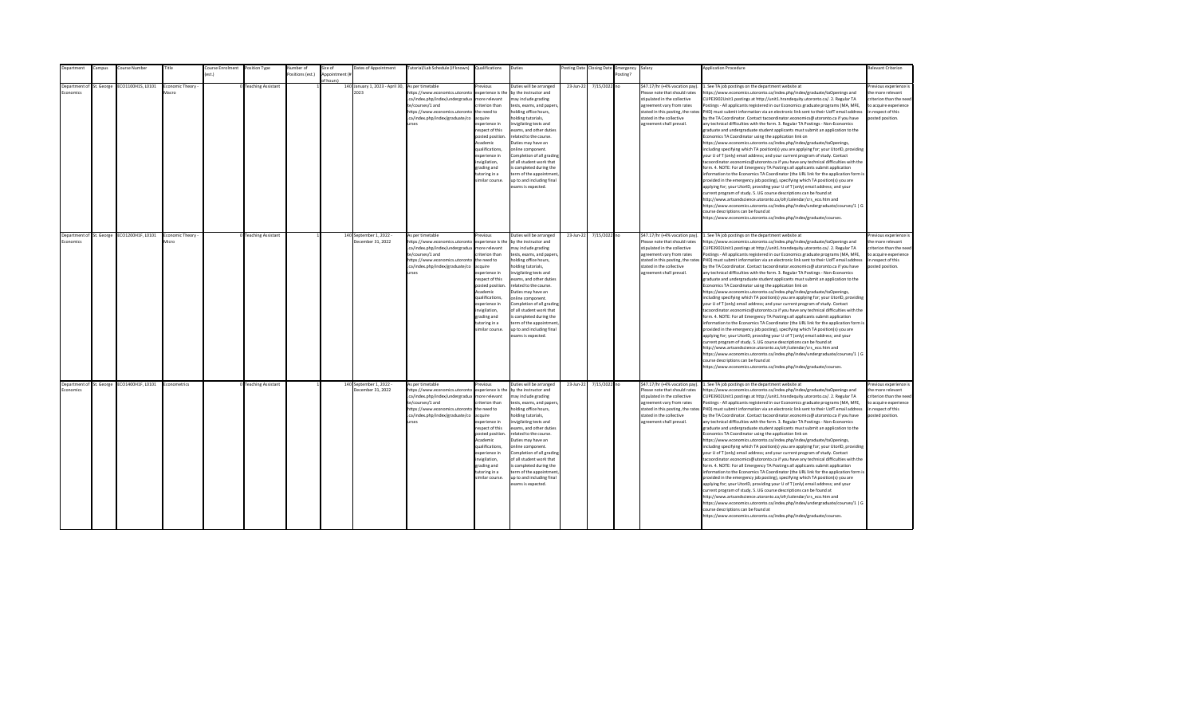| Department | Campus | Course Number | Title | Course Enrolment (est.) | Position Type | Number of Positions (est.) | Size of Appointment (# of hours) | Dates of Appointment | Tutorial/Lab Schedule (if known) | Qualifications | Duties | Posting Date | Closing Date | Emergency Posting? | Salary | Application Procedure | Relevant Criterion |
|---|---|---|---|---|---|---|---|---|---|---|---|---|---|---|---|---|---|
| Department of Economics | St. George | ECO100H1S, L0101 | Economic Theory - Macro | 0 | Teaching Assistant | 1 | 140 | January 1, 2023 - April 30, 2023 | As per timetable https://www.economics.utoronto.ca/index.php/index/undergraduate/courses/1 and https://www.economics.utoronto.ca/index.php/index/graduate/courses | Previous experience is the more relevant criterion than the need to acquire experience in respect of this posted position. Academic qualifications, experience in invigilation, grading and tutoring in a similar course. | Duties will be arranged by the instructor and may include grading tests, exams, and papers, holding office hours, holding tutorials, invigilating tests and exams, and other duties related to the course. Duties may have an online component. Completion of all grading of all student work that is completed during the term of the appointment, up to and including final exams is expected. | 23-Jun-22 | 7/15/2022 | no | $47.17/hr (+4% vacation pay). Please note that should rates stipulated in the collective agreement vary from rates stated in this posting, the rates stated in the collective agreement shall prevail. | 1. See TA job postings on the department website at https://www.economics.utoronto.ca/index.php/index/graduate/taOpenings and CUPE3902Unit1 postings at http://unit1.hrandequity.utoronto.ca/. 2. Regular TA Postings - All applicants registered in our Economics graduate programs (MA, MFE, PHD) must submit information via an electronic link sent to their UofT email address by the TA Coordinator. Contact tacoordinator.economics@utoronto.ca if you have any technical difficulties with the form. 3. Regular TA Postings - Non-Economics graduate and undergraduate student applicants must submit an application to the Economics TA Coordinator using the application link on https://www.economics.utoronto.ca/index.php/index/graduate/taOpenings, including specifying which TA position(s) you are applying for; your UtorID, providing your U of T (only) email address; and your current program of study. Contact tacoordinator.economics@utoronto.ca if you have any technical difficulties with the form. 4. NOTE: For all Emergency TA Postings all applicants submit application information to the Economics TA Coordinator (the URL link for the application form is provided in the emergency job posting), specifying which TA position(s) you are applying for; your UtorID, providing your U of T (only) email address; and your current program of study. 5. UG course descriptions can be found at http://www.artsandscience.utoronto.ca/ofr/calendar/crs_eco.htm and https://www.economics.utoronto.ca/index.php/index/undergraduate/courses/1 \| G course descriptions can be found at https://www.economics.utoronto.ca/index.php/index/graduate/courses. | Previous experience is the more relevant criterion than the need to acquire experience in respect of this posted position. |
| Department of Economics | St. George | ECO1200H1F, L0101 | Economic Theory - Micro | 0 | Teaching Assistant | 1 | 140 | September 1, 2022 - December 31, 2022 | As per timetable https://www.economics.utoronto.ca/index.php/index/undergraduate/courses/1 and https://www.economics.utoronto.ca/index.php/index/graduate/courses | Previous experience is the more relevant criterion than the need to acquire experience in respect of this posted position. Academic qualifications, experience in invigilation, grading and tutoring in a similar course. | Duties will be arranged by the instructor and may include grading tests, exams, and papers, holding office hours, holding tutorials, invigilating tests and exams, and other duties related to the course. Duties may have an online component. Completion of all grading of all student work that is completed during the term of the appointment, up to and including final exams is expected. | 23-Jun-22 | 7/15/2022 | no | $47.17/hr (+4% vacation pay). Please note that should rates stipulated in the collective agreement vary from rates stated in this posting, the rates stated in the collective agreement shall prevail. | 1. See TA job postings on the department website at https://www.economics.utoronto.ca/index.php/index/graduate/taOpenings and CUPE3902Unit1 postings at http://unit1.hrandequity.utoronto.ca/. 2. Regular TA Postings - All applicants registered in our Economics graduate programs (MA, MFE, PHD) must submit information via an electronic link sent to their UofT email address by the TA Coordinator. Contact tacoordinator.economics@utoronto.ca if you have any technical difficulties with the form. 3. Regular TA Postings - Non-Economics graduate and undergraduate student applicants must submit an application to the Economics TA Coordinator using the application link on https://www.economics.utoronto.ca/index.php/index/graduate/taOpenings, including specifying which TA position(s) you are applying for; your UtorID, providing your U of T (only) email address; and your current program of study. Contact tacoordinator.economics@utoronto.ca if you have any technical difficulties with the form. 4. NOTE: For all Emergency TA Postings all applicants submit application information to the Economics TA Coordinator (the URL link for the application form is provided in the emergency job posting), specifying which TA position(s) you are applying for; your UtorID, providing your U of T (only) email address; and your current program of study. 5. UG course descriptions can be found at http://www.artsandscience.utoronto.ca/ofr/calendar/crs_eco.htm and https://www.economics.utoronto.ca/index.php/index/undergraduate/courses/1 \| G course descriptions can be found at https://www.economics.utoronto.ca/index.php/index/graduate/courses. | Previous experience is the more relevant criterion than the need to acquire experience in respect of this posted position. |
| Department of Economics | St. George | ECO1400H1F, L0101 | Econometrics | 0 | Teaching Assistant | 1 | 140 | September 1, 2022 - December 31, 2022 | As per timetable https://www.economics.utoronto.ca/index.php/index/undergraduate/courses/1 and https://www.economics.utoronto.ca/index.php/index/graduate/courses | Previous experience is the more relevant criterion than the need to acquire experience in respect of this posted position. Academic qualifications, experience in invigilation, grading and tutoring in a similar course. | Duties will be arranged by the instructor and may include grading tests, exams, and papers, holding office hours, holding tutorials, invigilating tests and exams, and other duties related to the course. Duties may have an online component. Completion of all grading of all student work that is completed during the term of the appointment, up to and including final exams is expected. | 23-Jun-22 | 7/15/2022 | no | $47.17/hr (+4% vacation pay). Please note that should rates stipulated in the collective agreement vary from rates stated in this posting, the rates stated in the collective agreement shall prevail. | 1. See TA job postings on the department website at https://www.economics.utoronto.ca/index.php/index/graduate/taOpenings and CUPE3902Unit1 postings at http://unit1.hrandequity.utoronto.ca/. 2. Regular TA Postings - All applicants registered in our Economics graduate programs (MA, MFE, PHD) must submit information via an electronic link sent to their UofT email address by the TA Coordinator. Contact tacoordinator.economics@utoronto.ca if you have any technical difficulties with the form. 3. Regular TA Postings - Non-Economics graduate and undergraduate student applicants must submit an application to the Economics TA Coordinator using the application link on https://www.economics.utoronto.ca/index.php/index/graduate/taOpenings, including specifying which TA position(s) you are applying for; your UtorID, providing your U of T (only) email address; and your current program of study. Contact tacoordinator.economics@utoronto.ca if you have any technical difficulties with the form. 4. NOTE: For all Emergency TA Postings all applicants submit application information to the Economics TA Coordinator (the URL link for the application form is provided in the emergency job posting), specifying which TA position(s) you are applying for; your UtorID, providing your U of T (only) email address; and your current program of study. 5. UG course descriptions can be found at http://www.artsandscience.utoronto.ca/ofr/calendar/crs_eco.htm and https://www.economics.utoronto.ca/index.php/index/undergraduate/courses/1 \| G course descriptions can be found at https://www.economics.utoronto.ca/index.php/index/graduate/courses. | Previous experience is the more relevant criterion than the need to acquire experience in respect of this posted position. |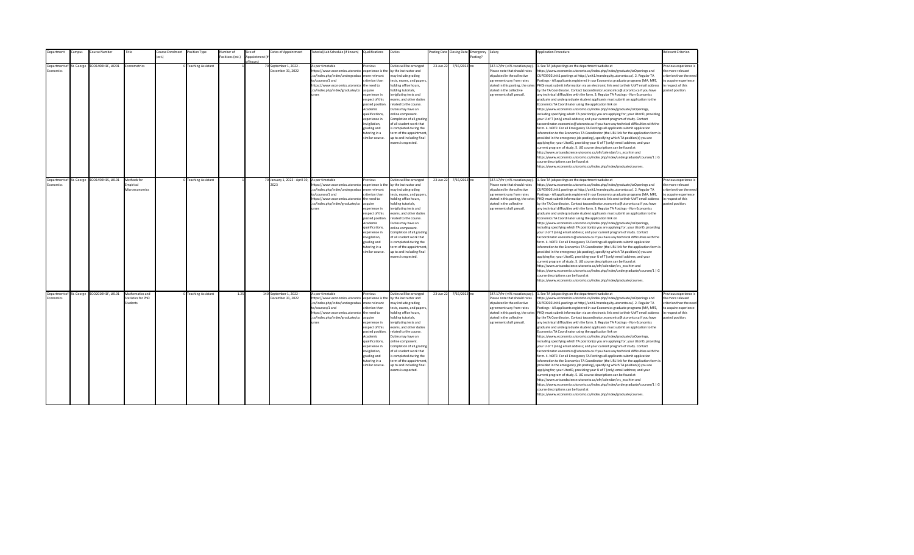| Department | Campus | Course Number | Title | Course Enrolment (est.) | Position Type | Number of Positions (est.) | Size of Appointment (# of hours) | Dates of Appointment | Tutorial/Lab Schedule (if known) | Qualifications | Duties | Posting Date | Closing Date | Emergency Posting? | Salary | Application Procedure | Relevant Criterion |
|---|---|---|---|---|---|---|---|---|---|---|---|---|---|---|---|---|---|
| Department of Economics | St. George | ECO1400H1F, L0201 | Econometrics | 0 | Teaching Assistant | 1 | 70 | September 1, 2022 - December 31, 2022 | As per timetable https://www.economics.utoronto.ca/index.php/index/undergraduate/courses/1 and https://www.economics.utoronto.ca/index.php/index/graduate/courses | Previous experience is the more relevant criterion than the need to acquire experience in respect of this posted position. Academic qualifications, experience in invigilation, grading and tutoring in a similar course. | Duties will be arranged by the instructor and may include grading tests, exams, and papers, holding office hours, holding tutorials, invigilating tests and exams, and other duties related to the course. Duties may have an online component. Completion of all grading of all student work that is completed during the term of the appointment, up to and including final exams is expected. | 23-Jun-22 | 7/15/2022 | no | $47.17/hr (+4% vacation pay). Please note that should rates stipulated in the collective agreement vary from rates stated in this posting, the rates stated in the collective agreement shall prevail. | 1. See TA job postings on the department website at https://www.economics.utoronto.ca/index.php/index/graduate/taOpenings and CUPE3902Unit1 postings at http://unit1.hrandequity.utoronto.ca/. 2. Regular TA Postings - All applicants registered in our Economics graduate programs (MA, MFE, PHD) must submit information via an electronic link sent to their UofT email address by the TA Coordinator. Contact tacoordinator.economics@utoronto.ca if you have any technical difficulties with the form. 3. Regular TA Postings - Non-Economics graduate and undergraduate student applicants must submit an application to the Economics TA Coordinator using the application link on https://www.economics.utoronto.ca/index.php/index/graduate/taOpenings, including specifying which TA position(s) you are applying for; your UtorID, providing your U of T (only) email address; and your current program of study. Contact tacoordinator.economics@utoronto.ca if you have any technical difficulties with the form. 4. NOTE: For all Emergency TA Postings all applicants submit application information to the Economics TA Coordinator (the URL link for the application form is provided in the emergency job posting), specifying which TA position(s) you are applying for; your UtorID, providing your U of T (only) email address; and your current program of study. 5. UG course descriptions can be found at http://www.artsandscience.utoronto.ca/ofr/calendar/crs_eco.htm and https://www.economics.utoronto.ca/index.php/index/undergraduate/courses/1 \| G course descriptions can be found at https://www.economics.utoronto.ca/index.php/index/graduate/courses. | Previous experience is the more relevant criterion than the need to acquire experience in respect of this posted position. |
| Department of Economics | St. George | ECO1450H1S, L0101 | Methods for Empirical Microeconomics | 0 | Teaching Assistant | 1 | 70 | January 1, 2023 - April 30, 2023 | As per timetable https://www.economics.utoronto.ca/index.php/index/undergraduate/courses/1 and https://www.economics.utoronto.ca/index.php/index/graduate/courses | Previous experience is the more relevant criterion than the need to acquire experience in respect of this posted position. Academic qualifications, experience in invigilation, grading and tutoring in a similar course. | Duties will be arranged by the instructor and may include grading tests, exams, and papers, holding office hours, holding tutorials, invigilating tests and exams, and other duties related to the course. Duties may have an online component. Completion of all grading of all student work that is completed during the term of the appointment, up to and including final exams is expected. | 23-Jun-22 | 7/15/2022 | no | $47.17/hr (+4% vacation pay). Please note that should rates stipulated in the collective agreement vary from rates stated in this posting, the rates stated in the collective agreement shall prevail. | 1. See TA job postings on the department website at https://www.economics.utoronto.ca/index.php/index/graduate/taOpenings and CUPE3902Unit1 postings at http://unit1.hrandequity.utoronto.ca/. 2. Regular TA Postings - All applicants registered in our Economics graduate programs (MA, MFE, PHD) must submit information via an electronic link sent to their UofT email address by the TA Coordinator. Contact tacoordinator.economics@utoronto.ca if you have any technical difficulties with the form. 3. Regular TA Postings - Non-Economics graduate and undergraduate student applicants must submit an application to the Economics TA Coordinator using the application link on https://www.economics.utoronto.ca/index.php/index/graduate/taOpenings, including specifying which TA position(s) you are applying for; your UtorID, providing your U of T (only) email address; and your current program of study. Contact tacoordinator.economics@utoronto.ca if you have any technical difficulties with the form. 4. NOTE: For all Emergency TA Postings all applicants submit application information to the Economics TA Coordinator (the URL link for the application form is provided in the emergency job posting), specifying which TA position(s) you are applying for; your UtorID, providing your U of T (only) email address; and your current program of study. 5. UG course descriptions can be found at http://www.artsandscience.utoronto.ca/ofr/calendar/crs_eco.htm and https://www.economics.utoronto.ca/index.php/index/undergraduate/courses/1 \| G course descriptions can be found at https://www.economics.utoronto.ca/index.php/index/graduate/courses. | Previous experience is the more relevant criterion than the need to acquire experience in respect of this posted position. |
| Department of Economics | St. George | ECO2010H1F, L0101 | Mathematics and Statistics for PhD Students | 0 | Teaching Assistant | 1.25 | 140 | September 1, 2022 - December 31, 2022 | As per timetable https://www.economics.utoronto.ca/index.php/index/undergraduate/courses/1 and https://www.economics.utoronto.ca/index.php/index/graduate/courses | Previous experience is the more relevant criterion than the need to acquire experience in respect of this posted position. Academic qualifications, experience in invigilation, grading and tutoring in a similar course. | Duties will be arranged by the instructor and may include grading tests, exams, and papers, holding office hours, holding tutorials, invigilating tests and exams, and other duties related to the course. Duties may have an online component. Completion of all grading of all student work that is completed during the term of the appointment, up to and including final exams is expected. | 23-Jun-22 | 7/15/2022 | no | $47.17/hr (+4% vacation pay). Please note that should rates stipulated in the collective agreement vary from rates stated in this posting, the rates stated in the collective agreement shall prevail. | 1. See TA job postings on the department website at https://www.economics.utoronto.ca/index.php/index/graduate/taOpenings and CUPE3902Unit1 postings at http://unit1.hrandequity.utoronto.ca/. 2. Regular TA Postings - All applicants registered in our Economics graduate programs (MA, MFE, PHD) must submit information via an electronic link sent to their UofT email address by the TA Coordinator. Contact tacoordinator.economics@utoronto.ca if you have any technical difficulties with the form. 3. Regular TA Postings - Non-Economics graduate and undergraduate student applicants must submit an application to the Economics TA Coordinator using the application link on https://www.economics.utoronto.ca/index.php/index/graduate/taOpenings, including specifying which TA position(s) you are applying for; your UtorID, providing your U of T (only) email address; and your current program of study. Contact tacoordinator.economics@utoronto.ca if you have any technical difficulties with the form. 4. NOTE: For all Emergency TA Postings all applicants submit application information to the Economics TA Coordinator (the URL link for the application form is provided in the emergency job posting), specifying which TA position(s) you are applying for; your UtorID, providing your U of T (only) email address; and your current program of study. 5. UG course descriptions can be found at http://www.artsandscience.utoronto.ca/ofr/calendar/crs_eco.htm and https://www.economics.utoronto.ca/index.php/index/undergraduate/courses/1 \| G course descriptions can be found at https://www.economics.utoronto.ca/index.php/index/graduate/courses. | Previous experience is the more relevant criterion than the need to acquire experience in respect of this posted position. |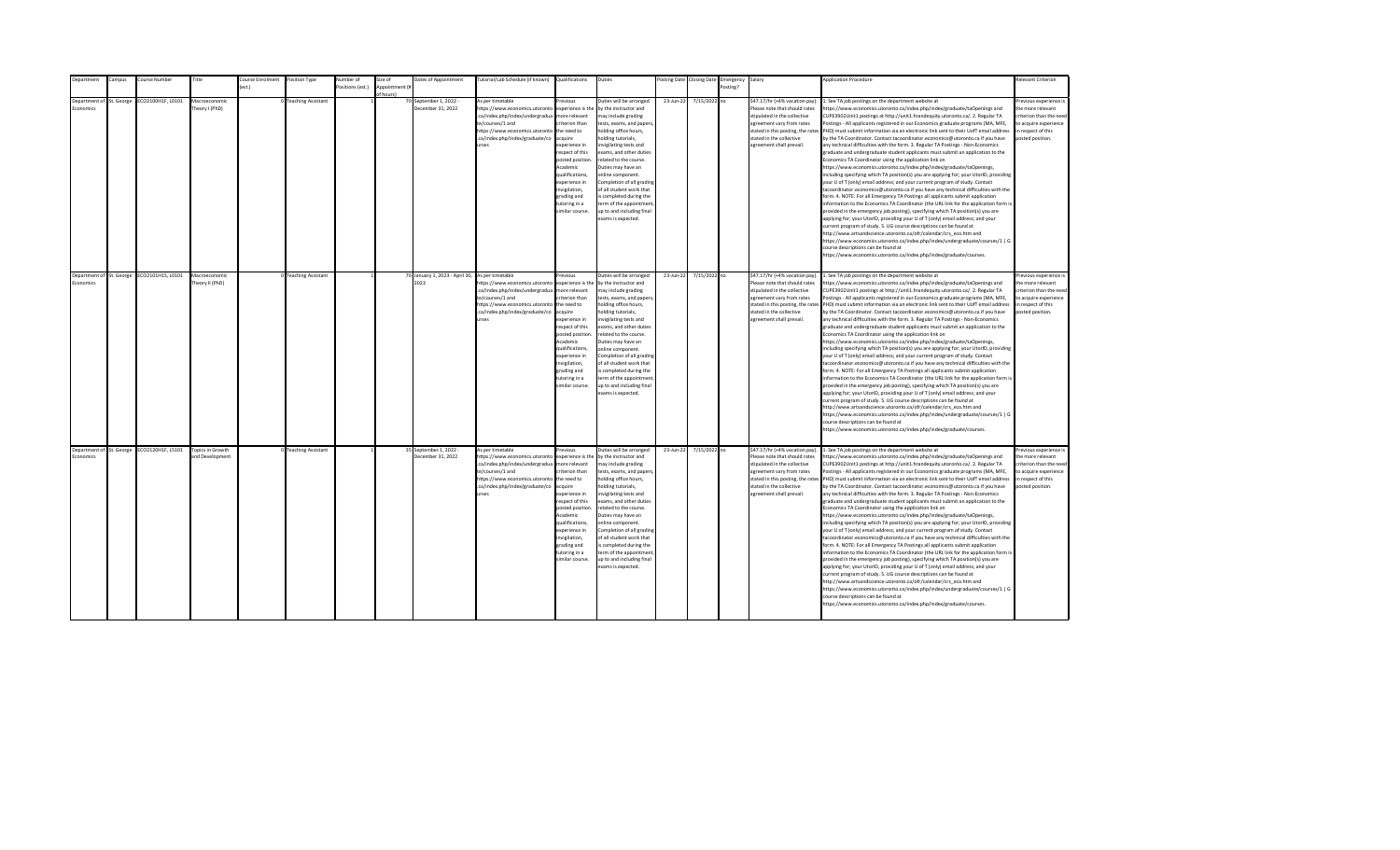| Department | Campus | Course Number | Title | Course Enrolment (est.) | Position Type | Number of Positions (est.) | Size of Appointment (# of hours) | Dates of Appointment | Tutorial/Lab Schedule (if known) | Qualifications | Duties | Posting Date | Closing Date | Emergency Posting? | Salary | Application Procedure | Relevant Criterion |
|---|---|---|---|---|---|---|---|---|---|---|---|---|---|---|---|---|---|
| Department of Economics | St. George | ECO2100H1F, L0101 | Macroeconomic Theory I (PhD) | 0 | Teaching Assistant | 1 | 70 | September 1, 2022 - December 31, 2022 | As per timetable https://www.economics.utoronto.ca/index.php/index/undergraduate/courses/1 and https://www.economics.utoronto.ca/index.php/index/graduate/courses | Previous experience is the more relevant criterion than the need to acquire experience in respect of this posted position. Academic qualifications, experience in invigilation, grading and tutoring in a similar course. | Duties will be arranged by the instructor and may include grading tests, exams, and papers, holding office hours, holding tutorials, invigilating tests and exams, and other duties related to the course. Duties may have an online component. Completion of all grading of all student work that is completed during the term of the appointment, up to and including final exams is expected. | 23-Jun-22 | 7/15/2022 | no | $47.17/hr (+4% vacation pay). Please note that should rates stipulated in the collective agreement vary from rates stated in this posting, the rates stated in the collective agreement shall prevail. | 1. See TA job postings on the department website at https://www.economics.utoronto.ca/index.php/index/graduate/taOpenings and CUPE3902Unit1 postings at http://unit1.hrandequity.utoronto.ca/. 2. Regular TA Postings - All applicants registered in our Economics graduate programs (MA, MFE, PHD) must submit information via an electronic link sent to their UofT email address by the TA Coordinator. Contact tacoordinator.economics@utoronto.ca if you have any technical difficulties with the form. 3. Regular TA Postings - Non-Economics graduate and undergraduate student applicants must submit an application to the Economics TA Coordinator using the application link on https://www.economics.utoronto.ca/index.php/index/graduate/taOpenings, including specifying which TA position(s) you are applying for; your UtorID, providing your U of T (only) email address; and your current program of study. Contact tacoordinator.economics@utoronto.ca if you have any technical difficulties with the form. 4. NOTE: For all Emergency TA Postings all applicants submit application information to the Economics TA Coordinator (the URL link for the application form is provided in the emergency job posting), specifying which TA position(s) you are applying for; your UtorID, providing your U of T (only) email address; and your current program of study. 5. UG course descriptions can be found at http://www.artsandscience.utoronto.ca/ofr/calendar/crs_eco.htm and https://www.economics.utoronto.ca/index.php/index/undergraduate/courses/1 \| G course descriptions can be found at https://www.economics.utoronto.ca/index.php/index/graduate/courses. | Previous experience is the more relevant criterion than the need to acquire experience in respect of this posted position. |
| Department of Economics | St. George | ECO2101H1S, L0101 | Macroeconomic Theory II (PhD) | 0 | Teaching Assistant | 1 | 70 | January 1, 2023 - April 30, 2023 | As per timetable https://www.economics.utoronto.ca/index.php/index/undergraduate/courses/1 and https://www.economics.utoronto.ca/index.php/index/graduate/courses | Previous experience is the more relevant criterion than the need to acquire experience in respect of this posted position. Academic qualifications, experience in invigilation, grading and tutoring in a similar course. | Duties will be arranged by the instructor and may include grading tests, exams, and papers, holding office hours, holding tutorials, invigilating tests and exams, and other duties related to the course. Duties may have an online component. Completion of all grading of all student work that is completed during the term of the appointment, up to and including final exams is expected. | 23-Jun-22 | 7/15/2022 | no | $47.17/hr (+4% vacation pay). Please note that should rates stipulated in the collective agreement vary from rates stated in this posting, the rates stated in the collective agreement shall prevail. | 1. See TA job postings on the department website at https://www.economics.utoronto.ca/index.php/index/graduate/taOpenings and CUPE3902Unit1 postings at http://unit1.hrandequity.utoronto.ca/. 2. Regular TA Postings - All applicants registered in our Economics graduate programs (MA, MFE, PHD) must submit information via an electronic link sent to their UofT email address by the TA Coordinator. Contact tacoordinator.economics@utoronto.ca if you have any technical difficulties with the form. 3. Regular TA Postings - Non-Economics graduate and undergraduate student applicants must submit an application to the Economics TA Coordinator using the application link on https://www.economics.utoronto.ca/index.php/index/graduate/taOpenings, including specifying which TA position(s) you are applying for; your UtorID, providing your U of T (only) email address; and your current program of study. Contact tacoordinator.economics@utoronto.ca if you have any technical difficulties with the form. 4. NOTE: For all Emergency TA Postings all applicants submit application information to the Economics TA Coordinator (the URL link for the application form is provided in the emergency job posting), specifying which TA position(s) you are applying for; your UtorID, providing your U of T (only) email address; and your current program of study. 5. UG course descriptions can be found at http://www.artsandscience.utoronto.ca/ofr/calendar/crs_eco.htm and https://www.economics.utoronto.ca/index.php/index/undergraduate/courses/1 \| G course descriptions can be found at https://www.economics.utoronto.ca/index.php/index/graduate/courses. | Previous experience is the more relevant criterion than the need to acquire experience in respect of this posted position. |
| Department of Economics | St. George | ECO2120H1F, L5101 | Topics in Growth and Development | 0 | Teaching Assistant | 1 | 35 | September 1, 2022 - December 31, 2022 | As per timetable https://www.economics.utoronto.ca/index.php/index/undergraduate/courses/1 and https://www.economics.utoronto.ca/index.php/index/graduate/courses | Previous experience is the more relevant criterion than the need to acquire experience in respect of this posted position. Academic qualifications, experience in invigilation, grading and tutoring in a similar course. | Duties will be arranged by the instructor and may include grading tests, exams, and papers, holding office hours, holding tutorials, invigilating tests and exams, and other duties related to the course. Duties may have an online component. Completion of all grading of all student work that is completed during the term of the appointment, up to and including final exams is expected. | 23-Jun-22 | 7/15/2022 | no | $47.17/hr (+4% vacation pay). Please note that should rates stipulated in the collective agreement vary from rates stated in this posting, the rates stated in the collective agreement shall prevail. | 1. See TA job postings on the department website at https://www.economics.utoronto.ca/index.php/index/graduate/taOpenings and CUPE3902Unit1 postings at http://unit1.hrandequity.utoronto.ca/. 2. Regular TA Postings - All applicants registered in our Economics graduate programs (MA, MFE, PHD) must submit information via an electronic link sent to their UofT email address by the TA Coordinator. Contact tacoordinator.economics@utoronto.ca if you have any technical difficulties with the form. 3. Regular TA Postings - Non-Economics graduate and undergraduate student applicants must submit an application to the Economics TA Coordinator using the application link on https://www.economics.utoronto.ca/index.php/index/graduate/taOpenings, including specifying which TA position(s) you are applying for; your UtorID, providing your U of T (only) email address; and your current program of study. Contact tacoordinator.economics@utoronto.ca if you have any technical difficulties with the form. 4. NOTE: For all Emergency TA Postings all applicants submit application information to the Economics TA Coordinator (the URL link for the application form is provided in the emergency job posting), specifying which TA position(s) you are applying for; your UtorID, providing your U of T (only) email address; and your current program of study. 5. UG course descriptions can be found at http://www.artsandscience.utoronto.ca/ofr/calendar/crs_eco.htm and https://www.economics.utoronto.ca/index.php/index/undergraduate/courses/1 \| G course descriptions can be found at https://www.economics.utoronto.ca/index.php/index/graduate/courses. | Previous experience is the more relevant criterion than the need to acquire experience in respect of this posted position. |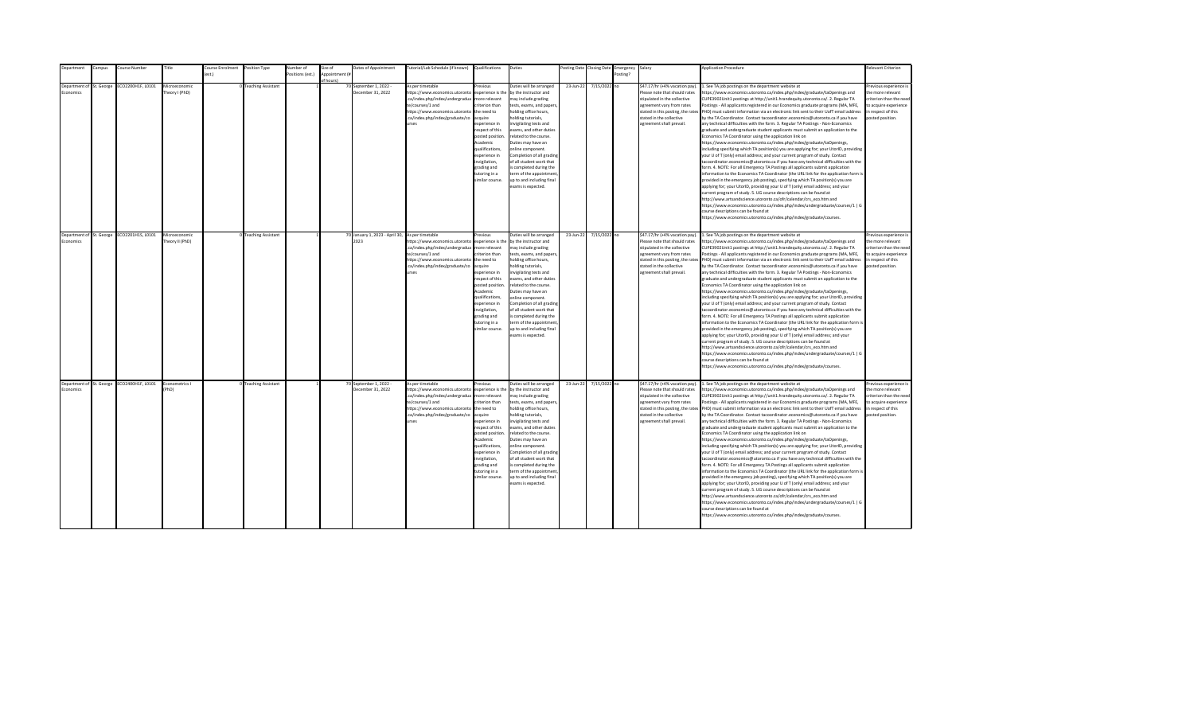| Department | Campus | Course Number | Title | Course Enrolment (est.) | Position Type | Number of Positions (est.) | Size of Appointment (# of hours) | Dates of Appointment | Tutorial/Lab Schedule (if known) | Qualifications | Duties | Posting Date | Closing Date | Emergency Posting? | Salary | Application Procedure | Relevant Criterion |
|---|---|---|---|---|---|---|---|---|---|---|---|---|---|---|---|---|---|
| Department of Economics | St. George | ECO2200H1F, L0101 | Microeconomic Theory I (PhD) | 0 | Teaching Assistant | 1 | 70 | September 1, 2022 - December 31, 2022 | As per timetable https://www.economics.utoronto.ca/index.php/index/undergraduate/courses/1 and https://www.economics.utoronto.ca/index.php/index/graduate/courses | Previous experience is the more relevant criterion than the need to acquire experience in respect of this posted position. Academic qualifications, experience in invigilation, grading and tutoring in a similar course. | Duties will be arranged by the instructor and may include grading tests, exams, and papers, holding office hours, holding tutorials, invigilating tests and exams, and other duties related to the course. Duties may have an online component. Completion of all grading of all student work that is completed during the term of the appointment, up to and including final exams is expected. | 23-Jun-22 | 7/15/2022 | no | $47.17/hr (+4% vacation pay). Please note that should rates stipulated in the collective agreement vary from rates stated in this posting, the rates stated in the collective agreement shall prevail. | 1. See TA job postings on the department website at https://www.economics.utoronto.ca/index.php/index/graduate/taOpenings and CUPE3902Unit1 postings at http://unit1.hrandequity.utoronto.ca/. 2. Regular TA Postings - All applicants registered in our Economics graduate programs (MA, MFE, PhD) must submit information via an electronic link sent to their UofT email address by the TA Coordinator. Contact tacoordinator.economics@utoronto.ca if you have any technical difficulties with the form. 3. Regular TA Postings - Non-Economics graduate and undergraduate student applicants must submit an application to the Economics TA Coordinator using the application link on https://www.economics.utoronto.ca/index.php/index/graduate/taOpenings, including specifying which TA position(s) you are applying for; your UtorID, providing your U of T (only) email address; and your current program of study. Contact tacoordinator.economics@utoronto.ca if you have any technical difficulties with the form. 4. NOTE: For all Emergency TA Postings all applicants submit application information to the Economics TA Coordinator (the URL link for the application form is provided in the emergency job posting), specifying which TA position(s) you are applying for; your UtorID, providing your U of T (only) email address; and your current program of study. 5. UG course descriptions can be found at http://www.artsandscience.utoronto.ca/ofr/calendar/crs_eco.htm and https://www.economics.utoronto.ca/index.php/index/undergraduate/courses/1 \| G course descriptions can be found at https://www.economics.utoronto.ca/index.php/index/graduate/courses. | Previous experience is the more relevant criterion than the need to acquire experience in respect of this posted position. |
| Department of Economics | St. George | ECO2201H1S, L0101 | Microeconomic Theory II (PhD) | 0 | Teaching Assistant | 1 | 70 | January 1, 2023 - April 30, 2023 | As per timetable https://www.economics.utoronto.ca/index.php/index/undergraduate/courses/1 and https://www.economics.utoronto.ca/index.php/index/graduate/courses | Previous experience is the more relevant criterion than the need to acquire experience in respect of this posted position. Academic qualifications, experience in invigilation, grading and tutoring in a similar course. | Duties will be arranged by the instructor and may include grading tests, exams, and papers, holding office hours, holding tutorials, invigilating tests and exams, and other duties related to the course. Duties may have an online component. Completion of all grading of all student work that is completed during the term of the appointment, up to and including final exams is expected. | 23-Jun-22 | 7/15/2022 | no | $47.17/hr (+4% vacation pay). Please note that should rates stipulated in the collective agreement vary from rates stated in this posting, the rates stated in the collective agreement shall prevail. | 1. See TA job postings on the department website at https://www.economics.utoronto.ca/index.php/index/graduate/taOpenings and CUPE3902Unit1 postings at http://unit1.hrandequity.utoronto.ca/. 2. Regular TA Postings - All applicants registered in our Economics graduate programs (MA, MFE, PhD) must submit information via an electronic link sent to their UofT email address by the TA Coordinator. Contact tacoordinator.economics@utoronto.ca if you have any technical difficulties with the form. 3. Regular TA Postings - Non-Economics graduate and undergraduate student applicants must submit an application to the Economics TA Coordinator using the application link on https://www.economics.utoronto.ca/index.php/index/graduate/taOpenings, including specifying which TA position(s) you are applying for; your UtorID, providing your U of T (only) email address; and your current program of study. Contact tacoordinator.economics@utoronto.ca if you have any technical difficulties with the form. 4. NOTE: For all Emergency TA Postings all applicants submit application information to the Economics TA Coordinator (the URL link for the application form is provided in the emergency job posting), specifying which TA position(s) you are applying for; your UtorID, providing your U of T (only) email address; and your current program of study. 5. UG course descriptions can be found at http://www.artsandscience.utoronto.ca/ofr/calendar/crs_eco.htm and https://www.economics.utoronto.ca/index.php/index/undergraduate/courses/1 \| G course descriptions can be found at https://www.economics.utoronto.ca/index.php/index/graduate/courses. | Previous experience is the more relevant criterion than the need to acquire experience in respect of this posted position. |
| Department of Economics | St. George | ECO2400H1F, L0101 | Econometrics I (PhD) | 0 | Teaching Assistant | 1 | 70 | September 1, 2022 - December 31, 2022 | As per timetable https://www.economics.utoronto.ca/index.php/index/undergraduate/courses/1 and https://www.economics.utoronto.ca/index.php/index/graduate/courses | Previous experience is the more relevant criterion than the need to acquire experience in respect of this posted position. Academic qualifications, experience in invigilation, grading and tutoring in a similar course. | Duties will be arranged by the instructor and may include grading tests, exams, and papers, holding office hours, holding tutorials, invigilating tests and exams, and other duties related to the course. Duties may have an online component. Completion of all grading of all student work that is completed during the term of the appointment, up to and including final exams is expected. | 23-Jun-22 | 7/15/2022 | no | $47.17/hr (+4% vacation pay). Please note that should rates stipulated in the collective agreement vary from rates stated in this posting, the rates stated in the collective agreement shall prevail. | 1. See TA job postings on the department website at https://www.economics.utoronto.ca/index.php/index/graduate/taOpenings and CUPE3902Unit1 postings at http://unit1.hrandequity.utoronto.ca/. 2. Regular TA Postings - All applicants registered in our Economics graduate programs (MA, MFE, PhD) must submit information via an electronic link sent to their UofT email address by the TA Coordinator. Contact tacoordinator.economics@utoronto.ca if you have any technical difficulties with the form. 3. Regular TA Postings - Non-Economics graduate and undergraduate student applicants must submit an application to the Economics TA Coordinator using the application link on https://www.economics.utoronto.ca/index.php/index/graduate/taOpenings, including specifying which TA position(s) you are applying for; your UtorID, providing your U of T (only) email address; and your current program of study. Contact tacoordinator.economics@utoronto.ca if you have any technical difficulties with the form. 4. NOTE: For all Emergency TA Postings all applicants submit application information to the Economics TA Coordinator (the URL link for the application form is provided in the emergency job posting), specifying which TA position(s) you are applying for; your UtorID, providing your U of T (only) email address; and your current program of study. 5. UG course descriptions can be found at http://www.artsandscience.utoronto.ca/ofr/calendar/crs_eco.htm and https://www.economics.utoronto.ca/index.php/index/undergraduate/courses/1 \| G course descriptions can be found at https://www.economics.utoronto.ca/index.php/index/graduate/courses. | Previous experience is the more relevant criterion than the need to acquire experience in respect of this posted position. |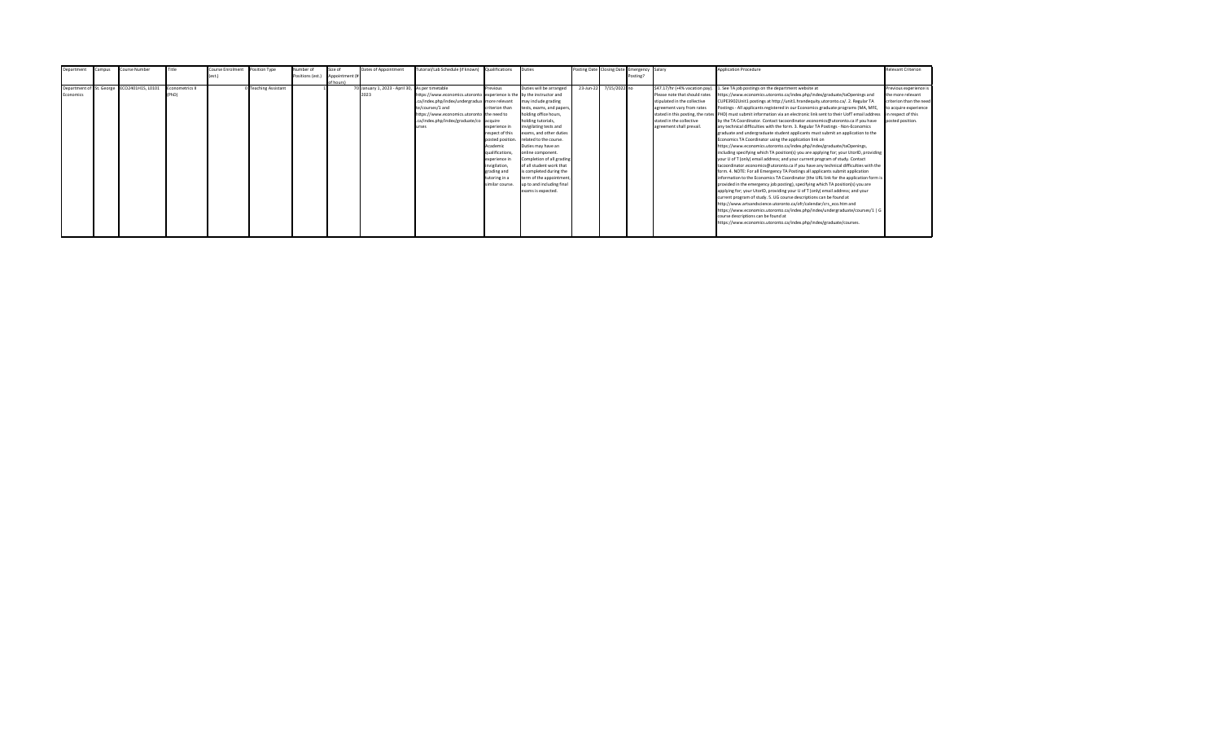| Department | Campus | Course Number | Title | Course Enrolment (est.) | Position Type | Number of Positions (est.) | Size of Appointment (# of hours) | Dates of Appointment | Tutorial/Lab Schedule (if known) | Qualifications | Duties | Posting Date | Closing Date | Emergency Posting? | Salary | Application Procedure | Relevant Criterion |
|---|---|---|---|---|---|---|---|---|---|---|---|---|---|---|---|---|---|
| Department of Economics | St. George | ECO2401H1S, L0101 | Econometrics II (PhD) | 0 | Teaching Assistant | 1 | 70 | January 1, 2023 - April 30, 2023 | As per timetable https://www.economics.utoronto.ca/index.php/index/undergraduate/courses/1 and https://www.economics.utoronto.ca/index.php/index/graduate/courses | Previous experience is the more relevant criterion than the need to acquire experience in respect of this posted position. Academic qualifications, experience in invigilation, grading and tutoring in a similar course. | Duties will be arranged by the instructor and may include grading tests, exams, and papers, holding office hours, holding tutorials, invigilating tests and exams, and other duties related to the course. Duties may have an online component. Completion of all grading of all student work that is completed during the term of the appointment, up to and including final exams is expected. | 23-Jun-22 | 7/15/2022 | no | $47.17/hr (+4% vacation pay). Please note that should rates stipulated in the collective agreement vary from rates stated in this posting, the rates stated in the collective agreement shall prevail. | 1. See TA job postings on the department website at https://www.economics.utoronto.ca/index.php/index/graduate/taOpenings and CUPE3902Unit1 postings at http://unit1.hrandequity.utoronto.ca/. 2. Regular TA Postings - All applicants registered in our Economics graduate programs (MA, MFE, PHD) must submit information via an electronic link sent to their UofT email address by the TA Coordinator. Contact tacoordinator.economics@utoronto.ca if you have any technical difficulties with the form. 3. Regular TA Postings - Non-Economics graduate and undergraduate student applicants must submit an application to the Economics TA Coordinator using the application link on https://www.economics.utoronto.ca/index.php/index/graduate/taOpenings, including specifying which TA position(s) you are applying for; your UtorID, providing your U of T (only) email address; and your current program of study. Contact tacoordinator.economics@utoronto.ca if you have any technical difficulties with the form. 4. NOTE: For all Emergency TA Postings all applicants submit application information to the Economics TA Coordinator (the URL link for the application form is provided in the emergency job posting), specifying which TA position(s) you are applying for; your UtorID, providing your U of T (only) email address; and your current program of study. 5. UG course descriptions can be found at http://www.artsandscience.utoronto.ca/ofr/calendar/crs_eco.htm and https://www.economics.utoronto.ca/index.php/index/undergraduate/courses/1 \| G course descriptions can be found at https://www.economics.utoronto.ca/index.php/index/graduate/courses. | Previous experience is the more relevant criterion than the need to acquire experience in respect of this posted position. |